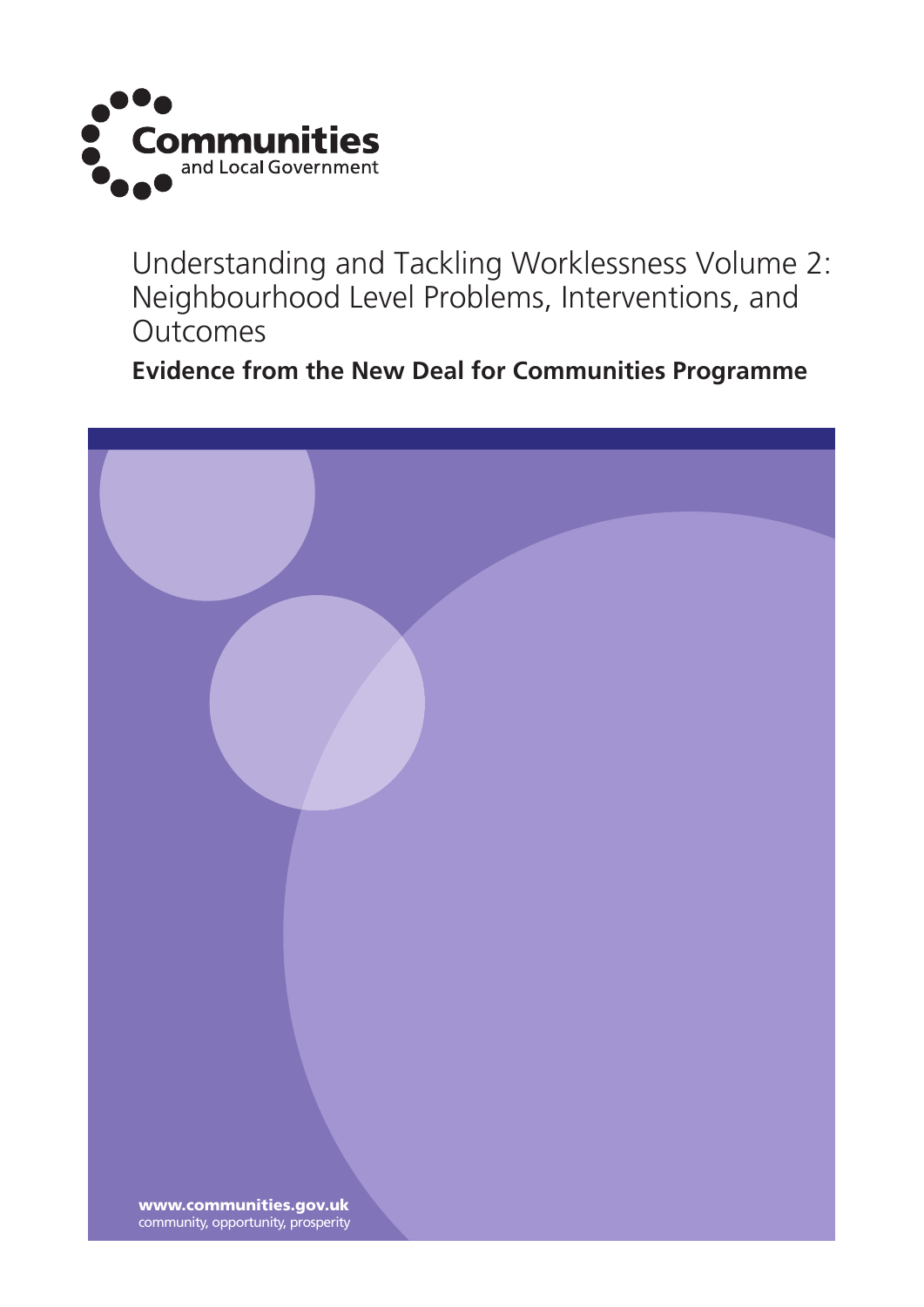Communities and Local Government

# Understanding and Tackling Worklessness Volume 2: Neighbourhood Level Problems, Interventions, and Outcomes

**Evidence from the New Deal for Communities Programme**

**www.communities.gov.uk**
community, opportunity, prosperity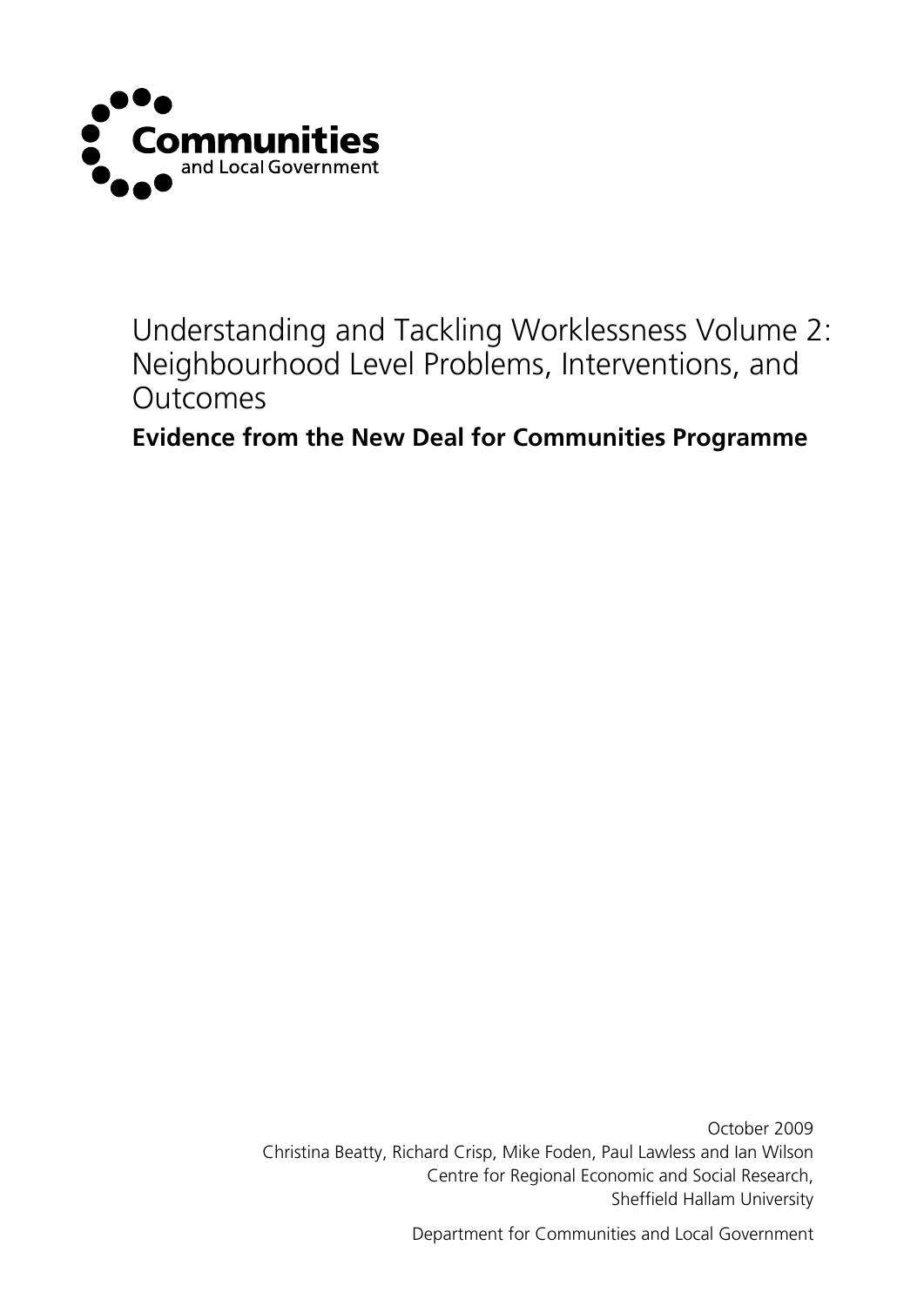Communities and Local Government

# Understanding and Tackling Worklessness Volume 2: Neighbourhood Level Problems, Interventions, and Outcomes

**Evidence from the New Deal for Communities Programme**

October 2009
Christina Beatty, Richard Crisp, Mike Foden, Paul Lawless and Ian Wilson
Centre for Regional Economic and Social Research,
Sheffield Hallam University

Department for Communities and Local Government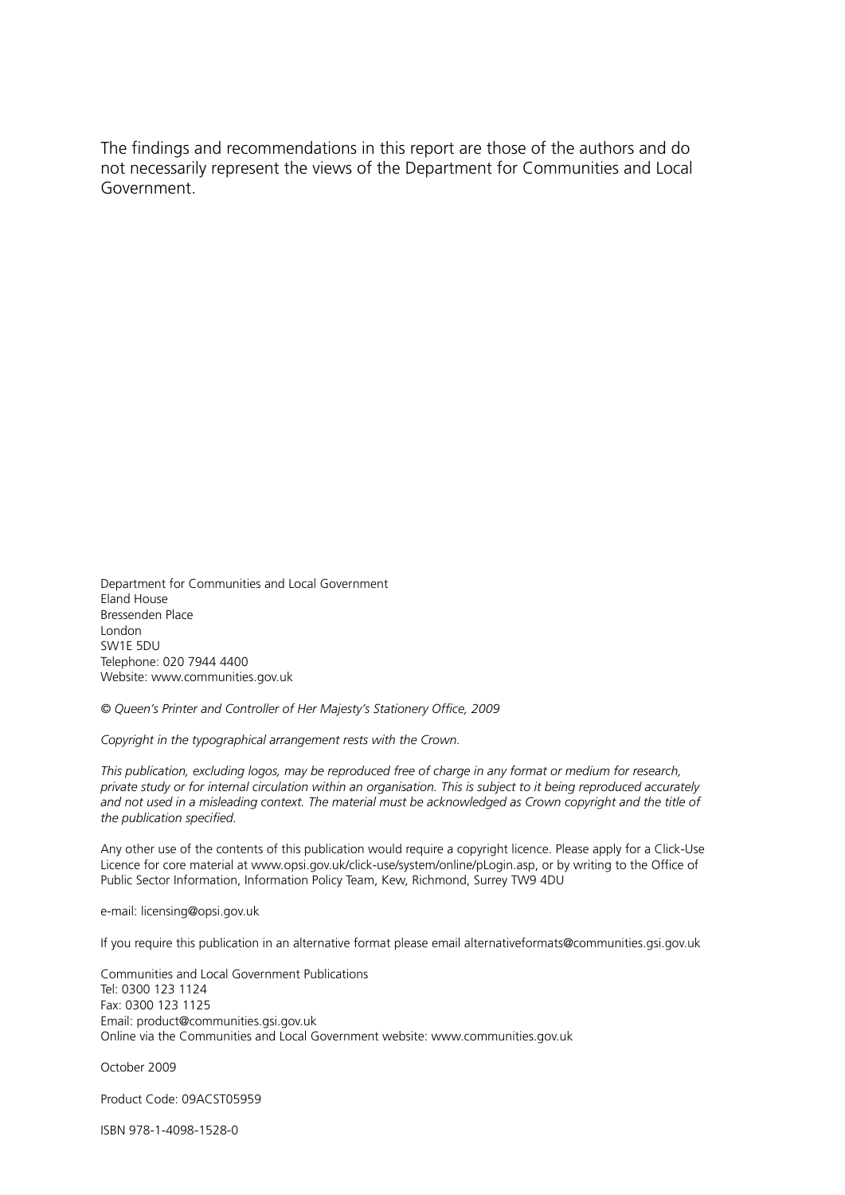The findings and recommendations in this report are those of the authors and do not necessarily represent the views of the Department for Communities and Local Government.

Department for Communities and Local Government
Eland House
Bressenden Place
London
SW1E 5DU
Telephone: 020 7944 4400
Website: www.communities.gov.uk

*© Queen's Printer and Controller of Her Majesty's Stationery Office, 2009*

*Copyright in the typographical arrangement rests with the Crown.*

*This publication, excluding logos, may be reproduced free of charge in any format or medium for research, private study or for internal circulation within an organisation. This is subject to it being reproduced accurately and not used in a misleading context. The material must be acknowledged as Crown copyright and the title of the publication specified.*

Any other use of the contents of this publication would require a copyright licence. Please apply for a Click-Use Licence for core material at www.opsi.gov.uk/click-use/system/online/pLogin.asp, or by writing to the Office of Public Sector Information, Information Policy Team, Kew, Richmond, Surrey TW9 4DU

e-mail: licensing@opsi.gov.uk

If you require this publication in an alternative format please email alternativeformats@communities.gsi.gov.uk

Communities and Local Government Publications
Tel: 0300 123 1124
Fax: 0300 123 1125
Email: product@communities.gsi.gov.uk
Online via the Communities and Local Government website: www.communities.gov.uk

October 2009

Product Code: 09ACST05959

ISBN 978-1-4098-1528-0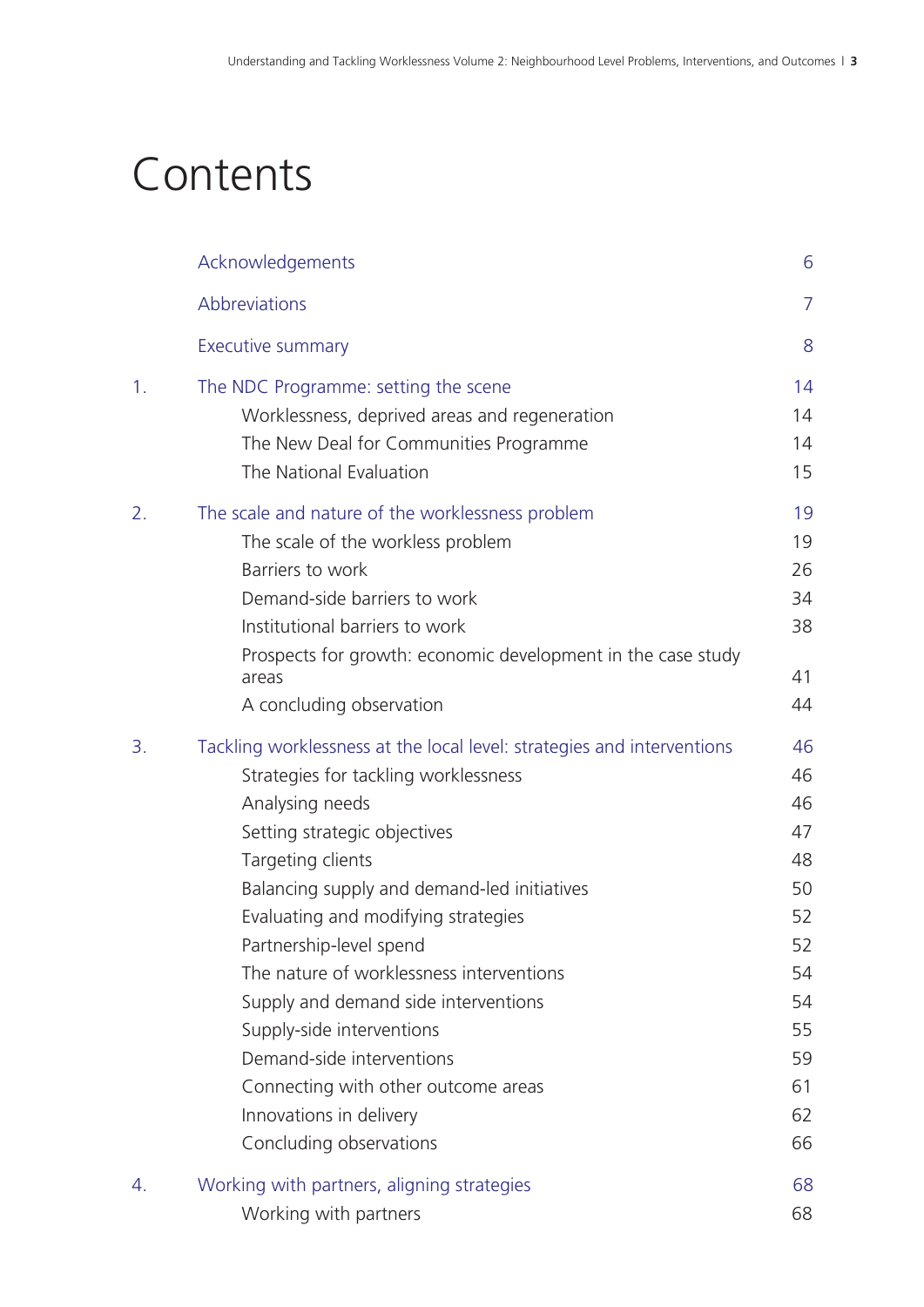# Contents

| | | |
|---|---|---|
| | Acknowledgements | 6 |
| | Abbreviations | 7 |
| | Executive summary | 8 |
| 1. | The NDC Programme: setting the scene | 14 |
| | Worklessness, deprived areas and regeneration | 14 |
| | The New Deal for Communities Programme | 14 |
| | The National Evaluation | 15 |
| 2. | The scale and nature of the worklessness problem | 19 |
| | The scale of the workless problem | 19 |
| | Barriers to work | 26 |
| | Demand-side barriers to work | 34 |
| | Institutional barriers to work | 38 |
| | Prospects for growth: economic development in the case study areas | 41 |
| | A concluding observation | 44 |
| 3. | Tackling worklessness at the local level: strategies and interventions | 46 |
| | Strategies for tackling worklessness | 46 |
| | Analysing needs | 46 |
| | Setting strategic objectives | 47 |
| | Targeting clients | 48 |
| | Balancing supply and demand-led initiatives | 50 |
| | Evaluating and modifying strategies | 52 |
| | Partnership-level spend | 52 |
| | The nature of worklessness interventions | 54 |
| | Supply and demand side interventions | 54 |
| | Supply-side interventions | 55 |
| | Demand-side interventions | 59 |
| | Connecting with other outcome areas | 61 |
| | Innovations in delivery | 62 |
| | Concluding observations | 66 |
| 4. | Working with partners, aligning strategies | 68 |
| | Working with partners | 68 |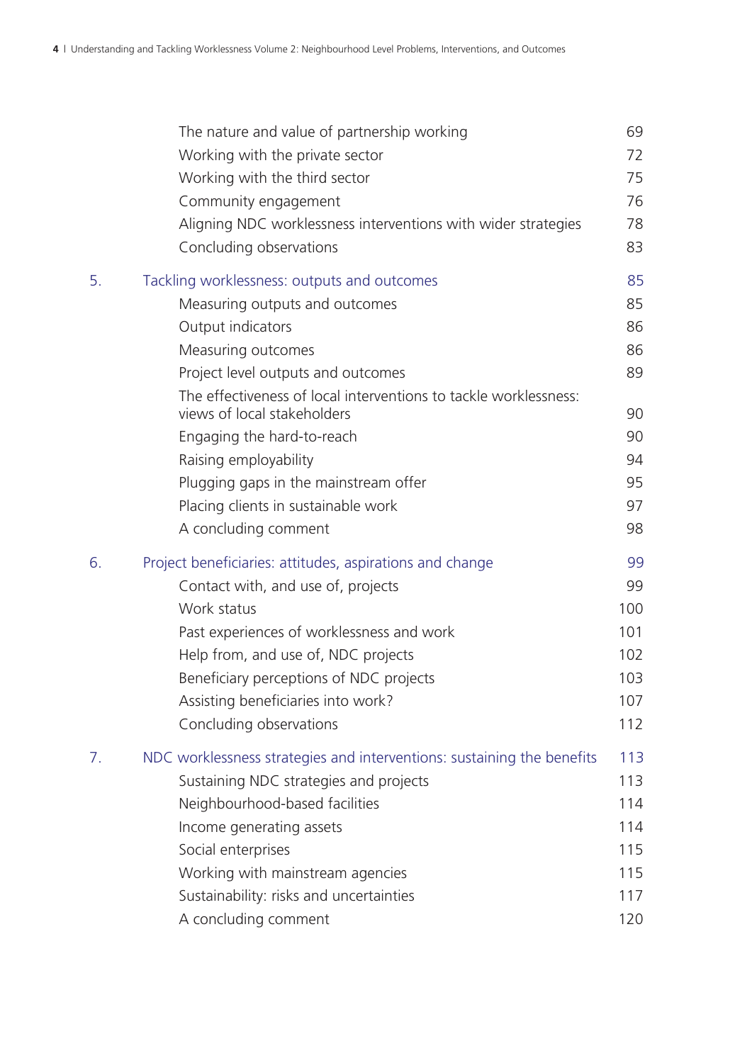| | | |
|---|---|---|
| | The nature and value of partnership working | 69 |
| | Working with the private sector | 72 |
| | Working with the third sector | 75 |
| | Community engagement | 76 |
| | Aligning NDC worklessness interventions with wider strategies | 78 |
| | Concluding observations | 83 |
| 5. | Tackling worklessness: outputs and outcomes | 85 |
| | Measuring outputs and outcomes | 85 |
| | Output indicators | 86 |
| | Measuring outcomes | 86 |
| | Project level outputs and outcomes | 89 |
| | The effectiveness of local interventions to tackle worklessness: views of local stakeholders | 90 |
| | Engaging the hard-to-reach | 90 |
| | Raising employability | 94 |
| | Plugging gaps in the mainstream offer | 95 |
| | Placing clients in sustainable work | 97 |
| | A concluding comment | 98 |
| 6. | Project beneficiaries: attitudes, aspirations and change | 99 |
| | Contact with, and use of, projects | 99 |
| | Work status | 100 |
| | Past experiences of worklessness and work | 101 |
| | Help from, and use of, NDC projects | 102 |
| | Beneficiary perceptions of NDC projects | 103 |
| | Assisting beneficiaries into work? | 107 |
| | Concluding observations | 112 |
| 7. | NDC worklessness strategies and interventions: sustaining the benefits | 113 |
| | Sustaining NDC strategies and projects | 113 |
| | Neighbourhood-based facilities | 114 |
| | Income generating assets | 114 |
| | Social enterprises | 115 |
| | Working with mainstream agencies | 115 |
| | Sustainability: risks and uncertainties | 117 |
| | A concluding comment | 120 |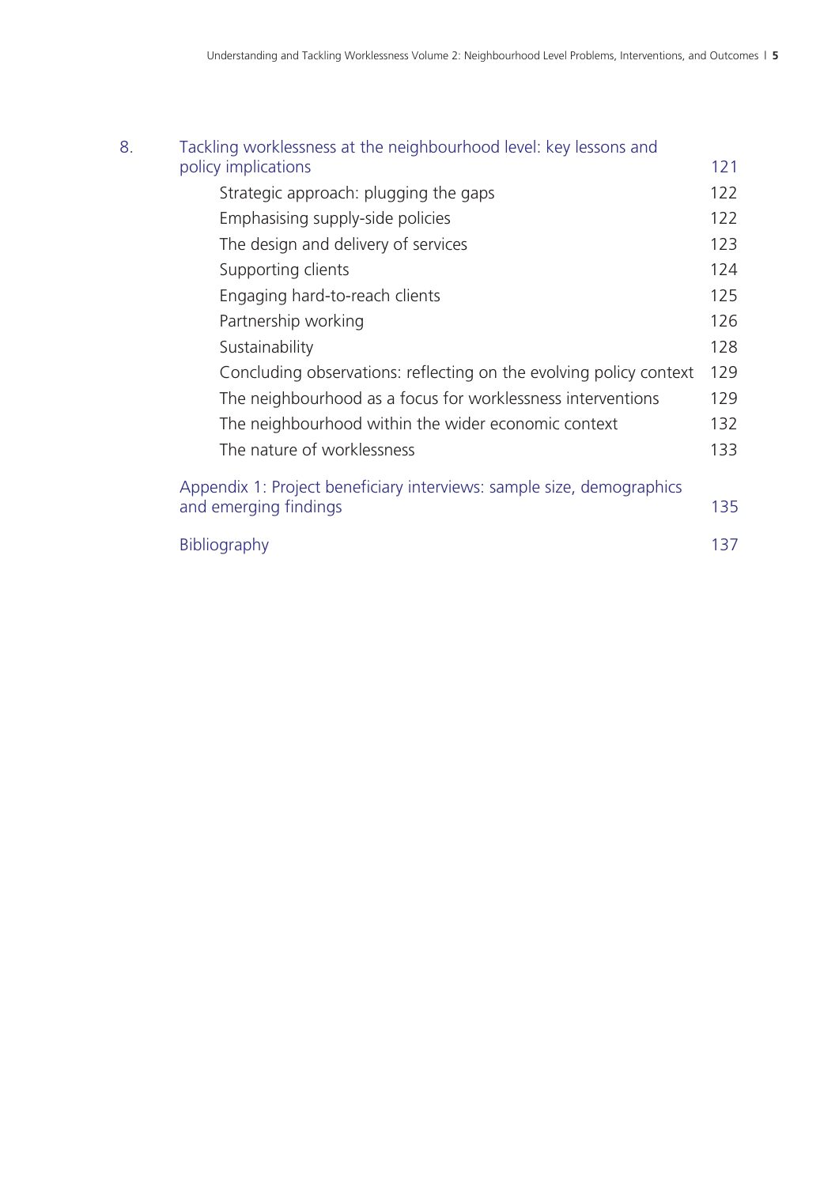| | | |
|---|---|---|
| 8. | Tackling worklessness at the neighbourhood level: key lessons and policy implications | 121 |
| | Strategic approach: plugging the gaps | 122 |
| | Emphasising supply-side policies | 122 |
| | The design and delivery of services | 123 |
| | Supporting clients | 124 |
| | Engaging hard-to-reach clients | 125 |
| | Partnership working | 126 |
| | Sustainability | 128 |
| | Concluding observations: reflecting on the evolving policy context | 129 |
| | The neighbourhood as a focus for worklessness interventions | 129 |
| | The neighbourhood within the wider economic context | 132 |
| | The nature of worklessness | 133 |
| | Appendix 1: Project beneficiary interviews: sample size, demographics and emerging findings | 135 |
| | Bibliography | 137 |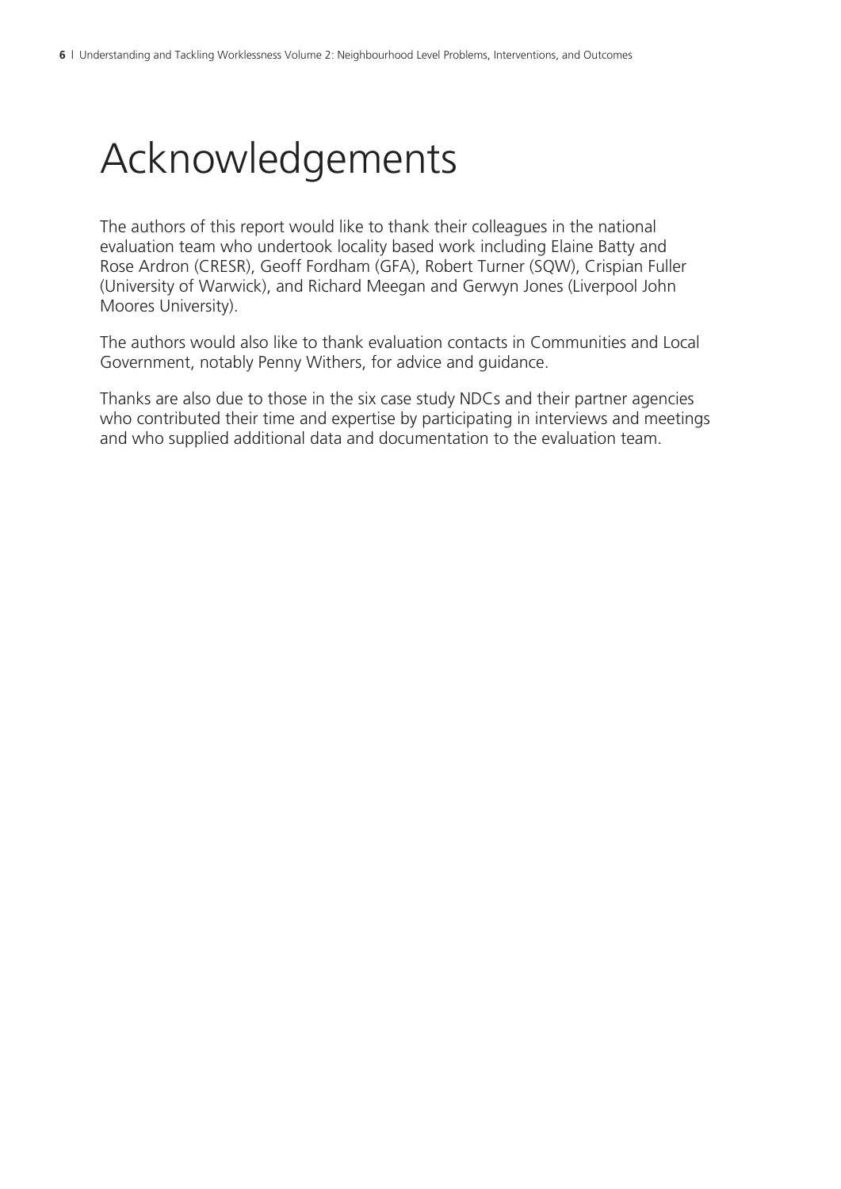# Acknowledgements

The authors of this report would like to thank their colleagues in the national evaluation team who undertook locality based work including Elaine Batty and Rose Ardron (CRESR), Geoff Fordham (GFA), Robert Turner (SQW), Crispian Fuller (University of Warwick), and Richard Meegan and Gerwyn Jones (Liverpool John Moores University).

The authors would also like to thank evaluation contacts in Communities and Local Government, notably Penny Withers, for advice and guidance.

Thanks are also due to those in the six case study NDCs and their partner agencies who contributed their time and expertise by participating in interviews and meetings and who supplied additional data and documentation to the evaluation team.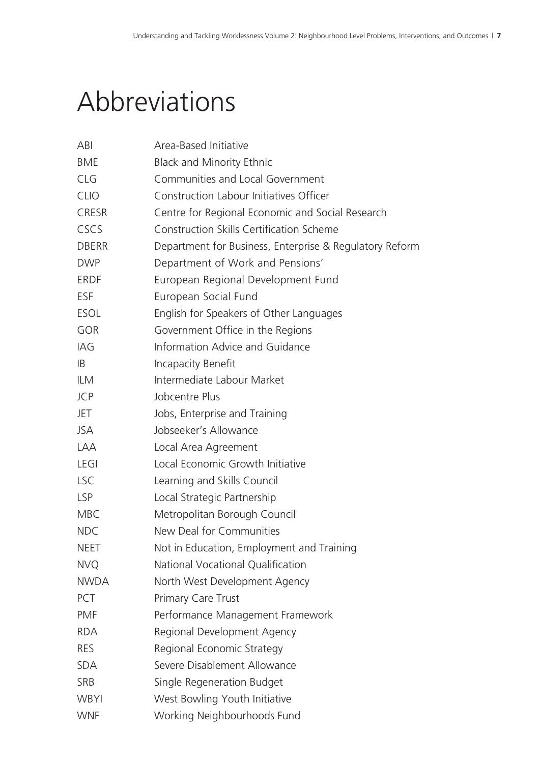# Abbreviations

| | |
|---|---|
| ABI | Area-Based Initiative |
| BME | Black and Minority Ethnic |
| CLG | Communities and Local Government |
| CLIO | Construction Labour Initiatives Officer |
| CRESR | Centre for Regional Economic and Social Research |
| CSCS | Construction Skills Certification Scheme |
| DBERR | Department for Business, Enterprise & Regulatory Reform |
| DWP | Department of Work and Pensions' |
| ERDF | European Regional Development Fund |
| ESF | European Social Fund |
| ESOL | English for Speakers of Other Languages |
| GOR | Government Office in the Regions |
| IAG | Information Advice and Guidance |
| IB | Incapacity Benefit |
| ILM | Intermediate Labour Market |
| JCP | Jobcentre Plus |
| JET | Jobs, Enterprise and Training |
| JSA | Jobseeker's Allowance |
| LAA | Local Area Agreement |
| LEGI | Local Economic Growth Initiative |
| LSC | Learning and Skills Council |
| LSP | Local Strategic Partnership |
| MBC | Metropolitan Borough Council |
| NDC | New Deal for Communities |
| NEET | Not in Education, Employment and Training |
| NVQ | National Vocational Qualification |
| NWDA | North West Development Agency |
| PCT | Primary Care Trust |
| PMF | Performance Management Framework |
| RDA | Regional Development Agency |
| RES | Regional Economic Strategy |
| SDA | Severe Disablement Allowance |
| SRB | Single Regeneration Budget |
| WBYI | West Bowling Youth Initiative |
| WNF | Working Neighbourhoods Fund |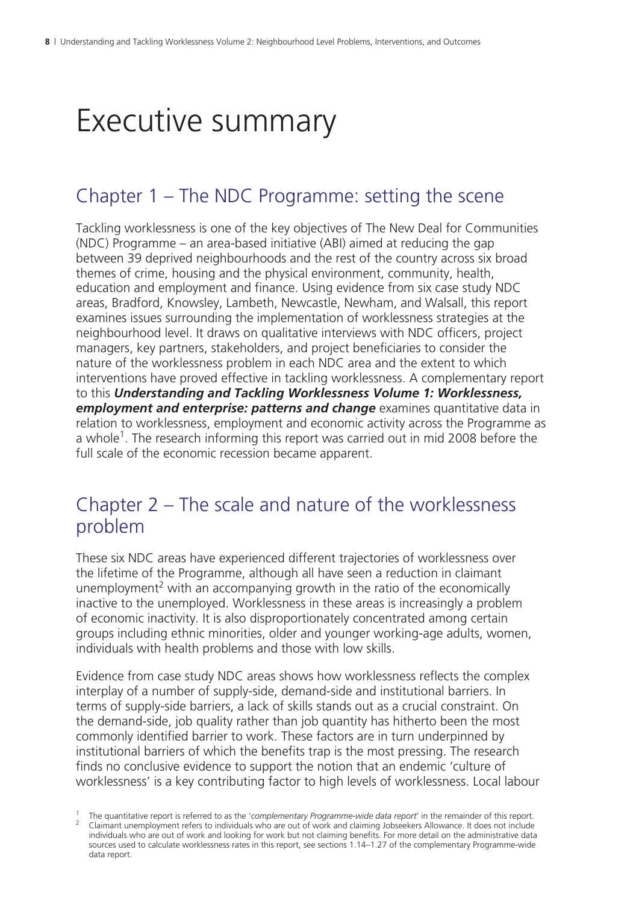# Executive summary

## Chapter 1 – The NDC Programme: setting the scene

Tackling worklessness is one of the key objectives of The New Deal for Communities (NDC) Programme – an area-based initiative (ABI) aimed at reducing the gap between 39 deprived neighbourhoods and the rest of the country across six broad themes of crime, housing and the physical environment, community, health, education and employment and finance. Using evidence from six case study NDC areas, Bradford, Knowsley, Lambeth, Newcastle, Newham, and Walsall, this report examines issues surrounding the implementation of worklessness strategies at the neighbourhood level. It draws on qualitative interviews with NDC officers, project managers, key partners, stakeholders, and project beneficiaries to consider the nature of the worklessness problem in each NDC area and the extent to which interventions have proved effective in tackling worklessness. A complementary report to this ***Understanding and Tackling Worklessness Volume 1: Worklessness, employment and enterprise: patterns and change*** examines quantitative data in relation to worklessness, employment and economic activity across the Programme as a whole[1]. The research informing this report was carried out in mid 2008 before the full scale of the economic recession became apparent.

## Chapter 2 – The scale and nature of the worklessness problem

These six NDC areas have experienced different trajectories of worklessness over the lifetime of the Programme, although all have seen a reduction in claimant unemployment[2] with an accompanying growth in the ratio of the economically inactive to the unemployed. Worklessness in these areas is increasingly a problem of economic inactivity. It is also disproportionately concentrated among certain groups including ethnic minorities, older and younger working-age adults, women, individuals with health problems and those with low skills.

Evidence from case study NDC areas shows how worklessness reflects the complex interplay of a number of supply-side, demand-side and institutional barriers. In terms of supply-side barriers, a lack of skills stands out as a crucial constraint. On the demand-side, job quality rather than job quantity has hitherto been the most commonly identified barrier to work. These factors are in turn underpinned by institutional barriers of which the benefits trap is the most pressing. The research finds no conclusive evidence to support the notion that an endemic 'culture of worklessness' is a key contributing factor to high levels of worklessness. Local labour

[1] The quantitative report is referred to as the '*complementary Programme-wide data report*' in the remainder of this report.

[2] Claimant unemployment refers to individuals who are out of work and claiming Jobseekers Allowance. It does not include individuals who are out of work and looking for work but not claiming benefits. For more detail on the administrative data sources used to calculate worklessness rates in this report, see sections 1.14–1.27 of the complementary Programme-wide data report.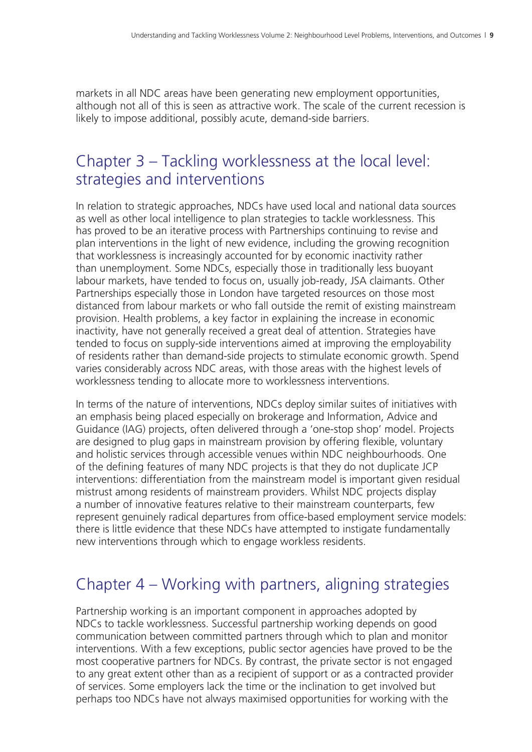markets in all NDC areas have been generating new employment opportunities, although not all of this is seen as attractive work. The scale of the current recession is likely to impose additional, possibly acute, demand-side barriers.

## Chapter 3 – Tackling worklessness at the local level: strategies and interventions

In relation to strategic approaches, NDCs have used local and national data sources as well as other local intelligence to plan strategies to tackle worklessness. This has proved to be an iterative process with Partnerships continuing to revise and plan interventions in the light of new evidence, including the growing recognition that worklessness is increasingly accounted for by economic inactivity rather than unemployment. Some NDCs, especially those in traditionally less buoyant labour markets, have tended to focus on, usually job-ready, JSA claimants. Other Partnerships especially those in London have targeted resources on those most distanced from labour markets or who fall outside the remit of existing mainstream provision. Health problems, a key factor in explaining the increase in economic inactivity, have not generally received a great deal of attention. Strategies have tended to focus on supply-side interventions aimed at improving the employability of residents rather than demand-side projects to stimulate economic growth. Spend varies considerably across NDC areas, with those areas with the highest levels of worklessness tending to allocate more to worklessness interventions.

In terms of the nature of interventions, NDCs deploy similar suites of initiatives with an emphasis being placed especially on brokerage and Information, Advice and Guidance (IAG) projects, often delivered through a 'one-stop shop' model. Projects are designed to plug gaps in mainstream provision by offering flexible, voluntary and holistic services through accessible venues within NDC neighbourhoods. One of the defining features of many NDC projects is that they do not duplicate JCP interventions: differentiation from the mainstream model is important given residual mistrust among residents of mainstream providers. Whilst NDC projects display a number of innovative features relative to their mainstream counterparts, few represent genuinely radical departures from office-based employment service models: there is little evidence that these NDCs have attempted to instigate fundamentally new interventions through which to engage workless residents.

## Chapter 4 – Working with partners, aligning strategies

Partnership working is an important component in approaches adopted by NDCs to tackle worklessness. Successful partnership working depends on good communication between committed partners through which to plan and monitor interventions. With a few exceptions, public sector agencies have proved to be the most cooperative partners for NDCs. By contrast, the private sector is not engaged to any great extent other than as a recipient of support or as a contracted provider of services. Some employers lack the time or the inclination to get involved but perhaps too NDCs have not always maximised opportunities for working with the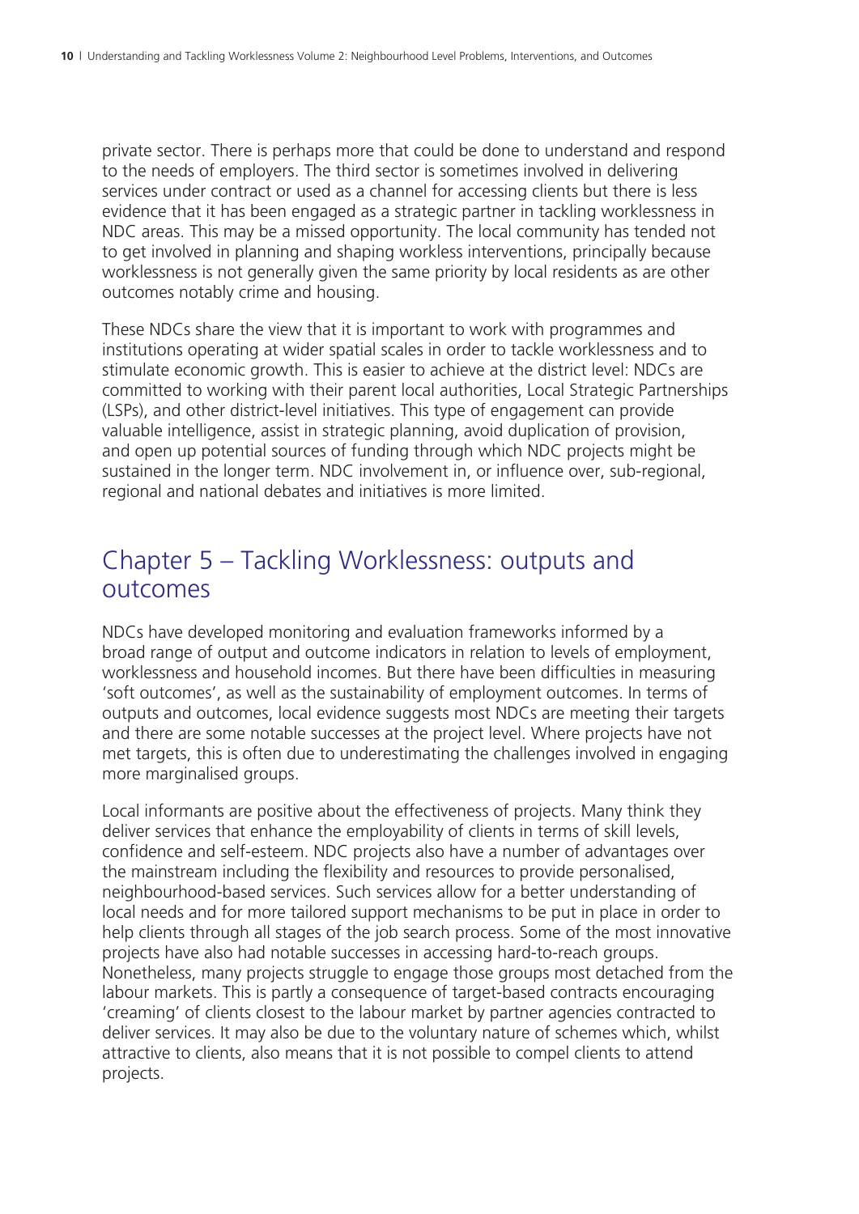private sector. There is perhaps more that could be done to understand and respond to the needs of employers. The third sector is sometimes involved in delivering services under contract or used as a channel for accessing clients but there is less evidence that it has been engaged as a strategic partner in tackling worklessness in NDC areas. This may be a missed opportunity. The local community has tended not to get involved in planning and shaping workless interventions, principally because worklessness is not generally given the same priority by local residents as are other outcomes notably crime and housing.

These NDCs share the view that it is important to work with programmes and institutions operating at wider spatial scales in order to tackle worklessness and to stimulate economic growth. This is easier to achieve at the district level: NDCs are committed to working with their parent local authorities, Local Strategic Partnerships (LSPs), and other district-level initiatives. This type of engagement can provide valuable intelligence, assist in strategic planning, avoid duplication of provision, and open up potential sources of funding through which NDC projects might be sustained in the longer term. NDC involvement in, or influence over, sub-regional, regional and national debates and initiatives is more limited.

## Chapter 5 – Tackling Worklessness: outputs and outcomes

NDCs have developed monitoring and evaluation frameworks informed by a broad range of output and outcome indicators in relation to levels of employment, worklessness and household incomes. But there have been difficulties in measuring 'soft outcomes', as well as the sustainability of employment outcomes. In terms of outputs and outcomes, local evidence suggests most NDCs are meeting their targets and there are some notable successes at the project level. Where projects have not met targets, this is often due to underestimating the challenges involved in engaging more marginalised groups.

Local informants are positive about the effectiveness of projects. Many think they deliver services that enhance the employability of clients in terms of skill levels, confidence and self-esteem. NDC projects also have a number of advantages over the mainstream including the flexibility and resources to provide personalised, neighbourhood-based services. Such services allow for a better understanding of local needs and for more tailored support mechanisms to be put in place in order to help clients through all stages of the job search process. Some of the most innovative projects have also had notable successes in accessing hard-to-reach groups. Nonetheless, many projects struggle to engage those groups most detached from the labour markets. This is partly a consequence of target-based contracts encouraging 'creaming' of clients closest to the labour market by partner agencies contracted to deliver services. It may also be due to the voluntary nature of schemes which, whilst attractive to clients, also means that it is not possible to compel clients to attend projects.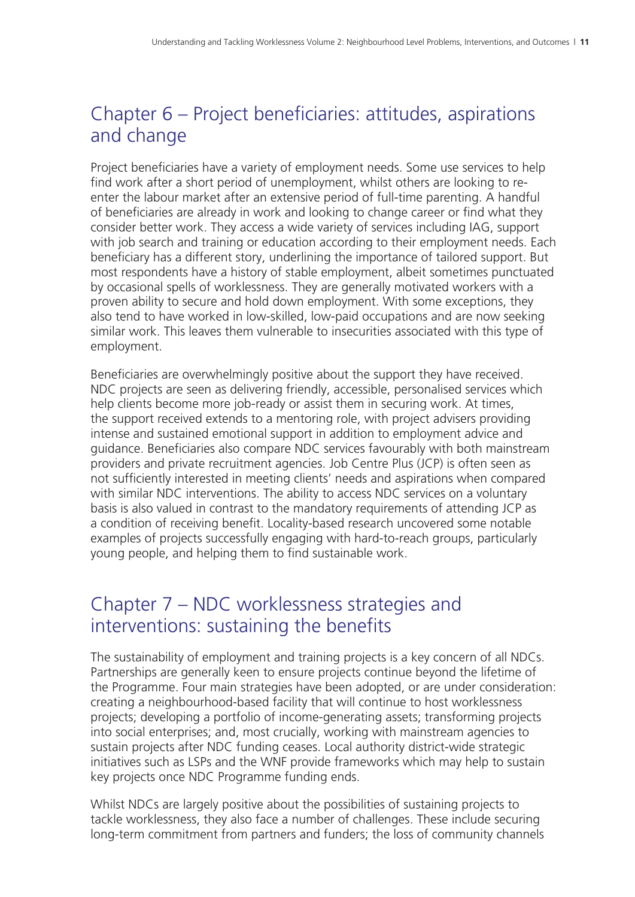## Chapter 6 – Project beneficiaries: attitudes, aspirations and change

Project beneficiaries have a variety of employment needs. Some use services to help find work after a short period of unemployment, whilst others are looking to re-enter the labour market after an extensive period of full-time parenting. A handful of beneficiaries are already in work and looking to change career or find what they consider better work. They access a wide variety of services including IAG, support with job search and training or education according to their employment needs. Each beneficiary has a different story, underlining the importance of tailored support. But most respondents have a history of stable employment, albeit sometimes punctuated by occasional spells of worklessness. They are generally motivated workers with a proven ability to secure and hold down employment. With some exceptions, they also tend to have worked in low-skilled, low-paid occupations and are now seeking similar work. This leaves them vulnerable to insecurities associated with this type of employment.

Beneficiaries are overwhelmingly positive about the support they have received. NDC projects are seen as delivering friendly, accessible, personalised services which help clients become more job-ready or assist them in securing work. At times, the support received extends to a mentoring role, with project advisers providing intense and sustained emotional support in addition to employment advice and guidance. Beneficiaries also compare NDC services favourably with both mainstream providers and private recruitment agencies. Job Centre Plus (JCP) is often seen as not sufficiently interested in meeting clients' needs and aspirations when compared with similar NDC interventions. The ability to access NDC services on a voluntary basis is also valued in contrast to the mandatory requirements of attending JCP as a condition of receiving benefit. Locality-based research uncovered some notable examples of projects successfully engaging with hard-to-reach groups, particularly young people, and helping them to find sustainable work.

## Chapter 7 – NDC worklessness strategies and interventions: sustaining the benefits

The sustainability of employment and training projects is a key concern of all NDCs. Partnerships are generally keen to ensure projects continue beyond the lifetime of the Programme. Four main strategies have been adopted, or are under consideration: creating a neighbourhood-based facility that will continue to host worklessness projects; developing a portfolio of income-generating assets; transforming projects into social enterprises; and, most crucially, working with mainstream agencies to sustain projects after NDC funding ceases. Local authority district-wide strategic initiatives such as LSPs and the WNF provide frameworks which may help to sustain key projects once NDC Programme funding ends.

Whilst NDCs are largely positive about the possibilities of sustaining projects to tackle worklessness, they also face a number of challenges. These include securing long-term commitment from partners and funders; the loss of community channels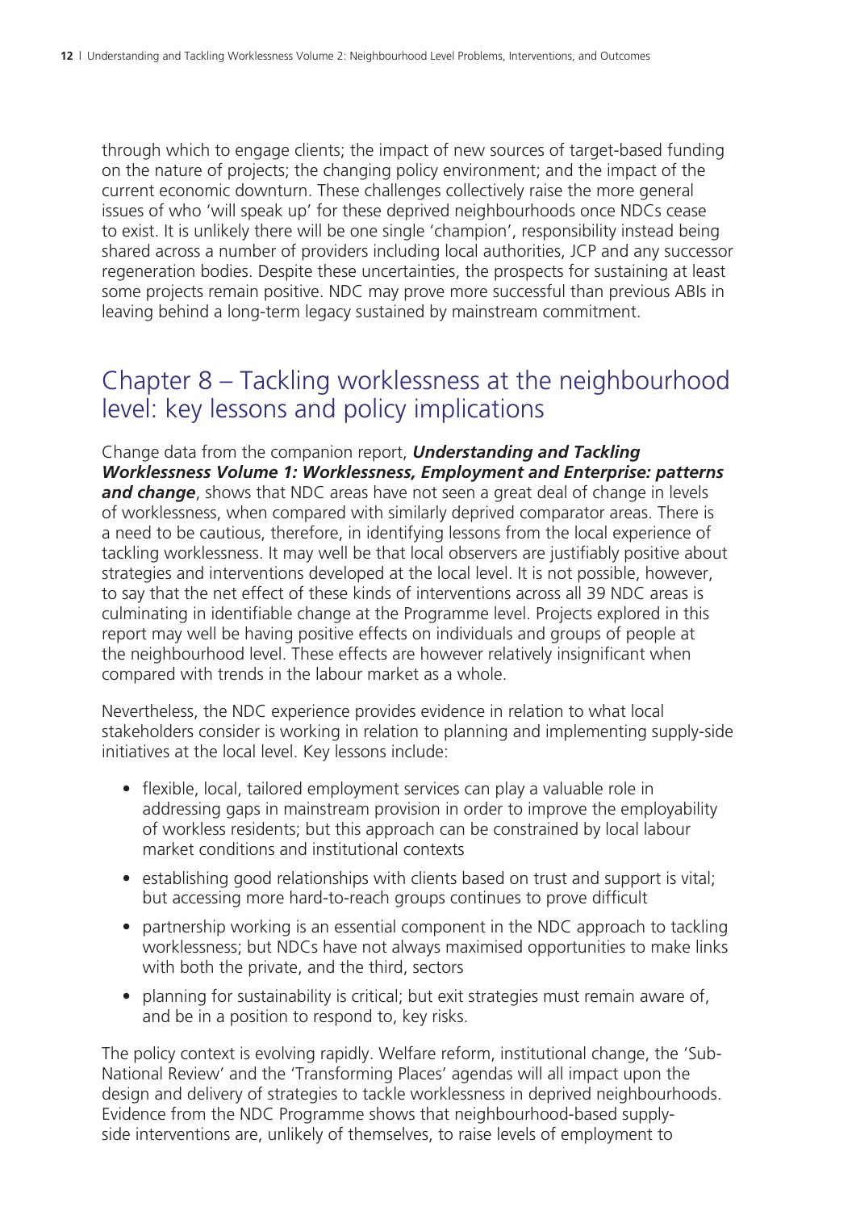through which to engage clients; the impact of new sources of target-based funding on the nature of projects; the changing policy environment; and the impact of the current economic downturn. These challenges collectively raise the more general issues of who 'will speak up' for these deprived neighbourhoods once NDCs cease to exist. It is unlikely there will be one single 'champion', responsibility instead being shared across a number of providers including local authorities, JCP and any successor regeneration bodies. Despite these uncertainties, the prospects for sustaining at least some projects remain positive. NDC may prove more successful than previous ABIs in leaving behind a long-term legacy sustained by mainstream commitment.

## Chapter 8 – Tackling worklessness at the neighbourhood level: key lessons and policy implications

Change data from the companion report, ***Understanding and Tackling Worklessness Volume 1: Worklessness, Employment and Enterprise: patterns and change***, shows that NDC areas have not seen a great deal of change in levels of worklessness, when compared with similarly deprived comparator areas. There is a need to be cautious, therefore, in identifying lessons from the local experience of tackling worklessness. It may well be that local observers are justifiably positive about strategies and interventions developed at the local level. It is not possible, however, to say that the net effect of these kinds of interventions across all 39 NDC areas is culminating in identifiable change at the Programme level. Projects explored in this report may well be having positive effects on individuals and groups of people at the neighbourhood level. These effects are however relatively insignificant when compared with trends in the labour market as a whole.

Nevertheless, the NDC experience provides evidence in relation to what local stakeholders consider is working in relation to planning and implementing supply-side initiatives at the local level. Key lessons include:

- flexible, local, tailored employment services can play a valuable role in addressing gaps in mainstream provision in order to improve the employability of workless residents; but this approach can be constrained by local labour market conditions and institutional contexts
- establishing good relationships with clients based on trust and support is vital; but accessing more hard-to-reach groups continues to prove difficult
- partnership working is an essential component in the NDC approach to tackling worklessness; but NDCs have not always maximised opportunities to make links with both the private, and the third, sectors
- planning for sustainability is critical; but exit strategies must remain aware of, and be in a position to respond to, key risks.

The policy context is evolving rapidly. Welfare reform, institutional change, the 'Sub-National Review' and the 'Transforming Places' agendas will all impact upon the design and delivery of strategies to tackle worklessness in deprived neighbourhoods. Evidence from the NDC Programme shows that neighbourhood-based supply-side interventions are, unlikely of themselves, to raise levels of employment to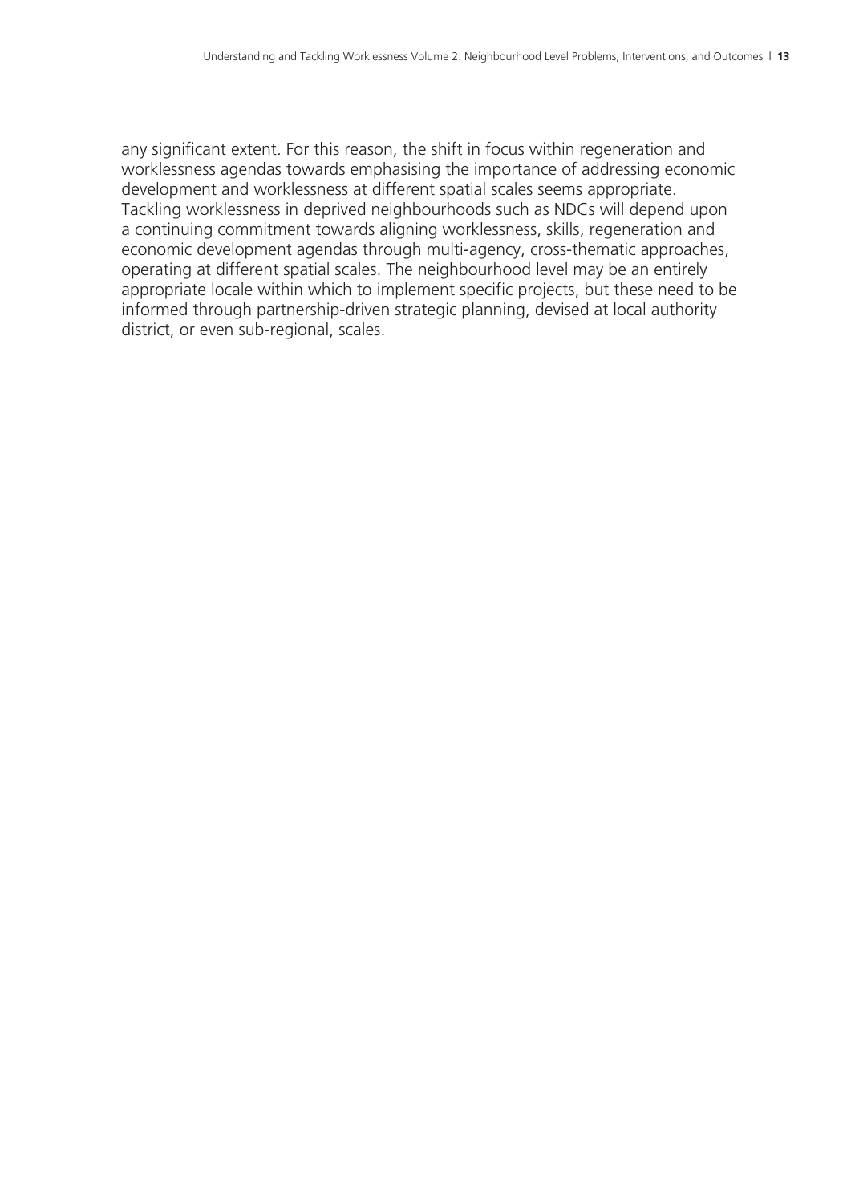any significant extent. For this reason, the shift in focus within regeneration and worklessness agendas towards emphasising the importance of addressing economic development and worklessness at different spatial scales seems appropriate. Tackling worklessness in deprived neighbourhoods such as NDCs will depend upon a continuing commitment towards aligning worklessness, skills, regeneration and economic development agendas through multi-agency, cross-thematic approaches, operating at different spatial scales. The neighbourhood level may be an entirely appropriate locale within which to implement specific projects, but these need to be informed through partnership-driven strategic planning, devised at local authority district, or even sub-regional, scales.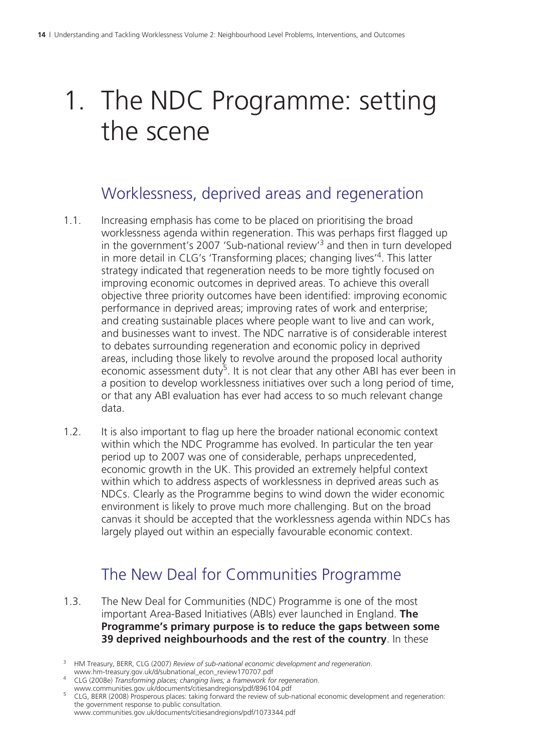# 1. The NDC Programme: setting the scene

## Worklessness, deprived areas and regeneration

1.1. Increasing emphasis has come to be placed on prioritising the broad worklessness agenda within regeneration. This was perhaps first flagged up in the government's 2007 'Sub-national review'[3] and then in turn developed in more detail in CLG's 'Transforming places; changing lives'[4]. This latter strategy indicated that regeneration needs to be more tightly focused on improving economic outcomes in deprived areas. To achieve this overall objective three priority outcomes have been identified: improving economic performance in deprived areas; improving rates of work and enterprise; and creating sustainable places where people want to live and can work, and businesses want to invest. The NDC narrative is of considerable interest to debates surrounding regeneration and economic policy in deprived areas, including those likely to revolve around the proposed local authority economic assessment duty[5]. It is not clear that any other ABI has ever been in a position to develop worklessness initiatives over such a long period of time, or that any ABI evaluation has ever had access to so much relevant change data.

1.2. It is also important to flag up here the broader national economic context within which the NDC Programme has evolved. In particular the ten year period up to 2007 was one of considerable, perhaps unprecedented, economic growth in the UK. This provided an extremely helpful context within which to address aspects of worklessness in deprived areas such as NDCs. Clearly as the Programme begins to wind down the wider economic environment is likely to prove much more challenging. But on the broad canvas it should be accepted that the worklessness agenda within NDCs has largely played out within an especially favourable economic context.

## The New Deal for Communities Programme

1.3. The New Deal for Communities (NDC) Programme is one of the most important Area-Based Initiatives (ABIs) ever launched in England. **The Programme's primary purpose is to reduce the gaps between some 39 deprived neighbourhoods and the rest of the country**. In these

---

[3] HM Treasury, BERR, CLG (2007) *Review of sub-national economic development and regeneration*. www.hm-treasury.gov.uk/d/subnational_econ_review170707.pdf

[4] CLG (2008e) *Transforming places; changing lives; a framework for regeneration*. www.communities.gov.uk/documents/citiesandregions/pdf/896104.pdf

[5] CLG, BERR (2008) Prosperous places: taking forward the review of sub-national economic development and regeneration: the government response to public consultation. www.communities.gov.uk/documents/citiesandregions/pdf/1073344.pdf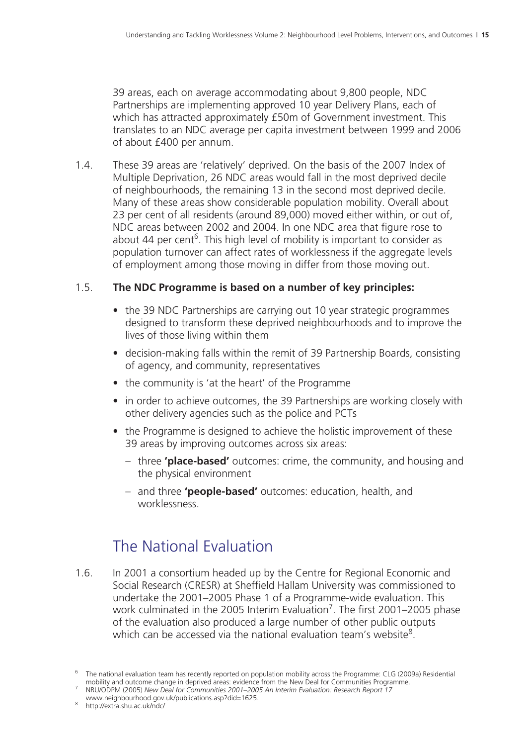39 areas, each on average accommodating about 9,800 people, NDC Partnerships are implementing approved 10 year Delivery Plans, each of which has attracted approximately £50m of Government investment. This translates to an NDC average per capita investment between 1999 and 2006 of about £400 per annum.

1.4. These 39 areas are 'relatively' deprived. On the basis of the 2007 Index of Multiple Deprivation, 26 NDC areas would fall in the most deprived decile of neighbourhoods, the remaining 13 in the second most deprived decile. Many of these areas show considerable population mobility. Overall about 23 per cent of all residents (around 89,000) moved either within, or out of, NDC areas between 2002 and 2004. In one NDC area that figure rose to about 44 per cent[6]. This high level of mobility is important to consider as population turnover can affect rates of worklessness if the aggregate levels of employment among those moving in differ from those moving out.

1.5. **The NDC Programme is based on a number of key principles:**

- the 39 NDC Partnerships are carrying out 10 year strategic programmes designed to transform these deprived neighbourhoods and to improve the lives of those living within them
- decision-making falls within the remit of 39 Partnership Boards, consisting of agency, and community, representatives
- the community is 'at the heart' of the Programme
- in order to achieve outcomes, the 39 Partnerships are working closely with other delivery agencies such as the police and PCTs
- the Programme is designed to achieve the holistic improvement of these 39 areas by improving outcomes across six areas:
  - three **'place-based'** outcomes: crime, the community, and housing and the physical environment
  - and three **'people-based'** outcomes: education, health, and worklessness.

## The National Evaluation

1.6. In 2001 a consortium headed up by the Centre for Regional Economic and Social Research (CRESR) at Sheffield Hallam University was commissioned to undertake the 2001–2005 Phase 1 of a Programme-wide evaluation. This work culminated in the 2005 Interim Evaluation[7]. The first 2001–2005 phase of the evaluation also produced a large number of other public outputs which can be accessed via the national evaluation team's website[8].

[6] The national evaluation team has recently reported on population mobility across the Programme: CLG (2009a) Residential mobility and outcome change in deprived areas: evidence from the New Deal for Communities Programme.

[7] NRU/ODPM (2005) *New Deal for Communities 2001–2005 An Interim Evaluation: Research Report 17* www.neighbourhood.gov.uk/publications.asp?did=1625.

[8] http://extra.shu.ac.uk/ndc/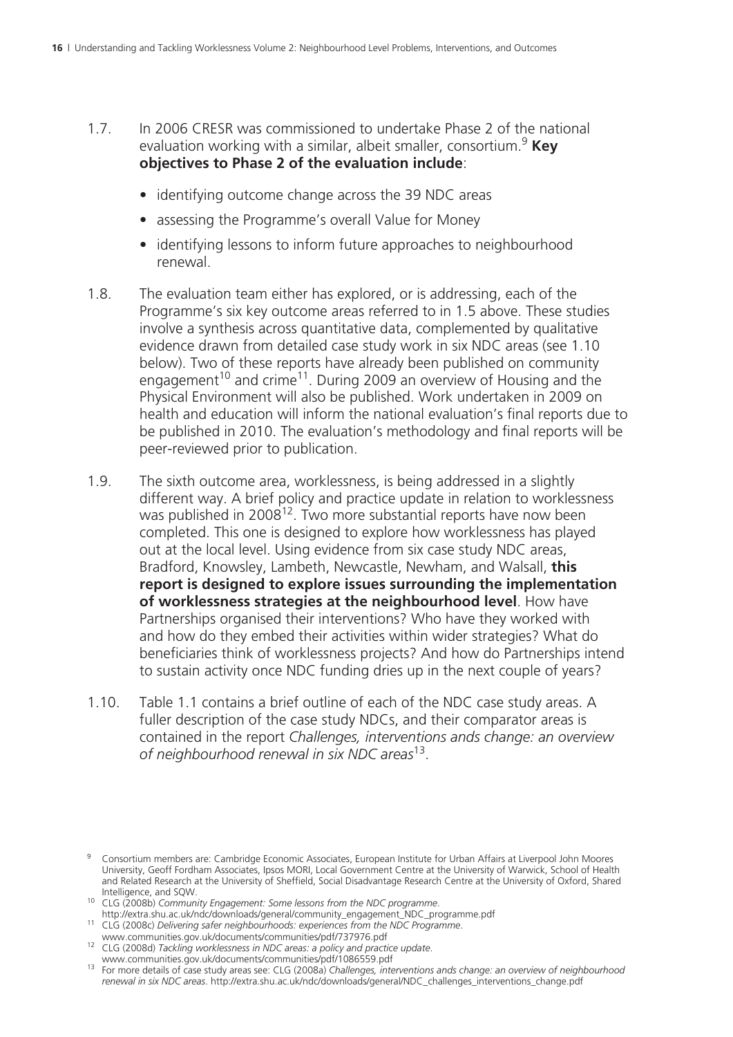1.7. In 2006 CRESR was commissioned to undertake Phase 2 of the national evaluation working with a similar, albeit smaller, consortium.[9] **Key objectives to Phase 2 of the evaluation include**:

- identifying outcome change across the 39 NDC areas
- assessing the Programme's overall Value for Money
- identifying lessons to inform future approaches to neighbourhood renewal.

1.8. The evaluation team either has explored, or is addressing, each of the Programme's six key outcome areas referred to in 1.5 above. These studies involve a synthesis across quantitative data, complemented by qualitative evidence drawn from detailed case study work in six NDC areas (see 1.10 below). Two of these reports have already been published on community engagement[10] and crime[11]. During 2009 an overview of Housing and the Physical Environment will also be published. Work undertaken in 2009 on health and education will inform the national evaluation's final reports due to be published in 2010. The evaluation's methodology and final reports will be peer-reviewed prior to publication.

1.9. The sixth outcome area, worklessness, is being addressed in a slightly different way. A brief policy and practice update in relation to worklessness was published in 2008[12]. Two more substantial reports have now been completed. This one is designed to explore how worklessness has played out at the local level. Using evidence from six case study NDC areas, Bradford, Knowsley, Lambeth, Newcastle, Newham, and Walsall, **this report is designed to explore issues surrounding the implementation of worklessness strategies at the neighbourhood level**. How have Partnerships organised their interventions? Who have they worked with and how do they embed their activities within wider strategies? What do beneficiaries think of worklessness projects? And how do Partnerships intend to sustain activity once NDC funding dries up in the next couple of years?

1.10. Table 1.1 contains a brief outline of each of the NDC case study areas. A fuller description of the case study NDCs, and their comparator areas is contained in the report *Challenges, interventions and change: an overview of neighbourhood renewal in six NDC areas*[13].

---

[9] Consortium members are: Cambridge Economic Associates, European Institute for Urban Affairs at Liverpool John Moores University, Geoff Fordham Associates, Ipsos MORI, Local Government Centre at the University of Warwick, School of Health and Related Research at the University of Sheffield, Social Disadvantage Research Centre at the University of Oxford, Shared Intelligence, and SQW.

[10] CLG (2008b) *Community Engagement: Some lessons from the NDC programme*. http://extra.shu.ac.uk/ndc/downloads/general/community_engagement_NDC_programme.pdf

[11] CLG (2008c) *Delivering safer neighbourhoods: experiences from the NDC Programme*. www.communities.gov.uk/documents/communities/pdf/737976.pdf

[12] CLG (2008d) *Tackling worklessness in NDC areas: a policy and practice update*. www.communities.gov.uk/documents/communities/pdf/1086559.pdf

[13] For more details of case study areas see: CLG (2008a) *Challenges, interventions ands change: an overview of neighbourhood renewal in six NDC areas*. http://extra.shu.ac.uk/ndc/downloads/general/NDC_challenges_interventions_change.pdf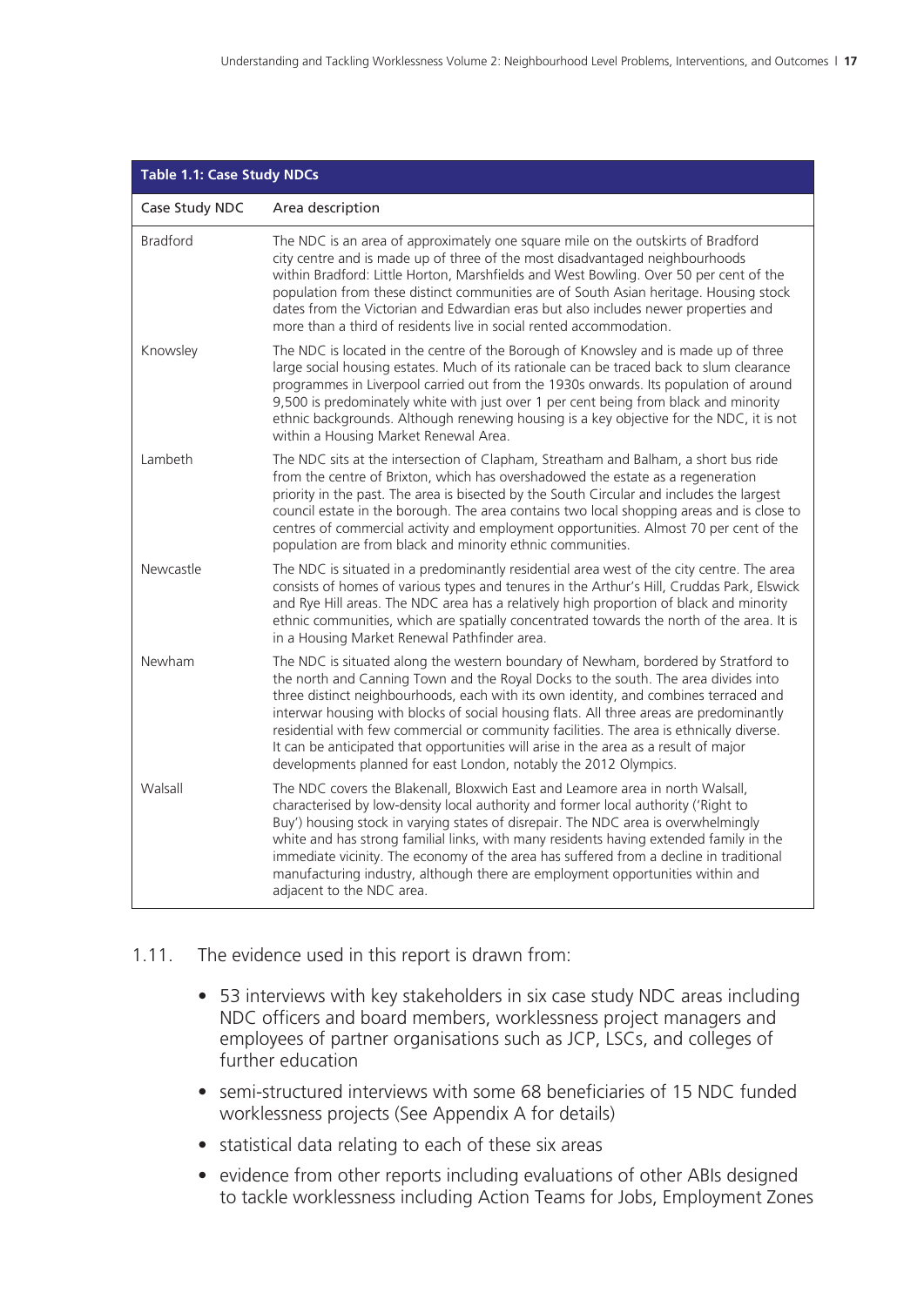| Table 1.1: Case Study NDCs | |
|---|---|
| Case Study NDC | Area description |
| Bradford | The NDC is an area of approximately one square mile on the outskirts of Bradford city centre and is made up of three of the most disadvantaged neighbourhoods within Bradford: Little Horton, Marshfields and West Bowling. Over 50 per cent of the population from these distinct communities are of South Asian heritage. Housing stock dates from the Victorian and Edwardian eras but also includes newer properties and more than a third of residents live in social rented accommodation. |
| Knowsley | The NDC is located in the centre of the Borough of Knowsley and is made up of three large social housing estates. Much of its rationale can be traced back to slum clearance programmes in Liverpool carried out from the 1930s onwards. Its population of around 9,500 is predominately white with just over 1 per cent being from black and minority ethnic backgrounds. Although renewing housing is a key objective for the NDC, it is not within a Housing Market Renewal Area. |
| Lambeth | The NDC sits at the intersection of Clapham, Streatham and Balham, a short bus ride from the centre of Brixton, which has overshadowed the estate as a regeneration priority in the past. The area is bisected by the South Circular and includes the largest council estate in the borough. The area contains two local shopping areas and is close to centres of commercial activity and employment opportunities. Almost 70 per cent of the population are from black and minority ethnic communities. |
| Newcastle | The NDC is situated in a predominantly residential area west of the city centre. The area consists of homes of various types and tenures in the Arthur's Hill, Cruddas Park, Elswick and Rye Hill areas. The NDC area has a relatively high proportion of black and minority ethnic communities, which are spatially concentrated towards the north of the area. It is in a Housing Market Renewal Pathfinder area. |
| Newham | The NDC is situated along the western boundary of Newham, bordered by Stratford to the north and Canning Town and the Royal Docks to the south. The area divides into three distinct neighbourhoods, each with its own identity, and combines terraced and interwar housing with blocks of social housing flats. All three areas are predominantly residential with few commercial or community facilities. The area is ethnically diverse. It can be anticipated that opportunities will arise in the area as a result of major developments planned for east London, notably the 2012 Olympics. |
| Walsall | The NDC covers the Blakenall, Bloxwich East and Leamore area in north Walsall, characterised by low-density local authority and former local authority ('Right to Buy') housing stock in varying states of disrepair. The NDC area is overwhelmingly white and has strong familial links, with many residents having extended family in the immediate vicinity. The economy of the area has suffered from a decline in traditional manufacturing industry, although there are employment opportunities within and adjacent to the NDC area. |

1.11. The evidence used in this report is drawn from:

- 53 interviews with key stakeholders in six case study NDC areas including NDC officers and board members, worklessness project managers and employees of partner organisations such as JCP, LSCs, and colleges of further education
- semi-structured interviews with some 68 beneficiaries of 15 NDC funded worklessness projects (See Appendix A for details)
- statistical data relating to each of these six areas
- evidence from other reports including evaluations of other ABIs designed to tackle worklessness including Action Teams for Jobs, Employment Zones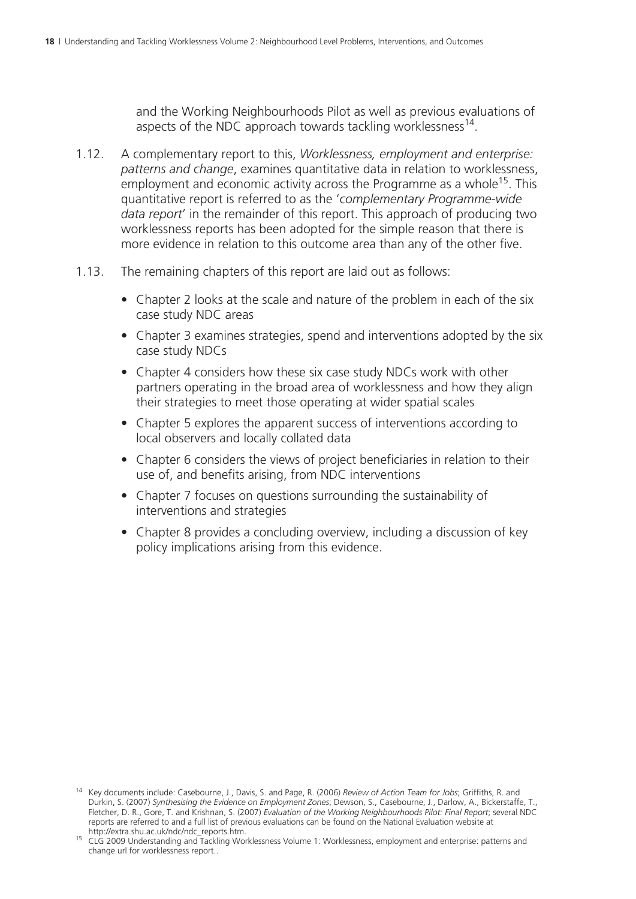and the Working Neighbourhoods Pilot as well as previous evaluations of aspects of the NDC approach towards tackling worklessness[14].

1.12. A complementary report to this, *Worklessness, employment and enterprise: patterns and change*, examines quantitative data in relation to worklessness, employment and economic activity across the Programme as a whole[15]. This quantitative report is referred to as the '*complementary Programme-wide data report*' in the remainder of this report. This approach of producing two worklessness reports has been adopted for the simple reason that there is more evidence in relation to this outcome area than any of the other five.

1.13. The remaining chapters of this report are laid out as follows:

- Chapter 2 looks at the scale and nature of the problem in each of the six case study NDC areas
- Chapter 3 examines strategies, spend and interventions adopted by the six case study NDCs
- Chapter 4 considers how these six case study NDCs work with other partners operating in the broad area of worklessness and how they align their strategies to meet those operating at wider spatial scales
- Chapter 5 explores the apparent success of interventions according to local observers and locally collated data
- Chapter 6 considers the views of project beneficiaries in relation to their use of, and benefits arising, from NDC interventions
- Chapter 7 focuses on questions surrounding the sustainability of interventions and strategies
- Chapter 8 provides a concluding overview, including a discussion of key policy implications arising from this evidence.

[14] Key documents include: Casebourne, J., Davis, S. and Page, R. (2006) *Review of Action Team for Jobs*; Griffiths, R. and Durkin, S. (2007) *Synthesising the Evidence on Employment Zones*; Dewson, S., Casebourne, J., Darlow, A., Bickerstaffe, T., Fletcher, D. R., Gore, T. and Krishnan, S. (2007) *Evaluation of the Working Neighbourhoods Pilot: Final Report*; several NDC reports are referred to and a full list of previous evaluations can be found on the National Evaluation website at http://extra.shu.ac.uk/ndc/ndc_reports.htm.

[15] CLG 2009 Understanding and Tackling Worklessness Volume 1: Worklessness, employment and enterprise: patterns and change url for worklessness report..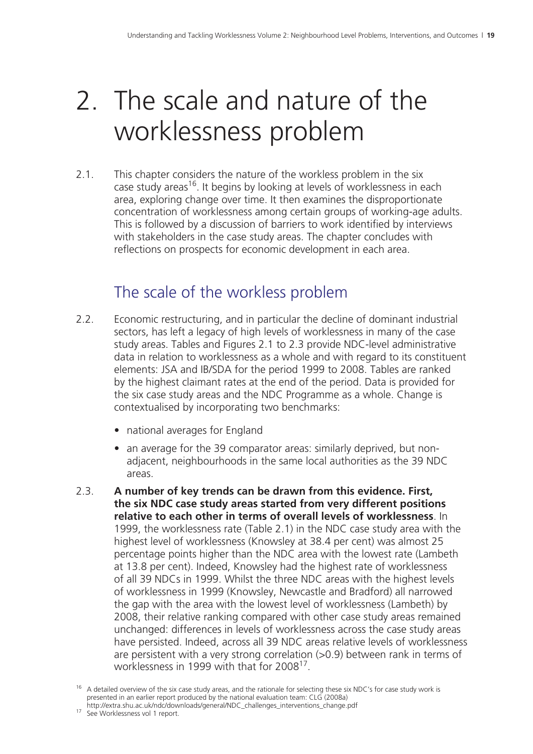# 2. The scale and nature of the worklessness problem

2.1. This chapter considers the nature of the workless problem in the six case study areas[16]. It begins by looking at levels of worklessness in each area, exploring change over time. It then examines the disproportionate concentration of worklessness among certain groups of working-age adults. This is followed by a discussion of barriers to work identified by interviews with stakeholders in the case study areas. The chapter concludes with reflections on prospects for economic development in each area.

## The scale of the workless problem

2.2. Economic restructuring, and in particular the decline of dominant industrial sectors, has left a legacy of high levels of worklessness in many of the case study areas. Tables and Figures 2.1 to 2.3 provide NDC-level administrative data in relation to worklessness as a whole and with regard to its constituent elements: JSA and IB/SDA for the period 1999 to 2008. Tables are ranked by the highest claimant rates at the end of the period. Data is provided for the six case study areas and the NDC Programme as a whole. Change is contextualised by incorporating two benchmarks:

- national averages for England
- an average for the 39 comparator areas: similarly deprived, but non-adjacent, neighbourhoods in the same local authorities as the 39 NDC areas.

2.3. **A number of key trends can be drawn from this evidence. First, the six NDC case study areas started from very different positions relative to each other in terms of overall levels of worklessness**. In 1999, the worklessness rate (Table 2.1) in the NDC case study area with the highest level of worklessness (Knowsley at 38.4 per cent) was almost 25 percentage points higher than the NDC area with the lowest rate (Lambeth at 13.8 per cent). Indeed, Knowsley had the highest rate of worklessness of all 39 NDCs in 1999. Whilst the three NDC areas with the highest levels of worklessness in 1999 (Knowsley, Newcastle and Bradford) all narrowed the gap with the area with the lowest level of worklessness (Lambeth) by 2008, their relative ranking compared with other case study areas remained unchanged: differences in levels of worklessness across the case study areas have persisted. Indeed, across all 39 NDC areas relative levels of worklessness are persistent with a very strong correlation (>0.9) between rank in terms of worklessness in 1999 with that for 2008[17].

[16] A detailed overview of the six case study areas, and the rationale for selecting these six NDC's for case study work is presented in an earlier report produced by the national evaluation team: CLG (2008a) http://extra.shu.ac.uk/ndc/downloads/general/NDC_challenges_interventions_change.pdf

[17] See Worklessness vol 1 report.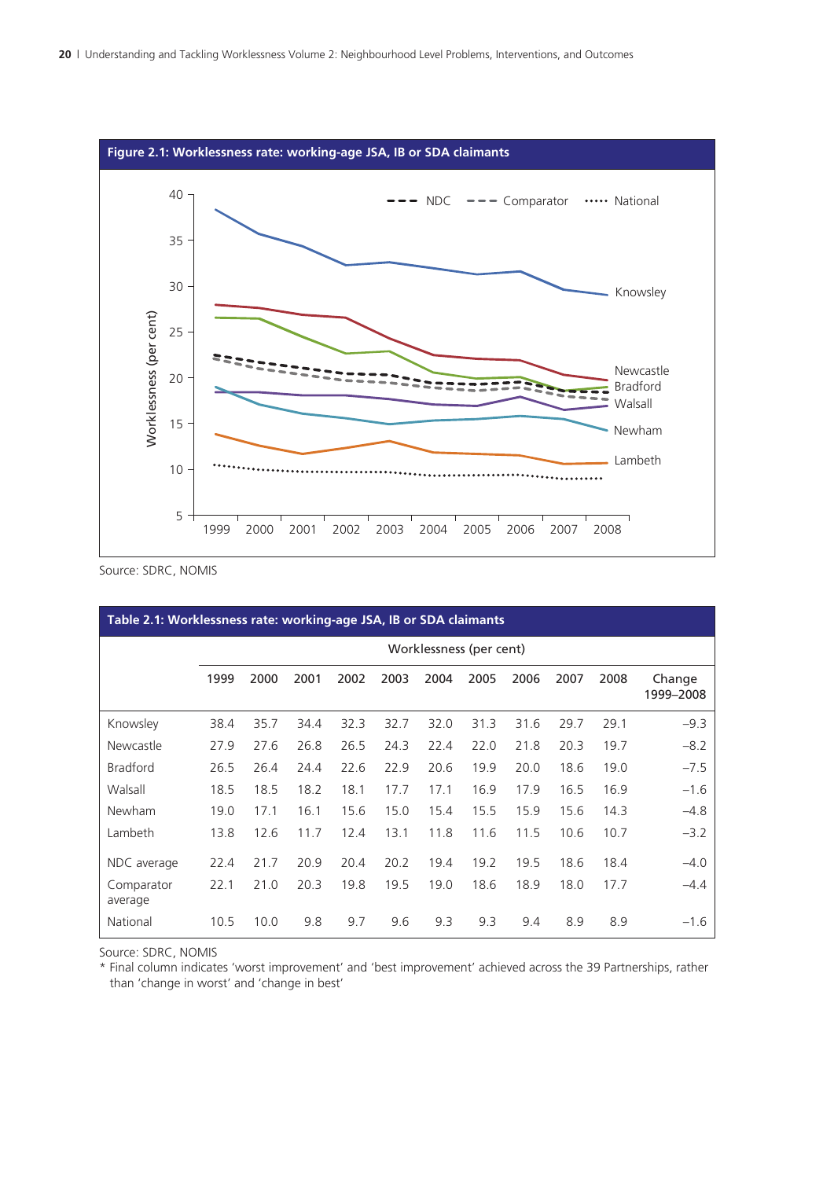**Figure 2.1: Worklessness rate: working-age JSA, IB or SDA claimants**

Source: SDRC, NOMIS

**Table 2.1: Worklessness rate: working-age JSA, IB or SDA claimants**

| | Worklessness (per cent) | | | | | | | | | | |
|---|---|---|---|---|---|---|---|---|---|---|---|
| | 1999 | 2000 | 2001 | 2002 | 2003 | 2004 | 2005 | 2006 | 2007 | 2008 | Change 1999–2008 |
| Knowsley | 38.4 | 35.7 | 34.4 | 32.3 | 32.7 | 32.0 | 31.3 | 31.6 | 29.7 | 29.1 | –9.3 |
| Newcastle | 27.9 | 27.6 | 26.8 | 26.5 | 24.3 | 22.4 | 22.0 | 21.8 | 20.3 | 19.7 | –8.2 |
| Bradford | 26.5 | 26.4 | 24.4 | 22.6 | 22.9 | 20.6 | 19.9 | 20.0 | 18.6 | 19.0 | –7.5 |
| Walsall | 18.5 | 18.5 | 18.2 | 18.1 | 17.7 | 17.1 | 16.9 | 17.9 | 16.5 | 16.9 | –1.6 |
| Newham | 19.0 | 17.1 | 16.1 | 15.6 | 15.0 | 15.4 | 15.5 | 15.9 | 15.6 | 14.3 | –4.8 |
| Lambeth | 13.8 | 12.6 | 11.7 | 12.4 | 13.1 | 11.8 | 11.6 | 11.5 | 10.6 | 10.7 | –3.2 |
| NDC average | 22.4 | 21.7 | 20.9 | 20.4 | 20.2 | 19.4 | 19.2 | 19.5 | 18.6 | 18.4 | –4.0 |
| Comparator average | 22.1 | 21.0 | 20.3 | 19.8 | 19.5 | 19.0 | 18.6 | 18.9 | 18.0 | 17.7 | –4.4 |
| National | 10.5 | 10.0 | 9.8 | 9.7 | 9.6 | 9.3 | 9.3 | 9.4 | 8.9 | 8.9 | –1.6 |

Source: SDRC, NOMIS

* Final column indicates 'worst improvement' and 'best improvement' achieved across the 39 Partnerships, rather than 'change in worst' and 'change in best'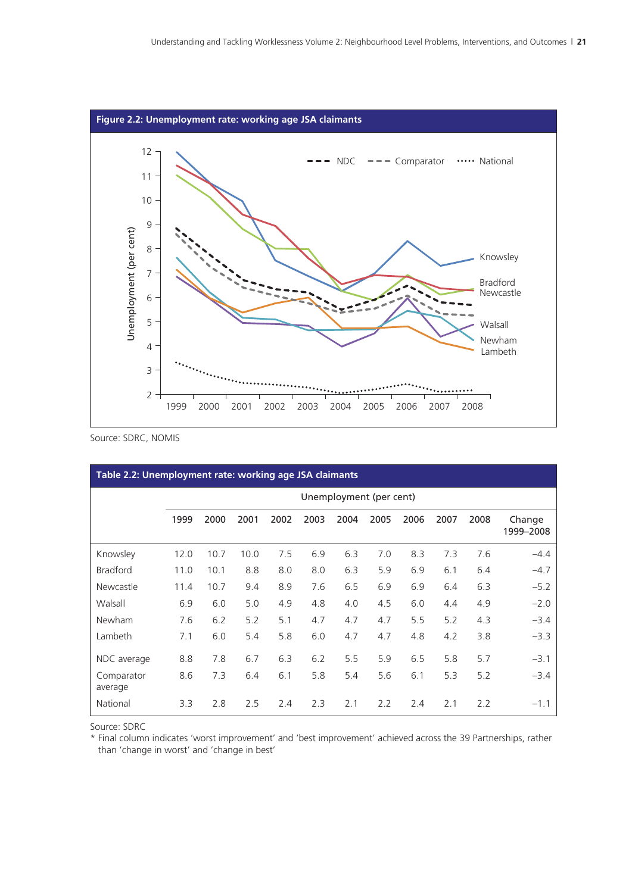**Figure 2.2: Unemployment rate: working age JSA claimants**

Source: SDRC, NOMIS

**Table 2.2: Unemployment rate: working age JSA claimants**

| | Unemployment (per cent) | | | | | | | | | | |
|---|---|---|---|---|---|---|---|---|---|---|---|
| | 1999 | 2000 | 2001 | 2002 | 2003 | 2004 | 2005 | 2006 | 2007 | 2008 | Change 1999–2008 |
| Knowsley | 12.0 | 10.7 | 10.0 | 7.5 | 6.9 | 6.3 | 7.0 | 8.3 | 7.3 | 7.6 | –4.4 |
| Bradford | 11.0 | 10.1 | 8.8 | 8.0 | 8.0 | 6.3 | 5.9 | 6.9 | 6.1 | 6.4 | –4.7 |
| Newcastle | 11.4 | 10.7 | 9.4 | 8.9 | 7.6 | 6.5 | 6.9 | 6.9 | 6.4 | 6.3 | –5.2 |
| Walsall | 6.9 | 6.0 | 5.0 | 4.9 | 4.8 | 4.0 | 4.5 | 6.0 | 4.4 | 4.9 | –2.0 |
| Newham | 7.6 | 6.2 | 5.2 | 5.1 | 4.7 | 4.7 | 4.7 | 5.5 | 5.2 | 4.3 | –3.4 |
| Lambeth | 7.1 | 6.0 | 5.4 | 5.8 | 6.0 | 4.7 | 4.7 | 4.8 | 4.2 | 3.8 | –3.3 |
| NDC average | 8.8 | 7.8 | 6.7 | 6.3 | 6.2 | 5.5 | 5.9 | 6.5 | 5.8 | 5.7 | –3.1 |
| Comparator average | 8.6 | 7.3 | 6.4 | 6.1 | 5.8 | 5.4 | 5.6 | 6.1 | 5.3 | 5.2 | –3.4 |
| National | 3.3 | 2.8 | 2.5 | 2.4 | 2.3 | 2.1 | 2.2 | 2.4 | 2.1 | 2.2 | –1.1 |

Source: SDRC

\* Final column indicates 'worst improvement' and 'best improvement' achieved across the 39 Partnerships, rather than 'change in worst' and 'change in best'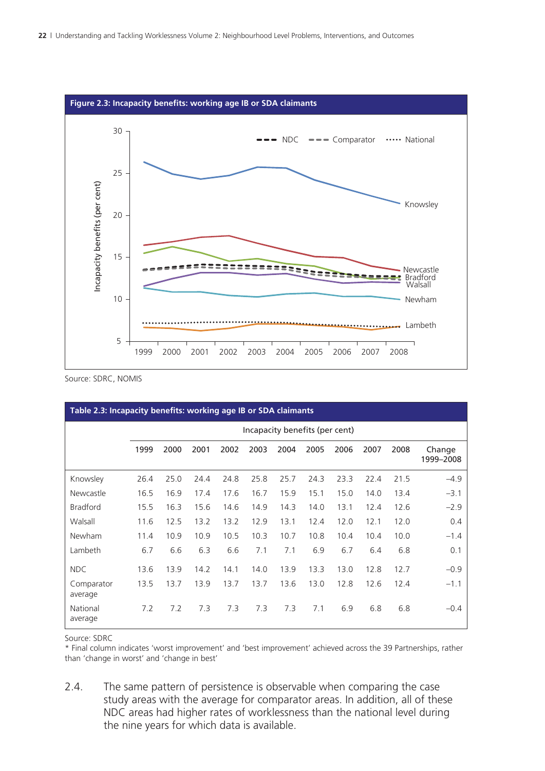**Figure 2.3: Incapacity benefits: working age IB or SDA claimants**

Source: SDRC, NOMIS

**Table 2.3: Incapacity benefits: working age IB or SDA claimants**

| | Incapacity benefits (per cent) | | | | | | | | | | |
|---|---|---|---|---|---|---|---|---|---|---|---|
| | 1999 | 2000 | 2001 | 2002 | 2003 | 2004 | 2005 | 2006 | 2007 | 2008 | Change 1999–2008 |
| Knowsley | 26.4 | 25.0 | 24.4 | 24.8 | 25.8 | 25.7 | 24.3 | 23.3 | 22.4 | 21.5 | –4.9 |
| Newcastle | 16.5 | 16.9 | 17.4 | 17.6 | 16.7 | 15.9 | 15.1 | 15.0 | 14.0 | 13.4 | –3.1 |
| Bradford | 15.5 | 16.3 | 15.6 | 14.6 | 14.9 | 14.3 | 14.0 | 13.1 | 12.4 | 12.6 | –2.9 |
| Walsall | 11.6 | 12.5 | 13.2 | 13.2 | 12.9 | 13.1 | 12.4 | 12.0 | 12.1 | 12.0 | 0.4 |
| Newham | 11.4 | 10.9 | 10.9 | 10.5 | 10.3 | 10.7 | 10.8 | 10.4 | 10.4 | 10.0 | –1.4 |
| Lambeth | 6.7 | 6.6 | 6.3 | 6.6 | 7.1 | 7.1 | 6.9 | 6.7 | 6.4 | 6.8 | 0.1 |
| NDC | 13.6 | 13.9 | 14.2 | 14.1 | 14.0 | 13.9 | 13.3 | 13.0 | 12.8 | 12.7 | –0.9 |
| Comparator average | 13.5 | 13.7 | 13.9 | 13.7 | 13.7 | 13.6 | 13.0 | 12.8 | 12.6 | 12.4 | –1.1 |
| National average | 7.2 | 7.2 | 7.3 | 7.3 | 7.3 | 7.3 | 7.1 | 6.9 | 6.8 | 6.8 | –0.4 |

Source: SDRC

* Final column indicates 'worst improvement' and 'best improvement' achieved across the 39 Partnerships, rather than 'change in worst' and 'change in best'

2.4. The same pattern of persistence is observable when comparing the case study areas with the average for comparator areas. In addition, all of these NDC areas had higher rates of worklessness than the national level during the nine years for which data is available.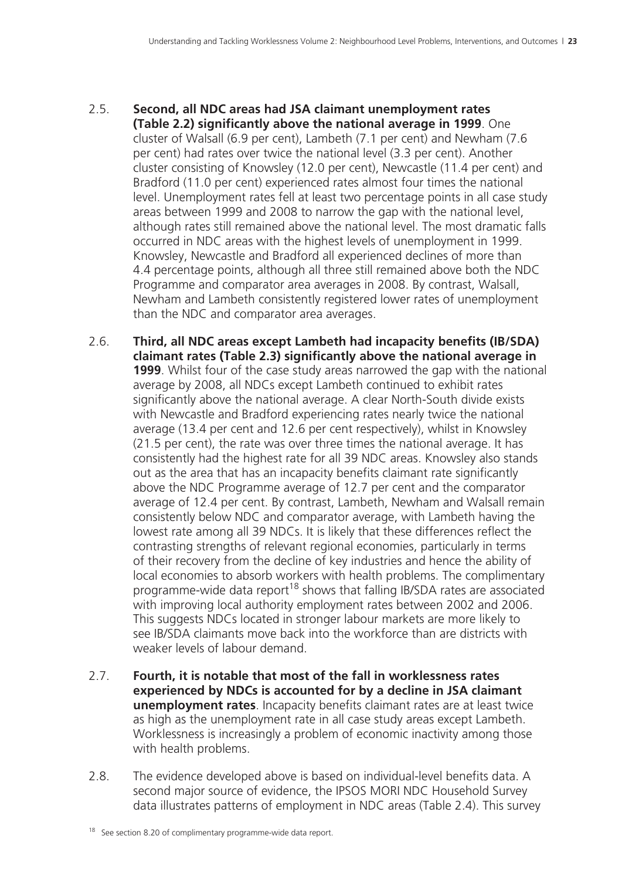2.5. **Second, all NDC areas had JSA claimant unemployment rates (Table 2.2) significantly above the national average in 1999**. One cluster of Walsall (6.9 per cent), Lambeth (7.1 per cent) and Newham (7.6 per cent) had rates over twice the national level (3.3 per cent). Another cluster consisting of Knowsley (12.0 per cent), Newcastle (11.4 per cent) and Bradford (11.0 per cent) experienced rates almost four times the national level. Unemployment rates fell at least two percentage points in all case study areas between 1999 and 2008 to narrow the gap with the national level, although rates still remained above the national level. The most dramatic falls occurred in NDC areas with the highest levels of unemployment in 1999. Knowsley, Newcastle and Bradford all experienced declines of more than 4.4 percentage points, although all three still remained above both the NDC Programme and comparator area averages in 2008. By contrast, Walsall, Newham and Lambeth consistently registered lower rates of unemployment than the NDC and comparator area averages.

2.6. **Third, all NDC areas except Lambeth had incapacity benefits (IB/SDA) claimant rates (Table 2.3) significantly above the national average in 1999**. Whilst four of the case study areas narrowed the gap with the national average by 2008, all NDCs except Lambeth continued to exhibit rates significantly above the national average. A clear North-South divide exists with Newcastle and Bradford experiencing rates nearly twice the national average (13.4 per cent and 12.6 per cent respectively), whilst in Knowsley (21.5 per cent), the rate was over three times the national average. It has consistently had the highest rate for all 39 NDC areas. Knowsley also stands out as the area that has an incapacity benefits claimant rate significantly above the NDC Programme average of 12.7 per cent and the comparator average of 12.4 per cent. By contrast, Lambeth, Newham and Walsall remain consistently below NDC and comparator average, with Lambeth having the lowest rate among all 39 NDCs. It is likely that these differences reflect the contrasting strengths of relevant regional economies, particularly in terms of their recovery from the decline of key industries and hence the ability of local economies to absorb workers with health problems. The complimentary programme-wide data report[18] shows that falling IB/SDA rates are associated with improving local authority employment rates between 2002 and 2006. This suggests NDCs located in stronger labour markets are more likely to see IB/SDA claimants move back into the workforce than are districts with weaker levels of labour demand.

2.7. **Fourth, it is notable that most of the fall in worklessness rates experienced by NDCs is accounted for by a decline in JSA claimant unemployment rates**. Incapacity benefits claimant rates are at least twice as high as the unemployment rate in all case study areas except Lambeth. Worklessness is increasingly a problem of economic inactivity among those with health problems.

2.8. The evidence developed above is based on individual-level benefits data. A second major source of evidence, the IPSOS MORI NDC Household Survey data illustrates patterns of employment in NDC areas (Table 2.4). This survey

[18] See section 8.20 of complimentary programme-wide data report.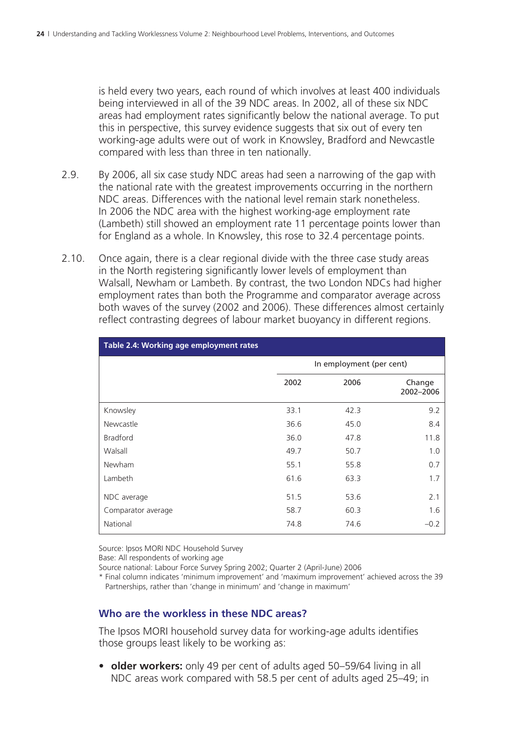is held every two years, each round of which involves at least 400 individuals being interviewed in all of the 39 NDC areas. In 2002, all of these six NDC areas had employment rates significantly below the national average. To put this in perspective, this survey evidence suggests that six out of every ten working-age adults were out of work in Knowsley, Bradford and Newcastle compared with less than three in ten nationally.

2.9. By 2006, all six case study NDC areas had seen a narrowing of the gap with the national rate with the greatest improvements occurring in the northern NDC areas. Differences with the national level remain stark nonetheless. In 2006 the NDC area with the highest working-age employment rate (Lambeth) still showed an employment rate 11 percentage points lower than for England as a whole. In Knowsley, this rose to 32.4 percentage points.

2.10. Once again, there is a clear regional divide with the three case study areas in the North registering significantly lower levels of employment than Walsall, Newham or Lambeth. By contrast, the two London NDCs had higher employment rates than both the Programme and comparator average across both waves of the survey (2002 and 2006). These differences almost certainly reflect contrasting degrees of labour market buoyancy in different regions.

**Table 2.4: Working age employment rates**

| | In employment (per cent) | | |
|---|---|---|---|
| | 2002 | 2006 | Change 2002–2006 |
| Knowsley | 33.1 | 42.3 | 9.2 |
| Newcastle | 36.6 | 45.0 | 8.4 |
| Bradford | 36.0 | 47.8 | 11.8 |
| Walsall | 49.7 | 50.7 | 1.0 |
| Newham | 55.1 | 55.8 | 0.7 |
| Lambeth | 61.6 | 63.3 | 1.7 |
| NDC average | 51.5 | 53.6 | 2.1 |
| Comparator average | 58.7 | 60.3 | 1.6 |
| National | 74.8 | 74.6 | –0.2 |

Source: Ipsos MORI NDC Household Survey
Base: All respondents of working age
Source national: Labour Force Survey Spring 2002; Quarter 2 (April-June) 2006
* Final column indicates 'minimum improvement' and 'maximum improvement' achieved across the 39 Partnerships, rather than 'change in minimum' and 'change in maximum'

### Who are the workless in these NDC areas?

The Ipsos MORI household survey data for working-age adults identifies those groups least likely to be working as:

- **older workers:** only 49 per cent of adults aged 50–59/64 living in all NDC areas work compared with 58.5 per cent of adults aged 25–49; in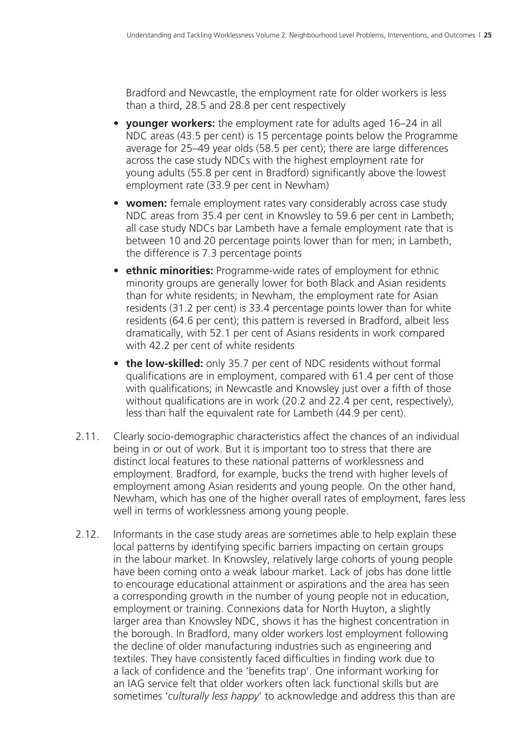Bradford and Newcastle, the employment rate for older workers is less than a third, 28.5 and 28.8 per cent respectively

- **younger workers:** the employment rate for adults aged 16–24 in all NDC areas (43.5 per cent) is 15 percentage points below the Programme average for 25–49 year olds (58.5 per cent); there are large differences across the case study NDCs with the highest employment rate for young adults (55.8 per cent in Bradford) significantly above the lowest employment rate (33.9 per cent in Newham)
- **women:** female employment rates vary considerably across case study NDC areas from 35.4 per cent in Knowsley to 59.6 per cent in Lambeth; all case study NDCs bar Lambeth have a female employment rate that is between 10 and 20 percentage points lower than for men; in Lambeth, the difference is 7.3 percentage points
- **ethnic minorities:** Programme-wide rates of employment for ethnic minority groups are generally lower for both Black and Asian residents than for white residents; in Newham, the employment rate for Asian residents (31.2 per cent) is 33.4 percentage points lower than for white residents (64.6 per cent); this pattern is reversed in Bradford, albeit less dramatically, with 52.1 per cent of Asians residents in work compared with 42.2 per cent of white residents
- **the low-skilled:** only 35.7 per cent of NDC residents without formal qualifications are in employment, compared with 61.4 per cent of those with qualifications; in Newcastle and Knowsley just over a fifth of those without qualifications are in work (20.2 and 22.4 per cent, respectively), less than half the equivalent rate for Lambeth (44.9 per cent).

2.11. Clearly socio-demographic characteristics affect the chances of an individual being in or out of work. But it is important too to stress that there are distinct local features to these national patterns of worklessness and employment. Bradford, for example, bucks the trend with higher levels of employment among Asian residents and young people. On the other hand, Newham, which has one of the higher overall rates of employment, fares less well in terms of worklessness among young people.

2.12. Informants in the case study areas are sometimes able to help explain these local patterns by identifying specific barriers impacting on certain groups in the labour market. In Knowsley, relatively large cohorts of young people have been coming onto a weak labour market. Lack of jobs has done little to encourage educational attainment or aspirations and the area has seen a corresponding growth in the number of young people not in education, employment or training. Connexions data for North Huyton, a slightly larger area than Knowsley NDC, shows it has the highest concentration in the borough. In Bradford, many older workers lost employment following the decline of older manufacturing industries such as engineering and textiles. They have consistently faced difficulties in finding work due to a lack of confidence and the 'benefits trap'. One informant working for an IAG service felt that older workers often lack functional skills but are sometimes '*culturally less happy*' to acknowledge and address this than are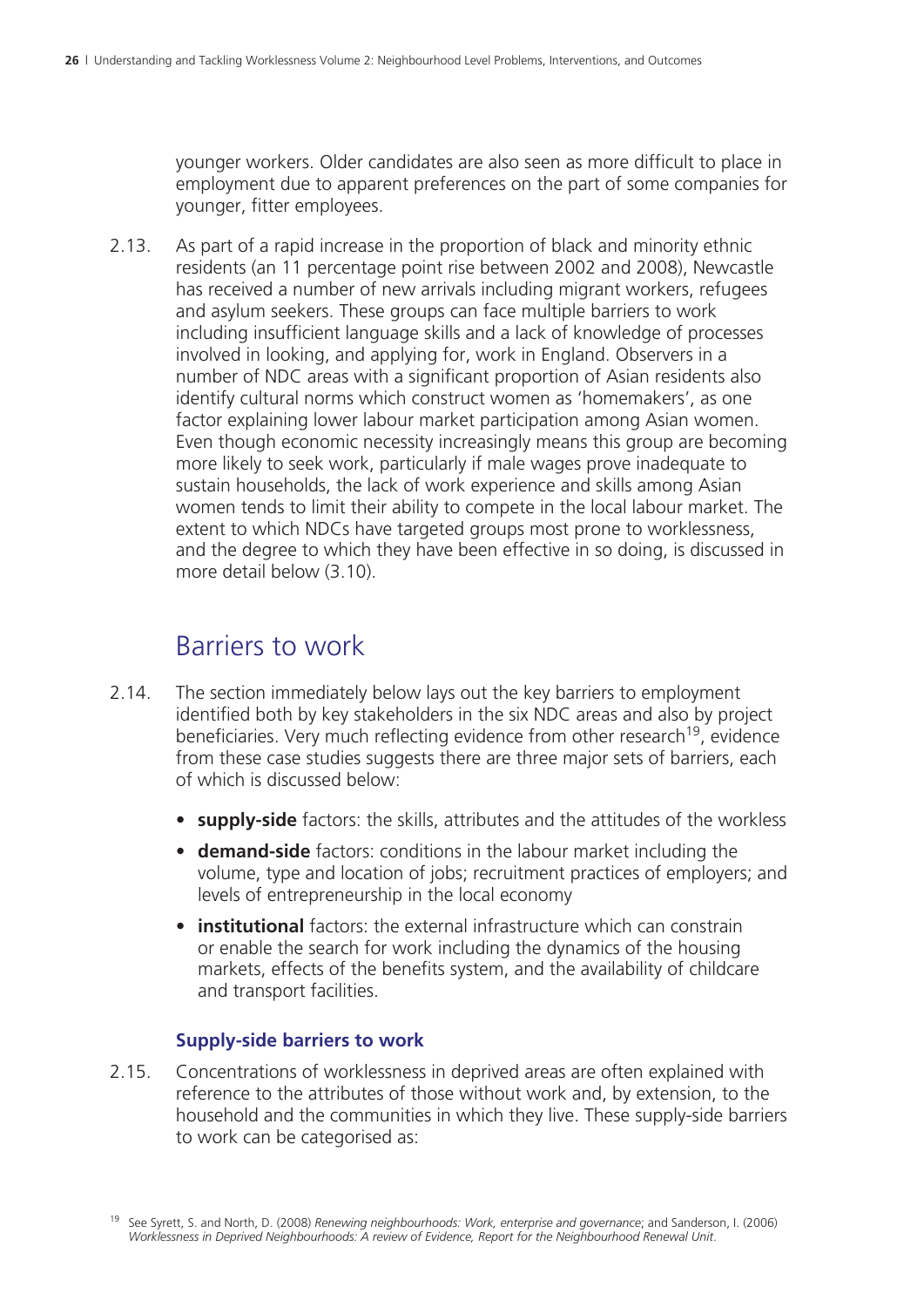younger workers. Older candidates are also seen as more difficult to place in employment due to apparent preferences on the part of some companies for younger, fitter employees.

2.13. As part of a rapid increase in the proportion of black and minority ethnic residents (an 11 percentage point rise between 2002 and 2008), Newcastle has received a number of new arrivals including migrant workers, refugees and asylum seekers. These groups can face multiple barriers to work including insufficient language skills and a lack of knowledge of processes involved in looking, and applying for, work in England. Observers in a number of NDC areas with a significant proportion of Asian residents also identify cultural norms which construct women as 'homemakers', as one factor explaining lower labour market participation among Asian women. Even though economic necessity increasingly means this group are becoming more likely to seek work, particularly if male wages prove inadequate to sustain households, the lack of work experience and skills among Asian women tends to limit their ability to compete in the local labour market. The extent to which NDCs have targeted groups most prone to worklessness, and the degree to which they have been effective in so doing, is discussed in more detail below (3.10).

## Barriers to work

2.14. The section immediately below lays out the key barriers to employment identified both by key stakeholders in the six NDC areas and also by project beneficiaries. Very much reflecting evidence from other research[19], evidence from these case studies suggests there are three major sets of barriers, each of which is discussed below:

- **supply-side** factors: the skills, attributes and the attitudes of the workless
- **demand-side** factors: conditions in the labour market including the volume, type and location of jobs; recruitment practices of employers; and levels of entrepreneurship in the local economy
- **institutional** factors: the external infrastructure which can constrain or enable the search for work including the dynamics of the housing markets, effects of the benefits system, and the availability of childcare and transport facilities.

### Supply-side barriers to work

2.15. Concentrations of worklessness in deprived areas are often explained with reference to the attributes of those without work and, by extension, to the household and the communities in which they live. These supply-side barriers to work can be categorised as:

[19] See Syrett, S. and North, D. (2008) *Renewing neighbourhoods: Work, enterprise and governance*; and Sanderson, I. (2006) *Worklessness in Deprived Neighbourhoods: A review of Evidence, Report for the Neighbourhood Renewal Unit*.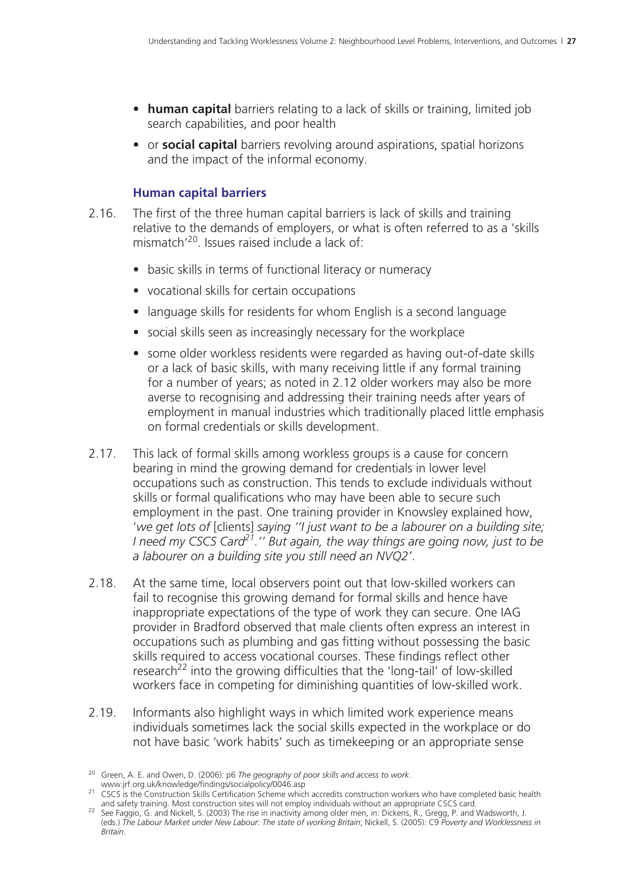- **human capital** barriers relating to a lack of skills or training, limited job search capabilities, and poor health
- or **social capital** barriers revolving around aspirations, spatial horizons and the impact of the informal economy.

### Human capital barriers

2.16. The first of the three human capital barriers is lack of skills and training relative to the demands of employers, or what is often referred to as a 'skills mismatch'[20]. Issues raised include a lack of:

- basic skills in terms of functional literacy or numeracy
- vocational skills for certain occupations
- language skills for residents for whom English is a second language
- social skills seen as increasingly necessary for the workplace
- some older workless residents were regarded as having out-of-date skills or a lack of basic skills, with many receiving little if any formal training for a number of years; as noted in 2.12 older workers may also be more averse to recognising and addressing their training needs after years of employment in manual industries which traditionally placed little emphasis on formal credentials or skills development.

2.17. This lack of formal skills among workless groups is a cause for concern bearing in mind the growing demand for credentials in lower level occupations such as construction. This tends to exclude individuals without skills or formal qualifications who may have been able to secure such employment in the past. One training provider in Knowsley explained how, '*we get lots of* [clients] *saying ''I just want to be a labourer on a building site; I need my CSCS Card*[21]*.'' But again, the way things are going now, just to be a labourer on a building site you still need an NVQ2*'.

2.18. At the same time, local observers point out that low-skilled workers can fail to recognise this growing demand for formal skills and hence have inappropriate expectations of the type of work they can secure. One IAG provider in Bradford observed that male clients often express an interest in occupations such as plumbing and gas fitting without possessing the basic skills required to access vocational courses. These findings reflect other research[22] into the growing difficulties that the 'long-tail' of low-skilled workers face in competing for diminishing quantities of low-skilled work.

2.19. Informants also highlight ways in which limited work experience means individuals sometimes lack the social skills expected in the workplace or do not have basic 'work habits' such as timekeeping or an appropriate sense

---

[20] Green, A. E. and Owen, D. (2006): p6 *The geography of poor skills and access to work*. www.jrf.org.uk/knowledge/findings/socialpolicy/0046.asp

[21] CSCS is the Construction Skills Certification Scheme which accredits construction workers who have completed basic health and safety training. Most construction sites will not employ individuals without an appropriate CSCS card.

[22] See Faggio, G. and Nickell, S. (2003) The rise in inactivity among older men, in: Dickens, R., Gregg, P. and Wadsworth, J. (eds.) *The Labour Market under New Labour: The state of working Britain*; Nickell, S. (2005): C9 *Poverty and Worklessness in Britain*.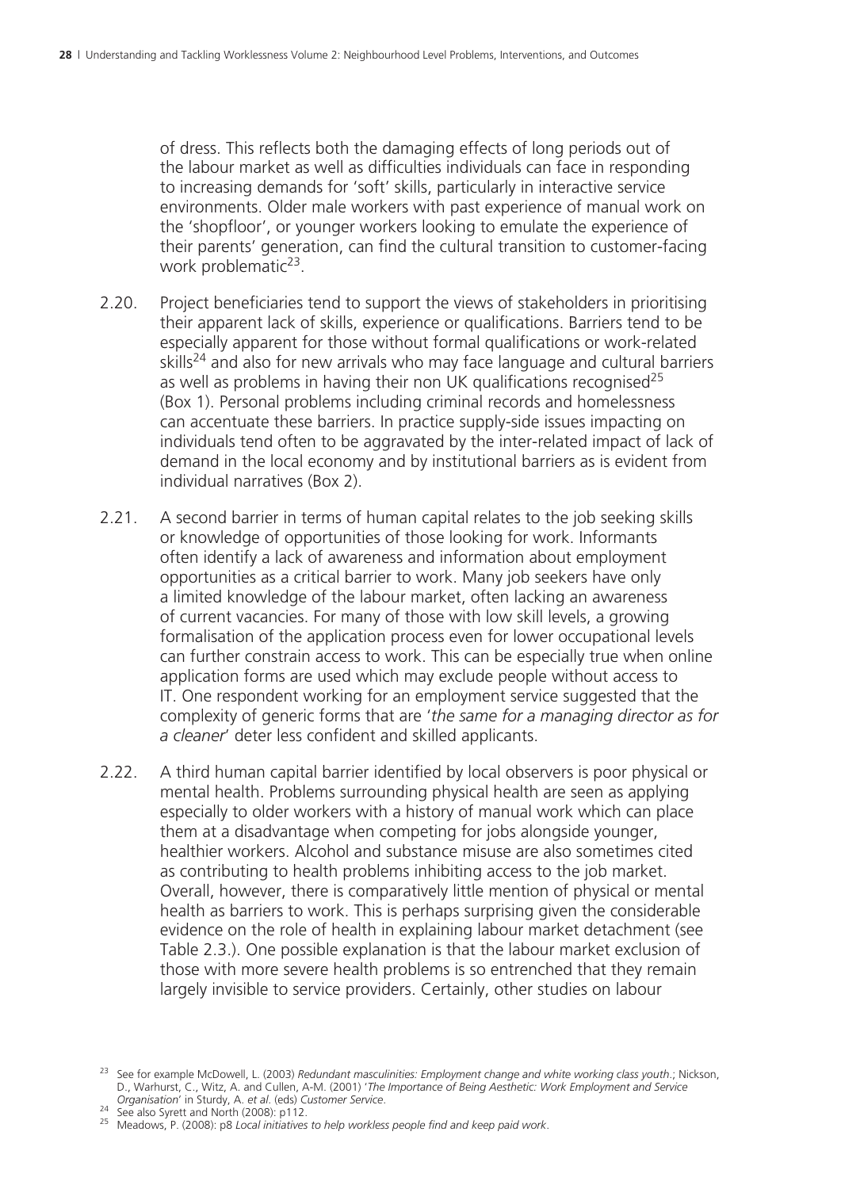of dress. This reflects both the damaging effects of long periods out of the labour market as well as difficulties individuals can face in responding to increasing demands for 'soft' skills, particularly in interactive service environments. Older male workers with past experience of manual work on the 'shopfloor', or younger workers looking to emulate the experience of their parents' generation, can find the cultural transition to customer-facing work problematic[23].

2.20. Project beneficiaries tend to support the views of stakeholders in prioritising their apparent lack of skills, experience or qualifications. Barriers tend to be especially apparent for those without formal qualifications or work-related skills[24] and also for new arrivals who may face language and cultural barriers as well as problems in having their non UK qualifications recognised[25] (Box 1). Personal problems including criminal records and homelessness can accentuate these barriers. In practice supply-side issues impacting on individuals tend often to be aggravated by the inter-related impact of lack of demand in the local economy and by institutional barriers as is evident from individual narratives (Box 2).

2.21. A second barrier in terms of human capital relates to the job seeking skills or knowledge of opportunities of those looking for work. Informants often identify a lack of awareness and information about employment opportunities as a critical barrier to work. Many job seekers have only a limited knowledge of the labour market, often lacking an awareness of current vacancies. For many of those with low skill levels, a growing formalisation of the application process even for lower occupational levels can further constrain access to work. This can be especially true when online application forms are used which may exclude people without access to IT. One respondent working for an employment service suggested that the complexity of generic forms that are '*the same for a managing director as for a cleaner*' deter less confident and skilled applicants.

2.22. A third human capital barrier identified by local observers is poor physical or mental health. Problems surrounding physical health are seen as applying especially to older workers with a history of manual work which can place them at a disadvantage when competing for jobs alongside younger, healthier workers. Alcohol and substance misuse are also sometimes cited as contributing to health problems inhibiting access to the job market. Overall, however, there is comparatively little mention of physical or mental health as barriers to work. This is perhaps surprising given the considerable evidence on the role of health in explaining labour market detachment (see Table 2.3.). One possible explanation is that the labour market exclusion of those with more severe health problems is so entrenched that they remain largely invisible to service providers. Certainly, other studies on labour

---

[23] See for example McDowell, L. (2003) *Redundant masculinities: Employment change and white working class youth*.; Nickson, D., Warhurst, C., Witz, A. and Cullen, A-M. (2001) '*The Importance of Being Aesthetic: Work Employment and Service Organisation*' in Sturdy, A. *et al*. (eds) *Customer Service*.

[24] See also Syrett and North (2008): p112.

[25] Meadows, P. (2008): p8 *Local initiatives to help workless people find and keep paid work*.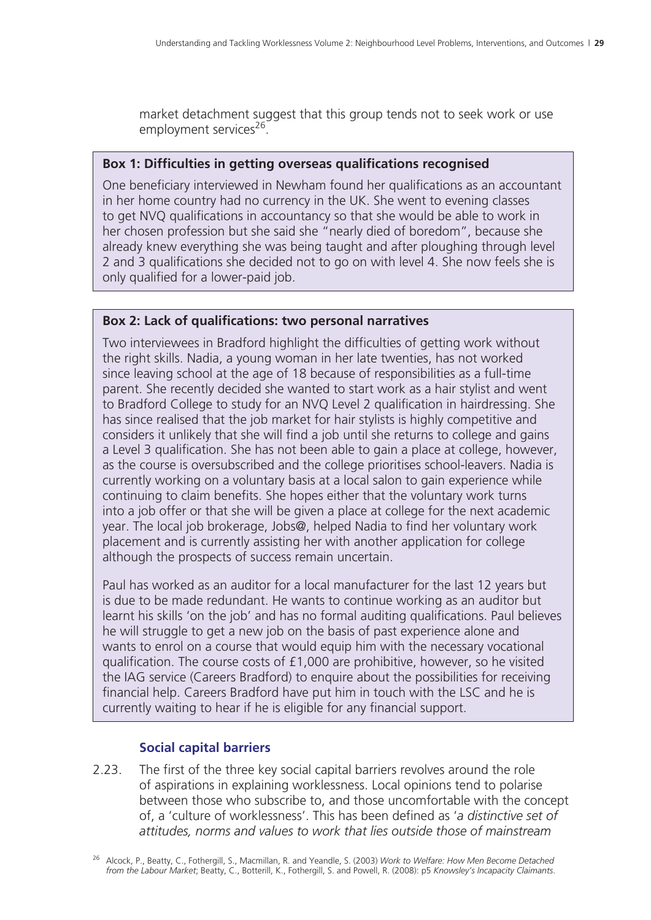market detachment suggest that this group tends not to seek work or use employment services[26].

**Box 1: Difficulties in getting overseas qualifications recognised**

One beneficiary interviewed in Newham found her qualifications as an accountant in her home country had no currency in the UK. She went to evening classes to get NVQ qualifications in accountancy so that she would be able to work in her chosen profession but she said she "nearly died of boredom", because she already knew everything she was being taught and after ploughing through level 2 and 3 qualifications she decided not to go on with level 4. She now feels she is only qualified for a lower-paid job.

**Box 2: Lack of qualifications: two personal narratives**

Two interviewees in Bradford highlight the difficulties of getting work without the right skills. Nadia, a young woman in her late twenties, has not worked since leaving school at the age of 18 because of responsibilities as a full-time parent. She recently decided she wanted to start work as a hair stylist and went to Bradford College to study for an NVQ Level 2 qualification in hairdressing. She has since realised that the job market for hair stylists is highly competitive and considers it unlikely that she will find a job until she returns to college and gains a Level 3 qualification. She has not been able to gain a place at college, however, as the course is oversubscribed and the college prioritises school-leavers. Nadia is currently working on a voluntary basis at a local salon to gain experience while continuing to claim benefits. She hopes either that the voluntary work turns into a job offer or that she will be given a place at college for the next academic year. The local job brokerage, Jobs@, helped Nadia to find her voluntary work placement and is currently assisting her with another application for college although the prospects of success remain uncertain.

Paul has worked as an auditor for a local manufacturer for the last 12 years but is due to be made redundant. He wants to continue working as an auditor but learnt his skills 'on the job' and has no formal auditing qualifications. Paul believes he will struggle to get a new job on the basis of past experience alone and wants to enrol on a course that would equip him with the necessary vocational qualification. The course costs of £1,000 are prohibitive, however, so he visited the IAG service (Careers Bradford) to enquire about the possibilities for receiving financial help. Careers Bradford have put him in touch with the LSC and he is currently waiting to hear if he is eligible for any financial support.

### Social capital barriers

2.23. The first of the three key social capital barriers revolves around the role of aspirations in explaining worklessness. Local opinions tend to polarise between those who subscribe to, and those uncomfortable with the concept of, a 'culture of worklessness'. This has been defined as '*a distinctive set of attitudes, norms and values to work that lies outside those of mainstream*

[26] Alcock, P., Beatty, C., Fothergill, S., Macmillan, R. and Yeandle, S. (2003) *Work to Welfare: How Men Become Detached from the Labour Market*; Beatty, C., Botterill, K., Fothergill, S. and Powell, R. (2008): p5 *Knowsley's Incapacity Claimants*.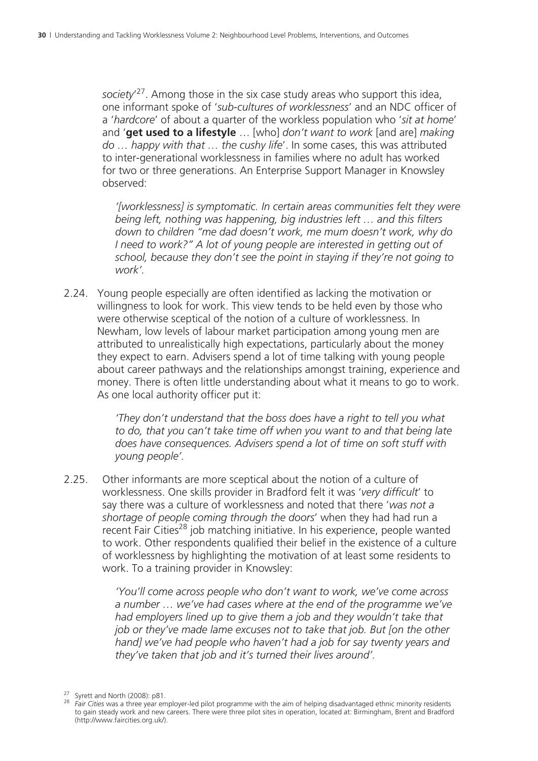*society*'[27]. Among those in the six case study areas who support this idea, one informant spoke of '*sub-cultures of worklessness*' and an NDC officer of a '*hardcore*' of about a quarter of the workless population who '*sit at home*' and '**get used to a lifestyle** … [who] *don't want to work* [and are] *making do … happy with that … the cushy life*'. In some cases, this was attributed to inter-generational worklessness in families where no adult has worked for two or three generations. An Enterprise Support Manager in Knowsley observed:

> *'[worklessness] is symptomatic. In certain areas communities felt they were being left, nothing was happening, big industries left … and this filters down to children "me dad doesn't work, me mum doesn't work, why do I need to work?" A lot of young people are interested in getting out of school, because they don't see the point in staying if they're not going to work'.*

2.24. Young people especially are often identified as lacking the motivation or willingness to look for work. This view tends to be held even by those who were otherwise sceptical of the notion of a culture of worklessness. In Newham, low levels of labour market participation among young men are attributed to unrealistically high expectations, particularly about the money they expect to earn. Advisers spend a lot of time talking with young people about career pathways and the relationships amongst training, experience and money. There is often little understanding about what it means to go to work. As one local authority officer put it:

> *'They don't understand that the boss does have a right to tell you what to do, that you can't take time off when you want to and that being late does have consequences. Advisers spend a lot of time on soft stuff with young people'.*

2.25. Other informants are more sceptical about the notion of a culture of worklessness. One skills provider in Bradford felt it was '*very difficult*' to say there was a culture of worklessness and noted that there '*was not a shortage of people coming through the doors*' when they had had run a recent Fair Cities[28] job matching initiative. In his experience, people wanted to work. Other respondents qualified their belief in the existence of a culture of worklessness by highlighting the motivation of at least some residents to work. To a training provider in Knowsley:

> *'You'll come across people who don't want to work, we've come across a number … we've had cases where at the end of the programme we've had employers lined up to give them a job and they wouldn't take that job or they've made lame excuses not to take that job. But [on the other hand] we've had people who haven't had a job for say twenty years and they've taken that job and it's turned their lives around'.*

[27] Syrett and North (2008): p81.

[28] *Fair Cities* was a three year employer-led pilot programme with the aim of helping disadvantaged ethnic minority residents to gain steady work and new careers. There were three pilot sites in operation, located at: Birmingham, Brent and Bradford (http://www.faircities.org.uk/).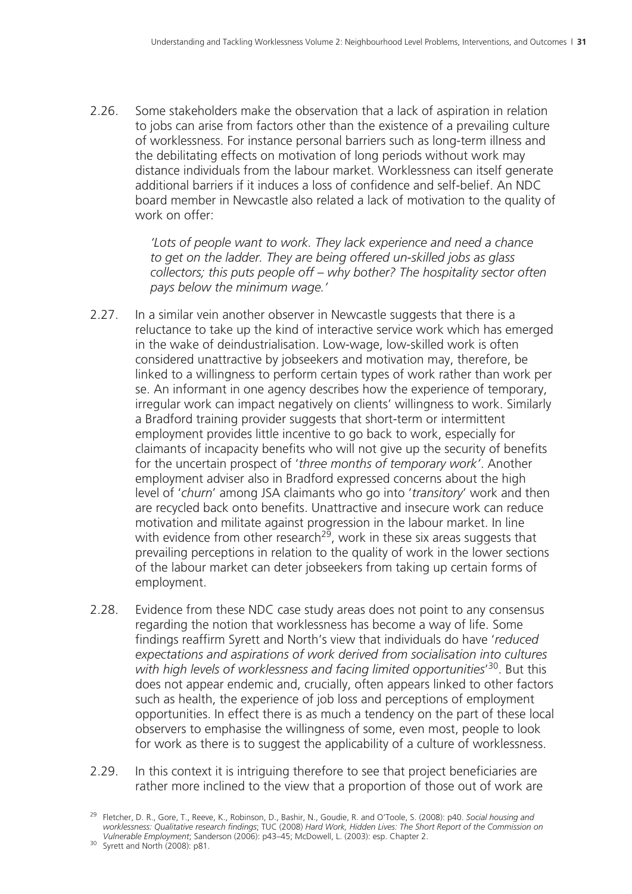2.26. Some stakeholders make the observation that a lack of aspiration in relation to jobs can arise from factors other than the existence of a prevailing culture of worklessness. For instance personal barriers such as long-term illness and the debilitating effects on motivation of long periods without work may distance individuals from the labour market. Worklessness can itself generate additional barriers if it induces a loss of confidence and self-belief. An NDC board member in Newcastle also related a lack of motivation to the quality of work on offer:

> *'Lots of people want to work. They lack experience and need a chance to get on the ladder. They are being offered un-skilled jobs as glass collectors; this puts people off – why bother? The hospitality sector often pays below the minimum wage.'*

2.27. In a similar vein another observer in Newcastle suggests that there is a reluctance to take up the kind of interactive service work which has emerged in the wake of deindustrialisation. Low-wage, low-skilled work is often considered unattractive by jobseekers and motivation may, therefore, be linked to a willingness to perform certain types of work rather than work per se. An informant in one agency describes how the experience of temporary, irregular work can impact negatively on clients' willingness to work. Similarly a Bradford training provider suggests that short-term or intermittent employment provides little incentive to go back to work, especially for claimants of incapacity benefits who will not give up the security of benefits for the uncertain prospect of '*three months of temporary work*'. Another employment adviser also in Bradford expressed concerns about the high level of '*churn*' among JSA claimants who go into '*transitory*' work and then are recycled back onto benefits. Unattractive and insecure work can reduce motivation and militate against progression in the labour market. In line with evidence from other research[29], work in these six areas suggests that prevailing perceptions in relation to the quality of work in the lower sections of the labour market can deter jobseekers from taking up certain forms of employment.

2.28. Evidence from these NDC case study areas does not point to any consensus regarding the notion that worklessness has become a way of life. Some findings reaffirm Syrett and North's view that individuals do have '*reduced expectations and aspirations of work derived from socialisation into cultures with high levels of worklessness and facing limited opportunities*'[30]. But this does not appear endemic and, crucially, often appears linked to other factors such as health, the experience of job loss and perceptions of employment opportunities. In effect there is as much a tendency on the part of these local observers to emphasise the willingness of some, even most, people to look for work as there is to suggest the applicability of a culture of worklessness.

2.29. In this context it is intriguing therefore to see that project beneficiaries are rather more inclined to the view that a proportion of those out of work are

---

[29] Fletcher, D. R., Gore, T., Reeve, K., Robinson, D., Bashir, N., Goudie, R. and O'Toole, S. (2008): p40. *Social housing and worklessness: Qualitative research findings*; TUC (2008) *Hard Work, Hidden Lives: The Short Report of the Commission on Vulnerable Employment*; Sanderson (2006): p43–45; McDowell, L. (2003): esp. Chapter 2.

[30] Syrett and North (2008): p81.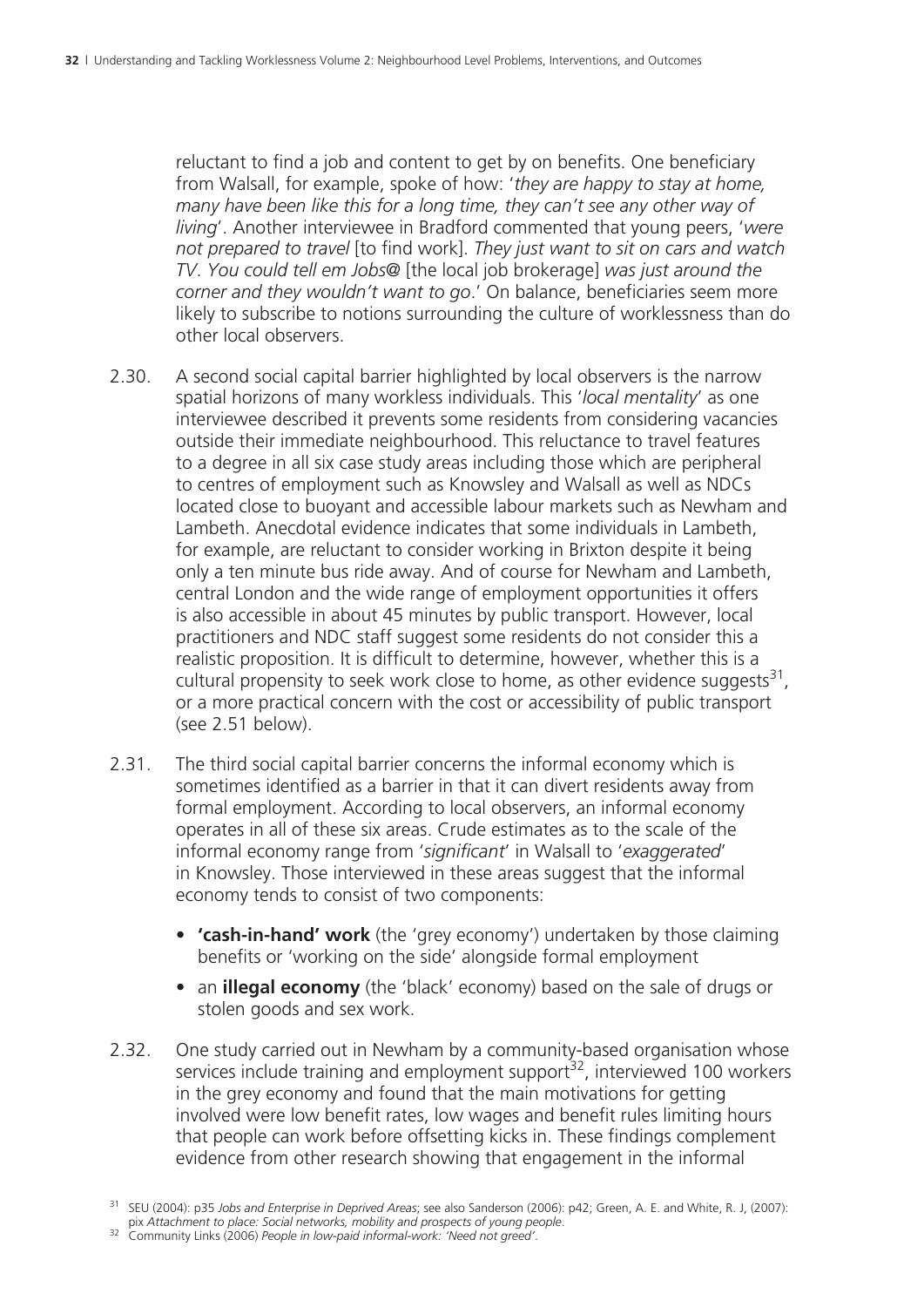reluctant to find a job and content to get by on benefits. One beneficiary from Walsall, for example, spoke of how: '*they are happy to stay at home, many have been like this for a long time, they can't see any other way of living*'. Another interviewee in Bradford commented that young peers, '*were not prepared to travel* [to find work]. *They just want to sit on cars and watch TV. You could tell em Jobs@* [the local job brokerage] *was just around the corner and they wouldn't want to go*.' On balance, beneficiaries seem more likely to subscribe to notions surrounding the culture of worklessness than do other local observers.

2.30. A second social capital barrier highlighted by local observers is the narrow spatial horizons of many workless individuals. This '*local mentality*' as one interviewee described it prevents some residents from considering vacancies outside their immediate neighbourhood. This reluctance to travel features to a degree in all six case study areas including those which are peripheral to centres of employment such as Knowsley and Walsall as well as NDCs located close to buoyant and accessible labour markets such as Newham and Lambeth. Anecdotal evidence indicates that some individuals in Lambeth, for example, are reluctant to consider working in Brixton despite it being only a ten minute bus ride away. And of course for Newham and Lambeth, central London and the wide range of employment opportunities it offers is also accessible in about 45 minutes by public transport. However, local practitioners and NDC staff suggest some residents do not consider this a realistic proposition. It is difficult to determine, however, whether this is a cultural propensity to seek work close to home, as other evidence suggests[31], or a more practical concern with the cost or accessibility of public transport (see 2.51 below).

2.31. The third social capital barrier concerns the informal economy which is sometimes identified as a barrier in that it can divert residents away from formal employment. According to local observers, an informal economy operates in all of these six areas. Crude estimates as to the scale of the informal economy range from '*significant*' in Walsall to '*exaggerated*' in Knowsley. Those interviewed in these areas suggest that the informal economy tends to consist of two components:

- **'cash-in-hand' work** (the 'grey economy') undertaken by those claiming benefits or 'working on the side' alongside formal employment
- an **illegal economy** (the 'black' economy) based on the sale of drugs or stolen goods and sex work.

2.32. One study carried out in Newham by a community-based organisation whose services include training and employment support[32], interviewed 100 workers in the grey economy and found that the main motivations for getting involved were low benefit rates, low wages and benefit rules limiting hours that people can work before offsetting kicks in. These findings complement evidence from other research showing that engagement in the informal

---

[31] SEU (2004): p35 *Jobs and Enterprise in Deprived Areas*; see also Sanderson (2006): p42; Green, A. E. and White, R. J, (2007): pix *Attachment to place: Social networks, mobility and prospects of young people*.

[32] Community Links (2006) *People in low-paid informal-work: 'Need not greed'*.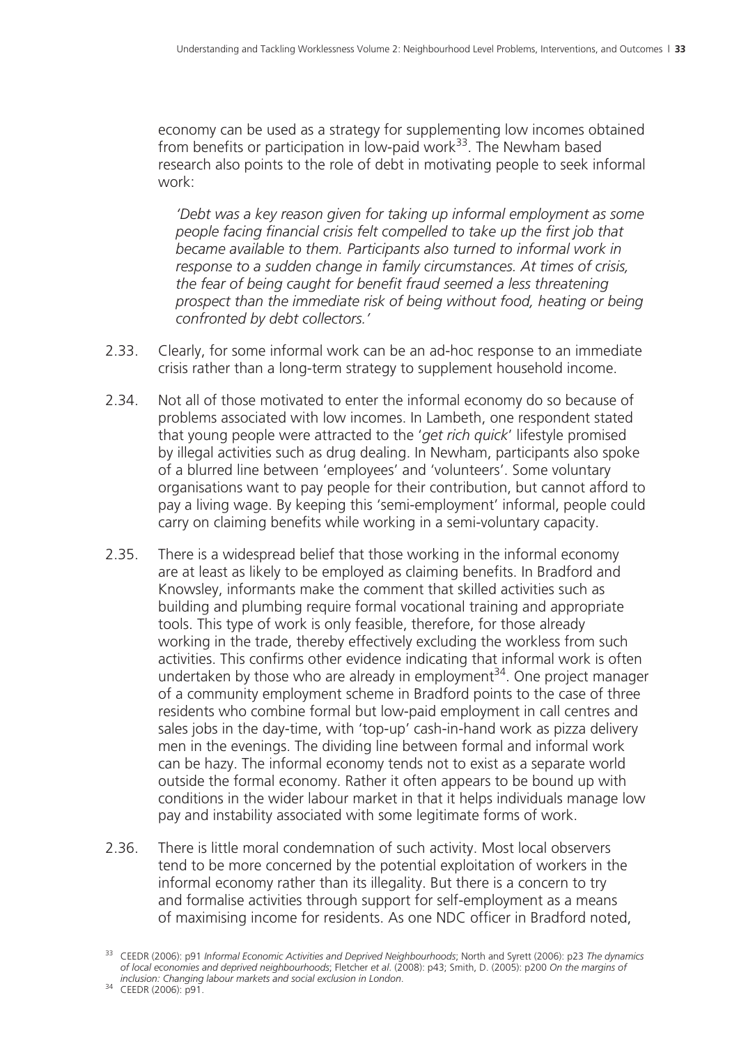economy can be used as a strategy for supplementing low incomes obtained from benefits or participation in low-paid work[33]. The Newham based research also points to the role of debt in motivating people to seek informal work:

> *'Debt was a key reason given for taking up informal employment as some people facing financial crisis felt compelled to take up the first job that became available to them. Participants also turned to informal work in response to a sudden change in family circumstances. At times of crisis, the fear of being caught for benefit fraud seemed a less threatening prospect than the immediate risk of being without food, heating or being confronted by debt collectors.'*

2.33. Clearly, for some informal work can be an ad-hoc response to an immediate crisis rather than a long-term strategy to supplement household income.

2.34. Not all of those motivated to enter the informal economy do so because of problems associated with low incomes. In Lambeth, one respondent stated that young people were attracted to the '*get rich quick*' lifestyle promised by illegal activities such as drug dealing. In Newham, participants also spoke of a blurred line between 'employees' and 'volunteers'. Some voluntary organisations want to pay people for their contribution, but cannot afford to pay a living wage. By keeping this 'semi-employment' informal, people could carry on claiming benefits while working in a semi-voluntary capacity.

2.35. There is a widespread belief that those working in the informal economy are at least as likely to be employed as claiming benefits. In Bradford and Knowsley, informants make the comment that skilled activities such as building and plumbing require formal vocational training and appropriate tools. This type of work is only feasible, therefore, for those already working in the trade, thereby effectively excluding the workless from such activities. This confirms other evidence indicating that informal work is often undertaken by those who are already in employment[34]. One project manager of a community employment scheme in Bradford points to the case of three residents who combine formal but low-paid employment in call centres and sales jobs in the day-time, with 'top-up' cash-in-hand work as pizza delivery men in the evenings. The dividing line between formal and informal work can be hazy. The informal economy tends not to exist as a separate world outside the formal economy. Rather it often appears to be bound up with conditions in the wider labour market in that it helps individuals manage low pay and instability associated with some legitimate forms of work.

2.36. There is little moral condemnation of such activity. Most local observers tend to be more concerned by the potential exploitation of workers in the informal economy rather than its illegality. But there is a concern to try and formalise activities through support for self-employment as a means of maximising income for residents. As one NDC officer in Bradford noted,

---

[33] CEEDR (2006): p91 *Informal Economic Activities and Deprived Neighbourhoods*; North and Syrett (2006): p23 *The dynamics of local economies and deprived neighbourhoods*; Fletcher *et al.* (2008): p43; Smith, D. (2005): p200 *On the margins of inclusion: Changing labour markets and social exclusion in London*.

[34] CEEDR (2006): p91.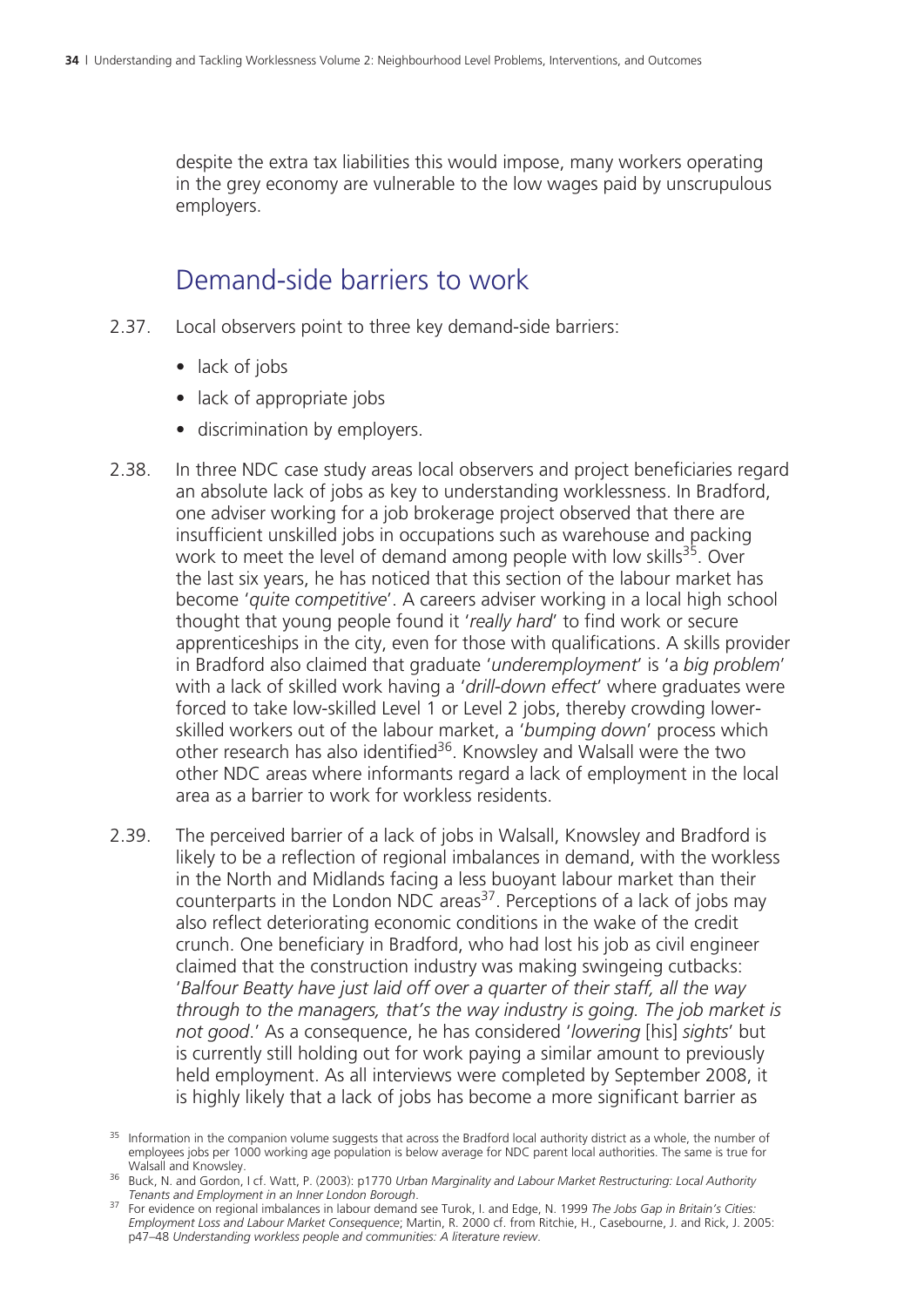despite the extra tax liabilities this would impose, many workers operating in the grey economy are vulnerable to the low wages paid by unscrupulous employers.

## Demand-side barriers to work

2.37. Local observers point to three key demand-side barriers:

- lack of jobs
- lack of appropriate jobs
- discrimination by employers.

2.38. In three NDC case study areas local observers and project beneficiaries regard an absolute lack of jobs as key to understanding worklessness. In Bradford, one adviser working for a job brokerage project observed that there are insufficient unskilled jobs in occupations such as warehouse and packing work to meet the level of demand among people with low skills[35]. Over the last six years, he has noticed that this section of the labour market has become '*quite competitive*'. A careers adviser working in a local high school thought that young people found it '*really hard*' to find work or secure apprenticeships in the city, even for those with qualifications. A skills provider in Bradford also claimed that graduate '*underemployment*' is 'a *big problem*' with a lack of skilled work having a '*drill-down effect*' where graduates were forced to take low-skilled Level 1 or Level 2 jobs, thereby crowding lower-skilled workers out of the labour market, a '*bumping down*' process which other research has also identified[36]. Knowsley and Walsall were the two other NDC areas where informants regard a lack of employment in the local area as a barrier to work for workless residents.

2.39. The perceived barrier of a lack of jobs in Walsall, Knowsley and Bradford is likely to be a reflection of regional imbalances in demand, with the workless in the North and Midlands facing a less buoyant labour market than their counterparts in the London NDC areas[37]. Perceptions of a lack of jobs may also reflect deteriorating economic conditions in the wake of the credit crunch. One beneficiary in Bradford, who had lost his job as civil engineer claimed that the construction industry was making swingeing cutbacks: '*Balfour Beatty have just laid off over a quarter of their staff, all the way through to the managers, that's the way industry is going. The job market is not good*.' As a consequence, he has considered '*lowering* [his] *sights*' but is currently still holding out for work paying a similar amount to previously held employment. As all interviews were completed by September 2008, it is highly likely that a lack of jobs has become a more significant barrier as

[35] Information in the companion volume suggests that across the Bradford local authority district as a whole, the number of employees jobs per 1000 working age population is below average for NDC parent local authorities. The same is true for Walsall and Knowsley.

[36] Buck, N. and Gordon, I cf. Watt, P. (2003): p1770 *Urban Marginality and Labour Market Restructuring: Local Authority Tenants and Employment in an Inner London Borough*.

[37] For evidence on regional imbalances in labour demand see Turok, I. and Edge, N. 1999 *The Jobs Gap in Britain's Cities: Employment Loss and Labour Market Consequence*; Martin, R. 2000 cf. from Ritchie, H., Casebourne, J. and Rick, J. 2005: p47–48 *Understanding workless people and communities: A literature review*.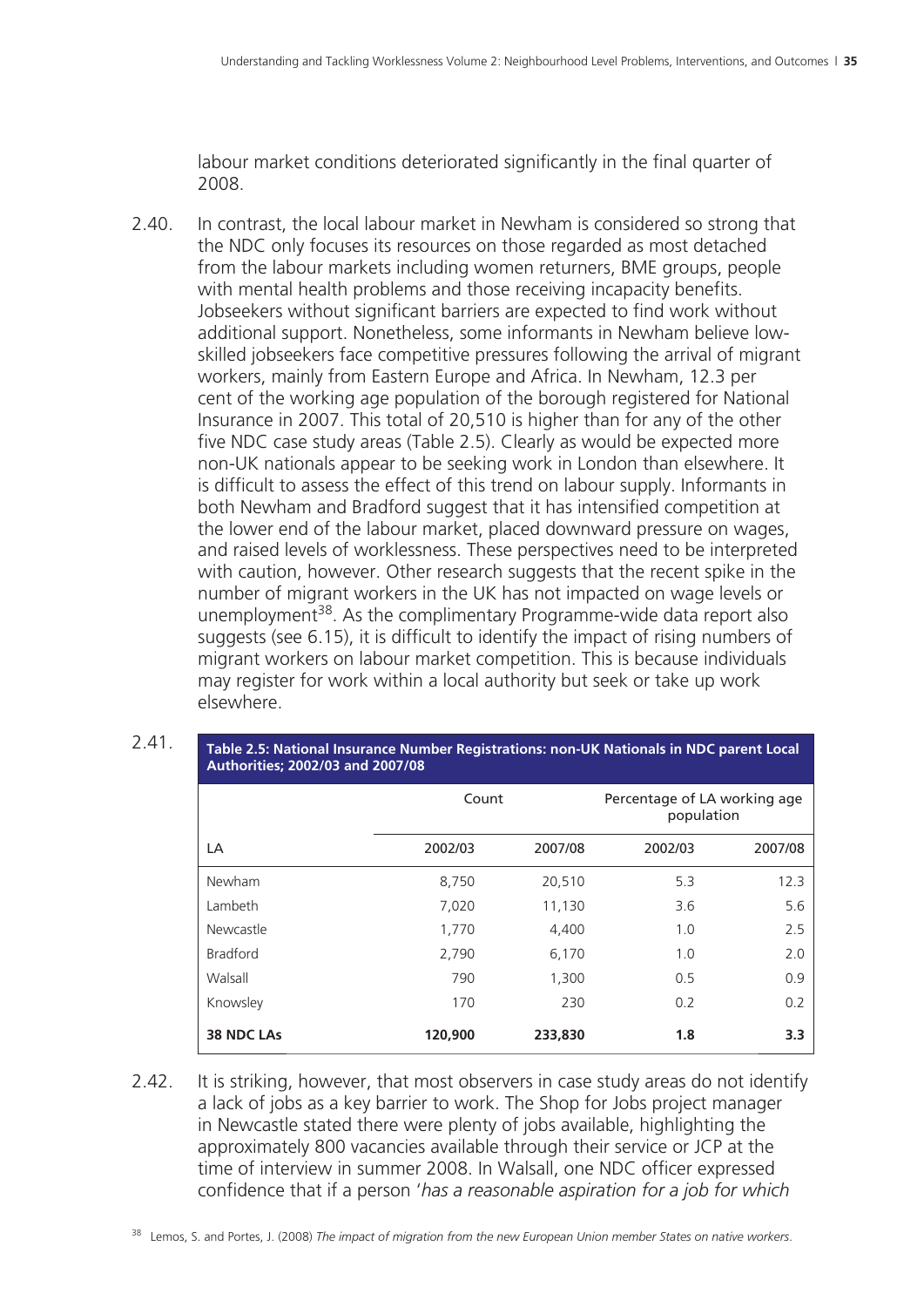labour market conditions deteriorated significantly in the final quarter of 2008.

2.40. In contrast, the local labour market in Newham is considered so strong that the NDC only focuses its resources on those regarded as most detached from the labour markets including women returners, BME groups, people with mental health problems and those receiving incapacity benefits. Jobseekers without significant barriers are expected to find work without additional support. Nonetheless, some informants in Newham believe low-skilled jobseekers face competitive pressures following the arrival of migrant workers, mainly from Eastern Europe and Africa. In Newham, 12.3 per cent of the working age population of the borough registered for National Insurance in 2007. This total of 20,510 is higher than for any of the other five NDC case study areas (Table 2.5). Clearly as would be expected more non-UK nationals appear to be seeking work in London than elsewhere. It is difficult to assess the effect of this trend on labour supply. Informants in both Newham and Bradford suggest that it has intensified competition at the lower end of the labour market, placed downward pressure on wages, and raised levels of worklessness. These perspectives need to be interpreted with caution, however. Other research suggests that the recent spike in the number of migrant workers in the UK has not impacted on wage levels or unemployment[38]. As the complimentary Programme-wide data report also suggests (see 6.15), it is difficult to identify the impact of rising numbers of migrant workers on labour market competition. This is because individuals may register for work within a local authority but seek or take up work elsewhere.

2.41.

**Table 2.5: National Insurance Number Registrations: non-UK Nationals in NDC parent Local Authorities; 2002/03 and 2007/08**

| | Count | | Percentage of LA working age population | |
|---|---|---|---|---|
| LA | 2002/03 | 2007/08 | 2002/03 | 2007/08 |
| Newham | 8,750 | 20,510 | 5.3 | 12.3 |
| Lambeth | 7,020 | 11,130 | 3.6 | 5.6 |
| Newcastle | 1,770 | 4,400 | 1.0 | 2.5 |
| Bradford | 2,790 | 6,170 | 1.0 | 2.0 |
| Walsall | 790 | 1,300 | 0.5 | 0.9 |
| Knowsley | 170 | 230 | 0.2 | 0.2 |
| **38 NDC LAs** | **120,900** | **233,830** | **1.8** | **3.3** |

2.42. It is striking, however, that most observers in case study areas do not identify a lack of jobs as a key barrier to work. The Shop for Jobs project manager in Newcastle stated there were plenty of jobs available, highlighting the approximately 800 vacancies available through their service or JCP at the time of interview in summer 2008. In Walsall, one NDC officer expressed confidence that if a person '*has a reasonable aspiration for a job for which*

[38] Lemos, S. and Portes, J. (2008) *The impact of migration from the new European Union member States on native workers.*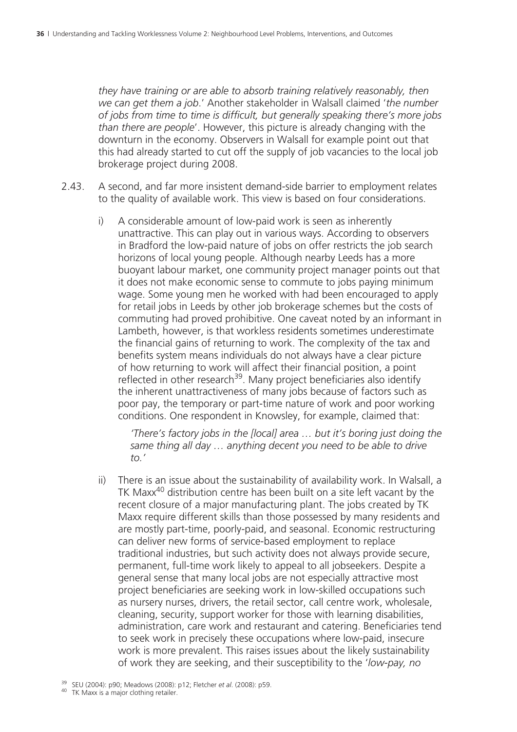*they have training or are able to absorb training relatively reasonably, then we can get them a job*.' Another stakeholder in Walsall claimed '*the number of jobs from time to time is difficult, but generally speaking there's more jobs than there are people*'. However, this picture is already changing with the downturn in the economy. Observers in Walsall for example point out that this had already started to cut off the supply of job vacancies to the local job brokerage project during 2008.

2.43. A second, and far more insistent demand-side barrier to employment relates to the quality of available work. This view is based on four considerations.

i) A considerable amount of low-paid work is seen as inherently unattractive. This can play out in various ways. According to observers in Bradford the low-paid nature of jobs on offer restricts the job search horizons of local young people. Although nearby Leeds has a more buoyant labour market, one community project manager points out that it does not make economic sense to commute to jobs paying minimum wage. Some young men he worked with had been encouraged to apply for retail jobs in Leeds by other job brokerage schemes but the costs of commuting had proved prohibitive. One caveat noted by an informant in Lambeth, however, is that workless residents sometimes underestimate the financial gains of returning to work. The complexity of the tax and benefits system means individuals do not always have a clear picture of how returning to work will affect their financial position, a point reflected in other research[39]. Many project beneficiaries also identify the inherent unattractiveness of many jobs because of factors such as poor pay, the temporary or part-time nature of work and poor working conditions. One respondent in Knowsley, for example, claimed that:

*'There's factory jobs in the [local] area … but it's boring just doing the same thing all day … anything decent you need to be able to drive to.'*

ii) There is an issue about the sustainability of availability work. In Walsall, a TK Maxx[40] distribution centre has been built on a site left vacant by the recent closure of a major manufacturing plant. The jobs created by TK Maxx require different skills than those possessed by many residents and are mostly part-time, poorly-paid, and seasonal. Economic restructuring can deliver new forms of service-based employment to replace traditional industries, but such activity does not always provide secure, permanent, full-time work likely to appeal to all jobseekers. Despite a general sense that many local jobs are not especially attractive most project beneficiaries are seeking work in low-skilled occupations such as nursery nurses, drivers, the retail sector, call centre work, wholesale, cleaning, security, support worker for those with learning disabilities, administration, care work and restaurant and catering. Beneficiaries tend to seek work in precisely these occupations where low-paid, insecure work is more prevalent. This raises issues about the likely sustainability of work they are seeking, and their susceptibility to the '*low-pay, no*

[39] SEU (2004): p90; Meadows (2008): p12; Fletcher *et al*. (2008): p59.

[40] TK Maxx is a major clothing retailer.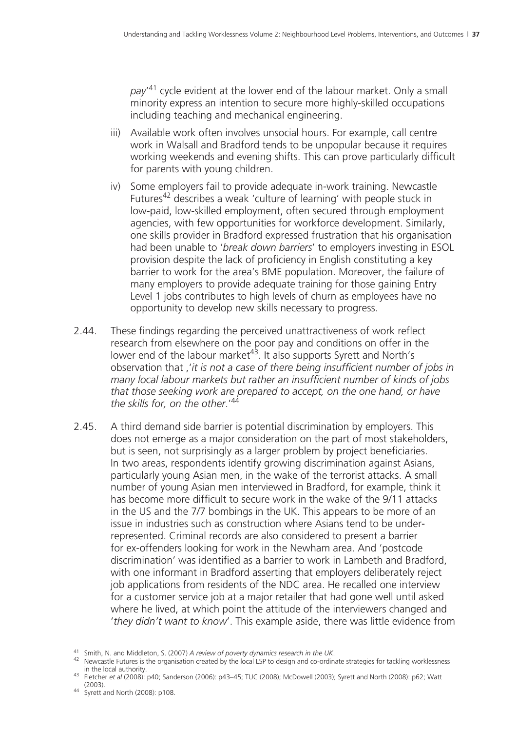*pay*'[41] cycle evident at the lower end of the labour market. Only a small minority express an intention to secure more highly-skilled occupations including teaching and mechanical engineering.

iii) Available work often involves unsocial hours. For example, call centre work in Walsall and Bradford tends to be unpopular because it requires working weekends and evening shifts. This can prove particularly difficult for parents with young children.

iv) Some employers fail to provide adequate in-work training. Newcastle Futures[42] describes a weak 'culture of learning' with people stuck in low-paid, low-skilled employment, often secured through employment agencies, with few opportunities for workforce development. Similarly, one skills provider in Bradford expressed frustration that his organisation had been unable to '*break down barriers*' to employers investing in ESOL provision despite the lack of proficiency in English constituting a key barrier to work for the area's BME population. Moreover, the failure of many employers to provide adequate training for those gaining Entry Level 1 jobs contributes to high levels of churn as employees have no opportunity to develop new skills necessary to progress.

2.44. These findings regarding the perceived unattractiveness of work reflect research from elsewhere on the poor pay and conditions on offer in the lower end of the labour market[43]. It also supports Syrett and North's observation that ,'*it is not a case of there being insufficient number of jobs in many local labour markets but rather an insufficient number of kinds of jobs that those seeking work are prepared to accept, on the one hand, or have the skills for, on the other*.'[44]

2.45. A third demand side barrier is potential discrimination by employers. This does not emerge as a major consideration on the part of most stakeholders, but is seen, not surprisingly as a larger problem by project beneficiaries. In two areas, respondents identify growing discrimination against Asians, particularly young Asian men, in the wake of the terrorist attacks. A small number of young Asian men interviewed in Bradford, for example, think it has become more difficult to secure work in the wake of the 9/11 attacks in the US and the 7/7 bombings in the UK. This appears to be more of an issue in industries such as construction where Asians tend to be under-represented. Criminal records are also considered to present a barrier for ex-offenders looking for work in the Newham area. And 'postcode discrimination' was identified as a barrier to work in Lambeth and Bradford, with one informant in Bradford asserting that employers deliberately reject job applications from residents of the NDC area. He recalled one interview for a customer service job at a major retailer that had gone well until asked where he lived, at which point the attitude of the interviewers changed and '*they didn't want to know*'. This example aside, there was little evidence from

[41] Smith, N. and Middleton, S. (2007) *A review of poverty dynamics research in the UK*.

[42] Newcastle Futures is the organisation created by the local LSP to design and co-ordinate strategies for tackling worklessness in the local authority.

[43] Fletcher *et al* (2008): p40; Sanderson (2006): p43–45; TUC (2008); McDowell (2003); Syrett and North (2008): p62; Watt (2003).

[44] Syrett and North (2008): p108.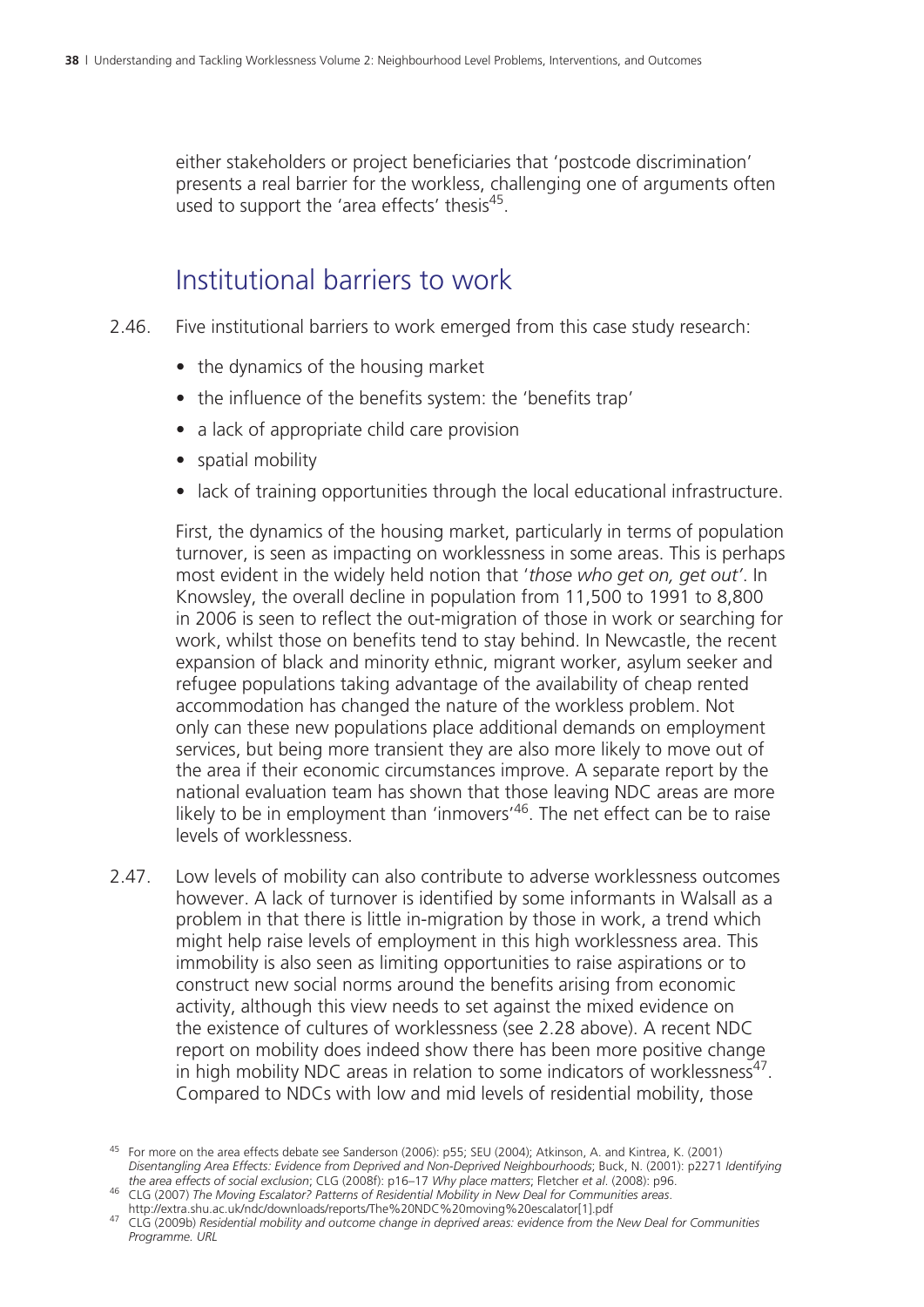either stakeholders or project beneficiaries that 'postcode discrimination' presents a real barrier for the workless, challenging one of arguments often used to support the 'area effects' thesis[45].

## Institutional barriers to work

2.46. Five institutional barriers to work emerged from this case study research:

- the dynamics of the housing market
- the influence of the benefits system: the 'benefits trap'
- a lack of appropriate child care provision
- spatial mobility
- lack of training opportunities through the local educational infrastructure.

First, the dynamics of the housing market, particularly in terms of population turnover, is seen as impacting on worklessness in some areas. This is perhaps most evident in the widely held notion that '*those who get on, get out*'. In Knowsley, the overall decline in population from 11,500 to 1991 to 8,800 in 2006 is seen to reflect the out-migration of those in work or searching for work, whilst those on benefits tend to stay behind. In Newcastle, the recent expansion of black and minority ethnic, migrant worker, asylum seeker and refugee populations taking advantage of the availability of cheap rented accommodation has changed the nature of the workless problem. Not only can these new populations place additional demands on employment services, but being more transient they are also more likely to move out of the area if their economic circumstances improve. A separate report by the national evaluation team has shown that those leaving NDC areas are more likely to be in employment than 'inmovers'[46]. The net effect can be to raise levels of worklessness.

2.47. Low levels of mobility can also contribute to adverse worklessness outcomes however. A lack of turnover is identified by some informants in Walsall as a problem in that there is little in-migration by those in work, a trend which might help raise levels of employment in this high worklessness area. This immobility is also seen as limiting opportunities to raise aspirations or to construct new social norms around the benefits arising from economic activity, although this view needs to set against the mixed evidence on the existence of cultures of worklessness (see 2.28 above). A recent NDC report on mobility does indeed show there has been more positive change in high mobility NDC areas in relation to some indicators of worklessness[47]. Compared to NDCs with low and mid levels of residential mobility, those

---

[45] For more on the area effects debate see Sanderson (2006): p55; SEU (2004); Atkinson, A. and Kintrea, K. (2001) *Disentangling Area Effects: Evidence from Deprived and Non-Deprived Neighbourhoods*; Buck, N. (2001): p2271 *Identifying the area effects of social exclusion*; CLG (2008f): p16–17 *Why place matters*; Fletcher *et al*. (2008): p96.

[46] CLG (2007) *The Moving Escalator? Patterns of Residential Mobility in New Deal for Communities areas*. http://extra.shu.ac.uk/ndc/downloads/reports/The%20NDC%20moving%20escalator[1].pdf

[47] CLG (2009b) *Residential mobility and outcome change in deprived areas: evidence from the New Deal for Communities Programme. URL*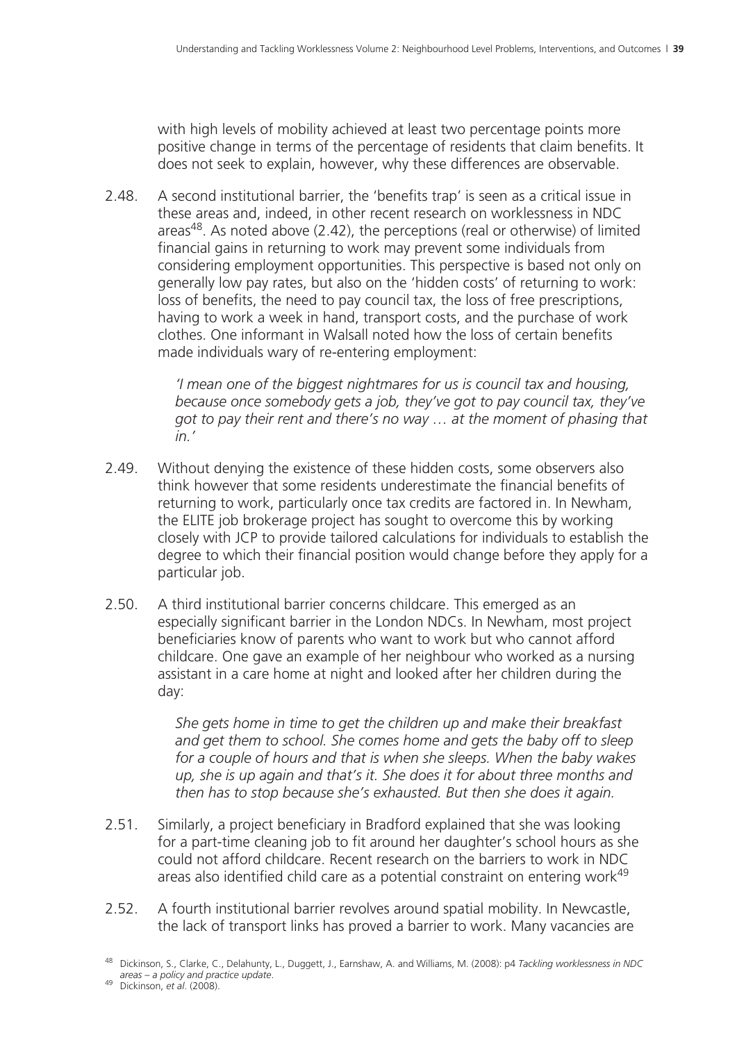with high levels of mobility achieved at least two percentage points more positive change in terms of the percentage of residents that claim benefits. It does not seek to explain, however, why these differences are observable.

2.48. A second institutional barrier, the 'benefits trap' is seen as a critical issue in these areas and, indeed, in other recent research on worklessness in NDC areas[48]. As noted above (2.42), the perceptions (real or otherwise) of limited financial gains in returning to work may prevent some individuals from considering employment opportunities. This perspective is based not only on generally low pay rates, but also on the 'hidden costs' of returning to work: loss of benefits, the need to pay council tax, the loss of free prescriptions, having to work a week in hand, transport costs, and the purchase of work clothes. One informant in Walsall noted how the loss of certain benefits made individuals wary of re-entering employment:

> *'I mean one of the biggest nightmares for us is council tax and housing, because once somebody gets a job, they've got to pay council tax, they've got to pay their rent and there's no way … at the moment of phasing that in.'*

2.49. Without denying the existence of these hidden costs, some observers also think however that some residents underestimate the financial benefits of returning to work, particularly once tax credits are factored in. In Newham, the ELITE job brokerage project has sought to overcome this by working closely with JCP to provide tailored calculations for individuals to establish the degree to which their financial position would change before they apply for a particular job.

2.50. A third institutional barrier concerns childcare. This emerged as an especially significant barrier in the London NDCs. In Newham, most project beneficiaries know of parents who want to work but who cannot afford childcare. One gave an example of her neighbour who worked as a nursing assistant in a care home at night and looked after her children during the day:

> *She gets home in time to get the children up and make their breakfast and get them to school. She comes home and gets the baby off to sleep for a couple of hours and that is when she sleeps. When the baby wakes up, she is up again and that's it. She does it for about three months and then has to stop because she's exhausted. But then she does it again.*

2.51. Similarly, a project beneficiary in Bradford explained that she was looking for a part-time cleaning job to fit around her daughter's school hours as she could not afford childcare. Recent research on the barriers to work in NDC areas also identified child care as a potential constraint on entering work[49]

2.52. A fourth institutional barrier revolves around spatial mobility. In Newcastle, the lack of transport links has proved a barrier to work. Many vacancies are

---

[48] Dickinson, S., Clarke, C., Delahunty, L., Duggett, J., Earnshaw, A. and Williams, M. (2008): p4 *Tackling worklessness in NDC areas – a policy and practice update*.

[49] Dickinson, *et al*. (2008).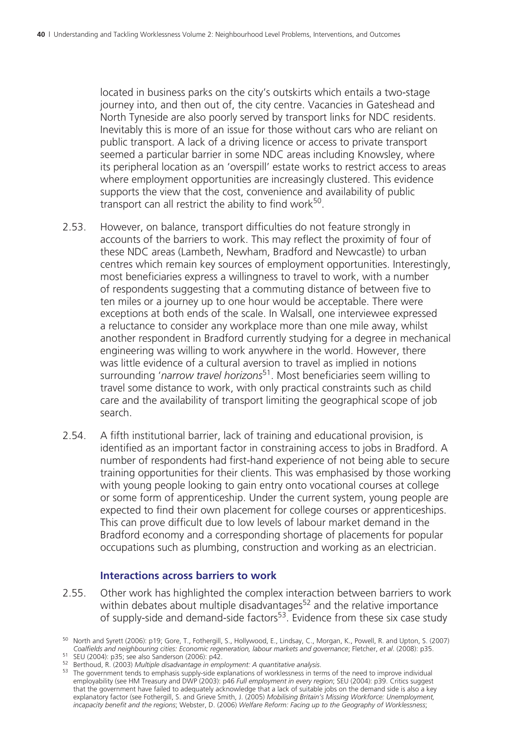located in business parks on the city's outskirts which entails a two-stage journey into, and then out of, the city centre. Vacancies in Gateshead and North Tyneside are also poorly served by transport links for NDC residents. Inevitably this is more of an issue for those without cars who are reliant on public transport. A lack of a driving licence or access to private transport seemed a particular barrier in some NDC areas including Knowsley, where its peripheral location as an 'overspill' estate works to restrict access to areas where employment opportunities are increasingly clustered. This evidence supports the view that the cost, convenience and availability of public transport can all restrict the ability to find work[50].

2.53. However, on balance, transport difficulties do not feature strongly in accounts of the barriers to work. This may reflect the proximity of four of these NDC areas (Lambeth, Newham, Bradford and Newcastle) to urban centres which remain key sources of employment opportunities. Interestingly, most beneficiaries express a willingness to travel to work, with a number of respondents suggesting that a commuting distance of between five to ten miles or a journey up to one hour would be acceptable. There were exceptions at both ends of the scale. In Walsall, one interviewee expressed a reluctance to consider any workplace more than one mile away, whilst another respondent in Bradford currently studying for a degree in mechanical engineering was willing to work anywhere in the world. However, there was little evidence of a cultural aversion to travel as implied in notions surrounding '*narrow travel horizons*[51]. Most beneficiaries seem willing to travel some distance to work, with only practical constraints such as child care and the availability of transport limiting the geographical scope of job search.

2.54. A fifth institutional barrier, lack of training and educational provision, is identified as an important factor in constraining access to jobs in Bradford. A number of respondents had first-hand experience of not being able to secure training opportunities for their clients. This was emphasised by those working with young people looking to gain entry onto vocational courses at college or some form of apprenticeship. Under the current system, young people are expected to find their own placement for college courses or apprenticeships. This can prove difficult due to low levels of labour market demand in the Bradford economy and a corresponding shortage of placements for popular occupations such as plumbing, construction and working as an electrician.

### Interactions across barriers to work

2.55. Other work has highlighted the complex interaction between barriers to work within debates about multiple disadvantages[52] and the relative importance of supply-side and demand-side factors[53]. Evidence from these six case study

---

[50] North and Syrett (2006): p19; Gore, T., Fothergill, S., Hollywood, E., Lindsay, C., Morgan, K., Powell, R. and Upton, S. (2007) *Coalfields and neighbouring cities: Economic regeneration, labour markets and governance*; Fletcher, *et al*. (2008): p35.

[51] SEU (2004): p35; see also Sanderson (2006): p42.

[52] Berthoud, R. (2003) *Multiple disadvantage in employment: A quantitative analysis*.

[53] The government tends to emphasis supply-side explanations of worklessness in terms of the need to improve individual employability (see HM Treasury and DWP (2003): p46 *Full employment in every region*; SEU (2004): p39. Critics suggest that the government have failed to adequately acknowledge that a lack of suitable jobs on the demand side is also a key explanatory factor (see Fothergill, S. and Grieve Smith, J. (2005) *Mobilising Britain's Missing Workforce: Unemployment, incapacity benefit and the regions*; Webster, D. (2006) *Welfare Reform: Facing up to the Geography of Worklessness*;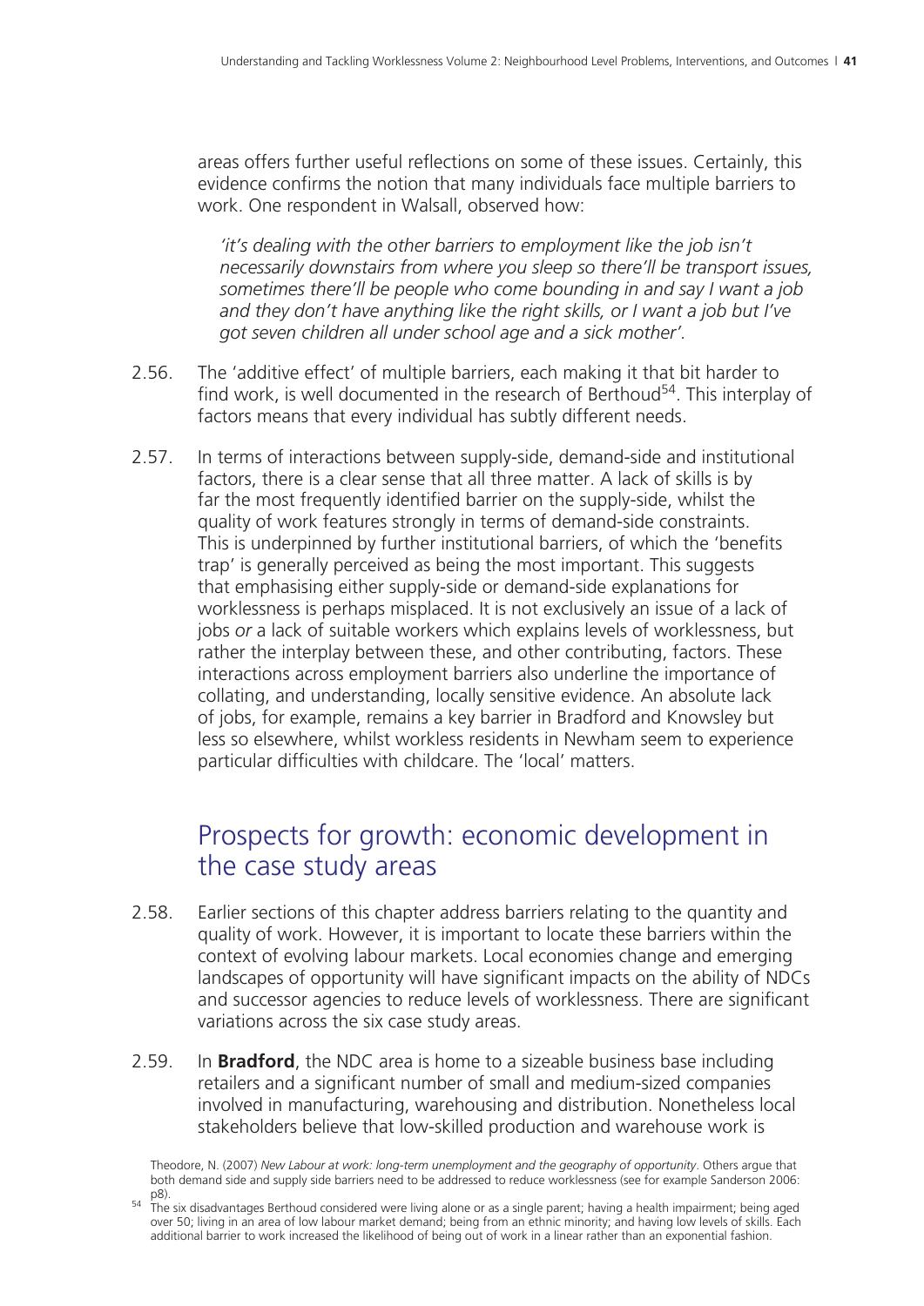areas offers further useful reflections on some of these issues. Certainly, this evidence confirms the notion that many individuals face multiple barriers to work. One respondent in Walsall, observed how:

> *'it's dealing with the other barriers to employment like the job isn't necessarily downstairs from where you sleep so there'll be transport issues, sometimes there'll be people who come bounding in and say I want a job and they don't have anything like the right skills, or I want a job but I've got seven children all under school age and a sick mother'.*

2.56. The 'additive effect' of multiple barriers, each making it that bit harder to find work, is well documented in the research of Berthoud[54]. This interplay of factors means that every individual has subtly different needs.

2.57. In terms of interactions between supply-side, demand-side and institutional factors, there is a clear sense that all three matter. A lack of skills is by far the most frequently identified barrier on the supply-side, whilst the quality of work features strongly in terms of demand-side constraints. This is underpinned by further institutional barriers, of which the 'benefits trap' is generally perceived as being the most important. This suggests that emphasising either supply-side or demand-side explanations for worklessness is perhaps misplaced. It is not exclusively an issue of a lack of jobs *or* a lack of suitable workers which explains levels of worklessness, but rather the interplay between these, and other contributing, factors. These interactions across employment barriers also underline the importance of collating, and understanding, locally sensitive evidence. An absolute lack of jobs, for example, remains a key barrier in Bradford and Knowsley but less so elsewhere, whilst workless residents in Newham seem to experience particular difficulties with childcare. The 'local' matters.

## Prospects for growth: economic development in the case study areas

2.58. Earlier sections of this chapter address barriers relating to the quantity and quality of work. However, it is important to locate these barriers within the context of evolving labour markets. Local economies change and emerging landscapes of opportunity will have significant impacts on the ability of NDCs and successor agencies to reduce levels of worklessness. There are significant variations across the six case study areas.

2.59. In **Bradford**, the NDC area is home to a sizeable business base including retailers and a significant number of small and medium-sized companies involved in manufacturing, warehousing and distribution. Nonetheless local stakeholders believe that low-skilled production and warehouse work is

Theodore, N. (2007) *New Labour at work: long-term unemployment and the geography of opportunity*. Others argue that both demand side and supply side barriers need to be addressed to reduce worklessness (see for example Sanderson 2006: p8).

[54] The six disadvantages Berthoud considered were living alone or as a single parent; having a health impairment; being aged over 50; living in an area of low labour market demand; being from an ethnic minority; and having low levels of skills. Each additional barrier to work increased the likelihood of being out of work in a linear rather than an exponential fashion.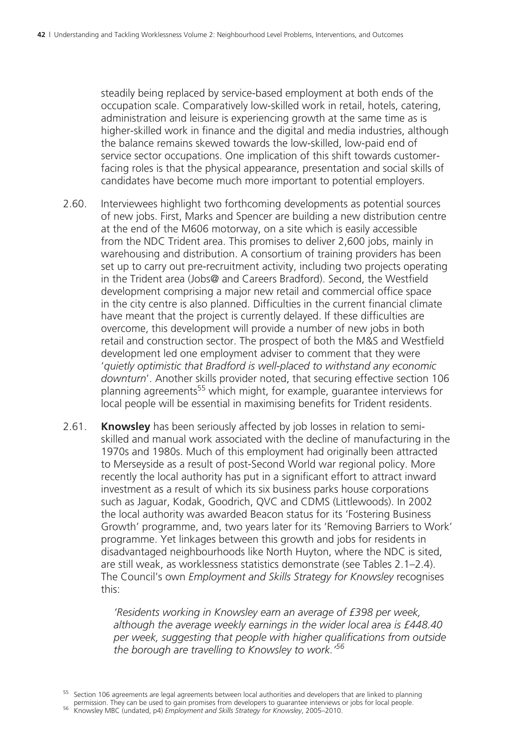steadily being replaced by service-based employment at both ends of the occupation scale. Comparatively low-skilled work in retail, hotels, catering, administration and leisure is experiencing growth at the same time as is higher-skilled work in finance and the digital and media industries, although the balance remains skewed towards the low-skilled, low-paid end of service sector occupations. One implication of this shift towards customer-facing roles is that the physical appearance, presentation and social skills of candidates have become much more important to potential employers.

2.60. Interviewees highlight two forthcoming developments as potential sources of new jobs. First, Marks and Spencer are building a new distribution centre at the end of the M606 motorway, on a site which is easily accessible from the NDC Trident area. This promises to deliver 2,600 jobs, mainly in warehousing and distribution. A consortium of training providers has been set up to carry out pre-recruitment activity, including two projects operating in the Trident area (Jobs@ and Careers Bradford). Second, the Westfield development comprising a major new retail and commercial office space in the city centre is also planned. Difficulties in the current financial climate have meant that the project is currently delayed. If these difficulties are overcome, this development will provide a number of new jobs in both retail and construction sector. The prospect of both the M&S and Westfield development led one employment adviser to comment that they were '*quietly optimistic that Bradford is well-placed to withstand any economic downturn*'. Another skills provider noted, that securing effective section 106 planning agreements[55] which might, for example, guarantee interviews for local people will be essential in maximising benefits for Trident residents.

2.61. **Knowsley** has been seriously affected by job losses in relation to semi-skilled and manual work associated with the decline of manufacturing in the 1970s and 1980s. Much of this employment had originally been attracted to Merseyside as a result of post-Second World war regional policy. More recently the local authority has put in a significant effort to attract inward investment as a result of which its six business parks house corporations such as Jaguar, Kodak, Goodrich, QVC and CDMS (Littlewoods). In 2002 the local authority was awarded Beacon status for its 'Fostering Business Growth' programme, and, two years later for its 'Removing Barriers to Work' programme. Yet linkages between this growth and jobs for residents in disadvantaged neighbourhoods like North Huyton, where the NDC is sited, are still weak, as worklessness statistics demonstrate (see Tables 2.1–2.4). The Council's own *Employment and Skills Strategy for Knowsley* recognises this:

> *'Residents working in Knowsley earn an average of £398 per week, although the average weekly earnings in the wider local area is £448.40 per week, suggesting that people with higher qualifications from outside the borough are travelling to Knowsley to work.'*[56]

[55] Section 106 agreements are legal agreements between local authorities and developers that are linked to planning permission. They can be used to gain promises from developers to guarantee interviews or jobs for local people.

[56] Knowsley MBC (undated, p4) *Employment and Skills Strategy for Knowsley*, 2005–2010.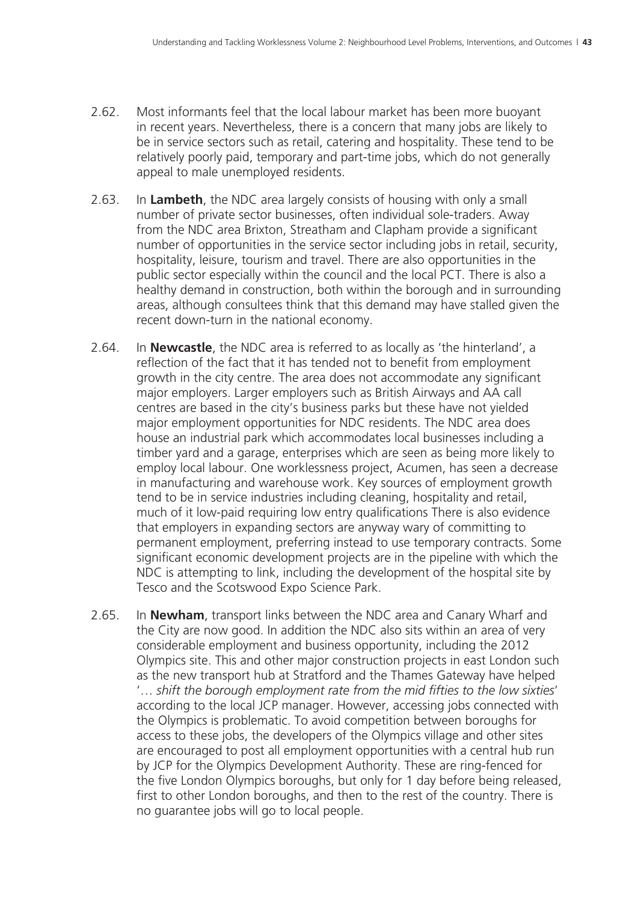2.62. Most informants feel that the local labour market has been more buoyant in recent years. Nevertheless, there is a concern that many jobs are likely to be in service sectors such as retail, catering and hospitality. These tend to be relatively poorly paid, temporary and part-time jobs, which do not generally appeal to male unemployed residents.

2.63. In **Lambeth**, the NDC area largely consists of housing with only a small number of private sector businesses, often individual sole-traders. Away from the NDC area Brixton, Streatham and Clapham provide a significant number of opportunities in the service sector including jobs in retail, security, hospitality, leisure, tourism and travel. There are also opportunities in the public sector especially within the council and the local PCT. There is also a healthy demand in construction, both within the borough and in surrounding areas, although consultees think that this demand may have stalled given the recent down-turn in the national economy.

2.64. In **Newcastle**, the NDC area is referred to as locally as 'the hinterland', a reflection of the fact that it has tended not to benefit from employment growth in the city centre. The area does not accommodate any significant major employers. Larger employers such as British Airways and AA call centres are based in the city's business parks but these have not yielded major employment opportunities for NDC residents. The NDC area does house an industrial park which accommodates local businesses including a timber yard and a garage, enterprises which are seen as being more likely to employ local labour. One worklessness project, Acumen, has seen a decrease in manufacturing and warehouse work. Key sources of employment growth tend to be in service industries including cleaning, hospitality and retail, much of it low-paid requiring low entry qualifications There is also evidence that employers in expanding sectors are anyway wary of committing to permanent employment, preferring instead to use temporary contracts. Some significant economic development projects are in the pipeline with which the NDC is attempting to link, including the development of the hospital site by Tesco and the Scotswood Expo Science Park.

2.65. In **Newham**, transport links between the NDC area and Canary Wharf and the City are now good. In addition the NDC also sits within an area of very considerable employment and business opportunity, including the 2012 Olympics site. This and other major construction projects in east London such as the new transport hub at Stratford and the Thames Gateway have helped '*… shift the borough employment rate from the mid fifties to the low sixties*' according to the local JCP manager. However, accessing jobs connected with the Olympics is problematic. To avoid competition between boroughs for access to these jobs, the developers of the Olympics village and other sites are encouraged to post all employment opportunities with a central hub run by JCP for the Olympics Development Authority. These are ring-fenced for the five London Olympics boroughs, but only for 1 day before being released, first to other London boroughs, and then to the rest of the country. There is no guarantee jobs will go to local people.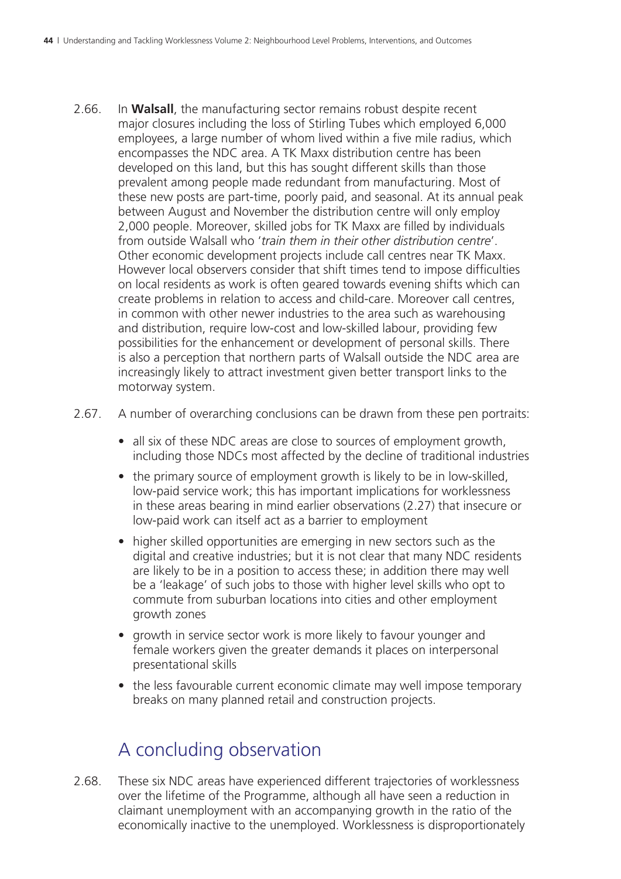2.66. In **Walsall**, the manufacturing sector remains robust despite recent major closures including the loss of Stirling Tubes which employed 6,000 employees, a large number of whom lived within a five mile radius, which encompasses the NDC area. A TK Maxx distribution centre has been developed on this land, but this has sought different skills than those prevalent among people made redundant from manufacturing. Most of these new posts are part-time, poorly paid, and seasonal. At its annual peak between August and November the distribution centre will only employ 2,000 people. Moreover, skilled jobs for TK Maxx are filled by individuals from outside Walsall who '*train them in their other distribution centre*'. Other economic development projects include call centres near TK Maxx. However local observers consider that shift times tend to impose difficulties on local residents as work is often geared towards evening shifts which can create problems in relation to access and child-care. Moreover call centres, in common with other newer industries to the area such as warehousing and distribution, require low-cost and low-skilled labour, providing few possibilities for the enhancement or development of personal skills. There is also a perception that northern parts of Walsall outside the NDC area are increasingly likely to attract investment given better transport links to the motorway system.

2.67. A number of overarching conclusions can be drawn from these pen portraits:

- all six of these NDC areas are close to sources of employment growth, including those NDCs most affected by the decline of traditional industries
- the primary source of employment growth is likely to be in low-skilled, low-paid service work; this has important implications for worklessness in these areas bearing in mind earlier observations (2.27) that insecure or low-paid work can itself act as a barrier to employment
- higher skilled opportunities are emerging in new sectors such as the digital and creative industries; but it is not clear that many NDC residents are likely to be in a position to access these; in addition there may well be a 'leakage' of such jobs to those with higher level skills who opt to commute from suburban locations into cities and other employment growth zones
- growth in service sector work is more likely to favour younger and female workers given the greater demands it places on interpersonal presentational skills
- the less favourable current economic climate may well impose temporary breaks on many planned retail and construction projects.

## A concluding observation

2.68. These six NDC areas have experienced different trajectories of worklessness over the lifetime of the Programme, although all have seen a reduction in claimant unemployment with an accompanying growth in the ratio of the economically inactive to the unemployed. Worklessness is disproportionately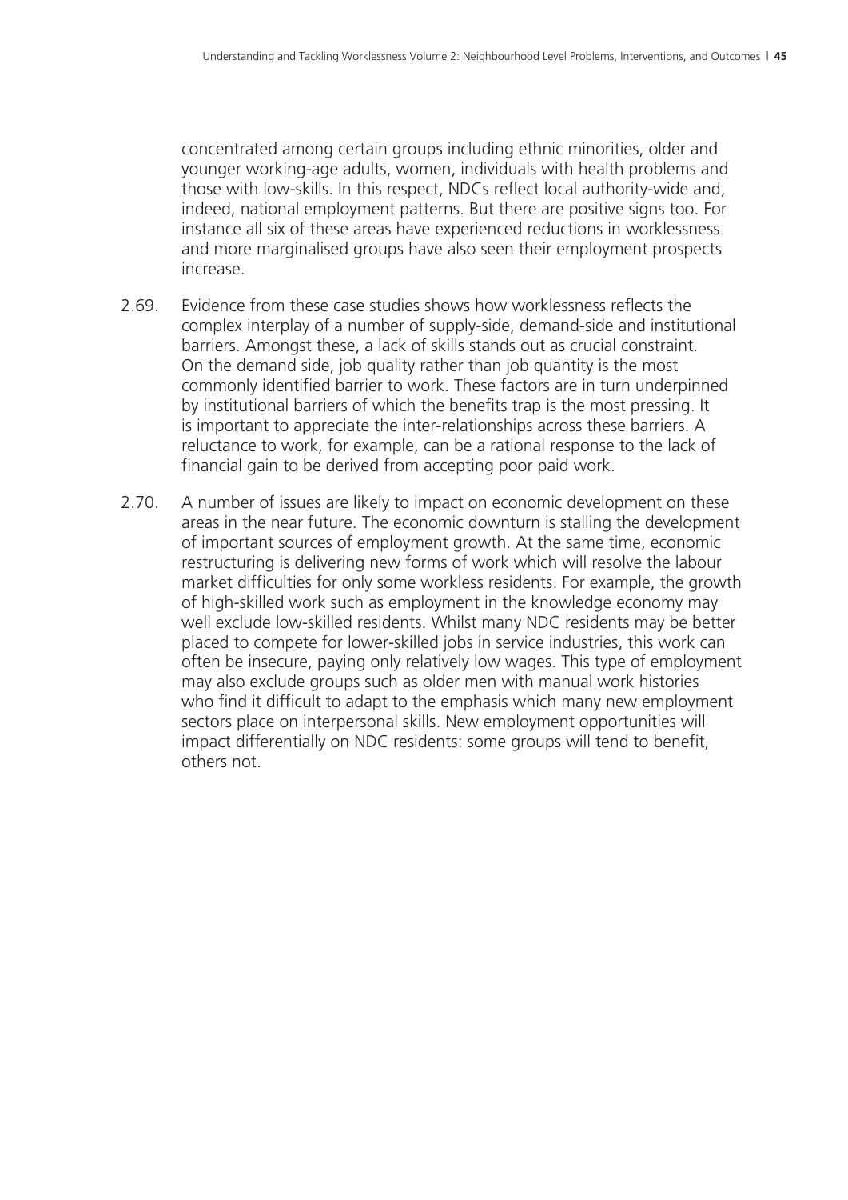concentrated among certain groups including ethnic minorities, older and younger working-age adults, women, individuals with health problems and those with low-skills. In this respect, NDCs reflect local authority-wide and, indeed, national employment patterns. But there are positive signs too. For instance all six of these areas have experienced reductions in worklessness and more marginalised groups have also seen their employment prospects increase.

2.69. Evidence from these case studies shows how worklessness reflects the complex interplay of a number of supply-side, demand-side and institutional barriers. Amongst these, a lack of skills stands out as crucial constraint. On the demand side, job quality rather than job quantity is the most commonly identified barrier to work. These factors are in turn underpinned by institutional barriers of which the benefits trap is the most pressing. It is important to appreciate the inter-relationships across these barriers. A reluctance to work, for example, can be a rational response to the lack of financial gain to be derived from accepting poor paid work.

2.70. A number of issues are likely to impact on economic development on these areas in the near future. The economic downturn is stalling the development of important sources of employment growth. At the same time, economic restructuring is delivering new forms of work which will resolve the labour market difficulties for only some workless residents. For example, the growth of high-skilled work such as employment in the knowledge economy may well exclude low-skilled residents. Whilst many NDC residents may be better placed to compete for lower-skilled jobs in service industries, this work can often be insecure, paying only relatively low wages. This type of employment may also exclude groups such as older men with manual work histories who find it difficult to adapt to the emphasis which many new employment sectors place on interpersonal skills. New employment opportunities will impact differentially on NDC residents: some groups will tend to benefit, others not.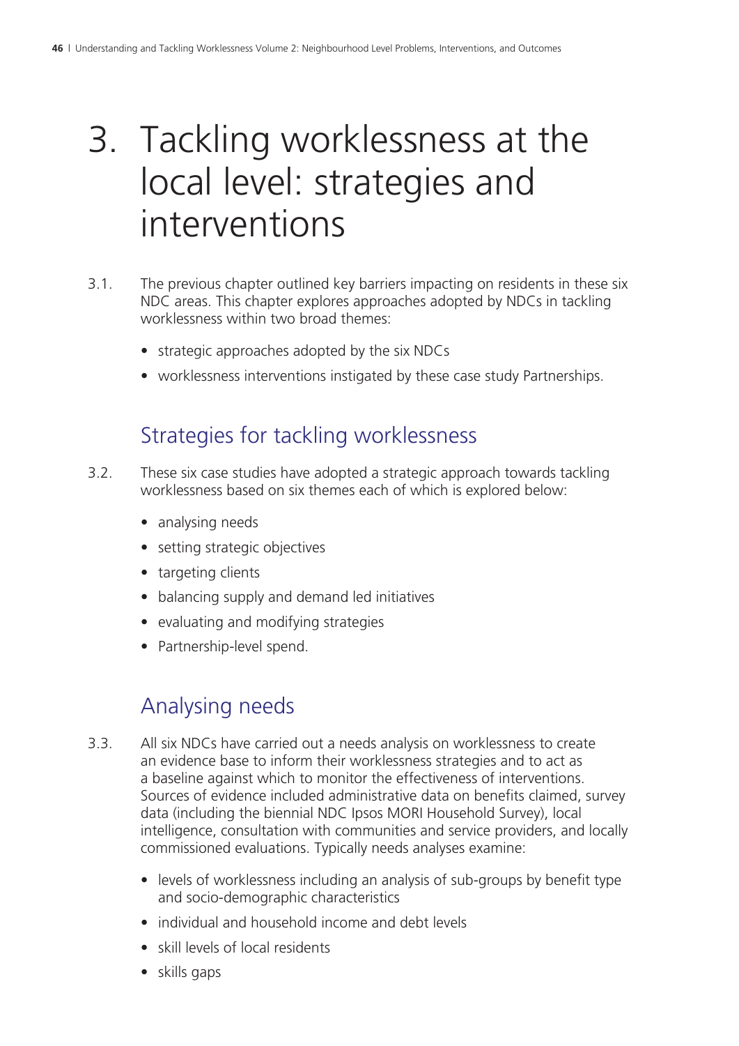# 3. Tackling worklessness at the local level: strategies and interventions

3.1. The previous chapter outlined key barriers impacting on residents in these six NDC areas. This chapter explores approaches adopted by NDCs in tackling worklessness within two broad themes:

- strategic approaches adopted by the six NDCs
- worklessness interventions instigated by these case study Partnerships.

## Strategies for tackling worklessness

3.2. These six case studies have adopted a strategic approach towards tackling worklessness based on six themes each of which is explored below:

- analysing needs
- setting strategic objectives
- targeting clients
- balancing supply and demand led initiatives
- evaluating and modifying strategies
- Partnership-level spend.

## Analysing needs

3.3. All six NDCs have carried out a needs analysis on worklessness to create an evidence base to inform their worklessness strategies and to act as a baseline against which to monitor the effectiveness of interventions. Sources of evidence included administrative data on benefits claimed, survey data (including the biennial NDC Ipsos MORI Household Survey), local intelligence, consultation with communities and service providers, and locally commissioned evaluations. Typically needs analyses examine:

- levels of worklessness including an analysis of sub-groups by benefit type and socio-demographic characteristics
- individual and household income and debt levels
- skill levels of local residents
- skills gaps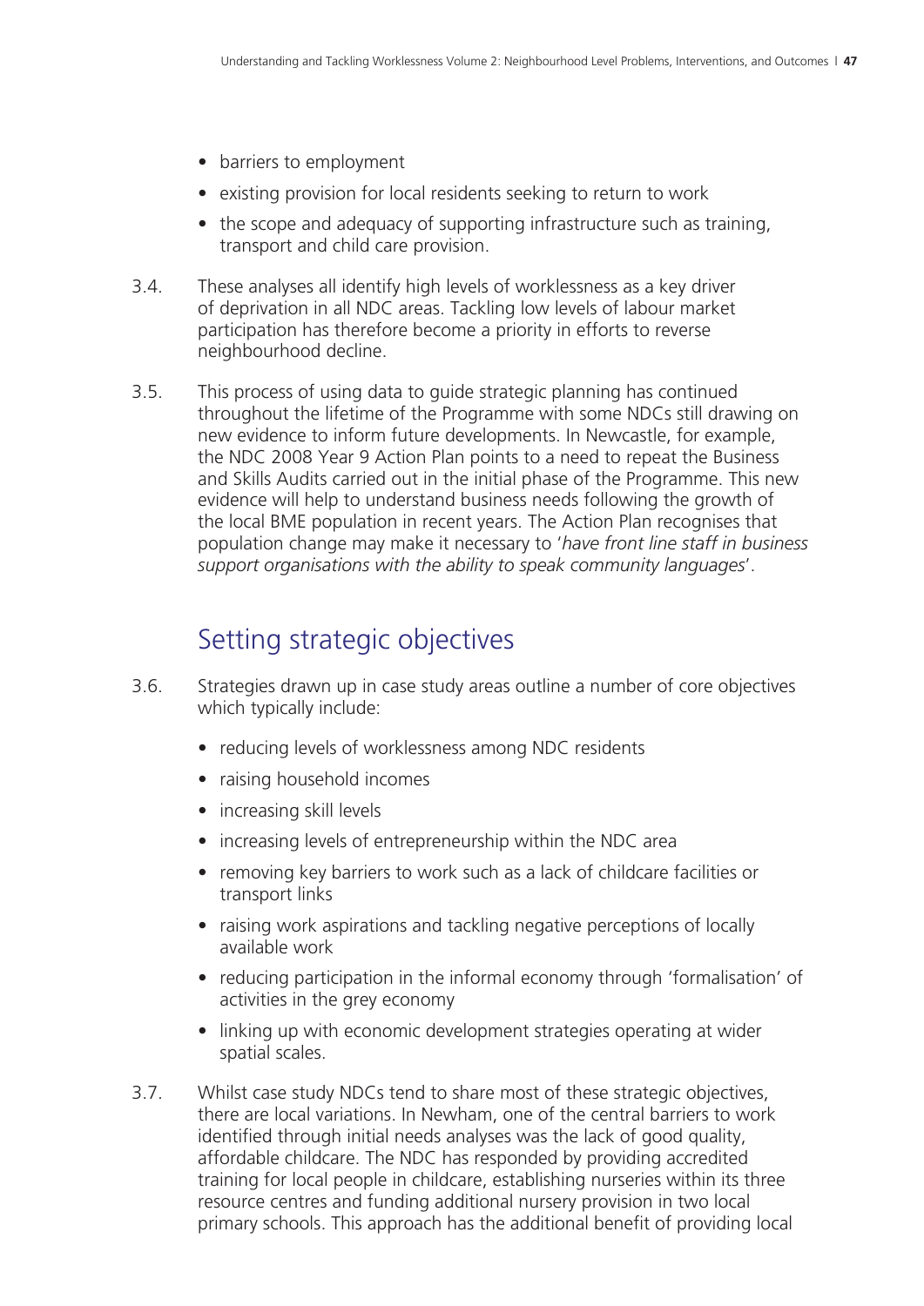- barriers to employment
- existing provision for local residents seeking to return to work
- the scope and adequacy of supporting infrastructure such as training, transport and child care provision.

3.4. These analyses all identify high levels of worklessness as a key driver of deprivation in all NDC areas. Tackling low levels of labour market participation has therefore become a priority in efforts to reverse neighbourhood decline.

3.5. This process of using data to guide strategic planning has continued throughout the lifetime of the Programme with some NDCs still drawing on new evidence to inform future developments. In Newcastle, for example, the NDC 2008 Year 9 Action Plan points to a need to repeat the Business and Skills Audits carried out in the initial phase of the Programme. This new evidence will help to understand business needs following the growth of the local BME population in recent years. The Action Plan recognises that population change may make it necessary to '*have front line staff in business support organisations with the ability to speak community languages*'.

## Setting strategic objectives

3.6. Strategies drawn up in case study areas outline a number of core objectives which typically include:

- reducing levels of worklessness among NDC residents
- raising household incomes
- increasing skill levels
- increasing levels of entrepreneurship within the NDC area
- removing key barriers to work such as a lack of childcare facilities or transport links
- raising work aspirations and tackling negative perceptions of locally available work
- reducing participation in the informal economy through 'formalisation' of activities in the grey economy
- linking up with economic development strategies operating at wider spatial scales.

3.7. Whilst case study NDCs tend to share most of these strategic objectives, there are local variations. In Newham, one of the central barriers to work identified through initial needs analyses was the lack of good quality, affordable childcare. The NDC has responded by providing accredited training for local people in childcare, establishing nurseries within its three resource centres and funding additional nursery provision in two local primary schools. This approach has the additional benefit of providing local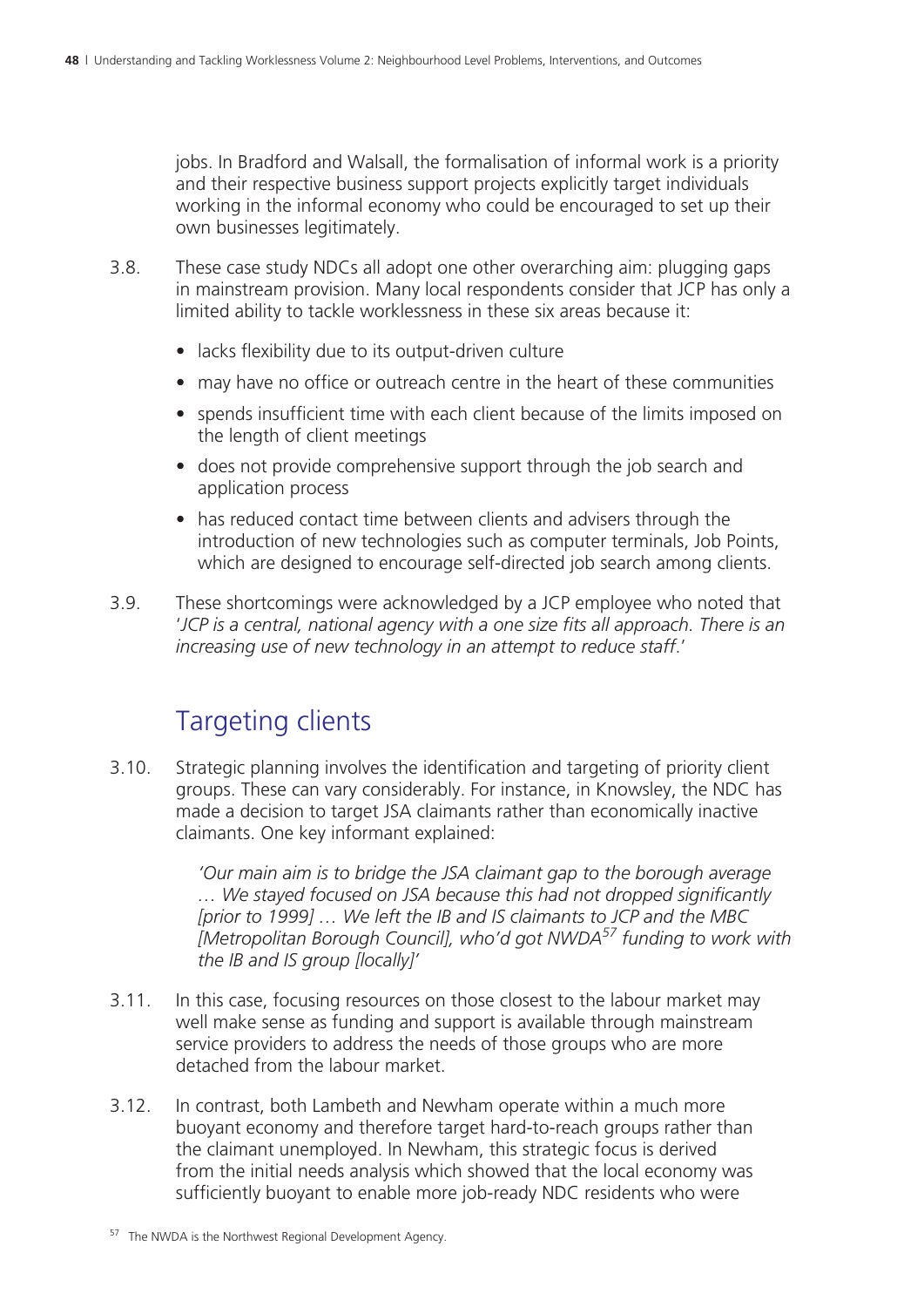jobs. In Bradford and Walsall, the formalisation of informal work is a priority and their respective business support projects explicitly target individuals working in the informal economy who could be encouraged to set up their own businesses legitimately.

3.8. These case study NDCs all adopt one other overarching aim: plugging gaps in mainstream provision. Many local respondents consider that JCP has only a limited ability to tackle worklessness in these six areas because it:

- lacks flexibility due to its output-driven culture
- may have no office or outreach centre in the heart of these communities
- spends insufficient time with each client because of the limits imposed on the length of client meetings
- does not provide comprehensive support through the job search and application process
- has reduced contact time between clients and advisers through the introduction of new technologies such as computer terminals, Job Points, which are designed to encourage self-directed job search among clients.

3.9. These shortcomings were acknowledged by a JCP employee who noted that '*JCP is a central, national agency with a one size fits all approach. There is an increasing use of new technology in an attempt to reduce staff*.'

## Targeting clients

3.10. Strategic planning involves the identification and targeting of priority client groups. These can vary considerably. For instance, in Knowsley, the NDC has made a decision to target JSA claimants rather than economically inactive claimants. One key informant explained:

> *'Our main aim is to bridge the JSA claimant gap to the borough average … We stayed focused on JSA because this had not dropped significantly [prior to 1999] … We left the IB and IS claimants to JCP and the MBC [Metropolitan Borough Council], who'd got NWDA[57] funding to work with the IB and IS group [locally]'*

3.11. In this case, focusing resources on those closest to the labour market may well make sense as funding and support is available through mainstream service providers to address the needs of those groups who are more detached from the labour market.

3.12. In contrast, both Lambeth and Newham operate within a much more buoyant economy and therefore target hard-to-reach groups rather than the claimant unemployed. In Newham, this strategic focus is derived from the initial needs analysis which showed that the local economy was sufficiently buoyant to enable more job-ready NDC residents who were

[57] The NWDA is the Northwest Regional Development Agency.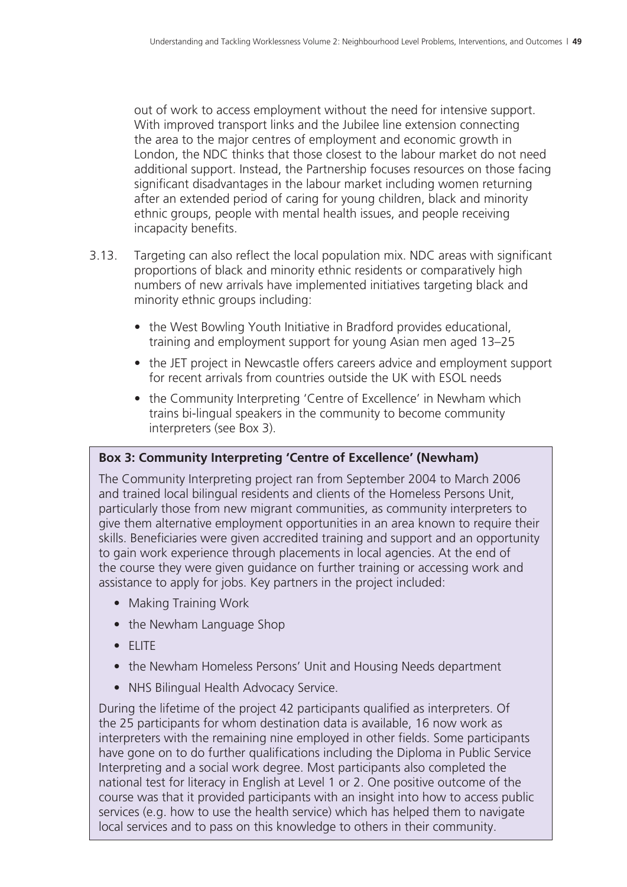out of work to access employment without the need for intensive support. With improved transport links and the Jubilee line extension connecting the area to the major centres of employment and economic growth in London, the NDC thinks that those closest to the labour market do not need additional support. Instead, the Partnership focuses resources on those facing significant disadvantages in the labour market including women returning after an extended period of caring for young children, black and minority ethnic groups, people with mental health issues, and people receiving incapacity benefits.

3.13. Targeting can also reflect the local population mix. NDC areas with significant proportions of black and minority ethnic residents or comparatively high numbers of new arrivals have implemented initiatives targeting black and minority ethnic groups including:

- the West Bowling Youth Initiative in Bradford provides educational, training and employment support for young Asian men aged 13–25
- the JET project in Newcastle offers careers advice and employment support for recent arrivals from countries outside the UK with ESOL needs
- the Community Interpreting 'Centre of Excellence' in Newham which trains bi-lingual speakers in the community to become community interpreters (see Box 3).

**Box 3: Community Interpreting 'Centre of Excellence' (Newham)**

The Community Interpreting project ran from September 2004 to March 2006 and trained local bilingual residents and clients of the Homeless Persons Unit, particularly those from new migrant communities, as community interpreters to give them alternative employment opportunities in an area known to require their skills. Beneficiaries were given accredited training and support and an opportunity to gain work experience through placements in local agencies. At the end of the course they were given guidance on further training or accessing work and assistance to apply for jobs. Key partners in the project included:

- Making Training Work
- the Newham Language Shop
- ELITE
- the Newham Homeless Persons' Unit and Housing Needs department
- NHS Bilingual Health Advocacy Service.

During the lifetime of the project 42 participants qualified as interpreters. Of the 25 participants for whom destination data is available, 16 now work as interpreters with the remaining nine employed in other fields. Some participants have gone on to do further qualifications including the Diploma in Public Service Interpreting and a social work degree. Most participants also completed the national test for literacy in English at Level 1 or 2. One positive outcome of the course was that it provided participants with an insight into how to access public services (e.g. how to use the health service) which has helped them to navigate local services and to pass on this knowledge to others in their community.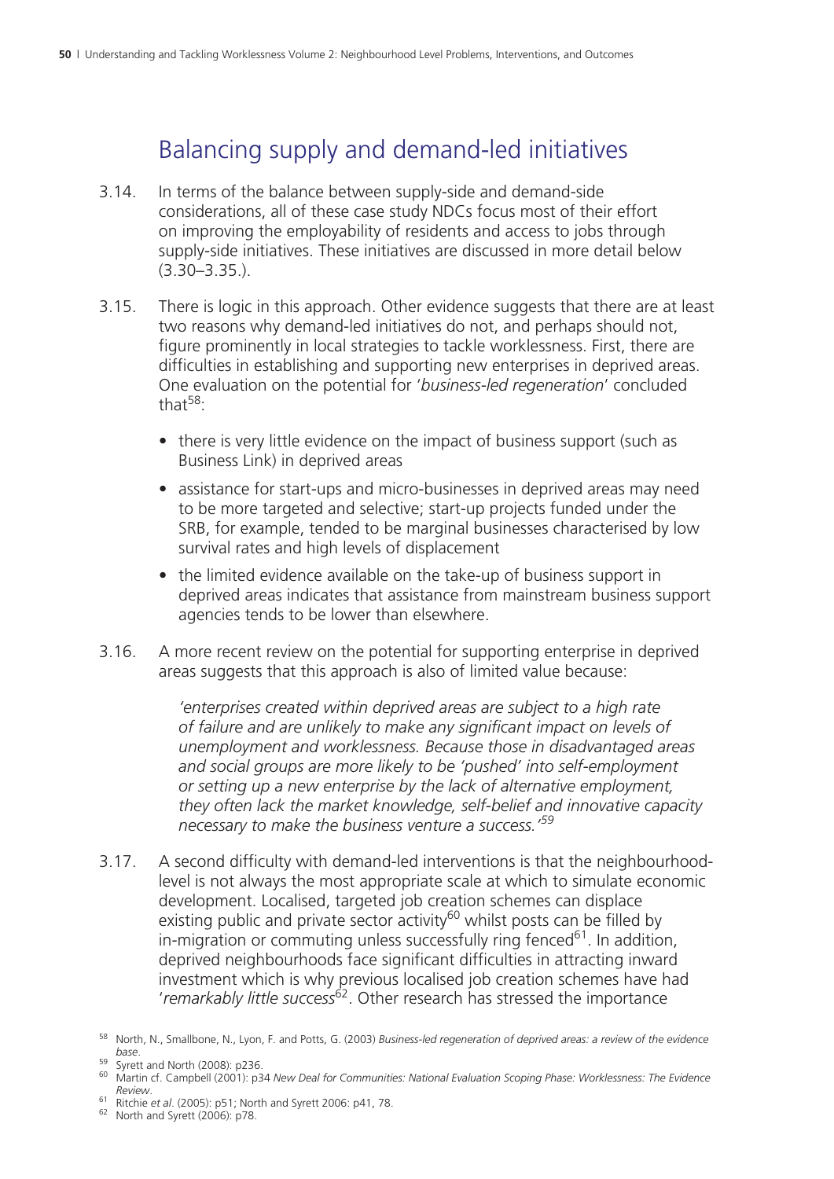## Balancing supply and demand-led initiatives

3.14. In terms of the balance between supply-side and demand-side considerations, all of these case study NDCs focus most of their effort on improving the employability of residents and access to jobs through supply-side initiatives. These initiatives are discussed in more detail below (3.30–3.35.).

3.15. There is logic in this approach. Other evidence suggests that there are at least two reasons why demand-led initiatives do not, and perhaps should not, figure prominently in local strategies to tackle worklessness. First, there are difficulties in establishing and supporting new enterprises in deprived areas. One evaluation on the potential for '*business-led regeneration*' concluded that[58]:

- there is very little evidence on the impact of business support (such as Business Link) in deprived areas
- assistance for start-ups and micro-businesses in deprived areas may need to be more targeted and selective; start-up projects funded under the SRB, for example, tended to be marginal businesses characterised by low survival rates and high levels of displacement
- the limited evidence available on the take-up of business support in deprived areas indicates that assistance from mainstream business support agencies tends to be lower than elsewhere.

3.16. A more recent review on the potential for supporting enterprise in deprived areas suggests that this approach is also of limited value because:

> *'enterprises created within deprived areas are subject to a high rate of failure and are unlikely to make any significant impact on levels of unemployment and worklessness. Because those in disadvantaged areas and social groups are more likely to be 'pushed' into self-employment or setting up a new enterprise by the lack of alternative employment, they often lack the market knowledge, self-belief and innovative capacity necessary to make the business venture a success.'*[59]

3.17. A second difficulty with demand-led interventions is that the neighbourhood-level is not always the most appropriate scale at which to simulate economic development. Localised, targeted job creation schemes can displace existing public and private sector activity[60] whilst posts can be filled by in-migration or commuting unless successfully ring fenced[61]. In addition, deprived neighbourhoods face significant difficulties in attracting inward investment which is why previous localised job creation schemes have had '*remarkably little success*'[62]. Other research has stressed the importance

---

[58] North, N., Smallbone, N., Lyon, F. and Potts, G. (2003) *Business-led regeneration of deprived areas: a review of the evidence base*.

[59] Syrett and North (2008): p236.

[60] Martin cf. Campbell (2001): p34 *New Deal for Communities: National Evaluation Scoping Phase: Worklessness: The Evidence Review*.

[61] Ritchie *et al*. (2005): p51; North and Syrett 2006: p41, 78.

[62] North and Syrett (2006): p78.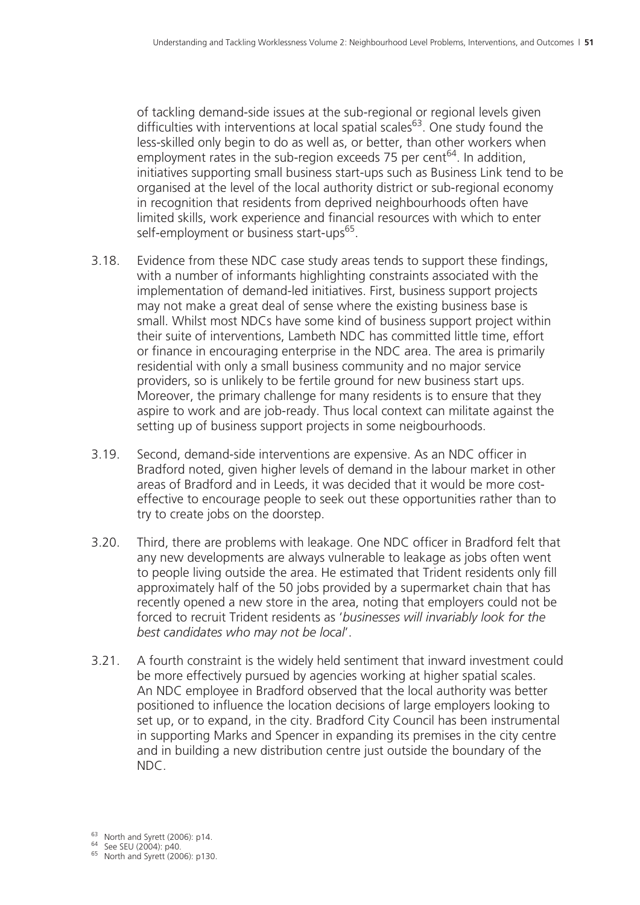of tackling demand-side issues at the sub-regional or regional levels given difficulties with interventions at local spatial scales[63]. One study found the less-skilled only begin to do as well as, or better, than other workers when employment rates in the sub-region exceeds 75 per cent[64]. In addition, initiatives supporting small business start-ups such as Business Link tend to be organised at the level of the local authority district or sub-regional economy in recognition that residents from deprived neighbourhoods often have limited skills, work experience and financial resources with which to enter self-employment or business start-ups[65].

3.18. Evidence from these NDC case study areas tends to support these findings, with a number of informants highlighting constraints associated with the implementation of demand-led initiatives. First, business support projects may not make a great deal of sense where the existing business base is small. Whilst most NDCs have some kind of business support project within their suite of interventions, Lambeth NDC has committed little time, effort or finance in encouraging enterprise in the NDC area. The area is primarily residential with only a small business community and no major service providers, so is unlikely to be fertile ground for new business start ups. Moreover, the primary challenge for many residents is to ensure that they aspire to work and are job-ready. Thus local context can militate against the setting up of business support projects in some neigbourhoods.

3.19. Second, demand-side interventions are expensive. As an NDC officer in Bradford noted, given higher levels of demand in the labour market in other areas of Bradford and in Leeds, it was decided that it would be more cost-effective to encourage people to seek out these opportunities rather than to try to create jobs on the doorstep.

3.20. Third, there are problems with leakage. One NDC officer in Bradford felt that any new developments are always vulnerable to leakage as jobs often went to people living outside the area. He estimated that Trident residents only fill approximately half of the 50 jobs provided by a supermarket chain that has recently opened a new store in the area, noting that employers could not be forced to recruit Trident residents as '*businesses will invariably look for the best candidates who may not be local*'.

3.21. A fourth constraint is the widely held sentiment that inward investment could be more effectively pursued by agencies working at higher spatial scales. An NDC employee in Bradford observed that the local authority was better positioned to influence the location decisions of large employers looking to set up, or to expand, in the city. Bradford City Council has been instrumental in supporting Marks and Spencer in expanding its premises in the city centre and in building a new distribution centre just outside the boundary of the NDC.

---

[63] North and Syrett (2006): p14.

[64] See SEU (2004): p40.

[65] North and Syrett (2006): p130.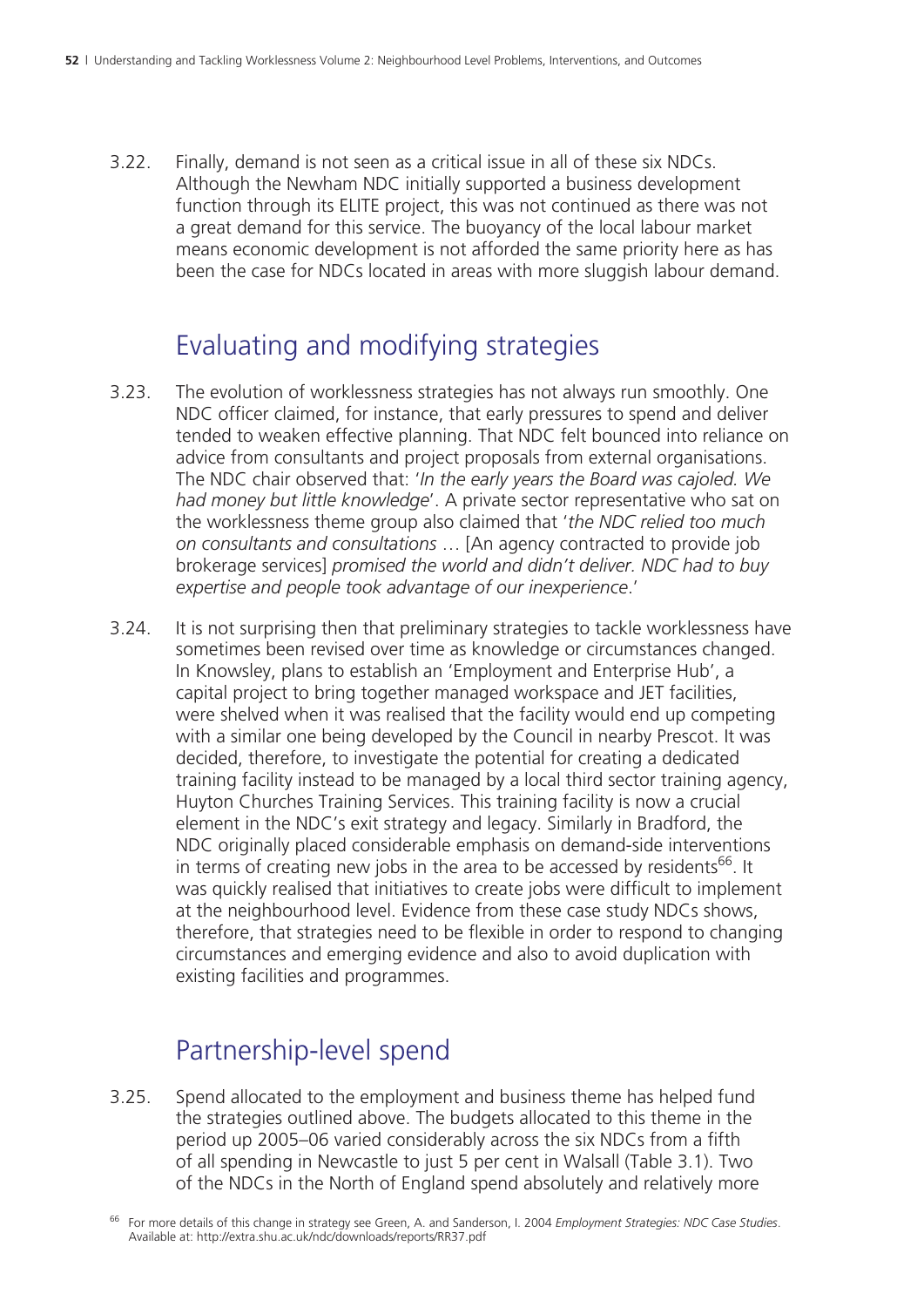3.22. Finally, demand is not seen as a critical issue in all of these six NDCs. Although the Newham NDC initially supported a business development function through its ELITE project, this was not continued as there was not a great demand for this service. The buoyancy of the local labour market means economic development is not afforded the same priority here as has been the case for NDCs located in areas with more sluggish labour demand.

## Evaluating and modifying strategies

3.23. The evolution of worklessness strategies has not always run smoothly. One NDC officer claimed, for instance, that early pressures to spend and deliver tended to weaken effective planning. That NDC felt bounced into reliance on advice from consultants and project proposals from external organisations. The NDC chair observed that: '*In the early years the Board was cajoled. We had money but little knowledge*'. A private sector representative who sat on the worklessness theme group also claimed that '*the NDC relied too much on consultants and consultations* … [An agency contracted to provide job brokerage services] *promised the world and didn't deliver. NDC had to buy expertise and people took advantage of our inexperience*.'

3.24. It is not surprising then that preliminary strategies to tackle worklessness have sometimes been revised over time as knowledge or circumstances changed. In Knowsley, plans to establish an 'Employment and Enterprise Hub', a capital project to bring together managed workspace and JET facilities, were shelved when it was realised that the facility would end up competing with a similar one being developed by the Council in nearby Prescot. It was decided, therefore, to investigate the potential for creating a dedicated training facility instead to be managed by a local third sector training agency, Huyton Churches Training Services. This training facility is now a crucial element in the NDC's exit strategy and legacy. Similarly in Bradford, the NDC originally placed considerable emphasis on demand-side interventions in terms of creating new jobs in the area to be accessed by residents[66]. It was quickly realised that initiatives to create jobs were difficult to implement at the neighbourhood level. Evidence from these case study NDCs shows, therefore, that strategies need to be flexible in order to respond to changing circumstances and emerging evidence and also to avoid duplication with existing facilities and programmes.

## Partnership-level spend

3.25. Spend allocated to the employment and business theme has helped fund the strategies outlined above. The budgets allocated to this theme in the period up 2005–06 varied considerably across the six NDCs from a fifth of all spending in Newcastle to just 5 per cent in Walsall (Table 3.1). Two of the NDCs in the North of England spend absolutely and relatively more

[66] For more details of this change in strategy see Green, A. and Sanderson, I. 2004 *Employment Strategies: NDC Case Studies*. Available at: http://extra.shu.ac.uk/ndc/downloads/reports/RR37.pdf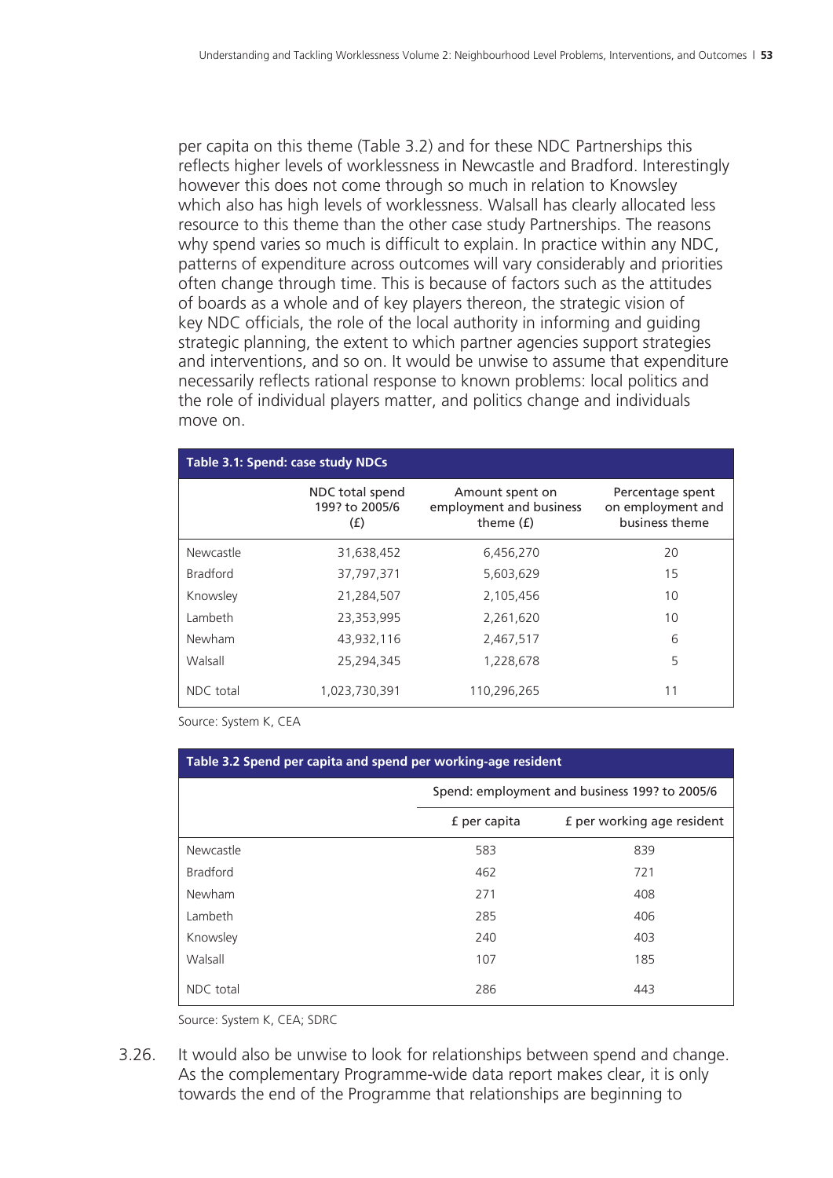per capita on this theme (Table 3.2) and for these NDC Partnerships this reflects higher levels of worklessness in Newcastle and Bradford. Interestingly however this does not come through so much in relation to Knowsley which also has high levels of worklessness. Walsall has clearly allocated less resource to this theme than the other case study Partnerships. The reasons why spend varies so much is difficult to explain. In practice within any NDC, patterns of expenditure across outcomes will vary considerably and priorities often change through time. This is because of factors such as the attitudes of boards as a whole and of key players thereon, the strategic vision of key NDC officials, the role of the local authority in informing and guiding strategic planning, the extent to which partner agencies support strategies and interventions, and so on. It would be unwise to assume that expenditure necessarily reflects rational response to known problems: local politics and the role of individual players matter, and politics change and individuals move on.

**Table 3.1: Spend: case study NDCs**

| | NDC total spend 199? to 2005/6 (£) | Amount spent on employment and business theme (£) | Percentage spent on employment and business theme |
|---|---|---|---|
| Newcastle | 31,638,452 | 6,456,270 | 20 |
| Bradford | 37,797,371 | 5,603,629 | 15 |
| Knowsley | 21,284,507 | 2,105,456 | 10 |
| Lambeth | 23,353,995 | 2,261,620 | 10 |
| Newham | 43,932,116 | 2,467,517 | 6 |
| Walsall | 25,294,345 | 1,228,678 | 5 |
| NDC total | 1,023,730,391 | 110,296,265 | 11 |

Source: System K, CEA

**Table 3.2 Spend per capita and spend per working-age resident**

| | Spend: employment and business 199? to 2005/6 | |
|---|---|---|
| | £ per capita | £ per working age resident |
| Newcastle | 583 | 839 |
| Bradford | 462 | 721 |
| Newham | 271 | 408 |
| Lambeth | 285 | 406 |
| Knowsley | 240 | 403 |
| Walsall | 107 | 185 |
| NDC total | 286 | 443 |

Source: System K, CEA; SDRC

3.26. It would also be unwise to look for relationships between spend and change. As the complementary Programme-wide data report makes clear, it is only towards the end of the Programme that relationships are beginning to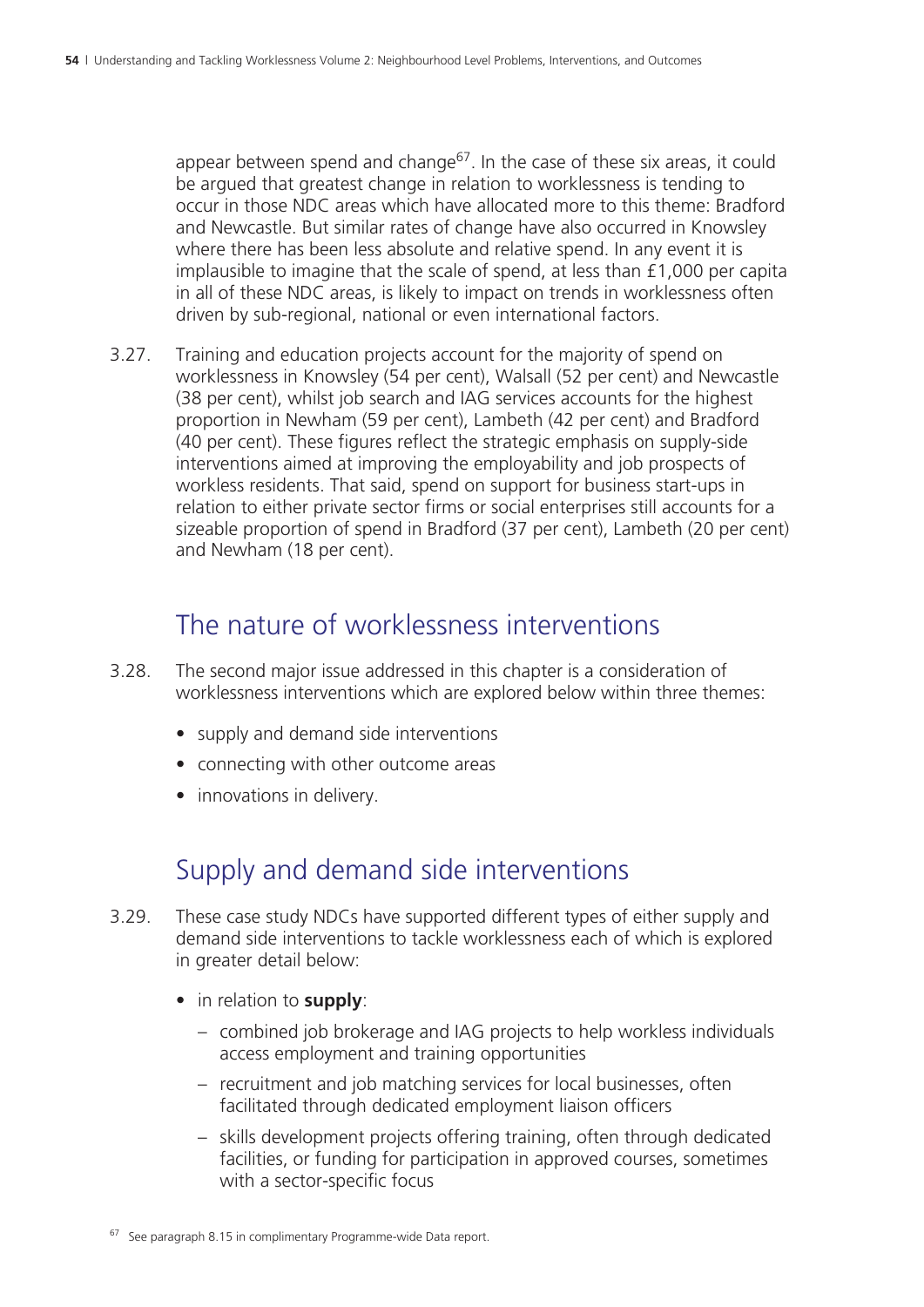appear between spend and change[67]. In the case of these six areas, it could be argued that greatest change in relation to worklessness is tending to occur in those NDC areas which have allocated more to this theme: Bradford and Newcastle. But similar rates of change have also occurred in Knowsley where there has been less absolute and relative spend. In any event it is implausible to imagine that the scale of spend, at less than £1,000 per capita in all of these NDC areas, is likely to impact on trends in worklessness often driven by sub-regional, national or even international factors.

3.27. Training and education projects account for the majority of spend on worklessness in Knowsley (54 per cent), Walsall (52 per cent) and Newcastle (38 per cent), whilst job search and IAG services accounts for the highest proportion in Newham (59 per cent), Lambeth (42 per cent) and Bradford (40 per cent). These figures reflect the strategic emphasis on supply-side interventions aimed at improving the employability and job prospects of workless residents. That said, spend on support for business start-ups in relation to either private sector firms or social enterprises still accounts for a sizeable proportion of spend in Bradford (37 per cent), Lambeth (20 per cent) and Newham (18 per cent).

## The nature of worklessness interventions

3.28. The second major issue addressed in this chapter is a consideration of worklessness interventions which are explored below within three themes:

- supply and demand side interventions
- connecting with other outcome areas
- innovations in delivery.

## Supply and demand side interventions

3.29. These case study NDCs have supported different types of either supply and demand side interventions to tackle worklessness each of which is explored in greater detail below:

- in relation to **supply**:
  - combined job brokerage and IAG projects to help workless individuals access employment and training opportunities
  - recruitment and job matching services for local businesses, often facilitated through dedicated employment liaison officers
  - skills development projects offering training, often through dedicated facilities, or funding for participation in approved courses, sometimes with a sector-specific focus

[67] See paragraph 8.15 in complimentary Programme-wide Data report.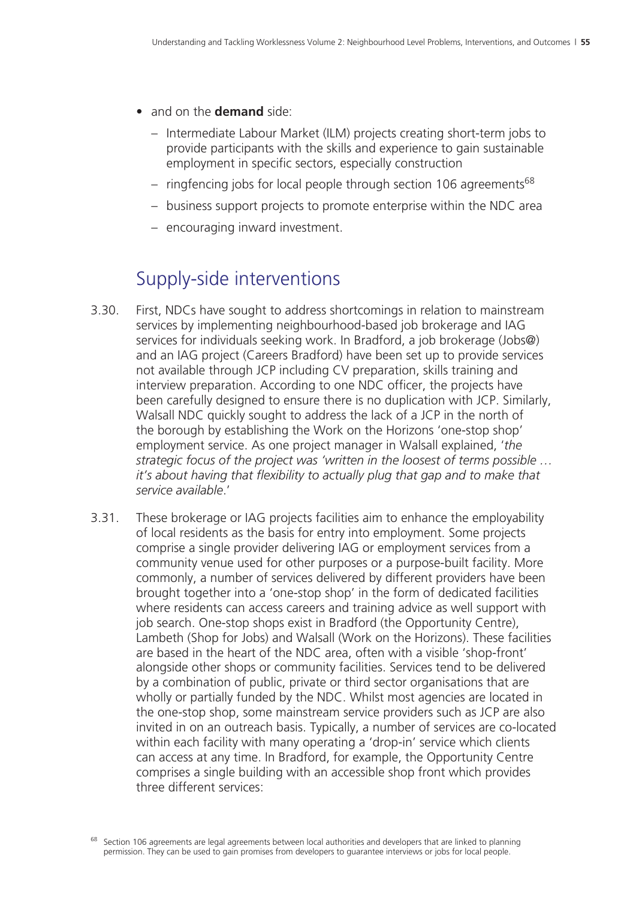- and on the **demand** side:
  - Intermediate Labour Market (ILM) projects creating short-term jobs to provide participants with the skills and experience to gain sustainable employment in specific sectors, especially construction
  - ringfencing jobs for local people through section 106 agreements[68]
  - business support projects to promote enterprise within the NDC area
  - encouraging inward investment.

## Supply-side interventions

3.30. First, NDCs have sought to address shortcomings in relation to mainstream services by implementing neighbourhood-based job brokerage and IAG services for individuals seeking work. In Bradford, a job brokerage (Jobs@) and an IAG project (Careers Bradford) have been set up to provide services not available through JCP including CV preparation, skills training and interview preparation. According to one NDC officer, the projects have been carefully designed to ensure there is no duplication with JCP. Similarly, Walsall NDC quickly sought to address the lack of a JCP in the north of the borough by establishing the Work on the Horizons 'one-stop shop' employment service. As one project manager in Walsall explained, '*the strategic focus of the project was 'written in the loosest of terms possible … it's about having that flexibility to actually plug that gap and to make that service available*.'

3.31. These brokerage or IAG projects facilities aim to enhance the employability of local residents as the basis for entry into employment. Some projects comprise a single provider delivering IAG or employment services from a community venue used for other purposes or a purpose-built facility. More commonly, a number of services delivered by different providers have been brought together into a 'one-stop shop' in the form of dedicated facilities where residents can access careers and training advice as well support with job search. One-stop shops exist in Bradford (the Opportunity Centre), Lambeth (Shop for Jobs) and Walsall (Work on the Horizons). These facilities are based in the heart of the NDC area, often with a visible 'shop-front' alongside other shops or community facilities. Services tend to be delivered by a combination of public, private or third sector organisations that are wholly or partially funded by the NDC. Whilst most agencies are located in the one-stop shop, some mainstream service providers such as JCP are also invited in on an outreach basis. Typically, a number of services are co-located within each facility with many operating a 'drop-in' service which clients can access at any time. In Bradford, for example, the Opportunity Centre comprises a single building with an accessible shop front which provides three different services:

[68] Section 106 agreements are legal agreements between local authorities and developers that are linked to planning permission. They can be used to gain promises from developers to guarantee interviews or jobs for local people.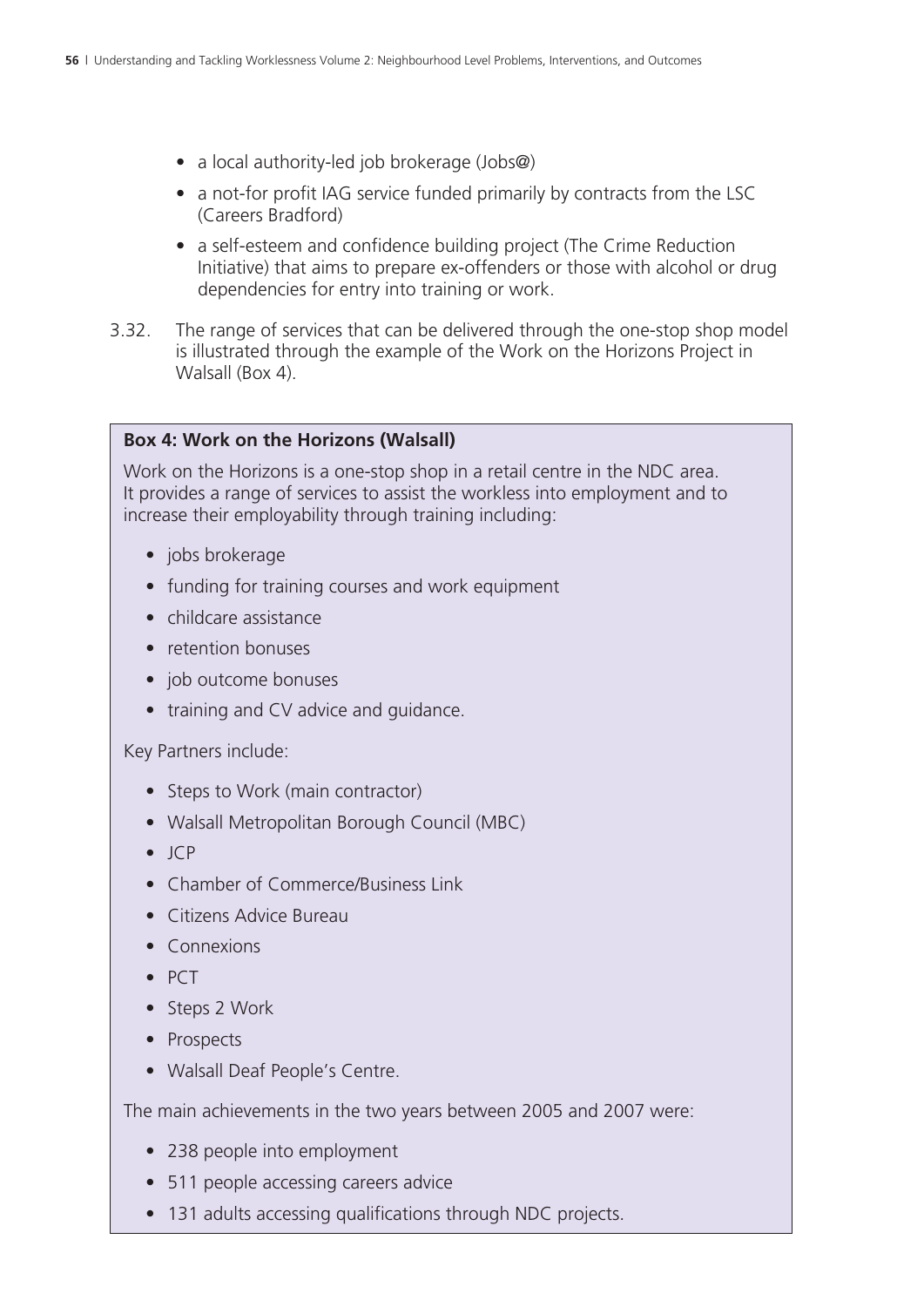- a local authority-led job brokerage (Jobs@)
- a not-for profit IAG service funded primarily by contracts from the LSC (Careers Bradford)
- a self-esteem and confidence building project (The Crime Reduction Initiative) that aims to prepare ex-offenders or those with alcohol or drug dependencies for entry into training or work.

3.32. The range of services that can be delivered through the one-stop shop model is illustrated through the example of the Work on the Horizons Project in Walsall (Box 4).

**Box 4: Work on the Horizons (Walsall)**

Work on the Horizons is a one-stop shop in a retail centre in the NDC area. It provides a range of services to assist the workless into employment and to increase their employability through training including:

- jobs brokerage
- funding for training courses and work equipment
- childcare assistance
- retention bonuses
- job outcome bonuses
- training and CV advice and guidance.

Key Partners include:

- Steps to Work (main contractor)
- Walsall Metropolitan Borough Council (MBC)
- JCP
- Chamber of Commerce/Business Link
- Citizens Advice Bureau
- Connexions
- PCT
- Steps 2 Work
- Prospects
- Walsall Deaf People's Centre.

The main achievements in the two years between 2005 and 2007 were:

- 238 people into employment
- 511 people accessing careers advice
- 131 adults accessing qualifications through NDC projects.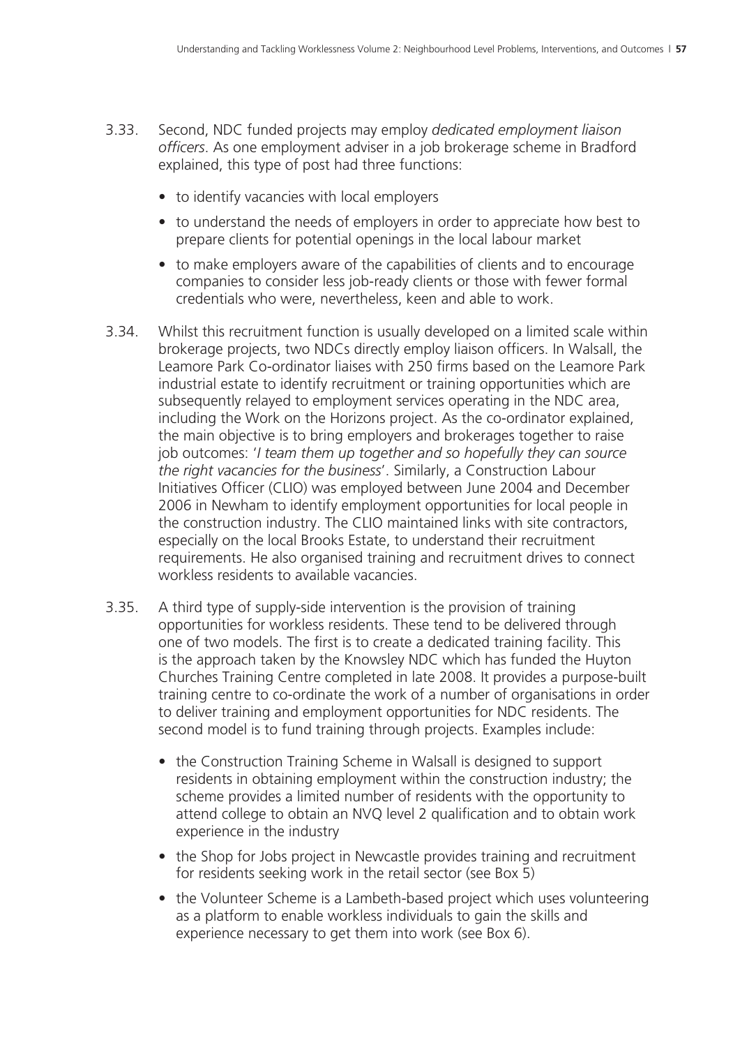3.33. Second, NDC funded projects may employ *dedicated employment liaison officers*. As one employment adviser in a job brokerage scheme in Bradford explained, this type of post had three functions:

- to identify vacancies with local employers
- to understand the needs of employers in order to appreciate how best to prepare clients for potential openings in the local labour market
- to make employers aware of the capabilities of clients and to encourage companies to consider less job-ready clients or those with fewer formal credentials who were, nevertheless, keen and able to work.

3.34. Whilst this recruitment function is usually developed on a limited scale within brokerage projects, two NDCs directly employ liaison officers. In Walsall, the Leamore Park Co-ordinator liaises with 250 firms based on the Leamore Park industrial estate to identify recruitment or training opportunities which are subsequently relayed to employment services operating in the NDC area, including the Work on the Horizons project. As the co-ordinator explained, the main objective is to bring employers and brokerages together to raise job outcomes: '*I team them up together and so hopefully they can source the right vacancies for the business*'. Similarly, a Construction Labour Initiatives Officer (CLIO) was employed between June 2004 and December 2006 in Newham to identify employment opportunities for local people in the construction industry. The CLIO maintained links with site contractors, especially on the local Brooks Estate, to understand their recruitment requirements. He also organised training and recruitment drives to connect workless residents to available vacancies.

3.35. A third type of supply-side intervention is the provision of training opportunities for workless residents. These tend to be delivered through one of two models. The first is to create a dedicated training facility. This is the approach taken by the Knowsley NDC which has funded the Huyton Churches Training Centre completed in late 2008. It provides a purpose-built training centre to co-ordinate the work of a number of organisations in order to deliver training and employment opportunities for NDC residents. The second model is to fund training through projects. Examples include:

- the Construction Training Scheme in Walsall is designed to support residents in obtaining employment within the construction industry; the scheme provides a limited number of residents with the opportunity to attend college to obtain an NVQ level 2 qualification and to obtain work experience in the industry
- the Shop for Jobs project in Newcastle provides training and recruitment for residents seeking work in the retail sector (see Box 5)
- the Volunteer Scheme is a Lambeth-based project which uses volunteering as a platform to enable workless individuals to gain the skills and experience necessary to get them into work (see Box 6).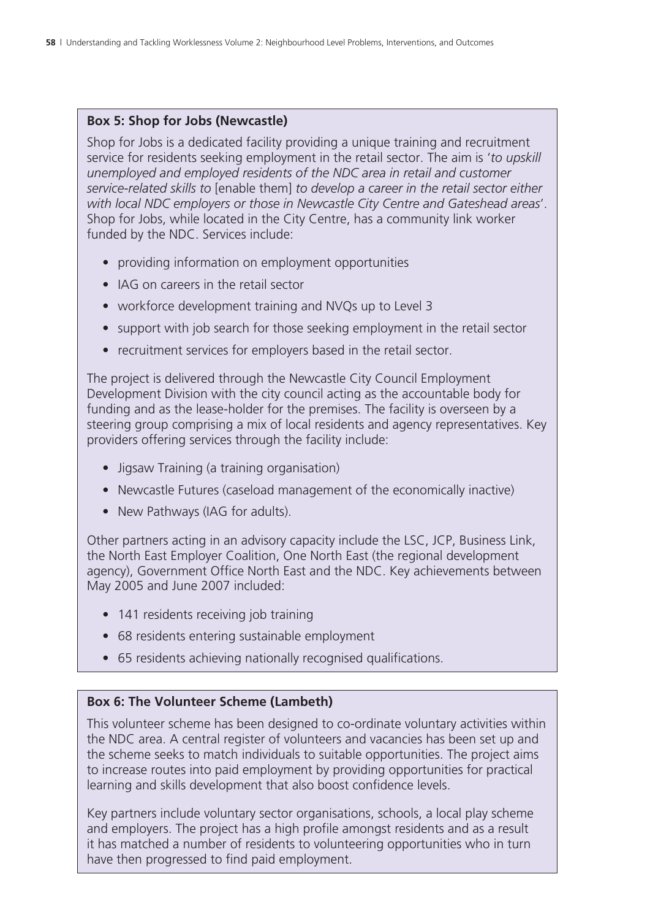**Box 5: Shop for Jobs (Newcastle)**

Shop for Jobs is a dedicated facility providing a unique training and recruitment service for residents seeking employment in the retail sector. The aim is '*to upskill unemployed and employed residents of the NDC area in retail and customer service-related skills to* [enable them] *to develop a career in the retail sector either with local NDC employers or those in Newcastle City Centre and Gateshead areas*'. Shop for Jobs, while located in the City Centre, has a community link worker funded by the NDC. Services include:

- providing information on employment opportunities
- IAG on careers in the retail sector
- workforce development training and NVQs up to Level 3
- support with job search for those seeking employment in the retail sector
- recruitment services for employers based in the retail sector.

The project is delivered through the Newcastle City Council Employment Development Division with the city council acting as the accountable body for funding and as the lease-holder for the premises. The facility is overseen by a steering group comprising a mix of local residents and agency representatives. Key providers offering services through the facility include:

- Jigsaw Training (a training organisation)
- Newcastle Futures (caseload management of the economically inactive)
- New Pathways (IAG for adults).

Other partners acting in an advisory capacity include the LSC, JCP, Business Link, the North East Employer Coalition, One North East (the regional development agency), Government Office North East and the NDC. Key achievements between May 2005 and June 2007 included:

- 141 residents receiving job training
- 68 residents entering sustainable employment
- 65 residents achieving nationally recognised qualifications.

**Box 6: The Volunteer Scheme (Lambeth)**

This volunteer scheme has been designed to co-ordinate voluntary activities within the NDC area. A central register of volunteers and vacancies has been set up and the scheme seeks to match individuals to suitable opportunities. The project aims to increase routes into paid employment by providing opportunities for practical learning and skills development that also boost confidence levels.

Key partners include voluntary sector organisations, schools, a local play scheme and employers. The project has a high profile amongst residents and as a result it has matched a number of residents to volunteering opportunities who in turn have then progressed to find paid employment.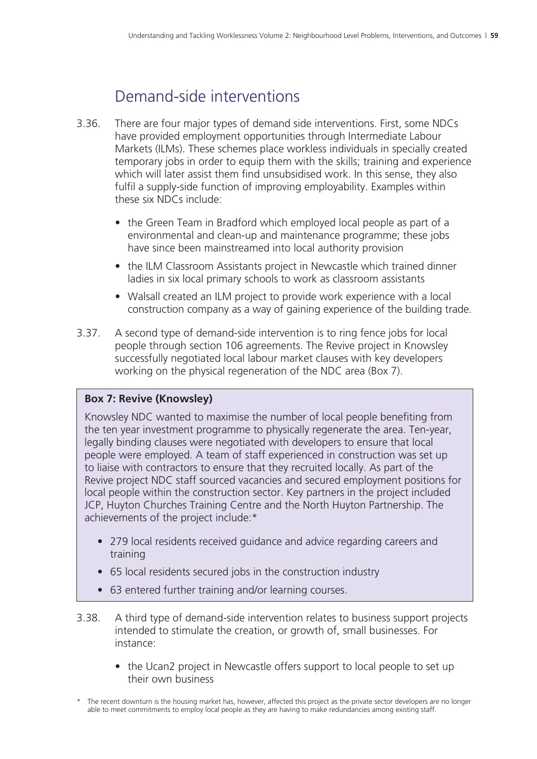## Demand-side interventions

3.36. There are four major types of demand side interventions. First, some NDCs have provided employment opportunities through Intermediate Labour Markets (ILMs). These schemes place workless individuals in specially created temporary jobs in order to equip them with the skills; training and experience which will later assist them find unsubsidised work. In this sense, they also fulfil a supply-side function of improving employability. Examples within these six NDCs include:

- the Green Team in Bradford which employed local people as part of a environmental and clean-up and maintenance programme; these jobs have since been mainstreamed into local authority provision
- the ILM Classroom Assistants project in Newcastle which trained dinner ladies in six local primary schools to work as classroom assistants
- Walsall created an ILM project to provide work experience with a local construction company as a way of gaining experience of the building trade.

3.37. A second type of demand-side intervention is to ring fence jobs for local people through section 106 agreements. The Revive project in Knowsley successfully negotiated local labour market clauses with key developers working on the physical regeneration of the NDC area (Box 7).

**Box 7: Revive (Knowsley)**

Knowsley NDC wanted to maximise the number of local people benefiting from the ten year investment programme to physically regenerate the area. Ten-year, legally binding clauses were negotiated with developers to ensure that local people were employed. A team of staff experienced in construction was set up to liaise with contractors to ensure that they recruited locally. As part of the Revive project NDC staff sourced vacancies and secured employment positions for local people within the construction sector. Key partners in the project included JCP, Huyton Churches Training Centre and the North Huyton Partnership. The achievements of the project include:*

- 279 local residents received guidance and advice regarding careers and training
- 65 local residents secured jobs in the construction industry
- 63 entered further training and/or learning courses.

3.38. A third type of demand-side intervention relates to business support projects intended to stimulate the creation, or growth of, small businesses. For instance:

- the Ucan2 project in Newcastle offers support to local people to set up their own business

\* The recent downturn is the housing market has, however, affected this project as the private sector developers are no longer able to meet commitments to employ local people as they are having to make redundancies among existing staff.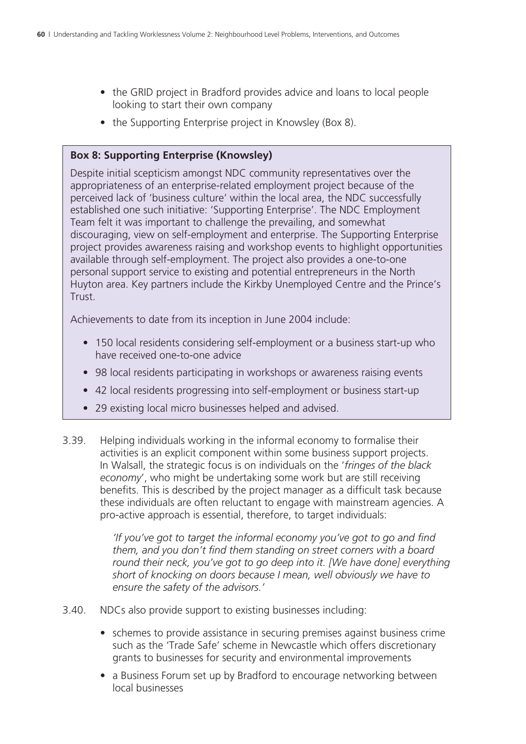- the GRID project in Bradford provides advice and loans to local people looking to start their own company
- the Supporting Enterprise project in Knowsley (Box 8).

**Box 8: Supporting Enterprise (Knowsley)**

Despite initial scepticism amongst NDC community representatives over the appropriateness of an enterprise-related employment project because of the perceived lack of 'business culture' within the local area, the NDC successfully established one such initiative: 'Supporting Enterprise'. The NDC Employment Team felt it was important to challenge the prevailing, and somewhat discouraging, view on self-employment and enterprise. The Supporting Enterprise project provides awareness raising and workshop events to highlight opportunities available through self-employment. The project also provides a one-to-one personal support service to existing and potential entrepreneurs in the North Huyton area. Key partners include the Kirkby Unemployed Centre and the Prince's Trust.

Achievements to date from its inception in June 2004 include:

- 150 local residents considering self-employment or a business start-up who have received one-to-one advice
- 98 local residents participating in workshops or awareness raising events
- 42 local residents progressing into self-employment or business start-up
- 29 existing local micro businesses helped and advised.

3.39. Helping individuals working in the informal economy to formalise their activities is an explicit component within some business support projects. In Walsall, the strategic focus is on individuals on the '*fringes of the black economy*', who might be undertaking some work but are still receiving benefits. This is described by the project manager as a difficult task because these individuals are often reluctant to engage with mainstream agencies. A pro-active approach is essential, therefore, to target individuals:

> *'If you've got to target the informal economy you've got to go and find them, and you don't find them standing on street corners with a board round their neck, you've got to go deep into it. [We have done] everything short of knocking on doors because I mean, well obviously we have to ensure the safety of the advisors.'*

3.40. NDCs also provide support to existing businesses including:

- schemes to provide assistance in securing premises against business crime such as the 'Trade Safe' scheme in Newcastle which offers discretionary grants to businesses for security and environmental improvements
- a Business Forum set up by Bradford to encourage networking between local businesses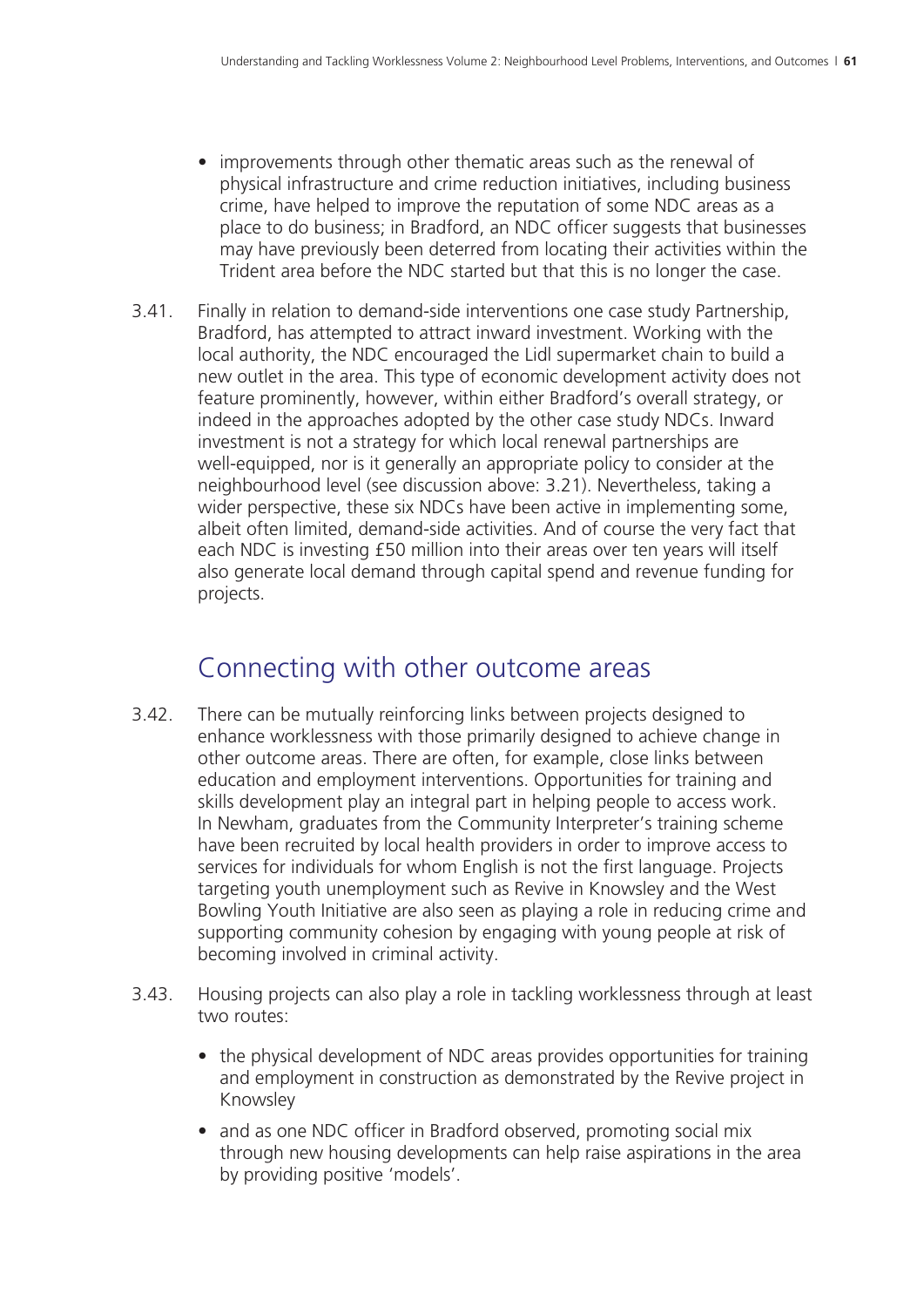- improvements through other thematic areas such as the renewal of physical infrastructure and crime reduction initiatives, including business crime, have helped to improve the reputation of some NDC areas as a place to do business; in Bradford, an NDC officer suggests that businesses may have previously been deterred from locating their activities within the Trident area before the NDC started but that this is no longer the case.

3.41. Finally in relation to demand-side interventions one case study Partnership, Bradford, has attempted to attract inward investment. Working with the local authority, the NDC encouraged the Lidl supermarket chain to build a new outlet in the area. This type of economic development activity does not feature prominently, however, within either Bradford's overall strategy, or indeed in the approaches adopted by the other case study NDCs. Inward investment is not a strategy for which local renewal partnerships are well-equipped, nor is it generally an appropriate policy to consider at the neighbourhood level (see discussion above: 3.21). Nevertheless, taking a wider perspective, these six NDCs have been active in implementing some, albeit often limited, demand-side activities. And of course the very fact that each NDC is investing £50 million into their areas over ten years will itself also generate local demand through capital spend and revenue funding for projects.

## Connecting with other outcome areas

3.42. There can be mutually reinforcing links between projects designed to enhance worklessness with those primarily designed to achieve change in other outcome areas. There are often, for example, close links between education and employment interventions. Opportunities for training and skills development play an integral part in helping people to access work. In Newham, graduates from the Community Interpreter's training scheme have been recruited by local health providers in order to improve access to services for individuals for whom English is not the first language. Projects targeting youth unemployment such as Revive in Knowsley and the West Bowling Youth Initiative are also seen as playing a role in reducing crime and supporting community cohesion by engaging with young people at risk of becoming involved in criminal activity.

3.43. Housing projects can also play a role in tackling worklessness through at least two routes:

- the physical development of NDC areas provides opportunities for training and employment in construction as demonstrated by the Revive project in Knowsley
- and as one NDC officer in Bradford observed, promoting social mix through new housing developments can help raise aspirations in the area by providing positive 'models'.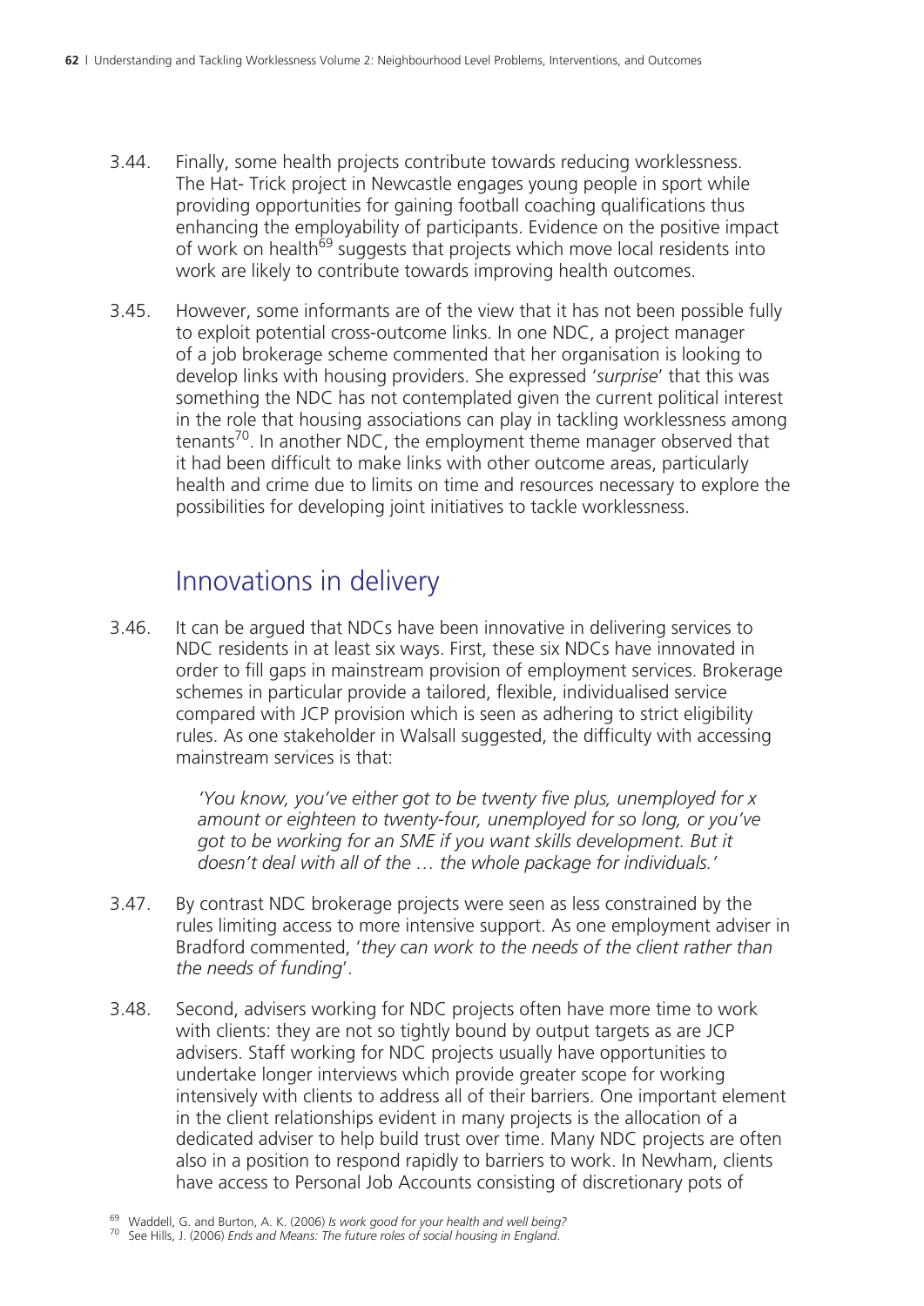3.44. Finally, some health projects contribute towards reducing worklessness. The Hat- Trick project in Newcastle engages young people in sport while providing opportunities for gaining football coaching qualifications thus enhancing the employability of participants. Evidence on the positive impact of work on health[69] suggests that projects which move local residents into work are likely to contribute towards improving health outcomes.

3.45. However, some informants are of the view that it has not been possible fully to exploit potential cross-outcome links. In one NDC, a project manager of a job brokerage scheme commented that her organisation is looking to develop links with housing providers. She expressed '*surprise*' that this was something the NDC has not contemplated given the current political interest in the role that housing associations can play in tackling worklessness among tenants[70]. In another NDC, the employment theme manager observed that it had been difficult to make links with other outcome areas, particularly health and crime due to limits on time and resources necessary to explore the possibilities for developing joint initiatives to tackle worklessness.

## Innovations in delivery

3.46. It can be argued that NDCs have been innovative in delivering services to NDC residents in at least six ways. First, these six NDCs have innovated in order to fill gaps in mainstream provision of employment services. Brokerage schemes in particular provide a tailored, flexible, individualised service compared with JCP provision which is seen as adhering to strict eligibility rules. As one stakeholder in Walsall suggested, the difficulty with accessing mainstream services is that:

> *'You know, you've either got to be twenty five plus, unemployed for x amount or eighteen to twenty-four, unemployed for so long, or you've got to be working for an SME if you want skills development. But it doesn't deal with all of the … the whole package for individuals.'*

3.47. By contrast NDC brokerage projects were seen as less constrained by the rules limiting access to more intensive support. As one employment adviser in Bradford commented, '*they can work to the needs of the client rather than the needs of funding*'.

3.48. Second, advisers working for NDC projects often have more time to work with clients: they are not so tightly bound by output targets as are JCP advisers. Staff working for NDC projects usually have opportunities to undertake longer interviews which provide greater scope for working intensively with clients to address all of their barriers. One important element in the client relationships evident in many projects is the allocation of a dedicated adviser to help build trust over time. Many NDC projects are often also in a position to respond rapidly to barriers to work. In Newham, clients have access to Personal Job Accounts consisting of discretionary pots of

[69] Waddell, G. and Burton, A. K. (2006) *Is work good for your health and well being?*

[70] See Hills, J. (2006) *Ends and Means: The future roles of social housing in England*.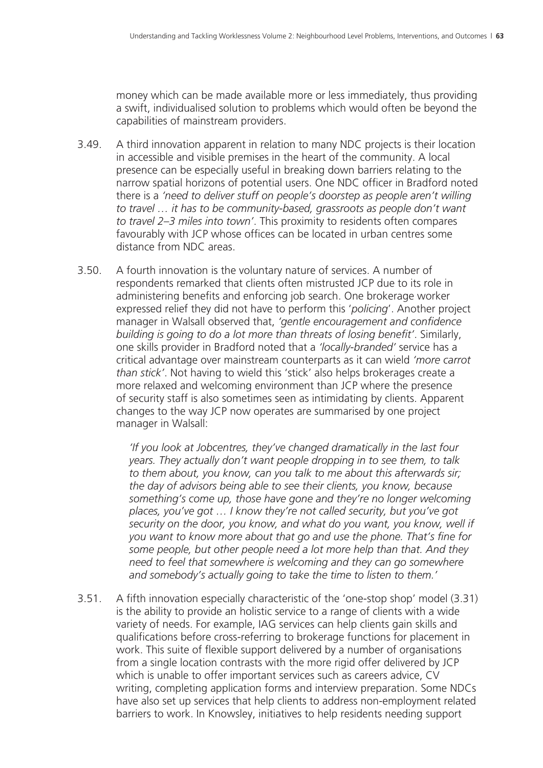money which can be made available more or less immediately, thus providing a swift, individualised solution to problems which would often be beyond the capabilities of mainstream providers.

3.49. A third innovation apparent in relation to many NDC projects is their location in accessible and visible premises in the heart of the community. A local presence can be especially useful in breaking down barriers relating to the narrow spatial horizons of potential users. One NDC officer in Bradford noted there is a *'need to deliver stuff on people's doorstep as people aren't willing to travel … it has to be community-based, grassroots as people don't want to travel 2–3 miles into town'*. This proximity to residents often compares favourably with JCP whose offices can be located in urban centres some distance from NDC areas.

3.50. A fourth innovation is the voluntary nature of services. A number of respondents remarked that clients often mistrusted JCP due to its role in administering benefits and enforcing job search. One brokerage worker expressed relief they did not have to perform this '*policing*'. Another project manager in Walsall observed that, *'gentle encouragement and confidence building is going to do a lot more than threats of losing benefit'*. Similarly, one skills provider in Bradford noted that a *'locally-branded'* service has a critical advantage over mainstream counterparts as it can wield *'more carrot than stick'*. Not having to wield this 'stick' also helps brokerages create a more relaxed and welcoming environment than JCP where the presence of security staff is also sometimes seen as intimidating by clients. Apparent changes to the way JCP now operates are summarised by one project manager in Walsall:

> *'If you look at Jobcentres, they've changed dramatically in the last four years. They actually don't want people dropping in to see them, to talk to them about, you know, can you talk to me about this afterwards sir; the day of advisors being able to see their clients, you know, because something's come up, those have gone and they're no longer welcoming places, you've got … I know they're not called security, but you've got security on the door, you know, and what do you want, you know, well if you want to know more about that go and use the phone. That's fine for some people, but other people need a lot more help than that. And they need to feel that somewhere is welcoming and they can go somewhere and somebody's actually going to take the time to listen to them.'*

3.51. A fifth innovation especially characteristic of the 'one-stop shop' model (3.31) is the ability to provide an holistic service to a range of clients with a wide variety of needs. For example, IAG services can help clients gain skills and qualifications before cross-referring to brokerage functions for placement in work. This suite of flexible support delivered by a number of organisations from a single location contrasts with the more rigid offer delivered by JCP which is unable to offer important services such as careers advice, CV writing, completing application forms and interview preparation. Some NDCs have also set up services that help clients to address non-employment related barriers to work. In Knowsley, initiatives to help residents needing support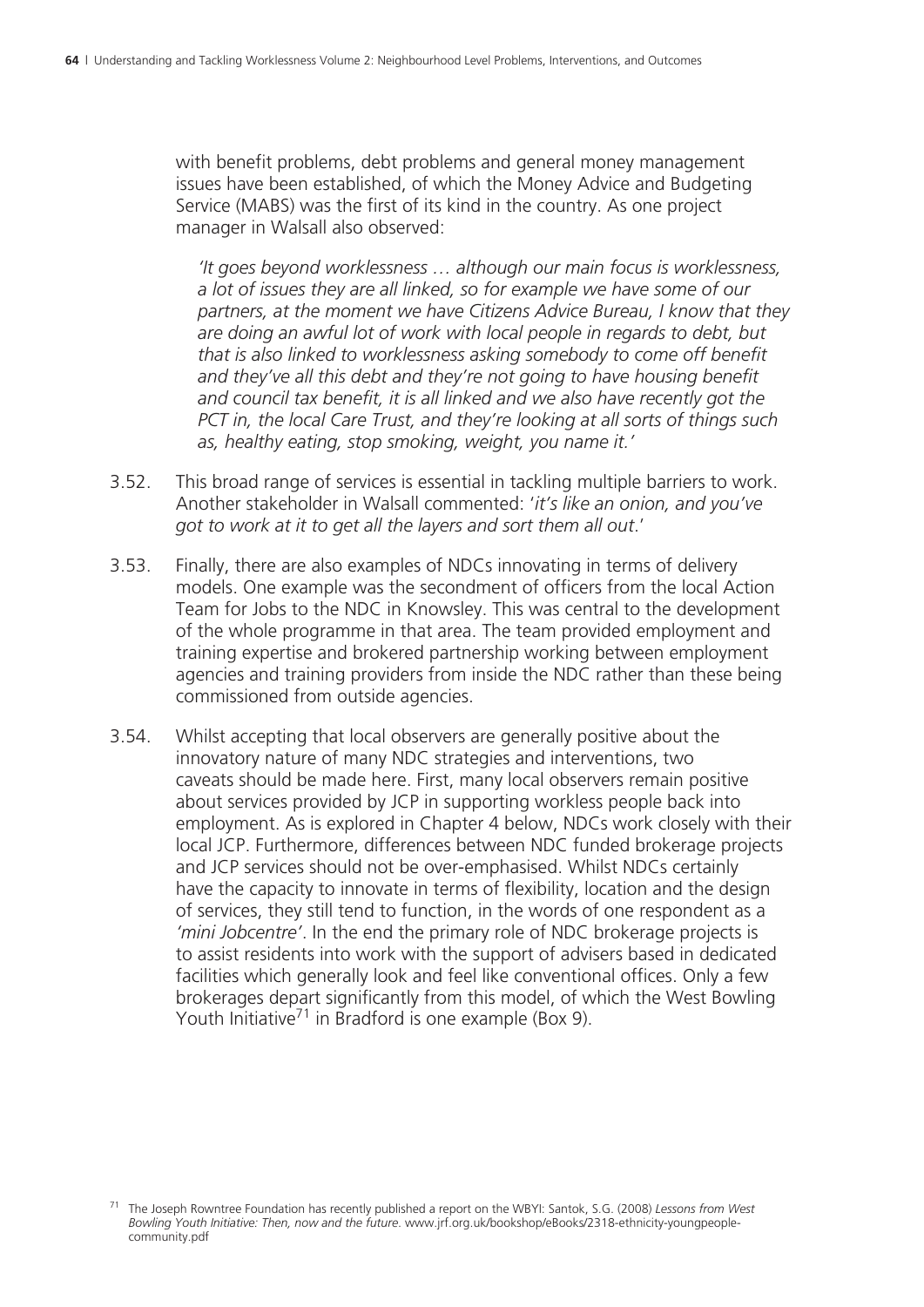with benefit problems, debt problems and general money management issues have been established, of which the Money Advice and Budgeting Service (MABS) was the first of its kind in the country. As one project manager in Walsall also observed:

> *'It goes beyond worklessness … although our main focus is worklessness, a lot of issues they are all linked, so for example we have some of our partners, at the moment we have Citizens Advice Bureau, I know that they are doing an awful lot of work with local people in regards to debt, but that is also linked to worklessness asking somebody to come off benefit and they've all this debt and they're not going to have housing benefit and council tax benefit, it is all linked and we also have recently got the PCT in, the local Care Trust, and they're looking at all sorts of things such as, healthy eating, stop smoking, weight, you name it.'*

3.52. This broad range of services is essential in tackling multiple barriers to work. Another stakeholder in Walsall commented: '*it's like an onion, and you've got to work at it to get all the layers and sort them all out*.'

3.53. Finally, there are also examples of NDCs innovating in terms of delivery models. One example was the secondment of officers from the local Action Team for Jobs to the NDC in Knowsley. This was central to the development of the whole programme in that area. The team provided employment and training expertise and brokered partnership working between employment agencies and training providers from inside the NDC rather than these being commissioned from outside agencies.

3.54. Whilst accepting that local observers are generally positive about the innovatory nature of many NDC strategies and interventions, two caveats should be made here. First, many local observers remain positive about services provided by JCP in supporting workless people back into employment. As is explored in Chapter 4 below, NDCs work closely with their local JCP. Furthermore, differences between NDC funded brokerage projects and JCP services should not be over-emphasised. Whilst NDCs certainly have the capacity to innovate in terms of flexibility, location and the design of services, they still tend to function, in the words of one respondent as a *'mini Jobcentre'*. In the end the primary role of NDC brokerage projects is to assist residents into work with the support of advisers based in dedicated facilities which generally look and feel like conventional offices. Only a few brokerages depart significantly from this model, of which the West Bowling Youth Initiative[71] in Bradford is one example (Box 9).

[71] The Joseph Rowntree Foundation has recently published a report on the WBYI: Santok, S.G. (2008) *Lessons from West Bowling Youth Initiative: Then, now and the future*. www.jrf.org.uk/bookshop/eBooks/2318-ethnicity-youngpeople-community.pdf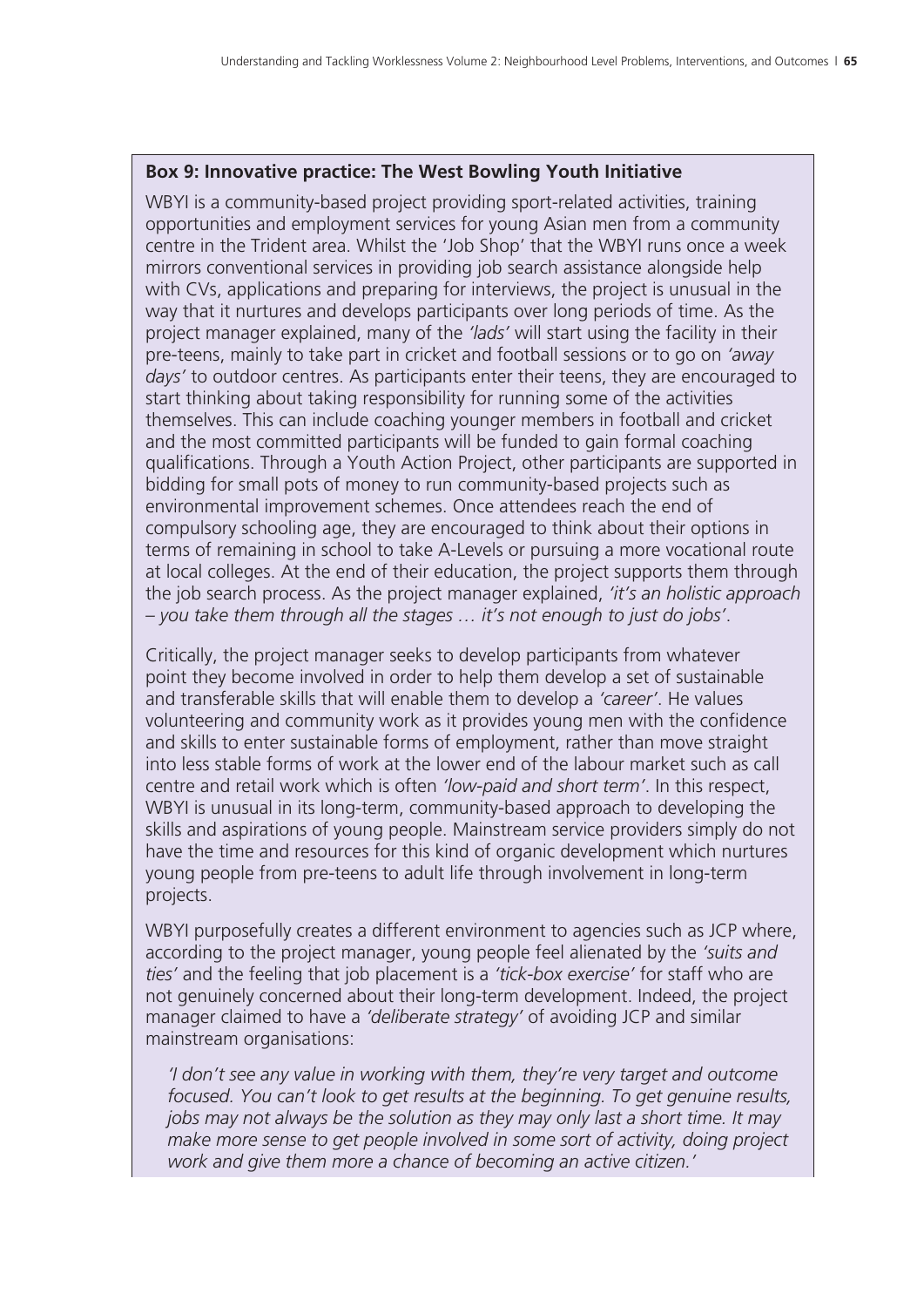**Box 9: Innovative practice: The West Bowling Youth Initiative**

WBYI is a community-based project providing sport-related activities, training opportunities and employment services for young Asian men from a community centre in the Trident area. Whilst the 'Job Shop' that the WBYI runs once a week mirrors conventional services in providing job search assistance alongside help with CVs, applications and preparing for interviews, the project is unusual in the way that it nurtures and develops participants over long periods of time. As the project manager explained, many of the *'lads'* will start using the facility in their pre-teens, mainly to take part in cricket and football sessions or to go on *'away days'* to outdoor centres. As participants enter their teens, they are encouraged to start thinking about taking responsibility for running some of the activities themselves. This can include coaching younger members in football and cricket and the most committed participants will be funded to gain formal coaching qualifications. Through a Youth Action Project, other participants are supported in bidding for small pots of money to run community-based projects such as environmental improvement schemes. Once attendees reach the end of compulsory schooling age, they are encouraged to think about their options in terms of remaining in school to take A-Levels or pursuing a more vocational route at local colleges. At the end of their education, the project supports them through the job search process. As the project manager explained, *'it's an holistic approach – you take them through all the stages … it's not enough to just do jobs'*.

Critically, the project manager seeks to develop participants from whatever point they become involved in order to help them develop a set of sustainable and transferable skills that will enable them to develop a *'career'*. He values volunteering and community work as it provides young men with the confidence and skills to enter sustainable forms of employment, rather than move straight into less stable forms of work at the lower end of the labour market such as call centre and retail work which is often *'low-paid and short term'*. In this respect, WBYI is unusual in its long-term, community-based approach to developing the skills and aspirations of young people. Mainstream service providers simply do not have the time and resources for this kind of organic development which nurtures young people from pre-teens to adult life through involvement in long-term projects.

WBYI purposefully creates a different environment to agencies such as JCP where, according to the project manager, young people feel alienated by the *'suits and ties'* and the feeling that job placement is a *'tick-box exercise'* for staff who are not genuinely concerned about their long-term development. Indeed, the project manager claimed to have a *'deliberate strategy'* of avoiding JCP and similar mainstream organisations:

> *'I don't see any value in working with them, they're very target and outcome focused. You can't look to get results at the beginning. To get genuine results, jobs may not always be the solution as they may only last a short time. It may make more sense to get people involved in some sort of activity, doing project work and give them more a chance of becoming an active citizen.'*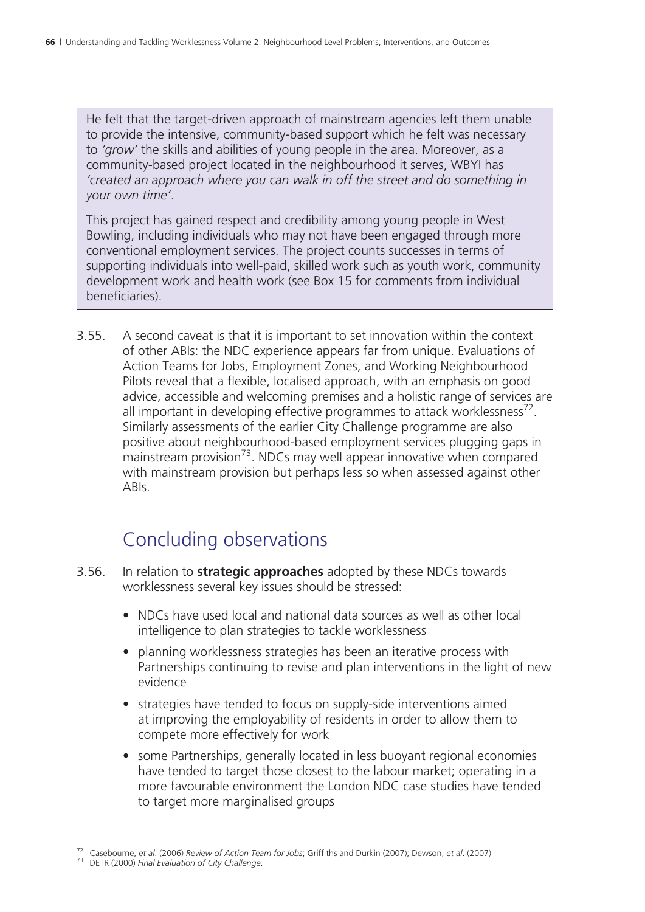He felt that the target-driven approach of mainstream agencies left them unable to provide the intensive, community-based support which he felt was necessary to *'grow'* the skills and abilities of young people in the area. Moreover, as a community-based project located in the neighbourhood it serves, WBYI has *'created an approach where you can walk in off the street and do something in your own time'*.

This project has gained respect and credibility among young people in West Bowling, including individuals who may not have been engaged through more conventional employment services. The project counts successes in terms of supporting individuals into well-paid, skilled work such as youth work, community development work and health work (see Box 15 for comments from individual beneficiaries).

3.55. A second caveat is that it is important to set innovation within the context of other ABIs: the NDC experience appears far from unique. Evaluations of Action Teams for Jobs, Employment Zones, and Working Neighbourhood Pilots reveal that a flexible, localised approach, with an emphasis on good advice, accessible and welcoming premises and a holistic range of services are all important in developing effective programmes to attack worklessness[72]. Similarly assessments of the earlier City Challenge programme are also positive about neighbourhood-based employment services plugging gaps in mainstream provision[73]. NDCs may well appear innovative when compared with mainstream provision but perhaps less so when assessed against other ABIs.

## Concluding observations

3.56. In relation to **strategic approaches** adopted by these NDCs towards worklessness several key issues should be stressed:

- NDCs have used local and national data sources as well as other local intelligence to plan strategies to tackle worklessness
- planning worklessness strategies has been an iterative process with Partnerships continuing to revise and plan interventions in the light of new evidence
- strategies have tended to focus on supply-side interventions aimed at improving the employability of residents in order to allow them to compete more effectively for work
- some Partnerships, generally located in less buoyant regional economies have tended to target those closest to the labour market; operating in a more favourable environment the London NDC case studies have tended to target more marginalised groups

[72] Casebourne, *et al*. (2006) *Review of Action Team for Jobs*; Griffiths and Durkin (2007); Dewson, *et al*. (2007)

[73] DETR (2000) *Final Evaluation of City Challenge*.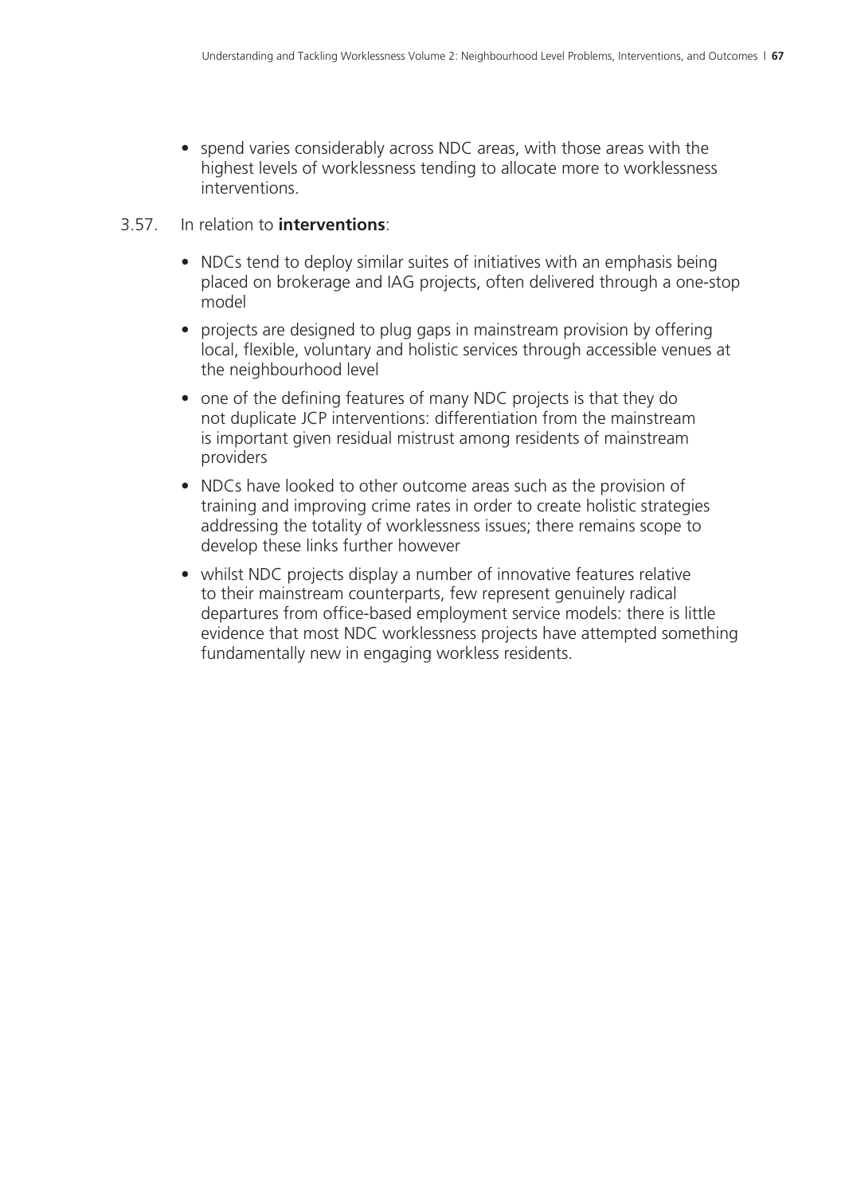- spend varies considerably across NDC areas, with those areas with the highest levels of worklessness tending to allocate more to worklessness interventions.

3.57. In relation to **interventions**:

- NDCs tend to deploy similar suites of initiatives with an emphasis being placed on brokerage and IAG projects, often delivered through a one-stop model
- projects are designed to plug gaps in mainstream provision by offering local, flexible, voluntary and holistic services through accessible venues at the neighbourhood level
- one of the defining features of many NDC projects is that they do not duplicate JCP interventions: differentiation from the mainstream is important given residual mistrust among residents of mainstream providers
- NDCs have looked to other outcome areas such as the provision of training and improving crime rates in order to create holistic strategies addressing the totality of worklessness issues; there remains scope to develop these links further however
- whilst NDC projects display a number of innovative features relative to their mainstream counterparts, few represent genuinely radical departures from office-based employment service models: there is little evidence that most NDC worklessness projects have attempted something fundamentally new in engaging workless residents.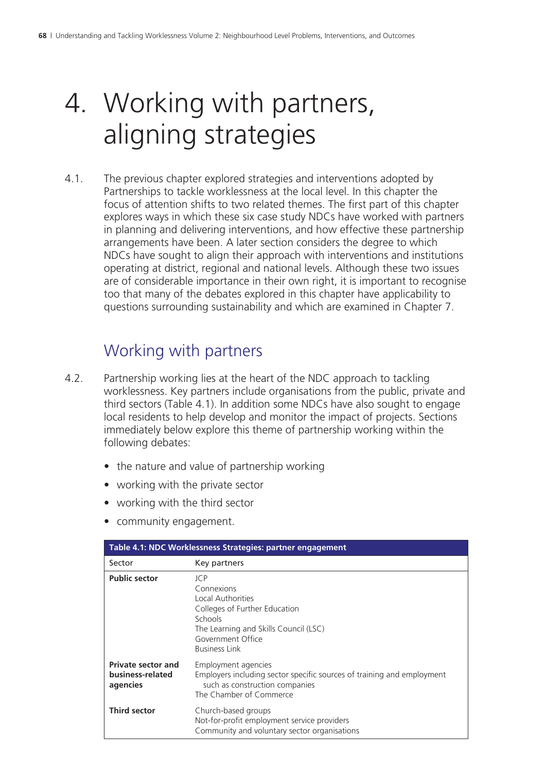# 4. Working with partners, aligning strategies

4.1. The previous chapter explored strategies and interventions adopted by Partnerships to tackle worklessness at the local level. In this chapter the focus of attention shifts to two related themes. The first part of this chapter explores ways in which these six case study NDCs have worked with partners in planning and delivering interventions, and how effective these partnership arrangements have been. A later section considers the degree to which NDCs have sought to align their approach with interventions and institutions operating at district, regional and national levels. Although these two issues are of considerable importance in their own right, it is important to recognise too that many of the debates explored in this chapter have applicability to questions surrounding sustainability and which are examined in Chapter 7.

## Working with partners

4.2. Partnership working lies at the heart of the NDC approach to tackling worklessness. Key partners include organisations from the public, private and third sectors (Table 4.1). In addition some NDCs have also sought to engage local residents to help develop and monitor the impact of projects. Sections immediately below explore this theme of partnership working within the following debates:

- the nature and value of partnership working
- working with the private sector
- working with the third sector
- community engagement.

**Table 4.1: NDC Worklessness Strategies: partner engagement**

| Sector | Key partners |
|---|---|
| **Public sector** | JCP<br>Connexions<br>Local Authorities<br>Colleges of Further Education<br>Schools<br>The Learning and Skills Council (LSC)<br>Government Office<br>Business Link |
| **Private sector and business-related agencies** | Employment agencies<br>Employers including sector specific sources of training and employment such as construction companies<br>The Chamber of Commerce |
| **Third sector** | Church-based groups<br>Not-for-profit employment service providers<br>Community and voluntary sector organisations |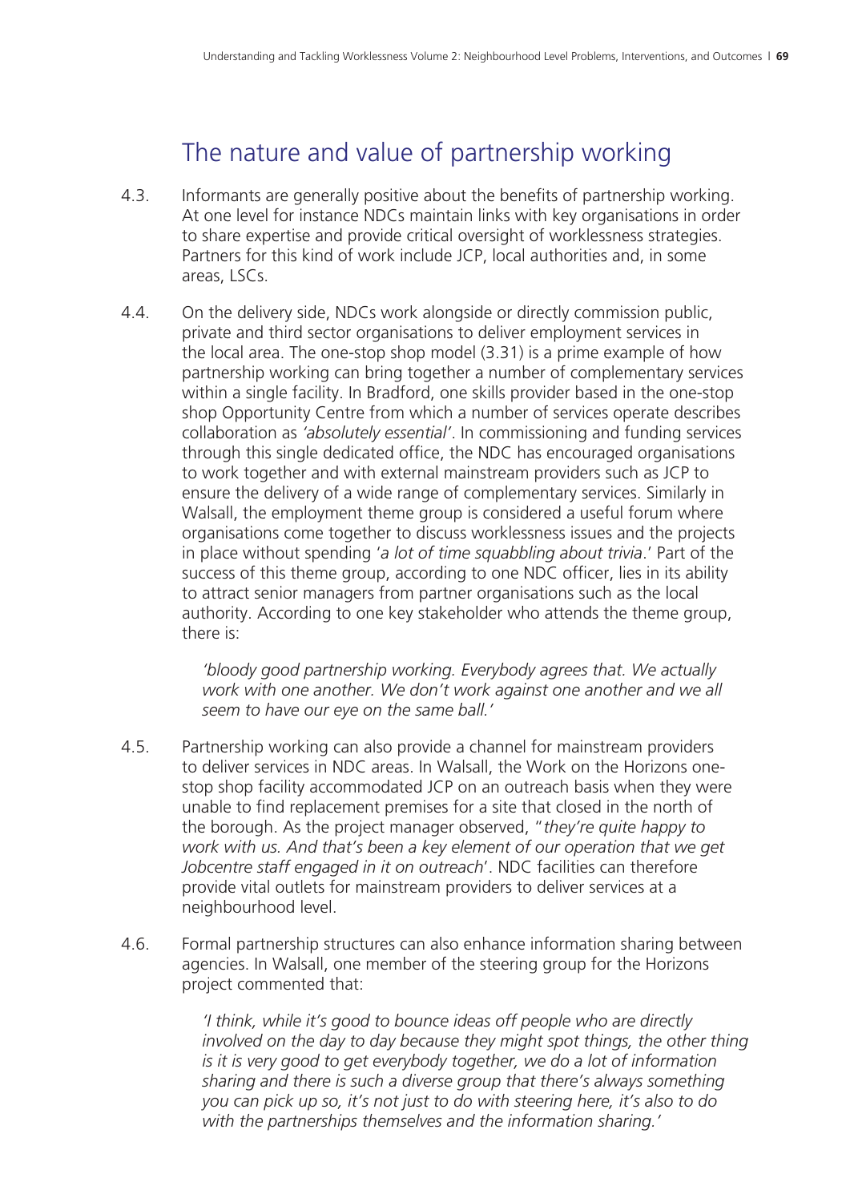## The nature and value of partnership working

4.3. Informants are generally positive about the benefits of partnership working. At one level for instance NDCs maintain links with key organisations in order to share expertise and provide critical oversight of worklessness strategies. Partners for this kind of work include JCP, local authorities and, in some areas, LSCs.

4.4. On the delivery side, NDCs work alongside or directly commission public, private and third sector organisations to deliver employment services in the local area. The one-stop shop model (3.31) is a prime example of how partnership working can bring together a number of complementary services within a single facility. In Bradford, one skills provider based in the one-stop shop Opportunity Centre from which a number of services operate describes collaboration as *'absolutely essential'*. In commissioning and funding services through this single dedicated office, the NDC has encouraged organisations to work together and with external mainstream providers such as JCP to ensure the delivery of a wide range of complementary services. Similarly in Walsall, the employment theme group is considered a useful forum where organisations come together to discuss worklessness issues and the projects in place without spending '*a lot of time squabbling about trivia*.' Part of the success of this theme group, according to one NDC officer, lies in its ability to attract senior managers from partner organisations such as the local authority. According to one key stakeholder who attends the theme group, there is:

> *'bloody good partnership working. Everybody agrees that. We actually work with one another. We don't work against one another and we all seem to have our eye on the same ball.'*

4.5. Partnership working can also provide a channel for mainstream providers to deliver services in NDC areas. In Walsall, the Work on the Horizons one-stop shop facility accommodated JCP on an outreach basis when they were unable to find replacement premises for a site that closed in the north of the borough. As the project manager observed, "*they're quite happy to work with us. And that's been a key element of our operation that we get Jobcentre staff engaged in it on outreach*'. NDC facilities can therefore provide vital outlets for mainstream providers to deliver services at a neighbourhood level.

4.6. Formal partnership structures can also enhance information sharing between agencies. In Walsall, one member of the steering group for the Horizons project commented that:

> *'I think, while it's good to bounce ideas off people who are directly involved on the day to day because they might spot things, the other thing is it is very good to get everybody together, we do a lot of information sharing and there is such a diverse group that there's always something you can pick up so, it's not just to do with steering here, it's also to do with the partnerships themselves and the information sharing.'*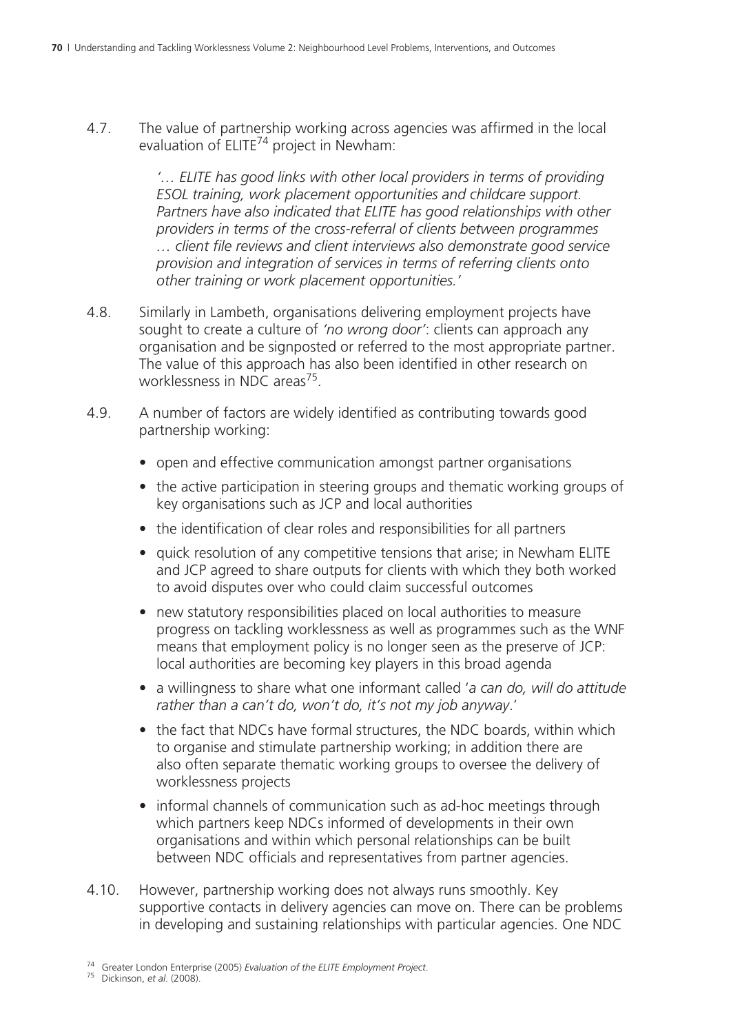4.7. The value of partnership working across agencies was affirmed in the local evaluation of ELITE[74] project in Newham:

> *'… ELITE has good links with other local providers in terms of providing ESOL training, work placement opportunities and childcare support. Partners have also indicated that ELITE has good relationships with other providers in terms of the cross-referral of clients between programmes … client file reviews and client interviews also demonstrate good service provision and integration of services in terms of referring clients onto other training or work placement opportunities.'*

4.8. Similarly in Lambeth, organisations delivering employment projects have sought to create a culture of *'no wrong door'*: clients can approach any organisation and be signposted or referred to the most appropriate partner. The value of this approach has also been identified in other research on worklessness in NDC areas[75].

4.9. A number of factors are widely identified as contributing towards good partnership working:

- open and effective communication amongst partner organisations
- the active participation in steering groups and thematic working groups of key organisations such as JCP and local authorities
- the identification of clear roles and responsibilities for all partners
- quick resolution of any competitive tensions that arise; in Newham ELITE and JCP agreed to share outputs for clients with which they both worked to avoid disputes over who could claim successful outcomes
- new statutory responsibilities placed on local authorities to measure progress on tackling worklessness as well as programmes such as the WNF means that employment policy is no longer seen as the preserve of JCP: local authorities are becoming key players in this broad agenda
- a willingness to share what one informant called '*a can do, will do attitude rather than a can't do, won't do, it's not my job anyway*.'
- the fact that NDCs have formal structures, the NDC boards, within which to organise and stimulate partnership working; in addition there are also often separate thematic working groups to oversee the delivery of worklessness projects
- informal channels of communication such as ad-hoc meetings through which partners keep NDCs informed of developments in their own organisations and within which personal relationships can be built between NDC officials and representatives from partner agencies.

4.10. However, partnership working does not always runs smoothly. Key supportive contacts in delivery agencies can move on. There can be problems in developing and sustaining relationships with particular agencies. One NDC

[74] Greater London Enterprise (2005) *Evaluation of the ELITE Employment Project*.
[75] Dickinson, *et al*. (2008).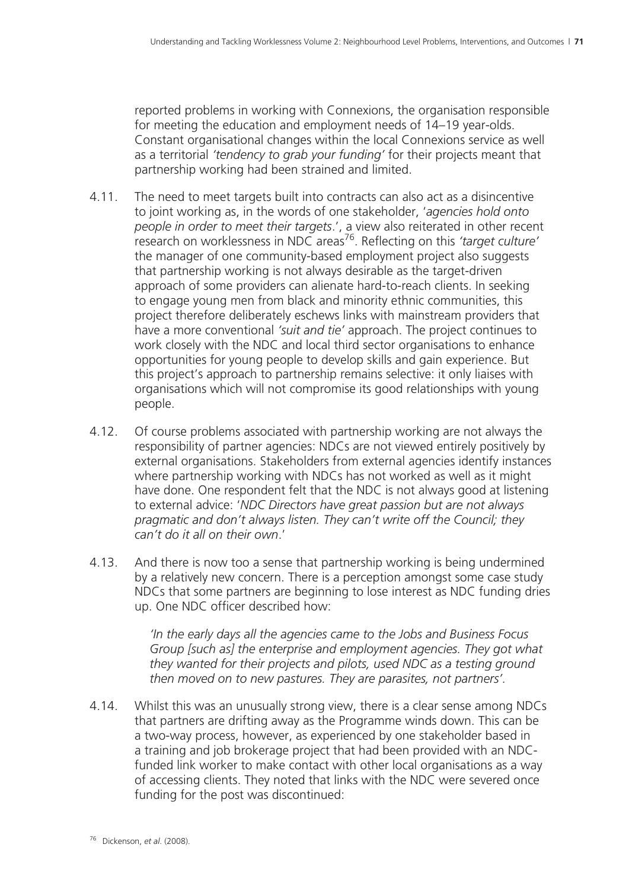reported problems in working with Connexions, the organisation responsible for meeting the education and employment needs of 14–19 year-olds. Constant organisational changes within the local Connexions service as well as a territorial *'tendency to grab your funding'* for their projects meant that partnership working had been strained and limited.

4.11. The need to meet targets built into contracts can also act as a disincentive to joint working as, in the words of one stakeholder, '*agencies hold onto people in order to meet their targets*.', a view also reiterated in other recent research on worklessness in NDC areas[76]. Reflecting on this *'target culture'* the manager of one community-based employment project also suggests that partnership working is not always desirable as the target-driven approach of some providers can alienate hard-to-reach clients. In seeking to engage young men from black and minority ethnic communities, this project therefore deliberately eschews links with mainstream providers that have a more conventional *'suit and tie'* approach. The project continues to work closely with the NDC and local third sector organisations to enhance opportunities for young people to develop skills and gain experience. But this project's approach to partnership remains selective: it only liaises with organisations which will not compromise its good relationships with young people.

4.12. Of course problems associated with partnership working are not always the responsibility of partner agencies: NDCs are not viewed entirely positively by external organisations. Stakeholders from external agencies identify instances where partnership working with NDCs has not worked as well as it might have done. One respondent felt that the NDC is not always good at listening to external advice: '*NDC Directors have great passion but are not always pragmatic and don't always listen. They can't write off the Council; they can't do it all on their own*.'

4.13. And there is now too a sense that partnership working is being undermined by a relatively new concern. There is a perception amongst some case study NDCs that some partners are beginning to lose interest as NDC funding dries up. One NDC officer described how:

> *'In the early days all the agencies came to the Jobs and Business Focus Group [such as] the enterprise and employment agencies. They got what they wanted for their projects and pilots, used NDC as a testing ground then moved on to new pastures. They are parasites, not partners'.*

4.14. Whilst this was an unusually strong view, there is a clear sense among NDCs that partners are drifting away as the Programme winds down. This can be a two-way process, however, as experienced by one stakeholder based in a training and job brokerage project that had been provided with an NDC-funded link worker to make contact with other local organisations as a way of accessing clients. They noted that links with the NDC were severed once funding for the post was discontinued:

[76] Dickenson, *et al*. (2008).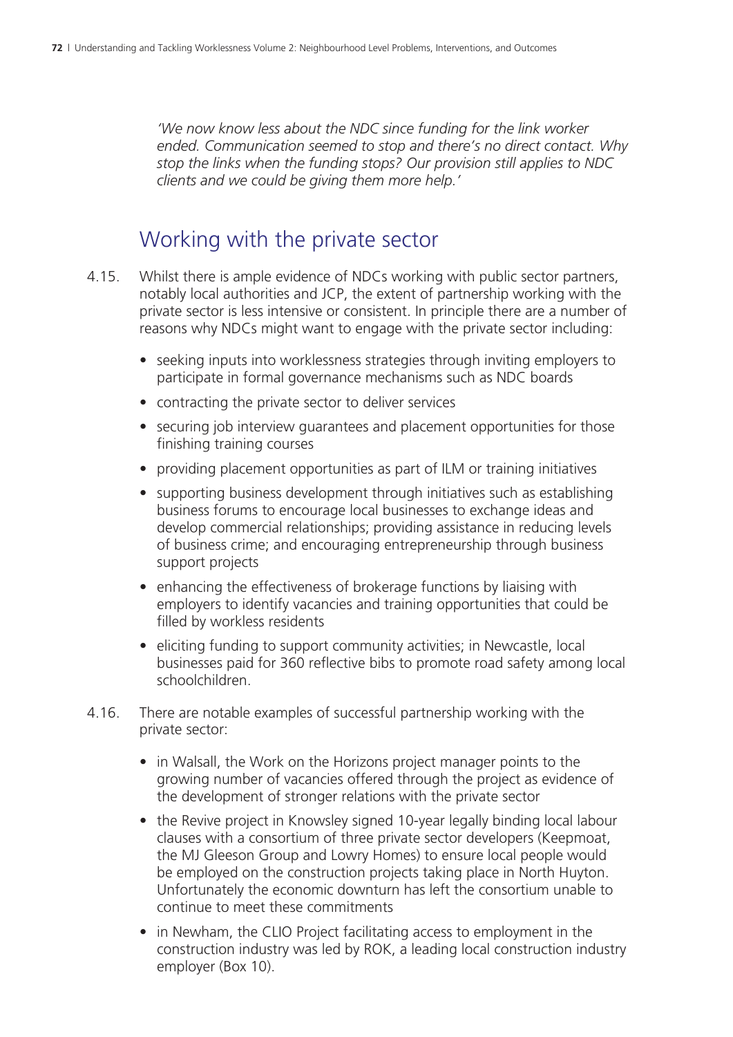*'We now know less about the NDC since funding for the link worker ended. Communication seemed to stop and there's no direct contact. Why stop the links when the funding stops? Our provision still applies to NDC clients and we could be giving them more help.'*

## Working with the private sector

4.15. Whilst there is ample evidence of NDCs working with public sector partners, notably local authorities and JCP, the extent of partnership working with the private sector is less intensive or consistent. In principle there are a number of reasons why NDCs might want to engage with the private sector including:

- seeking inputs into worklessness strategies through inviting employers to participate in formal governance mechanisms such as NDC boards
- contracting the private sector to deliver services
- securing job interview guarantees and placement opportunities for those finishing training courses
- providing placement opportunities as part of ILM or training initiatives
- supporting business development through initiatives such as establishing business forums to encourage local businesses to exchange ideas and develop commercial relationships; providing assistance in reducing levels of business crime; and encouraging entrepreneurship through business support projects
- enhancing the effectiveness of brokerage functions by liaising with employers to identify vacancies and training opportunities that could be filled by workless residents
- eliciting funding to support community activities; in Newcastle, local businesses paid for 360 reflective bibs to promote road safety among local schoolchildren.

4.16. There are notable examples of successful partnership working with the private sector:

- in Walsall, the Work on the Horizons project manager points to the growing number of vacancies offered through the project as evidence of the development of stronger relations with the private sector
- the Revive project in Knowsley signed 10-year legally binding local labour clauses with a consortium of three private sector developers (Keepmoat, the MJ Gleeson Group and Lowry Homes) to ensure local people would be employed on the construction projects taking place in North Huyton. Unfortunately the economic downturn has left the consortium unable to continue to meet these commitments
- in Newham, the CLIO Project facilitating access to employment in the construction industry was led by ROK, a leading local construction industry employer (Box 10).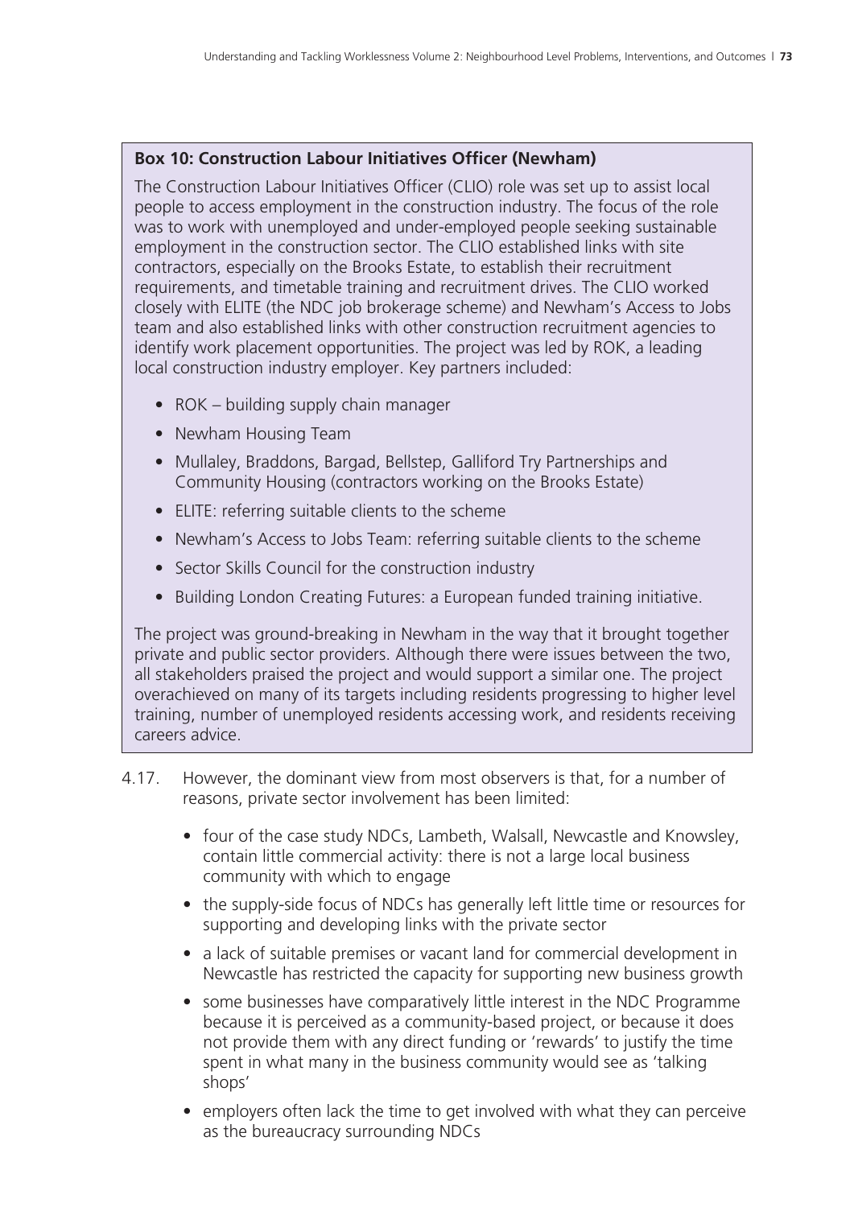**Box 10: Construction Labour Initiatives Officer (Newham)**

The Construction Labour Initiatives Officer (CLIO) role was set up to assist local people to access employment in the construction industry. The focus of the role was to work with unemployed and under-employed people seeking sustainable employment in the construction sector. The CLIO established links with site contractors, especially on the Brooks Estate, to establish their recruitment requirements, and timetable training and recruitment drives. The CLIO worked closely with ELITE (the NDC job brokerage scheme) and Newham's Access to Jobs team and also established links with other construction recruitment agencies to identify work placement opportunities. The project was led by ROK, a leading local construction industry employer. Key partners included:

- ROK – building supply chain manager
- Newham Housing Team
- Mullaley, Braddons, Bargad, Bellstep, Galliford Try Partnerships and Community Housing (contractors working on the Brooks Estate)
- ELITE: referring suitable clients to the scheme
- Newham's Access to Jobs Team: referring suitable clients to the scheme
- Sector Skills Council for the construction industry
- Building London Creating Futures: a European funded training initiative.

The project was ground-breaking in Newham in the way that it brought together private and public sector providers. Although there were issues between the two, all stakeholders praised the project and would support a similar one. The project overachieved on many of its targets including residents progressing to higher level training, number of unemployed residents accessing work, and residents receiving careers advice.

4.17. However, the dominant view from most observers is that, for a number of reasons, private sector involvement has been limited:

- four of the case study NDCs, Lambeth, Walsall, Newcastle and Knowsley, contain little commercial activity: there is not a large local business community with which to engage
- the supply-side focus of NDCs has generally left little time or resources for supporting and developing links with the private sector
- a lack of suitable premises or vacant land for commercial development in Newcastle has restricted the capacity for supporting new business growth
- some businesses have comparatively little interest in the NDC Programme because it is perceived as a community-based project, or because it does not provide them with any direct funding or 'rewards' to justify the time spent in what many in the business community would see as 'talking shops'
- employers often lack the time to get involved with what they can perceive as the bureaucracy surrounding NDCs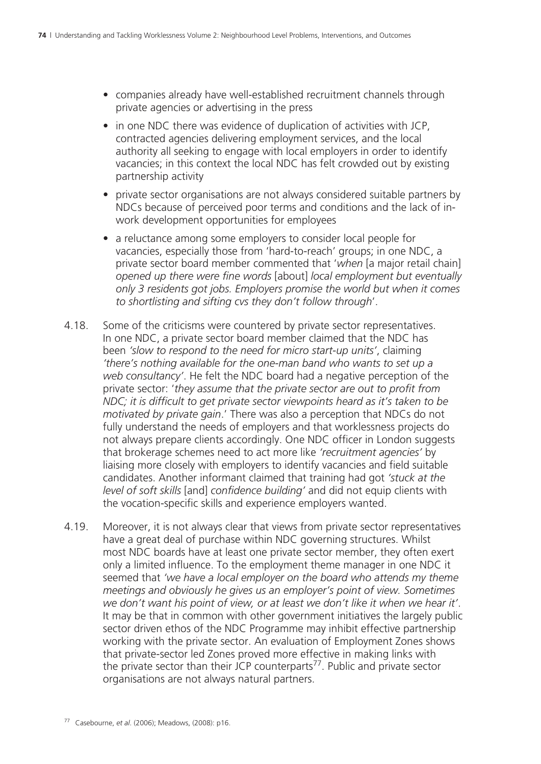- companies already have well-established recruitment channels through private agencies or advertising in the press
- in one NDC there was evidence of duplication of activities with JCP, contracted agencies delivering employment services, and the local authority all seeking to engage with local employers in order to identify vacancies; in this context the local NDC has felt crowded out by existing partnership activity
- private sector organisations are not always considered suitable partners by NDCs because of perceived poor terms and conditions and the lack of in-work development opportunities for employees
- a reluctance among some employers to consider local people for vacancies, especially those from 'hard-to-reach' groups; in one NDC, a private sector board member commented that '*when* [a major retail chain] *opened up there were fine words* [about] *local employment but eventually only 3 residents got jobs. Employers promise the world but when it comes to shortlisting and sifting cvs they don't follow through*'.

4.18. Some of the criticisms were countered by private sector representatives. In one NDC, a private sector board member claimed that the NDC has been *'slow to respond to the need for micro start-up units'*, claiming *'there's nothing available for the one-man band who wants to set up a web consultancy'*. He felt the NDC board had a negative perception of the private sector: '*they assume that the private sector are out to profit from NDC; it is difficult to get private sector viewpoints heard as it's taken to be motivated by private gain*.' There was also a perception that NDCs do not fully understand the needs of employers and that worklessness projects do not always prepare clients accordingly. One NDC officer in London suggests that brokerage schemes need to act more like *'recruitment agencies'* by liaising more closely with employers to identify vacancies and field suitable candidates. Another informant claimed that training had got *'stuck at the level of soft skills* [and] *confidence building'* and did not equip clients with the vocation-specific skills and experience employers wanted.

4.19. Moreover, it is not always clear that views from private sector representatives have a great deal of purchase within NDC governing structures. Whilst most NDC boards have at least one private sector member, they often exert only a limited influence. To the employment theme manager in one NDC it seemed that *'we have a local employer on the board who attends my theme meetings and obviously he gives us an employer's point of view. Sometimes we don't want his point of view, or at least we don't like it when we hear it'*. It may be that in common with other government initiatives the largely public sector driven ethos of the NDC Programme may inhibit effective partnership working with the private sector. An evaluation of Employment Zones shows that private-sector led Zones proved more effective in making links with the private sector than their JCP counterparts[77]. Public and private sector organisations are not always natural partners.

[77] Casebourne, *et al*. (2006); Meadows, (2008): p16.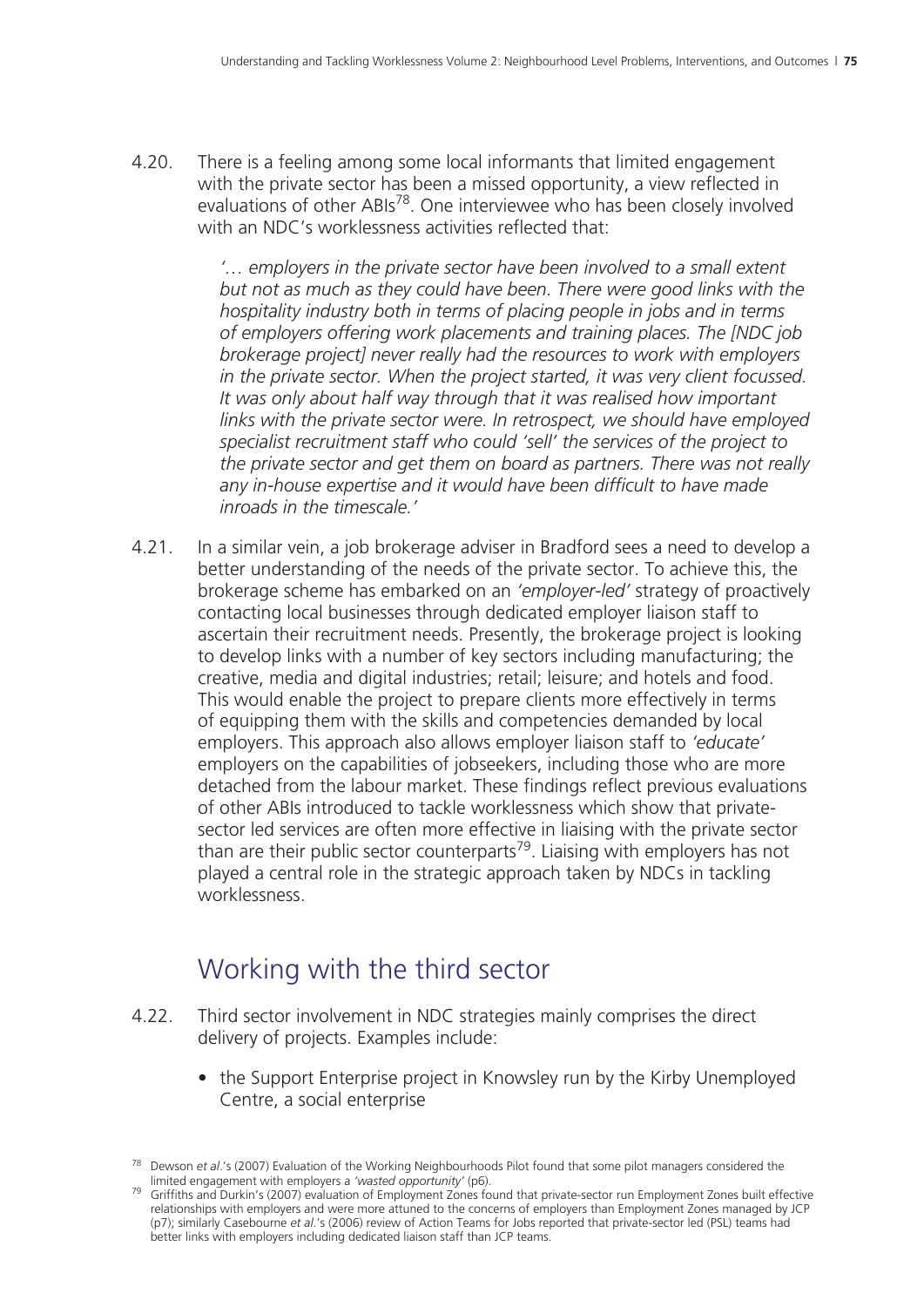4.20. There is a feeling among some local informants that limited engagement with the private sector has been a missed opportunity, a view reflected in evaluations of other ABIs[78]. One interviewee who has been closely involved with an NDC's worklessness activities reflected that:

> *'… employers in the private sector have been involved to a small extent but not as much as they could have been. There were good links with the hospitality industry both in terms of placing people in jobs and in terms of employers offering work placements and training places. The [NDC job brokerage project] never really had the resources to work with employers in the private sector. When the project started, it was very client focussed. It was only about half way through that it was realised how important links with the private sector were. In retrospect, we should have employed specialist recruitment staff who could 'sell' the services of the project to the private sector and get them on board as partners. There was not really any in-house expertise and it would have been difficult to have made inroads in the timescale.'*

4.21. In a similar vein, a job brokerage adviser in Bradford sees a need to develop a better understanding of the needs of the private sector. To achieve this, the brokerage scheme has embarked on an *'employer-led'* strategy of proactively contacting local businesses through dedicated employer liaison staff to ascertain their recruitment needs. Presently, the brokerage project is looking to develop links with a number of key sectors including manufacturing; the creative, media and digital industries; retail; leisure; and hotels and food. This would enable the project to prepare clients more effectively in terms of equipping them with the skills and competencies demanded by local employers. This approach also allows employer liaison staff to *'educate'* employers on the capabilities of jobseekers, including those who are more detached from the labour market. These findings reflect previous evaluations of other ABIs introduced to tackle worklessness which show that private-sector led services are often more effective in liaising with the private sector than are their public sector counterparts[79]. Liaising with employers has not played a central role in the strategic approach taken by NDCs in tackling worklessness.

## Working with the third sector

4.22. Third sector involvement in NDC strategies mainly comprises the direct delivery of projects. Examples include:

- the Support Enterprise project in Knowsley run by the Kirby Unemployed Centre, a social enterprise

[78] Dewson *et al*.'s (2007) Evaluation of the Working Neighbourhoods Pilot found that some pilot managers considered the limited engagement with employers a *'wasted opportunity'* (p6).

[79] Griffiths and Durkin's (2007) evaluation of Employment Zones found that private-sector run Employment Zones built effective relationships with employers and were more attuned to the concerns of employers than Employment Zones managed by JCP (p7); similarly Casebourne *et al*.'s (2006) review of Action Teams for Jobs reported that private-sector led (PSL) teams had better links with employers including dedicated liaison staff than JCP teams.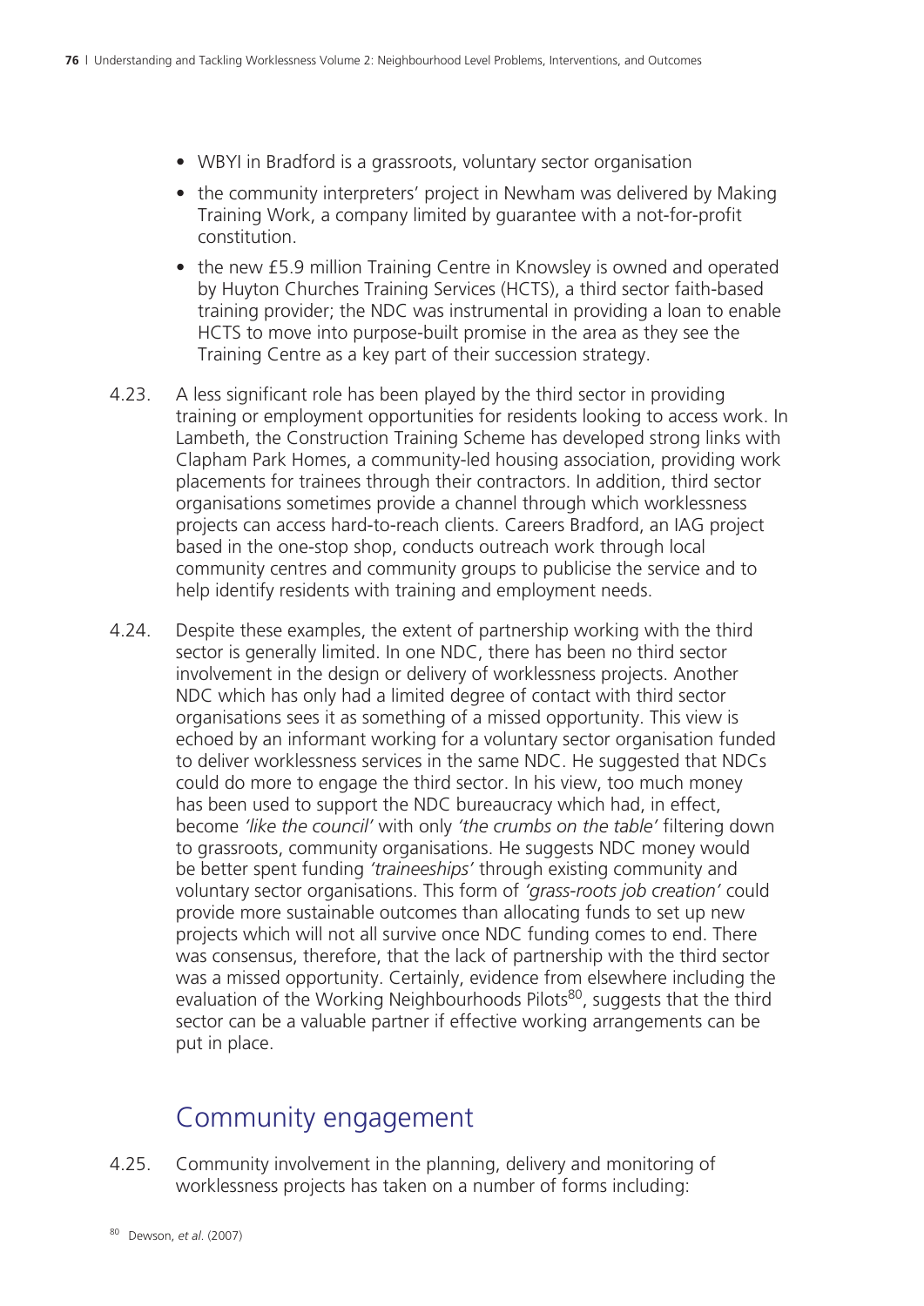- WBYI in Bradford is a grassroots, voluntary sector organisation
- the community interpreters' project in Newham was delivered by Making Training Work, a company limited by guarantee with a not-for-profit constitution.
- the new £5.9 million Training Centre in Knowsley is owned and operated by Huyton Churches Training Services (HCTS), a third sector faith-based training provider; the NDC was instrumental in providing a loan to enable HCTS to move into purpose-built promise in the area as they see the Training Centre as a key part of their succession strategy.

4.23. A less significant role has been played by the third sector in providing training or employment opportunities for residents looking to access work. In Lambeth, the Construction Training Scheme has developed strong links with Clapham Park Homes, a community-led housing association, providing work placements for trainees through their contractors. In addition, third sector organisations sometimes provide a channel through which worklessness projects can access hard-to-reach clients. Careers Bradford, an IAG project based in the one-stop shop, conducts outreach work through local community centres and community groups to publicise the service and to help identify residents with training and employment needs.

4.24. Despite these examples, the extent of partnership working with the third sector is generally limited. In one NDC, there has been no third sector involvement in the design or delivery of worklessness projects. Another NDC which has only had a limited degree of contact with third sector organisations sees it as something of a missed opportunity. This view is echoed by an informant working for a voluntary sector organisation funded to deliver worklessness services in the same NDC. He suggested that NDCs could do more to engage the third sector. In his view, too much money has been used to support the NDC bureaucracy which had, in effect, become *'like the council'* with only *'the crumbs on the table'* filtering down to grassroots, community organisations. He suggests NDC money would be better spent funding *'traineeships'* through existing community and voluntary sector organisations. This form of *'grass-roots job creation'* could provide more sustainable outcomes than allocating funds to set up new projects which will not all survive once NDC funding comes to end. There was consensus, therefore, that the lack of partnership with the third sector was a missed opportunity. Certainly, evidence from elsewhere including the evaluation of the Working Neighbourhoods Pilots[80], suggests that the third sector can be a valuable partner if effective working arrangements can be put in place.

## Community engagement

4.25. Community involvement in the planning, delivery and monitoring of worklessness projects has taken on a number of forms including:

[80] Dewson, *et al*. (2007)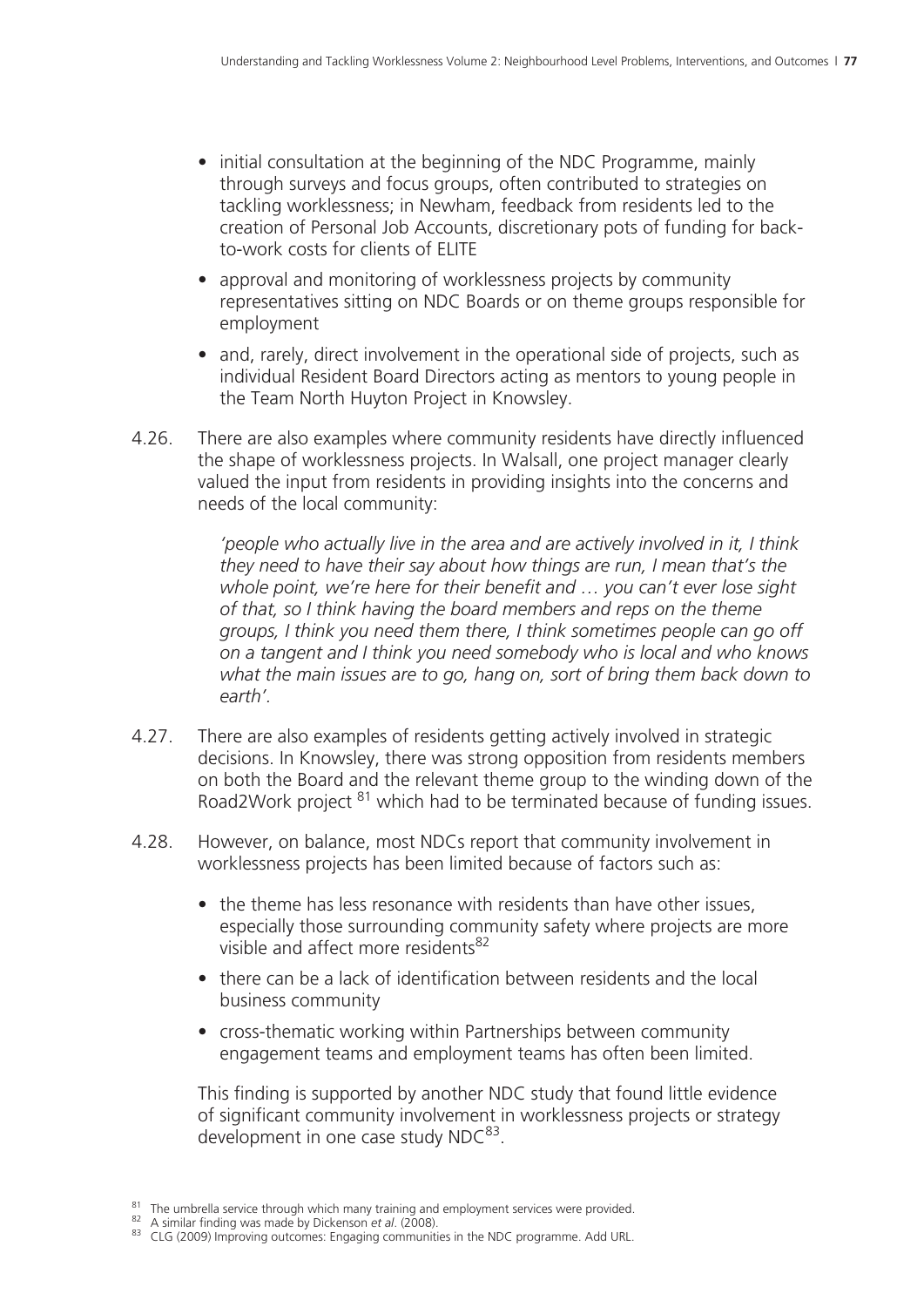- initial consultation at the beginning of the NDC Programme, mainly through surveys and focus groups, often contributed to strategies on tackling worklessness; in Newham, feedback from residents led to the creation of Personal Job Accounts, discretionary pots of funding for back-to-work costs for clients of ELITE
- approval and monitoring of worklessness projects by community representatives sitting on NDC Boards or on theme groups responsible for employment
- and, rarely, direct involvement in the operational side of projects, such as individual Resident Board Directors acting as mentors to young people in the Team North Huyton Project in Knowsley.

4.26. There are also examples where community residents have directly influenced the shape of worklessness projects. In Walsall, one project manager clearly valued the input from residents in providing insights into the concerns and needs of the local community:

> *'people who actually live in the area and are actively involved in it, I think they need to have their say about how things are run, I mean that's the whole point, we're here for their benefit and … you can't ever lose sight of that, so I think having the board members and reps on the theme groups, I think you need them there, I think sometimes people can go off on a tangent and I think you need somebody who is local and who knows what the main issues are to go, hang on, sort of bring them back down to earth'.*

4.27. There are also examples of residents getting actively involved in strategic decisions. In Knowsley, there was strong opposition from residents members on both the Board and the relevant theme group to the winding down of the Road2Work project [81] which had to be terminated because of funding issues.

4.28. However, on balance, most NDCs report that community involvement in worklessness projects has been limited because of factors such as:

- the theme has less resonance with residents than have other issues, especially those surrounding community safety where projects are more visible and affect more residents[82]
- there can be a lack of identification between residents and the local business community
- cross-thematic working within Partnerships between community engagement teams and employment teams has often been limited.

This finding is supported by another NDC study that found little evidence of significant community involvement in worklessness projects or strategy development in one case study NDC[83].

[81] The umbrella service through which many training and employment services were provided.

[82] A similar finding was made by Dickenson *et al*. (2008).

[83] CLG (2009) Improving outcomes: Engaging communities in the NDC programme. Add URL.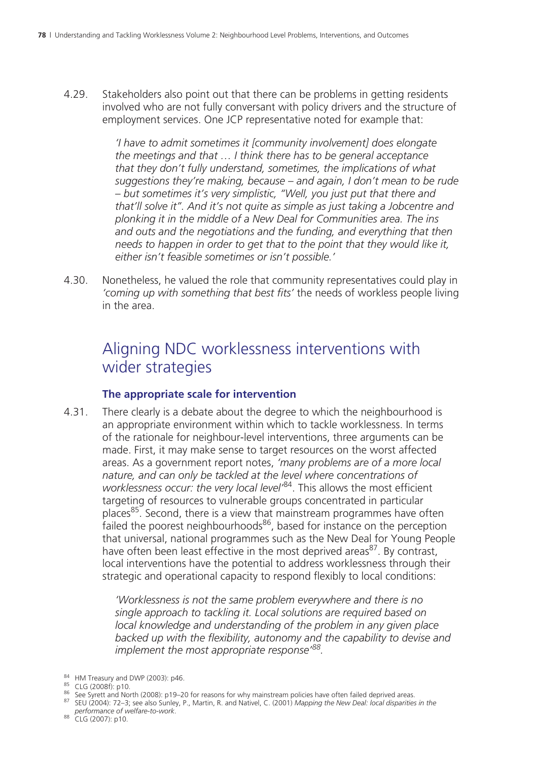4.29. Stakeholders also point out that there can be problems in getting residents involved who are not fully conversant with policy drivers and the structure of employment services. One JCP representative noted for example that:

> *'I have to admit sometimes it [community involvement] does elongate the meetings and that … I think there has to be general acceptance that they don't fully understand, sometimes, the implications of what suggestions they're making, because – and again, I don't mean to be rude – but sometimes it's very simplistic, "Well, you just put that there and that'll solve it". And it's not quite as simple as just taking a Jobcentre and plonking it in the middle of a New Deal for Communities area. The ins and outs and the negotiations and the funding, and everything that then needs to happen in order to get that to the point that they would like it, either isn't feasible sometimes or isn't possible.'*

4.30. Nonetheless, he valued the role that community representatives could play in *'coming up with something that best fits'* the needs of workless people living in the area.

## Aligning NDC worklessness interventions with wider strategies

### The appropriate scale for intervention

4.31. There clearly is a debate about the degree to which the neighbourhood is an appropriate environment within which to tackle worklessness. In terms of the rationale for neighbour-level interventions, three arguments can be made. First, it may make sense to target resources on the worst affected areas. As a government report notes, *'many problems are of a more local nature, and can only be tackled at the level where concentrations of worklessness occur: the very local level'*[84]. This allows the most efficient targeting of resources to vulnerable groups concentrated in particular places[85]. Second, there is a view that mainstream programmes have often failed the poorest neighbourhoods[86], based for instance on the perception that universal, national programmes such as the New Deal for Young People have often been least effective in the most deprived areas[87]. By contrast, local interventions have the potential to address worklessness through their strategic and operational capacity to respond flexibly to local conditions:

> *'Worklessness is not the same problem everywhere and there is no single approach to tackling it. Local solutions are required based on local knowledge and understanding of the problem in any given place backed up with the flexibility, autonomy and the capability to devise and implement the most appropriate response'*[88].

[84] HM Treasury and DWP (2003): p46.
[85] CLG (2008f): p10.
[86] See Syrett and North (2008): p19–20 for reasons for why mainstream policies have often failed deprived areas.
[87] SEU (2004): 72–3; see also Sunley, P., Martin, R. and Nativel, C. (2001) *Mapping the New Deal: local disparities in the performance of welfare-to-work*.
[88] CLG (2007): p10.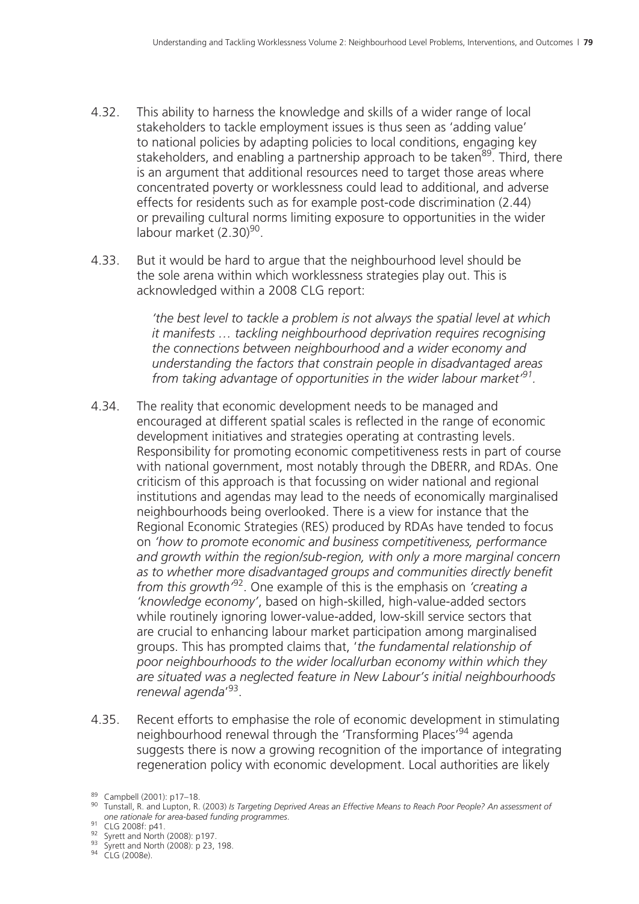4.32. This ability to harness the knowledge and skills of a wider range of local stakeholders to tackle employment issues is thus seen as 'adding value' to national policies by adapting policies to local conditions, engaging key stakeholders, and enabling a partnership approach to be taken[89]. Third, there is an argument that additional resources need to target those areas where concentrated poverty or worklessness could lead to additional, and adverse effects for residents such as for example post-code discrimination (2.44) or prevailing cultural norms limiting exposure to opportunities in the wider labour market (2.30)[90].

4.33. But it would be hard to argue that the neighbourhood level should be the sole arena within which worklessness strategies play out. This is acknowledged within a 2008 CLG report:

> *'the best level to tackle a problem is not always the spatial level at which it manifests … tackling neighbourhood deprivation requires recognising the connections between neighbourhood and a wider economy and understanding the factors that constrain people in disadvantaged areas from taking advantage of opportunities in the wider labour market'*[91].

4.34. The reality that economic development needs to be managed and encouraged at different spatial scales is reflected in the range of economic development initiatives and strategies operating at contrasting levels. Responsibility for promoting economic competitiveness rests in part of course with national government, most notably through the DBERR, and RDAs. One criticism of this approach is that focussing on wider national and regional institutions and agendas may lead to the needs of economically marginalised neighbourhoods being overlooked. There is a view for instance that the Regional Economic Strategies (RES) produced by RDAs have tended to focus on *'how to promote economic and business competitiveness, performance and growth within the region/sub-region, with only a more marginal concern as to whether more disadvantaged groups and communities directly benefit from this growth'*[92]. One example of this is the emphasis on *'creating a 'knowledge economy'*, based on high-skilled, high-value-added sectors while routinely ignoring lower-value-added, low-skill service sectors that are crucial to enhancing labour market participation among marginalised groups. This has prompted claims that, '*the fundamental relationship of poor neighbourhoods to the wider local/urban economy within which they are situated was a neglected feature in New Labour's initial neighbourhoods renewal agenda*'[93].

4.35. Recent efforts to emphasise the role of economic development in stimulating neighbourhood renewal through the 'Transforming Places'[94] agenda suggests there is now a growing recognition of the importance of integrating regeneration policy with economic development. Local authorities are likely

---

[89] Campbell (2001): p17–18.

[90] Tunstall, R. and Lupton, R. (2003) *Is Targeting Deprived Areas an Effective Means to Reach Poor People? An assessment of one rationale for area-based funding programmes*.

[91] CLG 2008f: p41.

[92] Syrett and North (2008): p197.

[93] Syrett and North (2008): p 23, 198.

[94] CLG (2008e).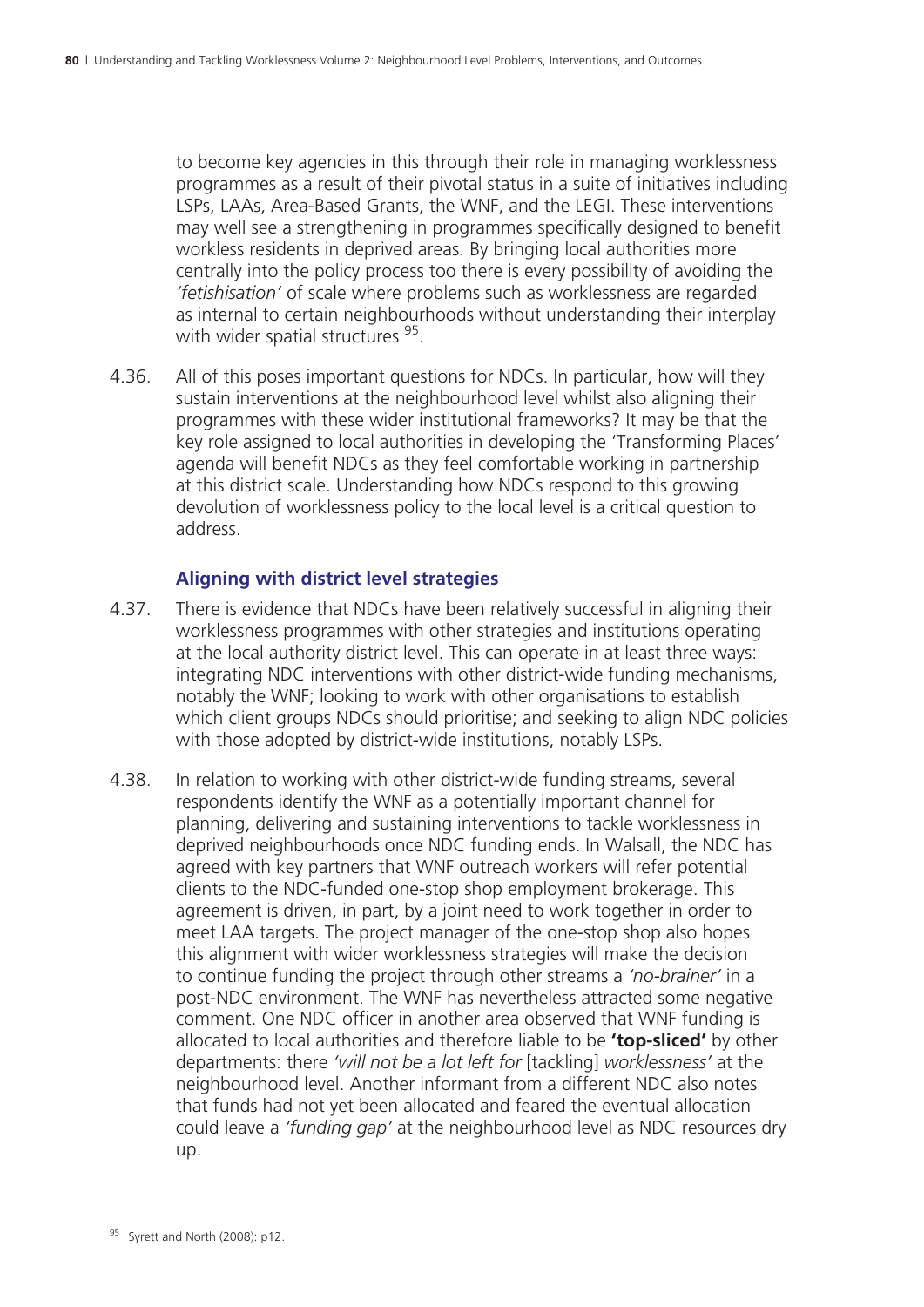to become key agencies in this through their role in managing worklessness programmes as a result of their pivotal status in a suite of initiatives including LSPs, LAAs, Area-Based Grants, the WNF, and the LEGI. These interventions may well see a strengthening in programmes specifically designed to benefit workless residents in deprived areas. By bringing local authorities more centrally into the policy process too there is every possibility of avoiding the *'fetishisation'* of scale where problems such as worklessness are regarded as internal to certain neighbourhoods without understanding their interplay with wider spatial structures [95].

4.36. All of this poses important questions for NDCs. In particular, how will they sustain interventions at the neighbourhood level whilst also aligning their programmes with these wider institutional frameworks? It may be that the key role assigned to local authorities in developing the 'Transforming Places' agenda will benefit NDCs as they feel comfortable working in partnership at this district scale. Understanding how NDCs respond to this growing devolution of worklessness policy to the local level is a critical question to address.

### Aligning with district level strategies

4.37. There is evidence that NDCs have been relatively successful in aligning their worklessness programmes with other strategies and institutions operating at the local authority district level. This can operate in at least three ways: integrating NDC interventions with other district-wide funding mechanisms, notably the WNF; looking to work with other organisations to establish which client groups NDCs should prioritise; and seeking to align NDC policies with those adopted by district-wide institutions, notably LSPs.

4.38. In relation to working with other district-wide funding streams, several respondents identify the WNF as a potentially important channel for planning, delivering and sustaining interventions to tackle worklessness in deprived neighbourhoods once NDC funding ends. In Walsall, the NDC has agreed with key partners that WNF outreach workers will refer potential clients to the NDC-funded one-stop shop employment brokerage. This agreement is driven, in part, by a joint need to work together in order to meet LAA targets. The project manager of the one-stop shop also hopes this alignment with wider worklessness strategies will make the decision to continue funding the project through other streams a *'no-brainer'* in a post-NDC environment. The WNF has nevertheless attracted some negative comment. One NDC officer in another area observed that WNF funding is allocated to local authorities and therefore liable to be **'top-sliced'** by other departments: there *'will not be a lot left for* [tackling] *worklessness'* at the neighbourhood level. Another informant from a different NDC also notes that funds had not yet been allocated and feared the eventual allocation could leave a *'funding gap'* at the neighbourhood level as NDC resources dry up.

[95] Syrett and North (2008): p12.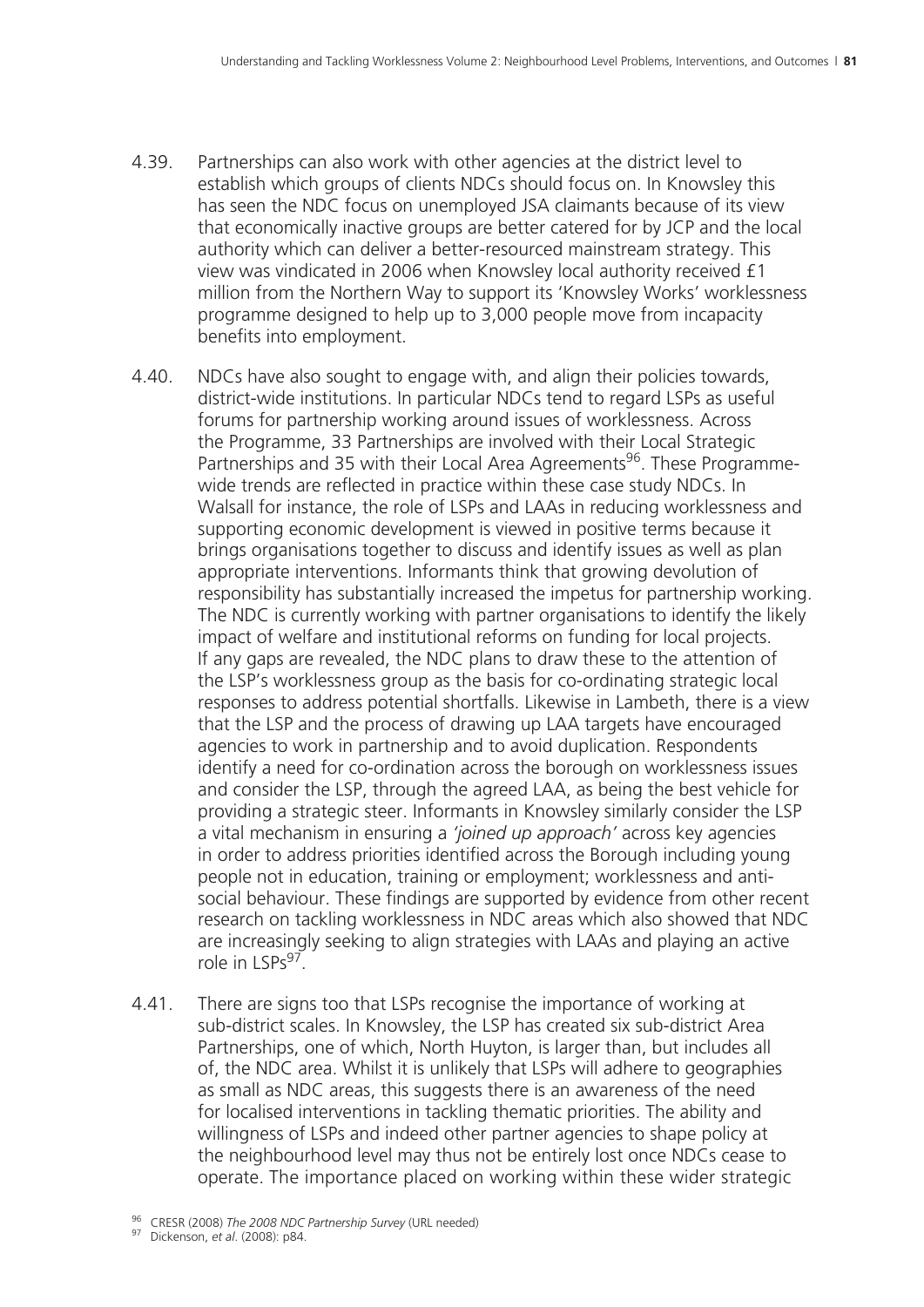4.39. Partnerships can also work with other agencies at the district level to establish which groups of clients NDCs should focus on. In Knowsley this has seen the NDC focus on unemployed JSA claimants because of its view that economically inactive groups are better catered for by JCP and the local authority which can deliver a better-resourced mainstream strategy. This view was vindicated in 2006 when Knowsley local authority received £1 million from the Northern Way to support its 'Knowsley Works' worklessness programme designed to help up to 3,000 people move from incapacity benefits into employment.

4.40. NDCs have also sought to engage with, and align their policies towards, district-wide institutions. In particular NDCs tend to regard LSPs as useful forums for partnership working around issues of worklessness. Across the Programme, 33 Partnerships are involved with their Local Strategic Partnerships and 35 with their Local Area Agreements[96]. These Programme-wide trends are reflected in practice within these case study NDCs. In Walsall for instance, the role of LSPs and LAAs in reducing worklessness and supporting economic development is viewed in positive terms because it brings organisations together to discuss and identify issues as well as plan appropriate interventions. Informants think that growing devolution of responsibility has substantially increased the impetus for partnership working. The NDC is currently working with partner organisations to identify the likely impact of welfare and institutional reforms on funding for local projects. If any gaps are revealed, the NDC plans to draw these to the attention of the LSP's worklessness group as the basis for co-ordinating strategic local responses to address potential shortfalls. Likewise in Lambeth, there is a view that the LSP and the process of drawing up LAA targets have encouraged agencies to work in partnership and to avoid duplication. Respondents identify a need for co-ordination across the borough on worklessness issues and consider the LSP, through the agreed LAA, as being the best vehicle for providing a strategic steer. Informants in Knowsley similarly consider the LSP a vital mechanism in ensuring a *'joined up approach'* across key agencies in order to address priorities identified across the Borough including young people not in education, training or employment; worklessness and anti-social behaviour. These findings are supported by evidence from other recent research on tackling worklessness in NDC areas which also showed that NDC are increasingly seeking to align strategies with LAAs and playing an active role in LSPs[97].

4.41. There are signs too that LSPs recognise the importance of working at sub-district scales. In Knowsley, the LSP has created six sub-district Area Partnerships, one of which, North Huyton, is larger than, but includes all of, the NDC area. Whilst it is unlikely that LSPs will adhere to geographies as small as NDC areas, this suggests there is an awareness of the need for localised interventions in tackling thematic priorities. The ability and willingness of LSPs and indeed other partner agencies to shape policy at the neighbourhood level may thus not be entirely lost once NDCs cease to operate. The importance placed on working within these wider strategic

[96] CRESR (2008) *The 2008 NDC Partnership Survey* (URL needed)

[97] Dickenson, *et al*. (2008): p84.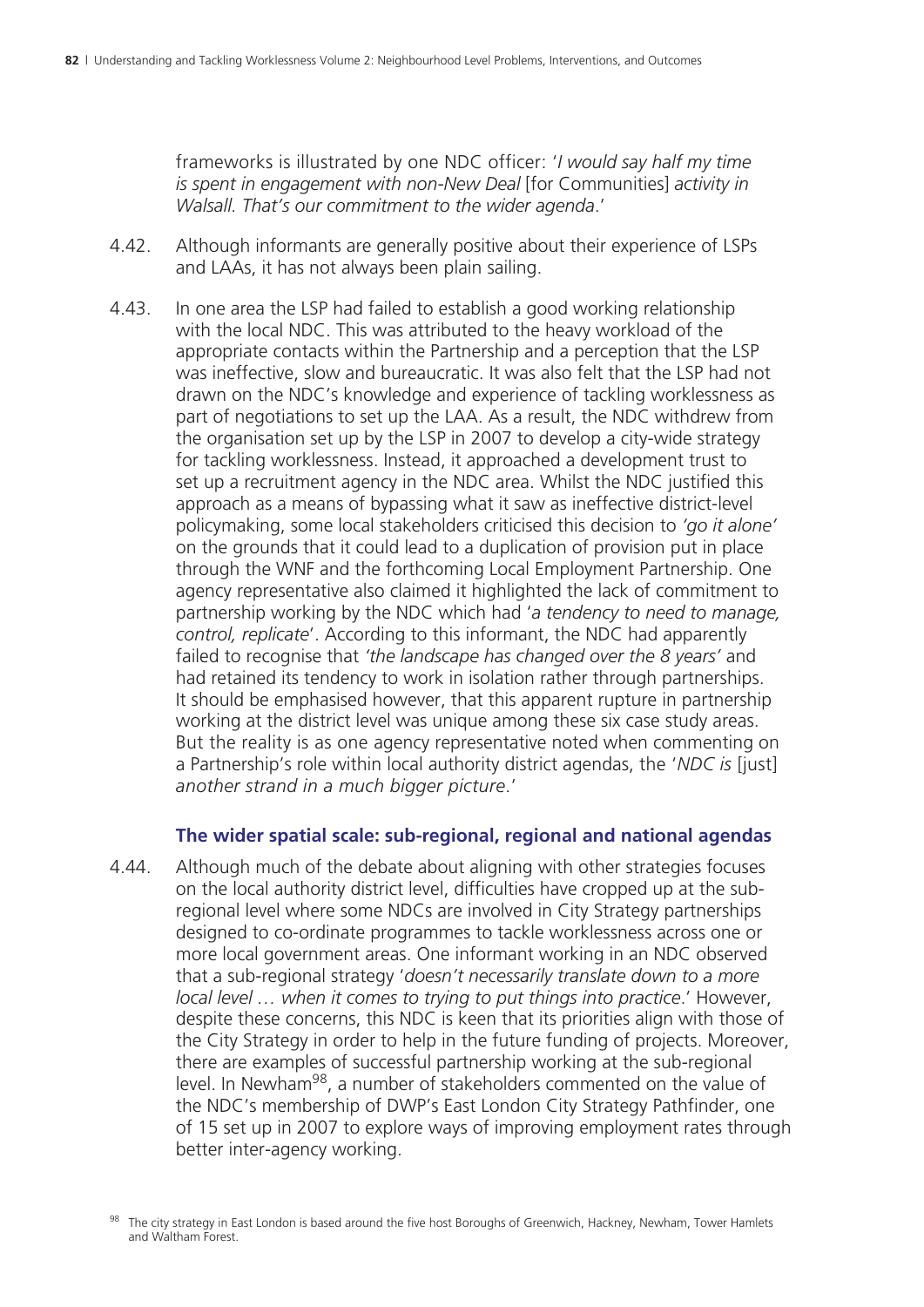frameworks is illustrated by one NDC officer: '*I would say half my time is spent in engagement with non-New Deal* [for Communities] *activity in Walsall. That's our commitment to the wider agenda*.'

4.42. Although informants are generally positive about their experience of LSPs and LAAs, it has not always been plain sailing.

4.43. In one area the LSP had failed to establish a good working relationship with the local NDC. This was attributed to the heavy workload of the appropriate contacts within the Partnership and a perception that the LSP was ineffective, slow and bureaucratic. It was also felt that the LSP had not drawn on the NDC's knowledge and experience of tackling worklessness as part of negotiations to set up the LAA. As a result, the NDC withdrew from the organisation set up by the LSP in 2007 to develop a city-wide strategy for tackling worklessness. Instead, it approached a development trust to set up a recruitment agency in the NDC area. Whilst the NDC justified this approach as a means of bypassing what it saw as ineffective district-level policymaking, some local stakeholders criticised this decision to *'go it alone'* on the grounds that it could lead to a duplication of provision put in place through the WNF and the forthcoming Local Employment Partnership. One agency representative also claimed it highlighted the lack of commitment to partnership working by the NDC which had '*a tendency to need to manage, control, replicate*'. According to this informant, the NDC had apparently failed to recognise that *'the landscape has changed over the 8 years'* and had retained its tendency to work in isolation rather through partnerships. It should be emphasised however, that this apparent rupture in partnership working at the district level was unique among these six case study areas. But the reality is as one agency representative noted when commenting on a Partnership's role within local authority district agendas, the '*NDC is* [just] *another strand in a much bigger picture*.'

### The wider spatial scale: sub-regional, regional and national agendas

4.44. Although much of the debate about aligning with other strategies focuses on the local authority district level, difficulties have cropped up at the sub-regional level where some NDCs are involved in City Strategy partnerships designed to co-ordinate programmes to tackle worklessness across one or more local government areas. One informant working in an NDC observed that a sub-regional strategy '*doesn't necessarily translate down to a more local level … when it comes to trying to put things into practice*.' However, despite these concerns, this NDC is keen that its priorities align with those of the City Strategy in order to help in the future funding of projects. Moreover, there are examples of successful partnership working at the sub-regional level. In Newham[98], a number of stakeholders commented on the value of the NDC's membership of DWP's East London City Strategy Pathfinder, one of 15 set up in 2007 to explore ways of improving employment rates through better inter-agency working.

[98] The city strategy in East London is based around the five host Boroughs of Greenwich, Hackney, Newham, Tower Hamlets and Waltham Forest.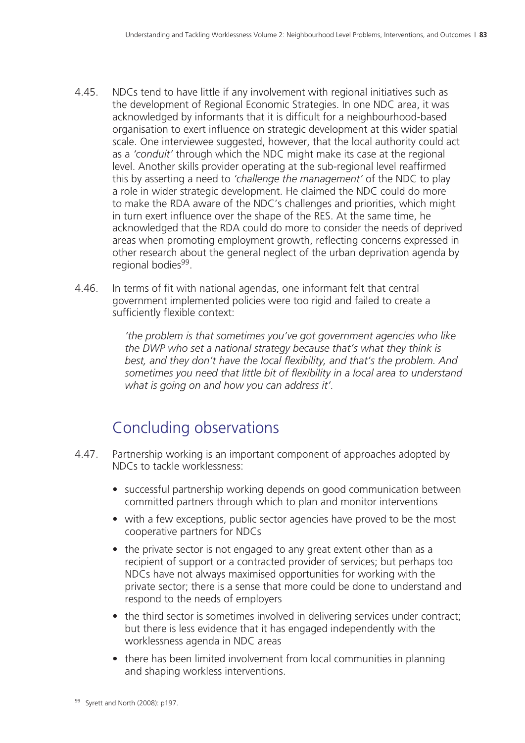4.45. NDCs tend to have little if any involvement with regional initiatives such as the development of Regional Economic Strategies. In one NDC area, it was acknowledged by informants that it is difficult for a neighbourhood-based organisation to exert influence on strategic development at this wider spatial scale. One interviewee suggested, however, that the local authority could act as a *'conduit'* through which the NDC might make its case at the regional level. Another skills provider operating at the sub-regional level reaffirmed this by asserting a need to *'challenge the management'* of the NDC to play a role in wider strategic development. He claimed the NDC could do more to make the RDA aware of the NDC's challenges and priorities, which might in turn exert influence over the shape of the RES. At the same time, he acknowledged that the RDA could do more to consider the needs of deprived areas when promoting employment growth, reflecting concerns expressed in other research about the general neglect of the urban deprivation agenda by regional bodies[99].

4.46. In terms of fit with national agendas, one informant felt that central government implemented policies were too rigid and failed to create a sufficiently flexible context:

> *'the problem is that sometimes you've got government agencies who like the DWP who set a national strategy because that's what they think is best, and they don't have the local flexibility, and that's the problem. And sometimes you need that little bit of flexibility in a local area to understand what is going on and how you can address it'.*

## Concluding observations

4.47. Partnership working is an important component of approaches adopted by NDCs to tackle worklessness:

- successful partnership working depends on good communication between committed partners through which to plan and monitor interventions
- with a few exceptions, public sector agencies have proved to be the most cooperative partners for NDCs
- the private sector is not engaged to any great extent other than as a recipient of support or a contracted provider of services; but perhaps too NDCs have not always maximised opportunities for working with the private sector; there is a sense that more could be done to understand and respond to the needs of employers
- the third sector is sometimes involved in delivering services under contract; but there is less evidence that it has engaged independently with the worklessness agenda in NDC areas
- there has been limited involvement from local communities in planning and shaping workless interventions.

[99] Syrett and North (2008): p197.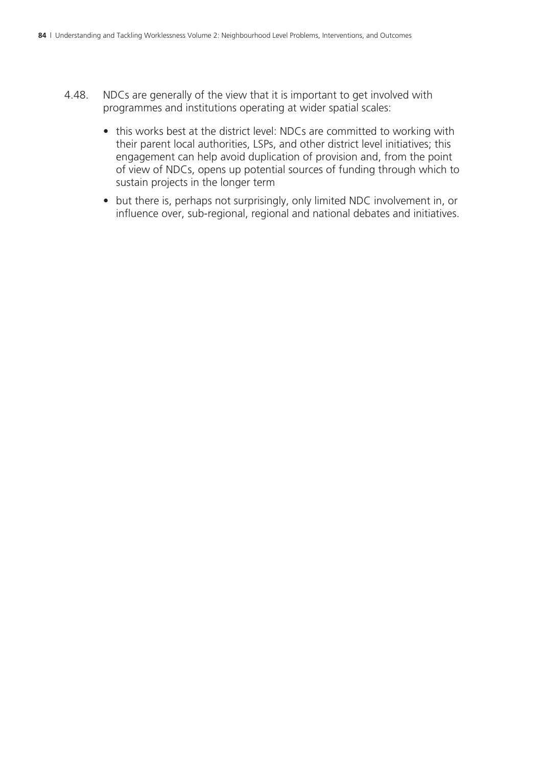4.48. NDCs are generally of the view that it is important to get involved with programmes and institutions operating at wider spatial scales:

- this works best at the district level: NDCs are committed to working with their parent local authorities, LSPs, and other district level initiatives; this engagement can help avoid duplication of provision and, from the point of view of NDCs, opens up potential sources of funding through which to sustain projects in the longer term
- but there is, perhaps not surprisingly, only limited NDC involvement in, or influence over, sub-regional, regional and national debates and initiatives.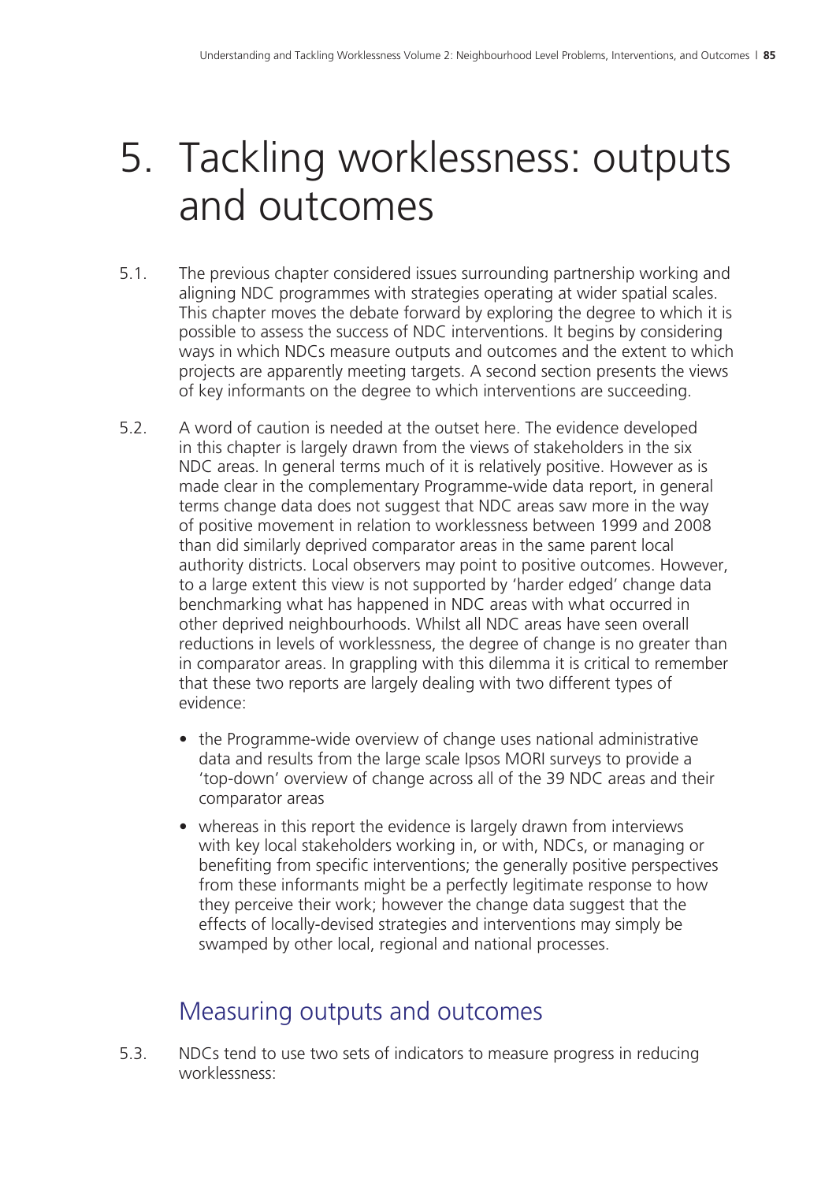# 5. Tackling worklessness: outputs and outcomes

5.1. The previous chapter considered issues surrounding partnership working and aligning NDC programmes with strategies operating at wider spatial scales. This chapter moves the debate forward by exploring the degree to which it is possible to assess the success of NDC interventions. It begins by considering ways in which NDCs measure outputs and outcomes and the extent to which projects are apparently meeting targets. A second section presents the views of key informants on the degree to which interventions are succeeding.

5.2. A word of caution is needed at the outset here. The evidence developed in this chapter is largely drawn from the views of stakeholders in the six NDC areas. In general terms much of it is relatively positive. However as is made clear in the complementary Programme-wide data report, in general terms change data does not suggest that NDC areas saw more in the way of positive movement in relation to worklessness between 1999 and 2008 than did similarly deprived comparator areas in the same parent local authority districts. Local observers may point to positive outcomes. However, to a large extent this view is not supported by 'harder edged' change data benchmarking what has happened in NDC areas with what occurred in other deprived neighbourhoods. Whilst all NDC areas have seen overall reductions in levels of worklessness, the degree of change is no greater than in comparator areas. In grappling with this dilemma it is critical to remember that these two reports are largely dealing with two different types of evidence:

- the Programme-wide overview of change uses national administrative data and results from the large scale Ipsos MORI surveys to provide a 'top-down' overview of change across all of the 39 NDC areas and their comparator areas
- whereas in this report the evidence is largely drawn from interviews with key local stakeholders working in, or with, NDCs, or managing or benefiting from specific interventions; the generally positive perspectives from these informants might be a perfectly legitimate response to how they perceive their work; however the change data suggest that the effects of locally-devised strategies and interventions may simply be swamped by other local, regional and national processes.

## Measuring outputs and outcomes

5.3. NDCs tend to use two sets of indicators to measure progress in reducing worklessness: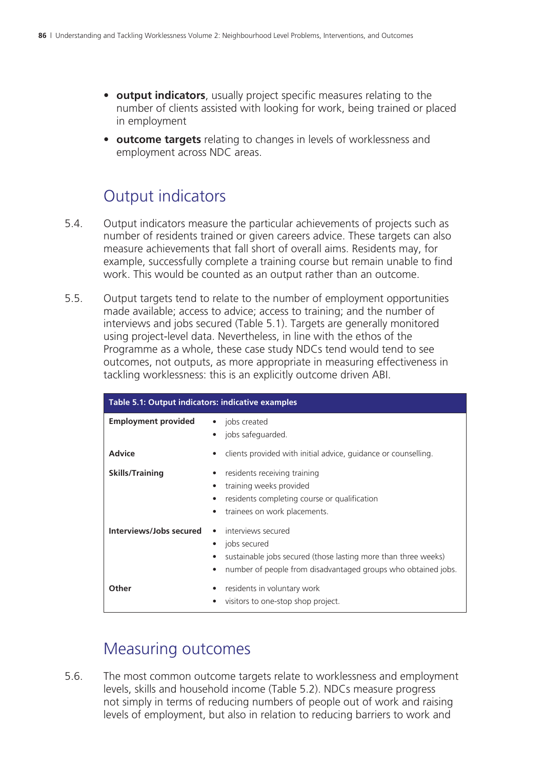- **output indicators**, usually project specific measures relating to the number of clients assisted with looking for work, being trained or placed in employment
- **outcome targets** relating to changes in levels of worklessness and employment across NDC areas.

## Output indicators

5.4. Output indicators measure the particular achievements of projects such as number of residents trained or given careers advice. These targets can also measure achievements that fall short of overall aims. Residents may, for example, successfully complete a training course but remain unable to find work. This would be counted as an output rather than an outcome.

5.5. Output targets tend to relate to the number of employment opportunities made available; access to advice; access to training; and the number of interviews and jobs secured (Table 5.1). Targets are generally monitored using project-level data. Nevertheless, in line with the ethos of the Programme as a whole, these case study NDCs tend would tend to see outcomes, not outputs, as more appropriate in measuring effectiveness in tackling worklessness: this is an explicitly outcome driven ABI.

| Table 5.1: Output indicators: indicative examples | |
|---|---|
| **Employment provided** | • jobs created<br>• jobs safeguarded. |
| **Advice** | • clients provided with initial advice, guidance or counselling. |
| **Skills/Training** | • residents receiving training<br>• training weeks provided<br>• residents completing course or qualification<br>• trainees on work placements. |
| **Interviews/Jobs secured** | • interviews secured<br>• jobs secured<br>• sustainable jobs secured (those lasting more than three weeks)<br>• number of people from disadvantaged groups who obtained jobs. |
| **Other** | • residents in voluntary work<br>• visitors to one-stop shop project. |

## Measuring outcomes

5.6. The most common outcome targets relate to worklessness and employment levels, skills and household income (Table 5.2). NDCs measure progress not simply in terms of reducing numbers of people out of work and raising levels of employment, but also in relation to reducing barriers to work and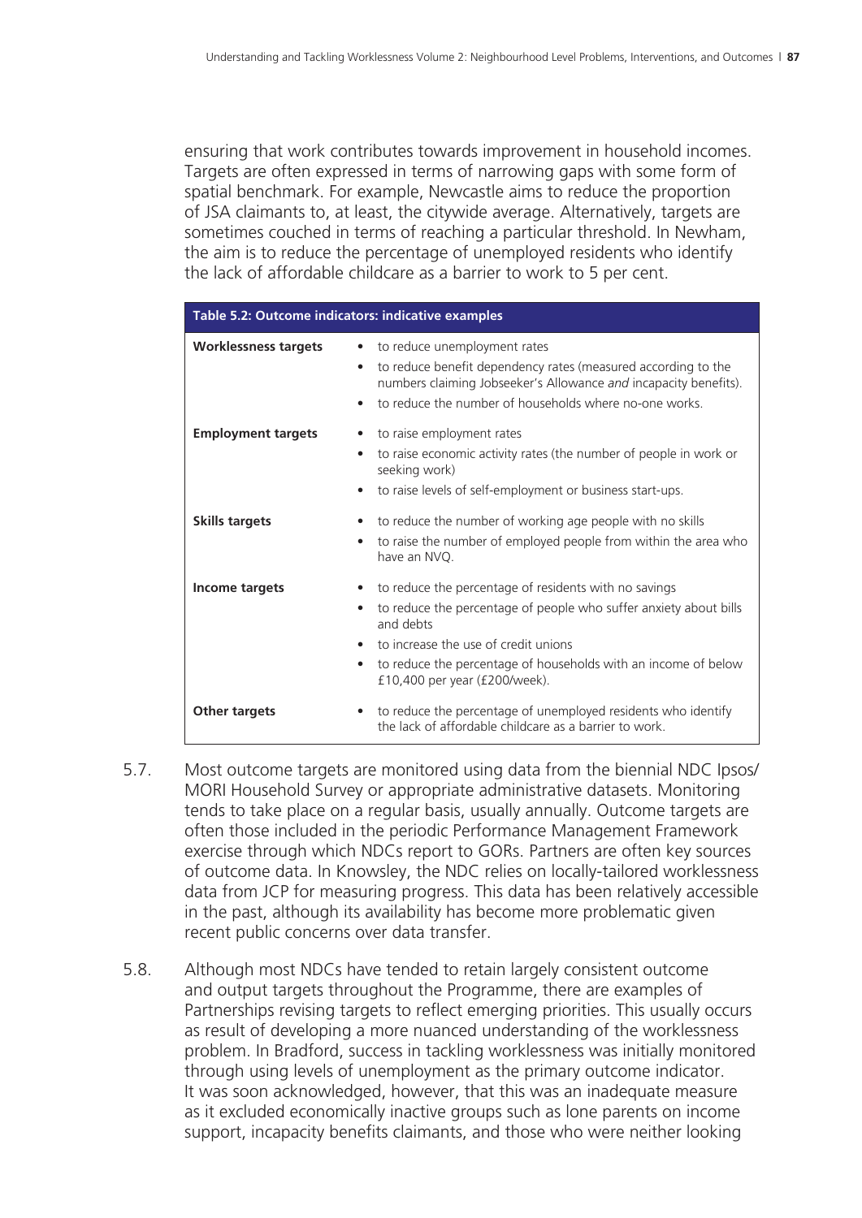ensuring that work contributes towards improvement in household incomes. Targets are often expressed in terms of narrowing gaps with some form of spatial benchmark. For example, Newcastle aims to reduce the proportion of JSA claimants to, at least, the citywide average. Alternatively, targets are sometimes couched in terms of reaching a particular threshold. In Newham, the aim is to reduce the percentage of unemployed residents who identify the lack of affordable childcare as a barrier to work to 5 per cent.

| Table 5.2: Outcome indicators: indicative examples | |
|---|---|
| **Worklessness targets** | • to reduce unemployment rates<br>• to reduce benefit dependency rates (measured according to the numbers claiming Jobseeker's Allowance *and* incapacity benefits).<br>• to reduce the number of households where no-one works. |
| **Employment targets** | • to raise employment rates<br>• to raise economic activity rates (the number of people in work or seeking work)<br>• to raise levels of self-employment or business start-ups. |
| **Skills targets** | • to reduce the number of working age people with no skills<br>• to raise the number of employed people from within the area who have an NVQ. |
| **Income targets** | • to reduce the percentage of residents with no savings<br>• to reduce the percentage of people who suffer anxiety about bills and debts<br>• to increase the use of credit unions<br>• to reduce the percentage of households with an income of below £10,400 per year (£200/week). |
| **Other targets** | • to reduce the percentage of unemployed residents who identify the lack of affordable childcare as a barrier to work. |

5.7. Most outcome targets are monitored using data from the biennial NDC Ipsos/MORI Household Survey or appropriate administrative datasets. Monitoring tends to take place on a regular basis, usually annually. Outcome targets are often those included in the periodic Performance Management Framework exercise through which NDCs report to GORs. Partners are often key sources of outcome data. In Knowsley, the NDC relies on locally-tailored worklessness data from JCP for measuring progress. This data has been relatively accessible in the past, although its availability has become more problematic given recent public concerns over data transfer.

5.8. Although most NDCs have tended to retain largely consistent outcome and output targets throughout the Programme, there are examples of Partnerships revising targets to reflect emerging priorities. This usually occurs as result of developing a more nuanced understanding of the worklessness problem. In Bradford, success in tackling worklessness was initially monitored through using levels of unemployment as the primary outcome indicator. It was soon acknowledged, however, that this was an inadequate measure as it excluded economically inactive groups such as lone parents on income support, incapacity benefits claimants, and those who were neither looking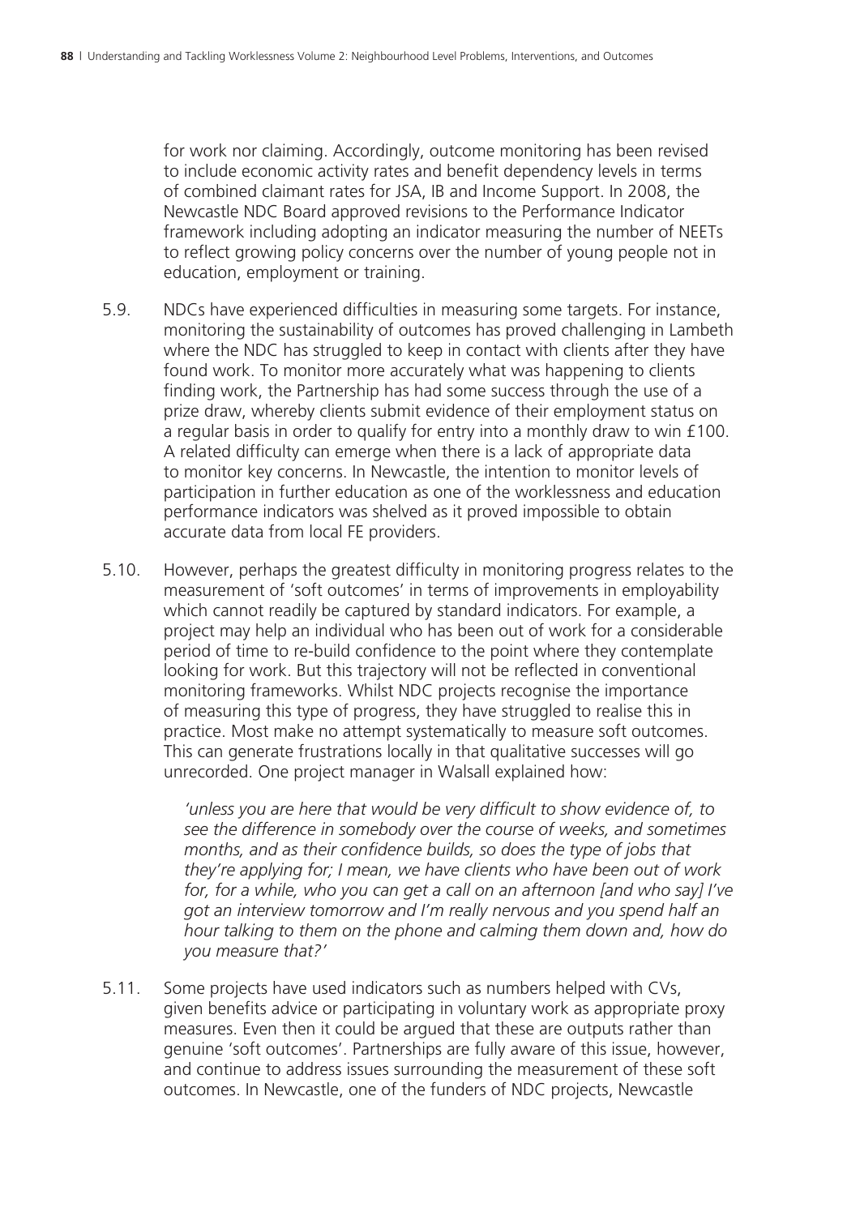for work nor claiming. Accordingly, outcome monitoring has been revised to include economic activity rates and benefit dependency levels in terms of combined claimant rates for JSA, IB and Income Support. In 2008, the Newcastle NDC Board approved revisions to the Performance Indicator framework including adopting an indicator measuring the number of NEETs to reflect growing policy concerns over the number of young people not in education, employment or training.

5.9. NDCs have experienced difficulties in measuring some targets. For instance, monitoring the sustainability of outcomes has proved challenging in Lambeth where the NDC has struggled to keep in contact with clients after they have found work. To monitor more accurately what was happening to clients finding work, the Partnership has had some success through the use of a prize draw, whereby clients submit evidence of their employment status on a regular basis in order to qualify for entry into a monthly draw to win £100. A related difficulty can emerge when there is a lack of appropriate data to monitor key concerns. In Newcastle, the intention to monitor levels of participation in further education as one of the worklessness and education performance indicators was shelved as it proved impossible to obtain accurate data from local FE providers.

5.10. However, perhaps the greatest difficulty in monitoring progress relates to the measurement of 'soft outcomes' in terms of improvements in employability which cannot readily be captured by standard indicators. For example, a project may help an individual who has been out of work for a considerable period of time to re-build confidence to the point where they contemplate looking for work. But this trajectory will not be reflected in conventional monitoring frameworks. Whilst NDC projects recognise the importance of measuring this type of progress, they have struggled to realise this in practice. Most make no attempt systematically to measure soft outcomes. This can generate frustrations locally in that qualitative successes will go unrecorded. One project manager in Walsall explained how:

> *'unless you are here that would be very difficult to show evidence of, to see the difference in somebody over the course of weeks, and sometimes months, and as their confidence builds, so does the type of jobs that they're applying for; I mean, we have clients who have been out of work for, for a while, who you can get a call on an afternoon [and who say] I've got an interview tomorrow and I'm really nervous and you spend half an hour talking to them on the phone and calming them down and, how do you measure that?'*

5.11. Some projects have used indicators such as numbers helped with CVs, given benefits advice or participating in voluntary work as appropriate proxy measures. Even then it could be argued that these are outputs rather than genuine 'soft outcomes'. Partnerships are fully aware of this issue, however, and continue to address issues surrounding the measurement of these soft outcomes. In Newcastle, one of the funders of NDC projects, Newcastle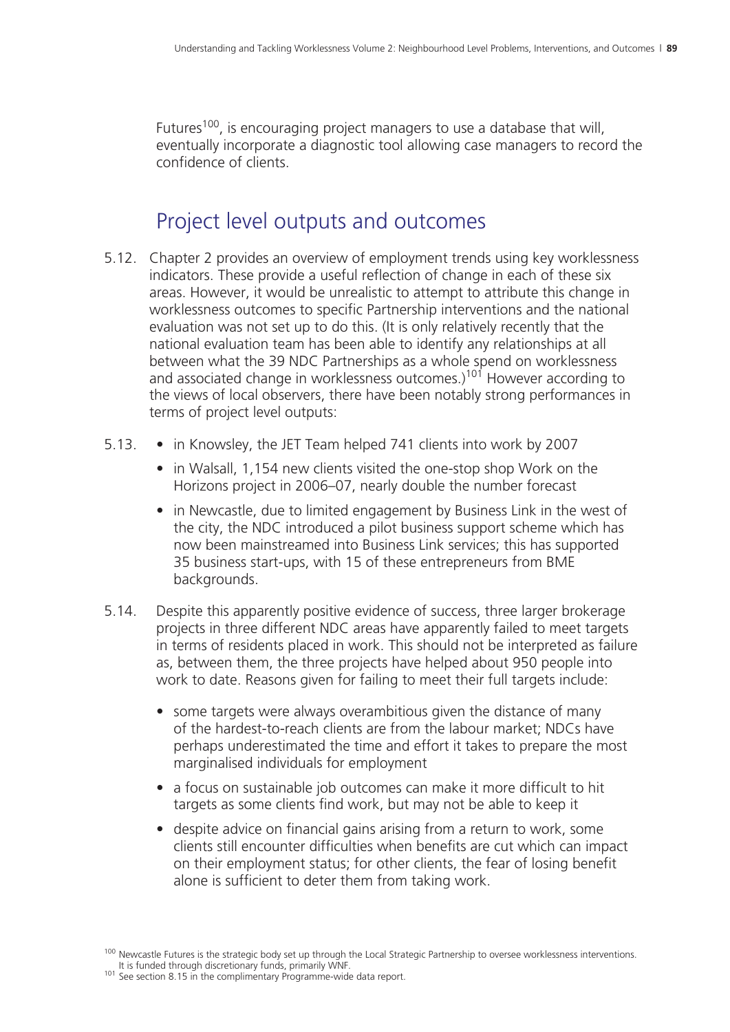Futures[100], is encouraging project managers to use a database that will, eventually incorporate a diagnostic tool allowing case managers to record the confidence of clients.

## Project level outputs and outcomes

5.12. Chapter 2 provides an overview of employment trends using key worklessness indicators. These provide a useful reflection of change in each of these six areas. However, it would be unrealistic to attempt to attribute this change in worklessness outcomes to specific Partnership interventions and the national evaluation was not set up to do this. (It is only relatively recently that the national evaluation team has been able to identify any relationships at all between what the 39 NDC Partnerships as a whole spend on worklessness and associated change in worklessness outcomes.)[101] However according to the views of local observers, there have been notably strong performances in terms of project level outputs:

5.13.
- in Knowsley, the JET Team helped 741 clients into work by 2007
- in Walsall, 1,154 new clients visited the one-stop shop Work on the Horizons project in 2006–07, nearly double the number forecast
- in Newcastle, due to limited engagement by Business Link in the west of the city, the NDC introduced a pilot business support scheme which has now been mainstreamed into Business Link services; this has supported 35 business start-ups, with 15 of these entrepreneurs from BME backgrounds.

5.14. Despite this apparently positive evidence of success, three larger brokerage projects in three different NDC areas have apparently failed to meet targets in terms of residents placed in work. This should not be interpreted as failure as, between them, the three projects have helped about 950 people into work to date. Reasons given for failing to meet their full targets include:

- some targets were always overambitious given the distance of many of the hardest-to-reach clients are from the labour market; NDCs have perhaps underestimated the time and effort it takes to prepare the most marginalised individuals for employment
- a focus on sustainable job outcomes can make it more difficult to hit targets as some clients find work, but may not be able to keep it
- despite advice on financial gains arising from a return to work, some clients still encounter difficulties when benefits are cut which can impact on their employment status; for other clients, the fear of losing benefit alone is sufficient to deter them from taking work.

[100] Newcastle Futures is the strategic body set up through the Local Strategic Partnership to oversee worklessness interventions. It is funded through discretionary funds, primarily WNF.

[101] See section 8.15 in the complimentary Programme-wide data report.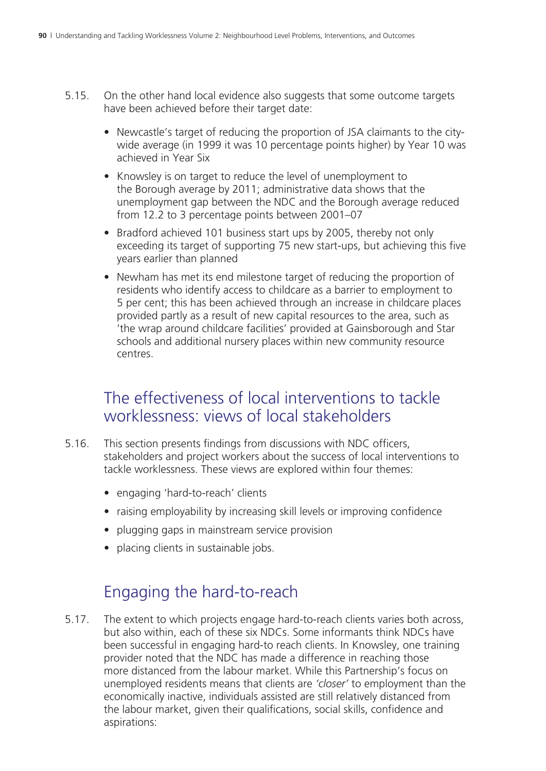5.15. On the other hand local evidence also suggests that some outcome targets have been achieved before their target date:

- Newcastle's target of reducing the proportion of JSA claimants to the city-wide average (in 1999 it was 10 percentage points higher) by Year 10 was achieved in Year Six
- Knowsley is on target to reduce the level of unemployment to the Borough average by 2011; administrative data shows that the unemployment gap between the NDC and the Borough average reduced from 12.2 to 3 percentage points between 2001–07
- Bradford achieved 101 business start ups by 2005, thereby not only exceeding its target of supporting 75 new start-ups, but achieving this five years earlier than planned
- Newham has met its end milestone target of reducing the proportion of residents who identify access to childcare as a barrier to employment to 5 per cent; this has been achieved through an increase in childcare places provided partly as a result of new capital resources to the area, such as 'the wrap around childcare facilities' provided at Gainsborough and Star schools and additional nursery places within new community resource centres.

## The effectiveness of local interventions to tackle worklessness: views of local stakeholders

5.16. This section presents findings from discussions with NDC officers, stakeholders and project workers about the success of local interventions to tackle worklessness. These views are explored within four themes:

- engaging 'hard-to-reach' clients
- raising employability by increasing skill levels or improving confidence
- plugging gaps in mainstream service provision
- placing clients in sustainable jobs.

## Engaging the hard-to-reach

5.17. The extent to which projects engage hard-to-reach clients varies both across, but also within, each of these six NDCs. Some informants think NDCs have been successful in engaging hard-to reach clients. In Knowsley, one training provider noted that the NDC has made a difference in reaching those more distanced from the labour market. While this Partnership's focus on unemployed residents means that clients are *'closer'* to employment than the economically inactive, individuals assisted are still relatively distanced from the labour market, given their qualifications, social skills, confidence and aspirations: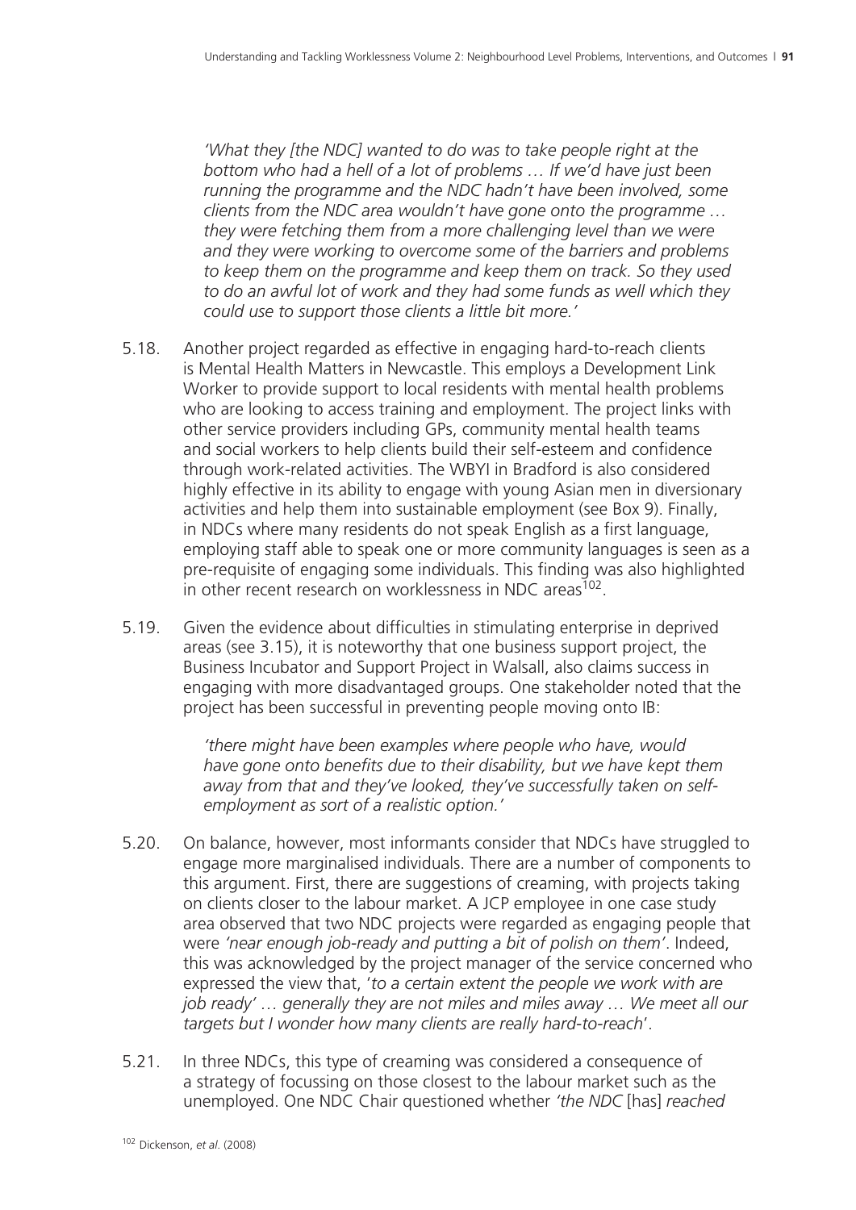*'What they [the NDC] wanted to do was to take people right at the bottom who had a hell of a lot of problems … If we'd have just been running the programme and the NDC hadn't have been involved, some clients from the NDC area wouldn't have gone onto the programme … they were fetching them from a more challenging level than we were and they were working to overcome some of the barriers and problems to keep them on the programme and keep them on track. So they used to do an awful lot of work and they had some funds as well which they could use to support those clients a little bit more.'*

5.18. Another project regarded as effective in engaging hard-to-reach clients is Mental Health Matters in Newcastle. This employs a Development Link Worker to provide support to local residents with mental health problems who are looking to access training and employment. The project links with other service providers including GPs, community mental health teams and social workers to help clients build their self-esteem and confidence through work-related activities. The WBYI in Bradford is also considered highly effective in its ability to engage with young Asian men in diversionary activities and help them into sustainable employment (see Box 9). Finally, in NDCs where many residents do not speak English as a first language, employing staff able to speak one or more community languages is seen as a pre-requisite of engaging some individuals. This finding was also highlighted in other recent research on worklessness in NDC areas[102].

5.19. Given the evidence about difficulties in stimulating enterprise in deprived areas (see 3.15), it is noteworthy that one business support project, the Business Incubator and Support Project in Walsall, also claims success in engaging with more disadvantaged groups. One stakeholder noted that the project has been successful in preventing people moving onto IB:

*'there might have been examples where people who have, would have gone onto benefits due to their disability, but we have kept them away from that and they've looked, they've successfully taken on self-employment as sort of a realistic option.'*

5.20. On balance, however, most informants consider that NDCs have struggled to engage more marginalised individuals. There are a number of components to this argument. First, there are suggestions of creaming, with projects taking on clients closer to the labour market. A JCP employee in one case study area observed that two NDC projects were regarded as engaging people that were *'near enough job-ready and putting a bit of polish on them'*. Indeed, this was acknowledged by the project manager of the service concerned who expressed the view that, '*to a certain extent the people we work with are job ready' … generally they are not miles and miles away … We meet all our targets but I wonder how many clients are really hard-to-reach*'.

5.21. In three NDCs, this type of creaming was considered a consequence of a strategy of focussing on those closest to the labour market such as the unemployed. One NDC Chair questioned whether *'the NDC* [has] *reached*

[102] Dickenson, *et al*. (2008)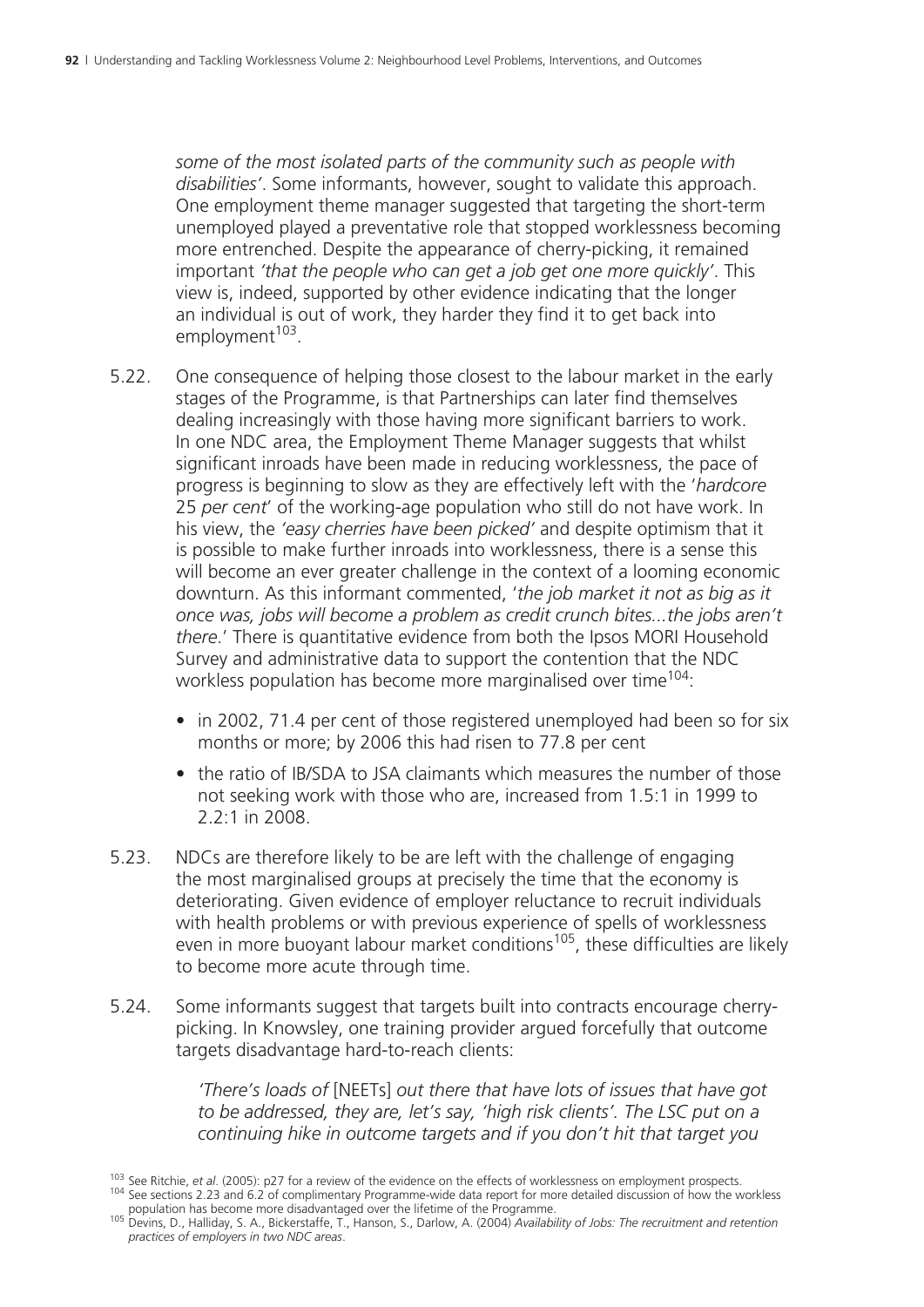*some of the most isolated parts of the community such as people with disabilities'*. Some informants, however, sought to validate this approach. One employment theme manager suggested that targeting the short-term unemployed played a preventative role that stopped worklessness becoming more entrenched. Despite the appearance of cherry-picking, it remained important *'that the people who can get a job get one more quickly'*. This view is, indeed, supported by other evidence indicating that the longer an individual is out of work, they harder they find it to get back into employment[103].

5.22. One consequence of helping those closest to the labour market in the early stages of the Programme, is that Partnerships can later find themselves dealing increasingly with those having more significant barriers to work. In one NDC area, the Employment Theme Manager suggests that whilst significant inroads have been made in reducing worklessness, the pace of progress is beginning to slow as they are effectively left with the '*hardcore* 25 *per cent*' of the working-age population who still do not have work. In his view, the *'easy cherries have been picked'* and despite optimism that it is possible to make further inroads into worklessness, there is a sense this will become an ever greater challenge in the context of a looming economic downturn. As this informant commented, '*the job market it not as big as it once was, jobs will become a problem as credit crunch bites...the jobs aren't there*.' There is quantitative evidence from both the Ipsos MORI Household Survey and administrative data to support the contention that the NDC workless population has become more marginalised over time[104]:

- in 2002, 71.4 per cent of those registered unemployed had been so for six months or more; by 2006 this had risen to 77.8 per cent
- the ratio of IB/SDA to JSA claimants which measures the number of those not seeking work with those who are, increased from 1.5:1 in 1999 to 2.2:1 in 2008.

5.23. NDCs are therefore likely to be are left with the challenge of engaging the most marginalised groups at precisely the time that the economy is deteriorating. Given evidence of employer reluctance to recruit individuals with health problems or with previous experience of spells of worklessness even in more buoyant labour market conditions[105], these difficulties are likely to become more acute through time.

5.24. Some informants suggest that targets built into contracts encourage cherry-picking. In Knowsley, one training provider argued forcefully that outcome targets disadvantage hard-to-reach clients:

> *'There's loads of* [NEETs] *out there that have lots of issues that have got to be addressed, they are, let's say, 'high risk clients'. The LSC put on a continuing hike in outcome targets and if you don't hit that target you*

[103] See Ritchie, *et al*. (2005): p27 for a review of the evidence on the effects of worklessness on employment prospects.

[104] See sections 2.23 and 6.2 of complimentary Programme-wide data report for more detailed discussion of how the workless population has become more disadvantaged over the lifetime of the Programme.

[105] Devins, D., Halliday, S. A., Bickerstaffe, T., Hanson, S., Darlow, A. (2004) *Availability of Jobs: The recruitment and retention practices of employers in two NDC areas*.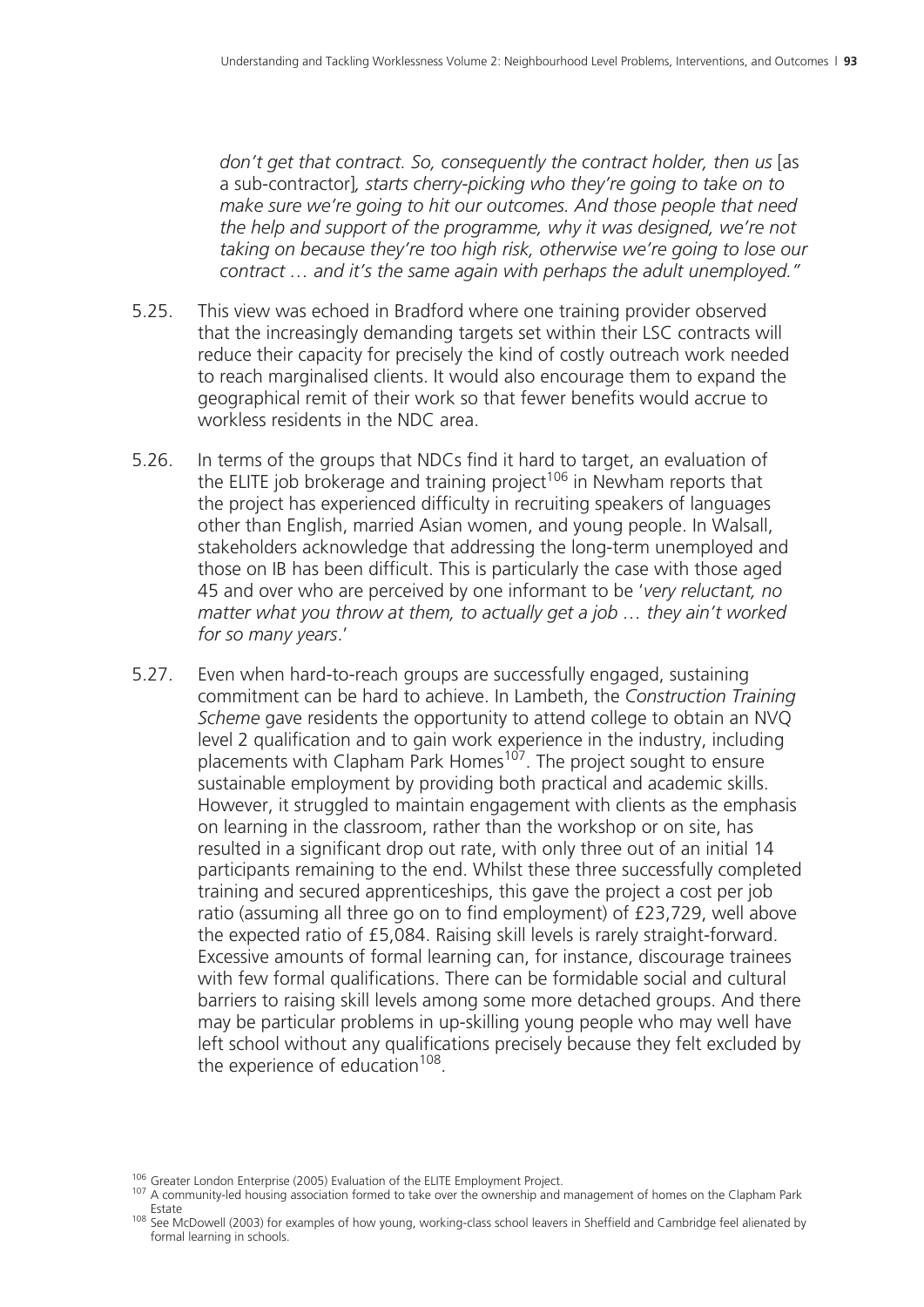*don't get that contract. So, consequently the contract holder, then us* [as a sub-contractor]*, starts cherry-picking who they're going to take on to make sure we're going to hit our outcomes. And those people that need the help and support of the programme, why it was designed, we're not taking on because they're too high risk, otherwise we're going to lose our contract … and it's the same again with perhaps the adult unemployed."*

5.25. This view was echoed in Bradford where one training provider observed that the increasingly demanding targets set within their LSC contracts will reduce their capacity for precisely the kind of costly outreach work needed to reach marginalised clients. It would also encourage them to expand the geographical remit of their work so that fewer benefits would accrue to workless residents in the NDC area.

5.26. In terms of the groups that NDCs find it hard to target, an evaluation of the ELITE job brokerage and training project[106] in Newham reports that the project has experienced difficulty in recruiting speakers of languages other than English, married Asian women, and young people. In Walsall, stakeholders acknowledge that addressing the long-term unemployed and those on IB has been difficult. This is particularly the case with those aged 45 and over who are perceived by one informant to be '*very reluctant, no matter what you throw at them, to actually get a job … they ain't worked for so many years*.'

5.27. Even when hard-to-reach groups are successfully engaged, sustaining commitment can be hard to achieve. In Lambeth, the *Construction Training Scheme* gave residents the opportunity to attend college to obtain an NVQ level 2 qualification and to gain work experience in the industry, including placements with Clapham Park Homes[107]. The project sought to ensure sustainable employment by providing both practical and academic skills. However, it struggled to maintain engagement with clients as the emphasis on learning in the classroom, rather than the workshop or on site, has resulted in a significant drop out rate, with only three out of an initial 14 participants remaining to the end. Whilst these three successfully completed training and secured apprenticeships, this gave the project a cost per job ratio (assuming all three go on to find employment) of £23,729, well above the expected ratio of £5,084. Raising skill levels is rarely straight-forward. Excessive amounts of formal learning can, for instance, discourage trainees with few formal qualifications. There can be formidable social and cultural barriers to raising skill levels among some more detached groups. And there may be particular problems in up-skilling young people who may well have left school without any qualifications precisely because they felt excluded by the experience of education[108].

[106] Greater London Enterprise (2005) Evaluation of the ELITE Employment Project.

[107] A community-led housing association formed to take over the ownership and management of homes on the Clapham Park Estate

[108] See McDowell (2003) for examples of how young, working-class school leavers in Sheffield and Cambridge feel alienated by formal learning in schools.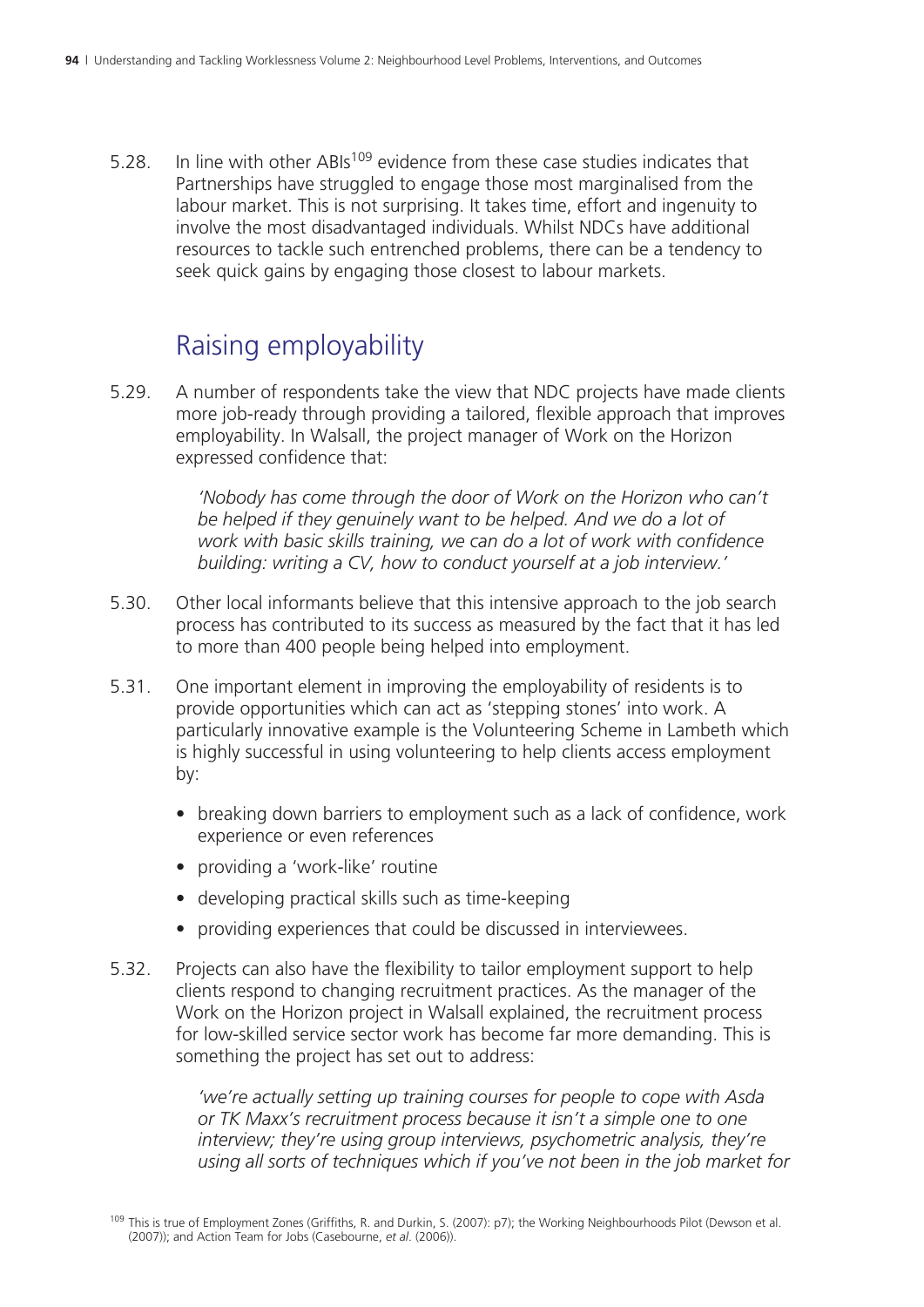5.28. In line with other ABIs[109] evidence from these case studies indicates that Partnerships have struggled to engage those most marginalised from the labour market. This is not surprising. It takes time, effort and ingenuity to involve the most disadvantaged individuals. Whilst NDCs have additional resources to tackle such entrenched problems, there can be a tendency to seek quick gains by engaging those closest to labour markets.

## Raising employability

5.29. A number of respondents take the view that NDC projects have made clients more job-ready through providing a tailored, flexible approach that improves employability. In Walsall, the project manager of Work on the Horizon expressed confidence that:

> *'Nobody has come through the door of Work on the Horizon who can't be helped if they genuinely want to be helped. And we do a lot of work with basic skills training, we can do a lot of work with confidence building: writing a CV, how to conduct yourself at a job interview.'*

5.30. Other local informants believe that this intensive approach to the job search process has contributed to its success as measured by the fact that it has led to more than 400 people being helped into employment.

5.31. One important element in improving the employability of residents is to provide opportunities which can act as 'stepping stones' into work. A particularly innovative example is the Volunteering Scheme in Lambeth which is highly successful in using volunteering to help clients access employment by:

- breaking down barriers to employment such as a lack of confidence, work experience or even references
- providing a 'work-like' routine
- developing practical skills such as time-keeping
- providing experiences that could be discussed in interviewees.

5.32. Projects can also have the flexibility to tailor employment support to help clients respond to changing recruitment practices. As the manager of the Work on the Horizon project in Walsall explained, the recruitment process for low-skilled service sector work has become far more demanding. This is something the project has set out to address:

> *'we're actually setting up training courses for people to cope with Asda or TK Maxx's recruitment process because it isn't a simple one to one interview; they're using group interviews, psychometric analysis, they're using all sorts of techniques which if you've not been in the job market for*

[109] This is true of Employment Zones (Griffiths, R. and Durkin, S. (2007): p7); the Working Neighbourhoods Pilot (Dewson et al. (2007)); and Action Team for Jobs (Casebourne, *et al*. (2006)).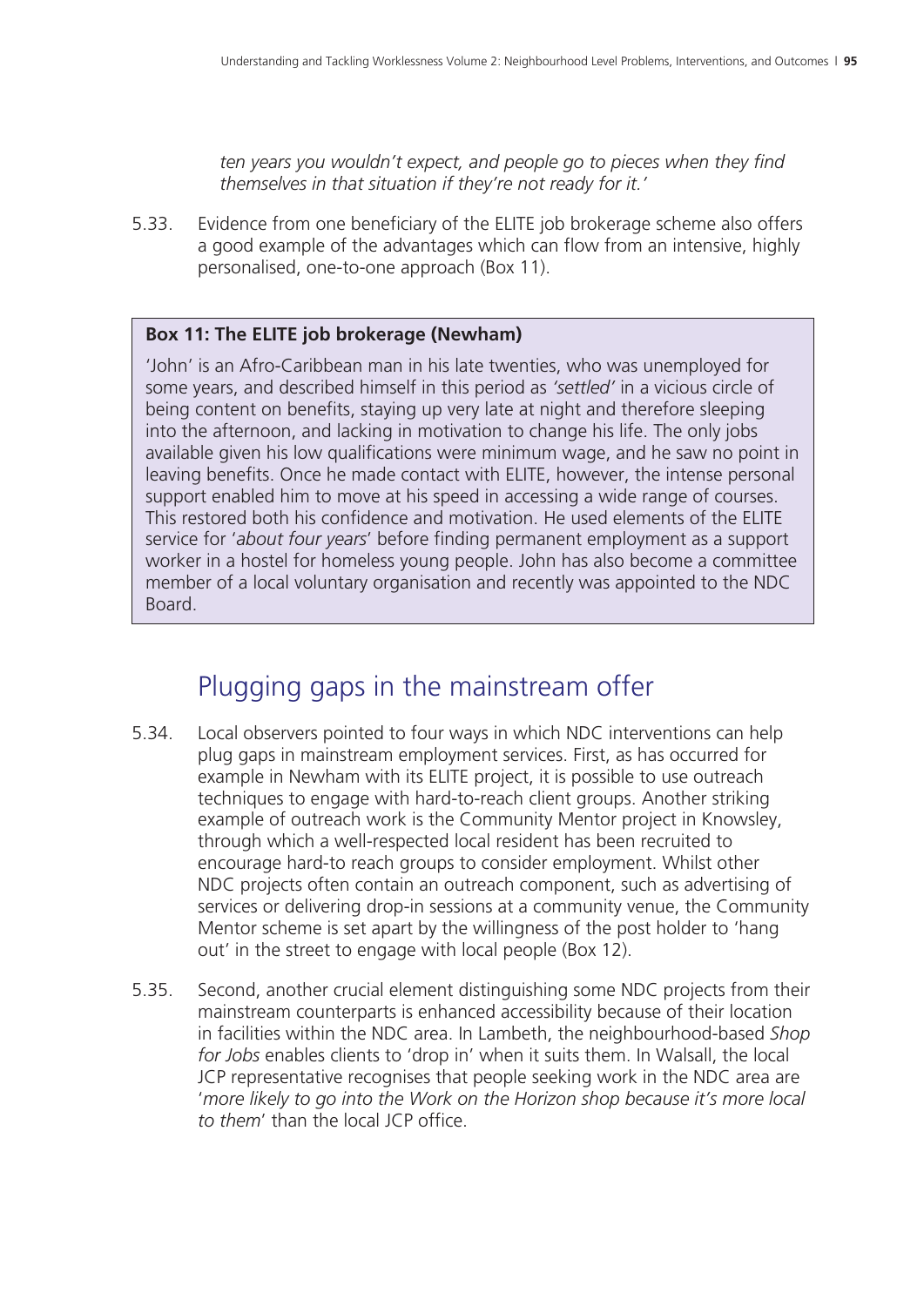*ten years you wouldn't expect, and people go to pieces when they find themselves in that situation if they're not ready for it.'*

5.33. Evidence from one beneficiary of the ELITE job brokerage scheme also offers a good example of the advantages which can flow from an intensive, highly personalised, one-to-one approach (Box 11).

> **Box 11: The ELITE job brokerage (Newham)**
>
> 'John' is an Afro-Caribbean man in his late twenties, who was unemployed for some years, and described himself in this period as *'settled'* in a vicious circle of being content on benefits, staying up very late at night and therefore sleeping into the afternoon, and lacking in motivation to change his life. The only jobs available given his low qualifications were minimum wage, and he saw no point in leaving benefits. Once he made contact with ELITE, however, the intense personal support enabled him to move at his speed in accessing a wide range of courses. This restored both his confidence and motivation. He used elements of the ELITE service for '*about four years*' before finding permanent employment as a support worker in a hostel for homeless young people. John has also become a committee member of a local voluntary organisation and recently was appointed to the NDC Board.

## Plugging gaps in the mainstream offer

5.34. Local observers pointed to four ways in which NDC interventions can help plug gaps in mainstream employment services. First, as has occurred for example in Newham with its ELITE project, it is possible to use outreach techniques to engage with hard-to-reach client groups. Another striking example of outreach work is the Community Mentor project in Knowsley, through which a well-respected local resident has been recruited to encourage hard-to reach groups to consider employment. Whilst other NDC projects often contain an outreach component, such as advertising of services or delivering drop-in sessions at a community venue, the Community Mentor scheme is set apart by the willingness of the post holder to 'hang out' in the street to engage with local people (Box 12).

5.35. Second, another crucial element distinguishing some NDC projects from their mainstream counterparts is enhanced accessibility because of their location in facilities within the NDC area. In Lambeth, the neighbourhood-based *Shop for Jobs* enables clients to 'drop in' when it suits them. In Walsall, the local JCP representative recognises that people seeking work in the NDC area are '*more likely to go into the Work on the Horizon shop because it's more local to them*' than the local JCP office.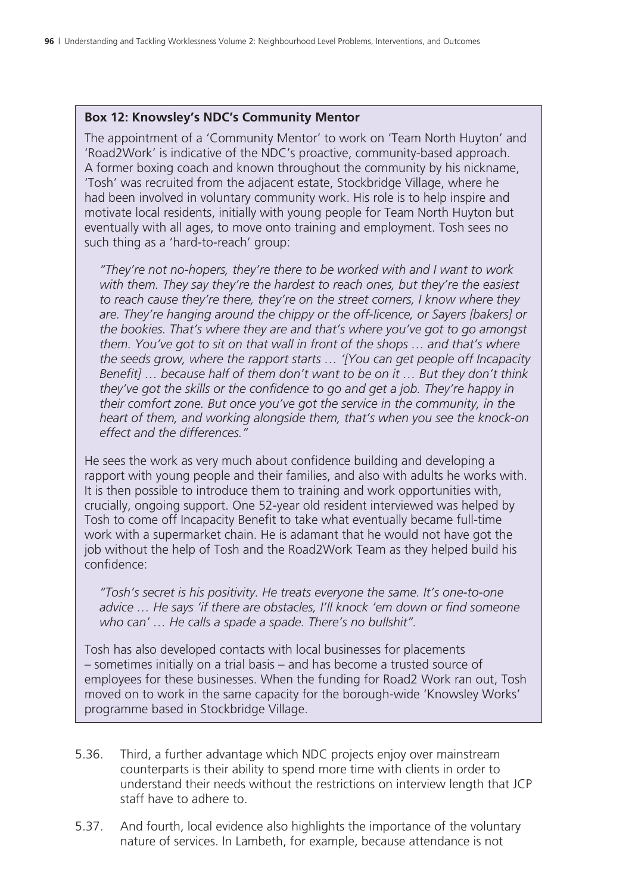**Box 12: Knowsley's NDC's Community Mentor**

The appointment of a 'Community Mentor' to work on 'Team North Huyton' and 'Road2Work' is indicative of the NDC's proactive, community-based approach. A former boxing coach and known throughout the community by his nickname, 'Tosh' was recruited from the adjacent estate, Stockbridge Village, where he had been involved in voluntary community work. His role is to help inspire and motivate local residents, initially with young people for Team North Huyton but eventually with all ages, to move onto training and employment. Tosh sees no such thing as a 'hard-to-reach' group:

> *"They're not no-hopers, they're there to be worked with and I want to work with them. They say they're the hardest to reach ones, but they're the easiest to reach cause they're there, they're on the street corners, I know where they are. They're hanging around the chippy or the off-licence, or Sayers [bakers] or the bookies. That's where they are and that's where you've got to go amongst them. You've got to sit on that wall in front of the shops … and that's where the seeds grow, where the rapport starts … '[You can get people off Incapacity Benefit] … because half of them don't want to be on it … But they don't think they've got the skills or the confidence to go and get a job. They're happy in their comfort zone. But once you've got the service in the community, in the heart of them, and working alongside them, that's when you see the knock-on effect and the differences."*

He sees the work as very much about confidence building and developing a rapport with young people and their families, and also with adults he works with. It is then possible to introduce them to training and work opportunities with, crucially, ongoing support. One 52-year old resident interviewed was helped by Tosh to come off Incapacity Benefit to take what eventually became full-time work with a supermarket chain. He is adamant that he would not have got the job without the help of Tosh and the Road2Work Team as they helped build his confidence:

> *"Tosh's secret is his positivity. He treats everyone the same. It's one-to-one advice … He says 'if there are obstacles, I'll knock 'em down or find someone who can' … He calls a spade a spade. There's no bullshit".*

Tosh has also developed contacts with local businesses for placements – sometimes initially on a trial basis – and has become a trusted source of employees for these businesses. When the funding for Road2 Work ran out, Tosh moved on to work in the same capacity for the borough-wide 'Knowsley Works' programme based in Stockbridge Village.

5.36. Third, a further advantage which NDC projects enjoy over mainstream counterparts is their ability to spend more time with clients in order to understand their needs without the restrictions on interview length that JCP staff have to adhere to.

5.37. And fourth, local evidence also highlights the importance of the voluntary nature of services. In Lambeth, for example, because attendance is not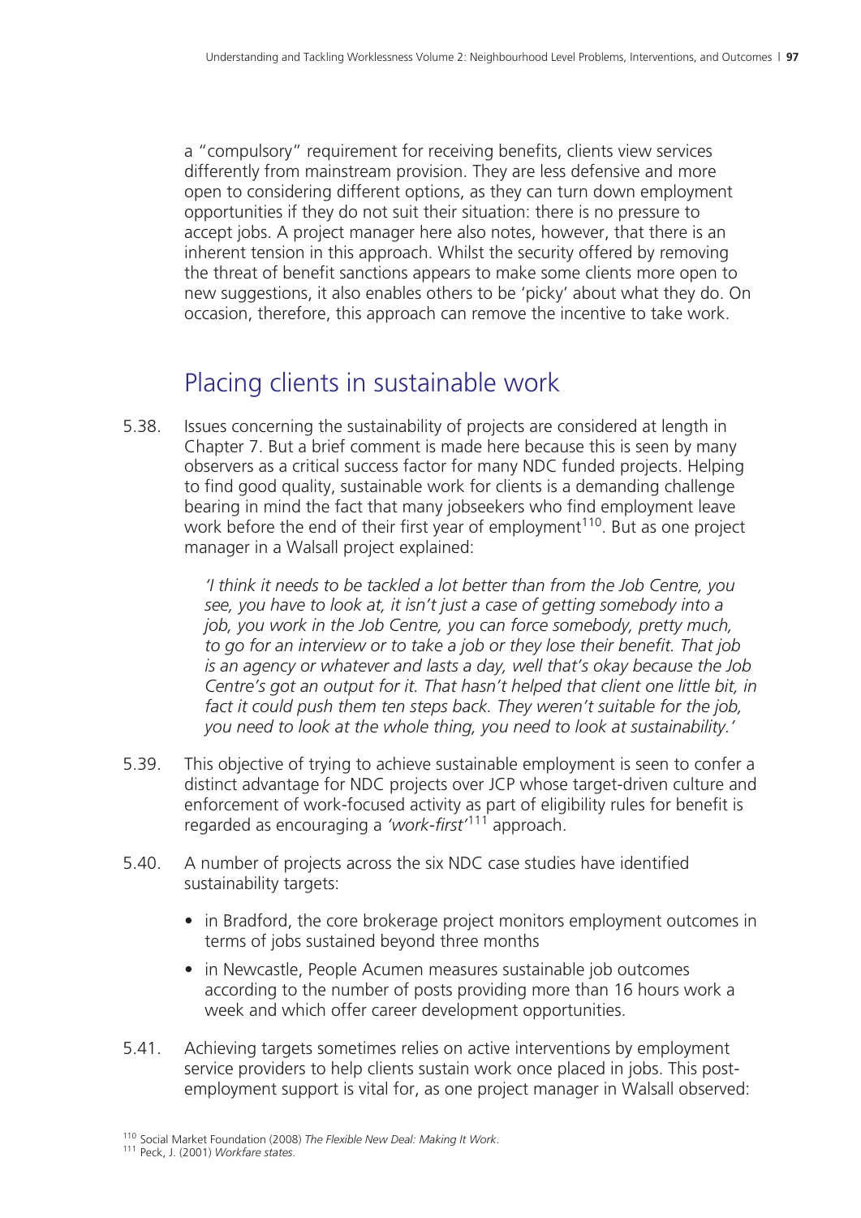a "compulsory" requirement for receiving benefits, clients view services differently from mainstream provision. They are less defensive and more open to considering different options, as they can turn down employment opportunities if they do not suit their situation: there is no pressure to accept jobs. A project manager here also notes, however, that there is an inherent tension in this approach. Whilst the security offered by removing the threat of benefit sanctions appears to make some clients more open to new suggestions, it also enables others to be 'picky' about what they do. On occasion, therefore, this approach can remove the incentive to take work.

## Placing clients in sustainable work

5.38. Issues concerning the sustainability of projects are considered at length in Chapter 7. But a brief comment is made here because this is seen by many observers as a critical success factor for many NDC funded projects. Helping to find good quality, sustainable work for clients is a demanding challenge bearing in mind the fact that many jobseekers who find employment leave work before the end of their first year of employment[110]. But as one project manager in a Walsall project explained:

> *'I think it needs to be tackled a lot better than from the Job Centre, you see, you have to look at, it isn't just a case of getting somebody into a job, you work in the Job Centre, you can force somebody, pretty much, to go for an interview or to take a job or they lose their benefit. That job is an agency or whatever and lasts a day, well that's okay because the Job Centre's got an output for it. That hasn't helped that client one little bit, in fact it could push them ten steps back. They weren't suitable for the job, you need to look at the whole thing, you need to look at sustainability.'*

5.39. This objective of trying to achieve sustainable employment is seen to confer a distinct advantage for NDC projects over JCP whose target-driven culture and enforcement of work-focused activity as part of eligibility rules for benefit is regarded as encouraging a *'work-first'*[111] approach.

5.40. A number of projects across the six NDC case studies have identified sustainability targets:

- in Bradford, the core brokerage project monitors employment outcomes in terms of jobs sustained beyond three months
- in Newcastle, People Acumen measures sustainable job outcomes according to the number of posts providing more than 16 hours work a week and which offer career development opportunities.

5.41. Achieving targets sometimes relies on active interventions by employment service providers to help clients sustain work once placed in jobs. This post-employment support is vital for, as one project manager in Walsall observed:

[110] Social Market Foundation (2008) *The Flexible New Deal: Making It Work*.

[111] Peck, J. (2001) *Workfare states*.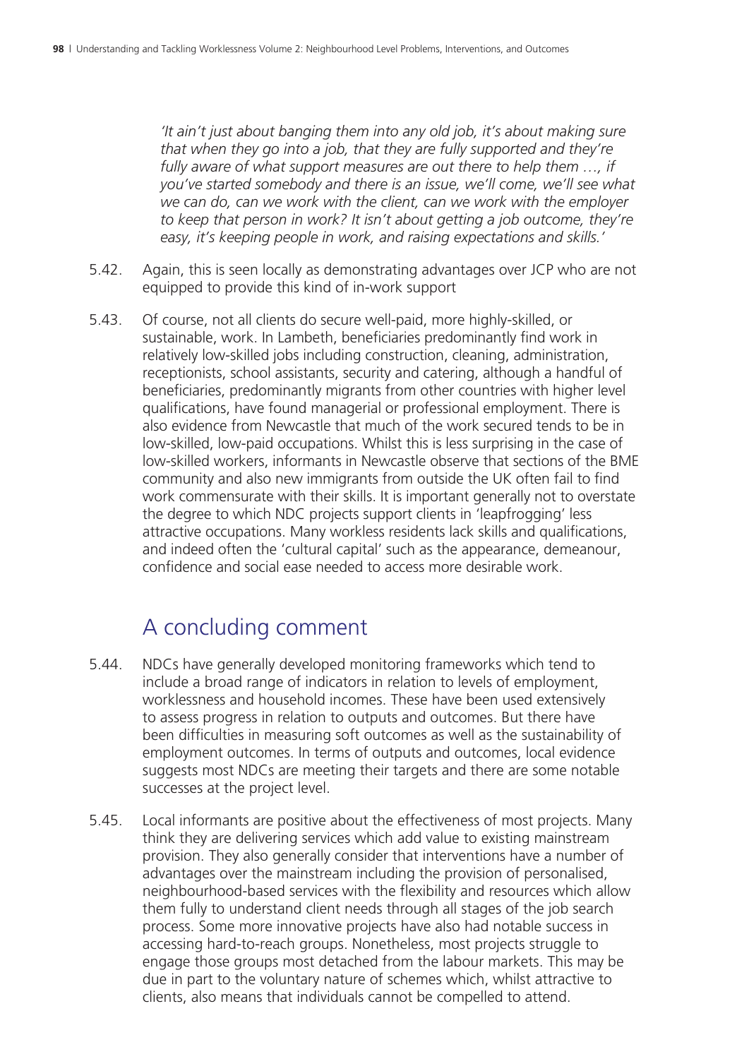*'It ain't just about banging them into any old job, it's about making sure that when they go into a job, that they are fully supported and they're fully aware of what support measures are out there to help them …, if you've started somebody and there is an issue, we'll come, we'll see what we can do, can we work with the client, can we work with the employer to keep that person in work? It isn't about getting a job outcome, they're easy, it's keeping people in work, and raising expectations and skills.'*

5.42. Again, this is seen locally as demonstrating advantages over JCP who are not equipped to provide this kind of in-work support

5.43. Of course, not all clients do secure well-paid, more highly-skilled, or sustainable, work. In Lambeth, beneficiaries predominantly find work in relatively low-skilled jobs including construction, cleaning, administration, receptionists, school assistants, security and catering, although a handful of beneficiaries, predominantly migrants from other countries with higher level qualifications, have found managerial or professional employment. There is also evidence from Newcastle that much of the work secured tends to be in low-skilled, low-paid occupations. Whilst this is less surprising in the case of low-skilled workers, informants in Newcastle observe that sections of the BME community and also new immigrants from outside the UK often fail to find work commensurate with their skills. It is important generally not to overstate the degree to which NDC projects support clients in 'leapfrogging' less attractive occupations. Many workless residents lack skills and qualifications, and indeed often the 'cultural capital' such as the appearance, demeanour, confidence and social ease needed to access more desirable work.

## A concluding comment

5.44. NDCs have generally developed monitoring frameworks which tend to include a broad range of indicators in relation to levels of employment, worklessness and household incomes. These have been used extensively to assess progress in relation to outputs and outcomes. But there have been difficulties in measuring soft outcomes as well as the sustainability of employment outcomes. In terms of outputs and outcomes, local evidence suggests most NDCs are meeting their targets and there are some notable successes at the project level.

5.45. Local informants are positive about the effectiveness of most projects. Many think they are delivering services which add value to existing mainstream provision. They also generally consider that interventions have a number of advantages over the mainstream including the provision of personalised, neighbourhood-based services with the flexibility and resources which allow them fully to understand client needs through all stages of the job search process. Some more innovative projects have also had notable success in accessing hard-to-reach groups. Nonetheless, most projects struggle to engage those groups most detached from the labour markets. This may be due in part to the voluntary nature of schemes which, whilst attractive to clients, also means that individuals cannot be compelled to attend.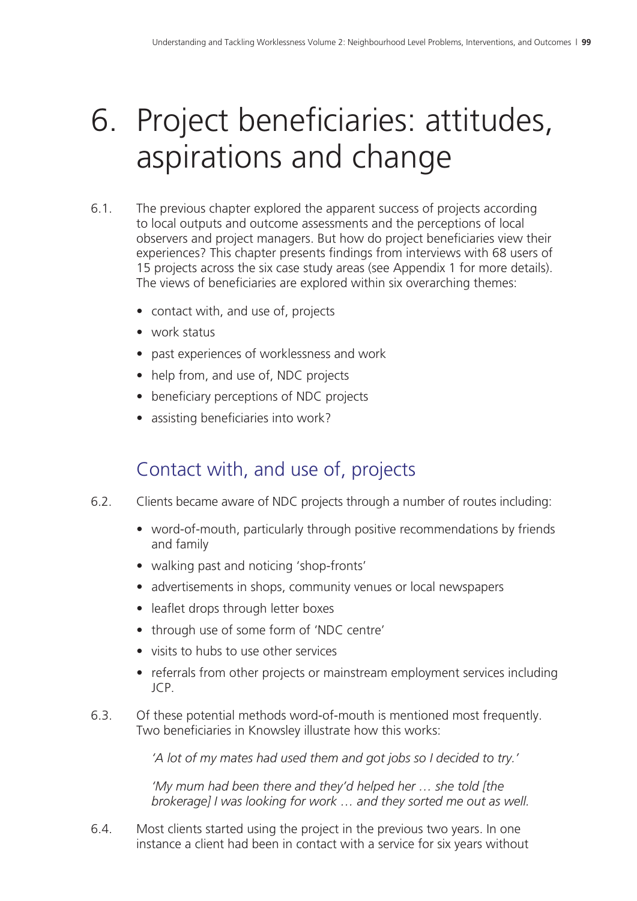# 6. Project beneficiaries: attitudes, aspirations and change

6.1. The previous chapter explored the apparent success of projects according to local outputs and outcome assessments and the perceptions of local observers and project managers. But how do project beneficiaries view their experiences? This chapter presents findings from interviews with 68 users of 15 projects across the six case study areas (see Appendix 1 for more details). The views of beneficiaries are explored within six overarching themes:

- contact with, and use of, projects
- work status
- past experiences of worklessness and work
- help from, and use of, NDC projects
- beneficiary perceptions of NDC projects
- assisting beneficiaries into work?

## Contact with, and use of, projects

6.2. Clients became aware of NDC projects through a number of routes including:

- word-of-mouth, particularly through positive recommendations by friends and family
- walking past and noticing 'shop-fronts'
- advertisements in shops, community venues or local newspapers
- leaflet drops through letter boxes
- through use of some form of 'NDC centre'
- visits to hubs to use other services
- referrals from other projects or mainstream employment services including JCP.

6.3. Of these potential methods word-of-mouth is mentioned most frequently. Two beneficiaries in Knowsley illustrate how this works:

*'A lot of my mates had used them and got jobs so I decided to try.'*

*'My mum had been there and they'd helped her … she told [the brokerage] I was looking for work … and they sorted me out as well.*

6.4. Most clients started using the project in the previous two years. In one instance a client had been in contact with a service for six years without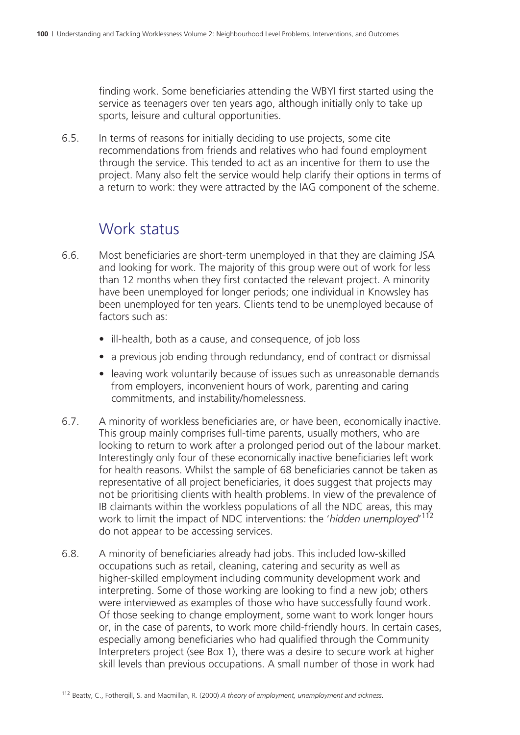finding work. Some beneficiaries attending the WBYI first started using the service as teenagers over ten years ago, although initially only to take up sports, leisure and cultural opportunities.

6.5. In terms of reasons for initially deciding to use projects, some cite recommendations from friends and relatives who had found employment through the service. This tended to act as an incentive for them to use the project. Many also felt the service would help clarify their options in terms of a return to work: they were attracted by the IAG component of the scheme.

## Work status

6.6. Most beneficiaries are short-term unemployed in that they are claiming JSA and looking for work. The majority of this group were out of work for less than 12 months when they first contacted the relevant project. A minority have been unemployed for longer periods; one individual in Knowsley has been unemployed for ten years. Clients tend to be unemployed because of factors such as:

- ill-health, both as a cause, and consequence, of job loss
- a previous job ending through redundancy, end of contract or dismissal
- leaving work voluntarily because of issues such as unreasonable demands from employers, inconvenient hours of work, parenting and caring commitments, and instability/homelessness.

6.7. A minority of workless beneficiaries are, or have been, economically inactive. This group mainly comprises full-time parents, usually mothers, who are looking to return to work after a prolonged period out of the labour market. Interestingly only four of these economically inactive beneficiaries left work for health reasons. Whilst the sample of 68 beneficiaries cannot be taken as representative of all project beneficiaries, it does suggest that projects may not be prioritising clients with health problems. In view of the prevalence of IB claimants within the workless populations of all the NDC areas, this may work to limit the impact of NDC interventions: the '*hidden unemployed*'[112] do not appear to be accessing services.

6.8. A minority of beneficiaries already had jobs. This included low-skilled occupations such as retail, cleaning, catering and security as well as higher-skilled employment including community development work and interpreting. Some of those working are looking to find a new job; others were interviewed as examples of those who have successfully found work. Of those seeking to change employment, some want to work longer hours or, in the case of parents, to work more child-friendly hours. In certain cases, especially among beneficiaries who had qualified through the Community Interpreters project (see Box 1), there was a desire to secure work at higher skill levels than previous occupations. A small number of those in work had

[112] Beatty, C., Fothergill, S. and Macmillan, R. (2000) *A theory of employment, unemployment and sickness.*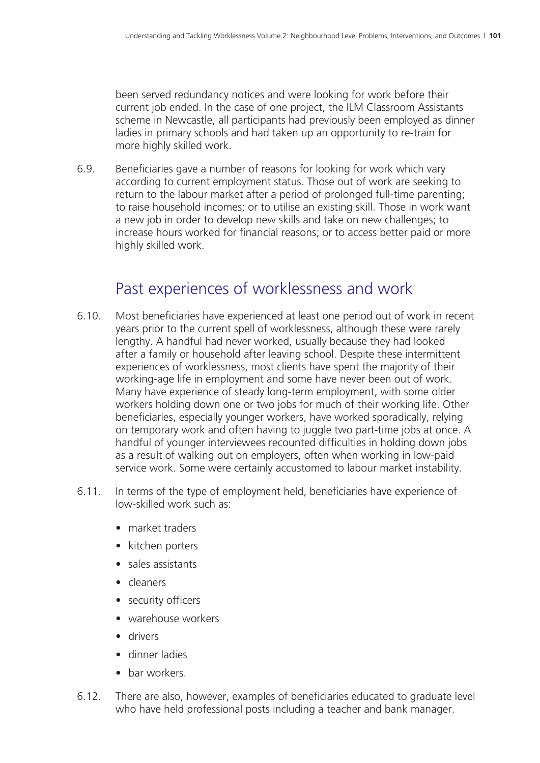been served redundancy notices and were looking for work before their current job ended. In the case of one project, the ILM Classroom Assistants scheme in Newcastle, all participants had previously been employed as dinner ladies in primary schools and had taken up an opportunity to re-train for more highly skilled work.

6.9. Beneficiaries gave a number of reasons for looking for work which vary according to current employment status. Those out of work are seeking to return to the labour market after a period of prolonged full-time parenting; to raise household incomes; or to utilise an existing skill. Those in work want a new job in order to develop new skills and take on new challenges; to increase hours worked for financial reasons; or to access better paid or more highly skilled work.

## Past experiences of worklessness and work

6.10. Most beneficiaries have experienced at least one period out of work in recent years prior to the current spell of worklessness, although these were rarely lengthy. A handful had never worked, usually because they had looked after a family or household after leaving school. Despite these intermittent experiences of worklessness, most clients have spent the majority of their working-age life in employment and some have never been out of work. Many have experience of steady long-term employment, with some older workers holding down one or two jobs for much of their working life. Other beneficiaries, especially younger workers, have worked sporadically, relying on temporary work and often having to juggle two part-time jobs at once. A handful of younger interviewees recounted difficulties in holding down jobs as a result of walking out on employers, often when working in low-paid service work. Some were certainly accustomed to labour market instability.

6.11. In terms of the type of employment held, beneficiaries have experience of low-skilled work such as:

- market traders
- kitchen porters
- sales assistants
- cleaners
- security officers
- warehouse workers
- drivers
- dinner ladies
- bar workers.

6.12. There are also, however, examples of beneficiaries educated to graduate level who have held professional posts including a teacher and bank manager.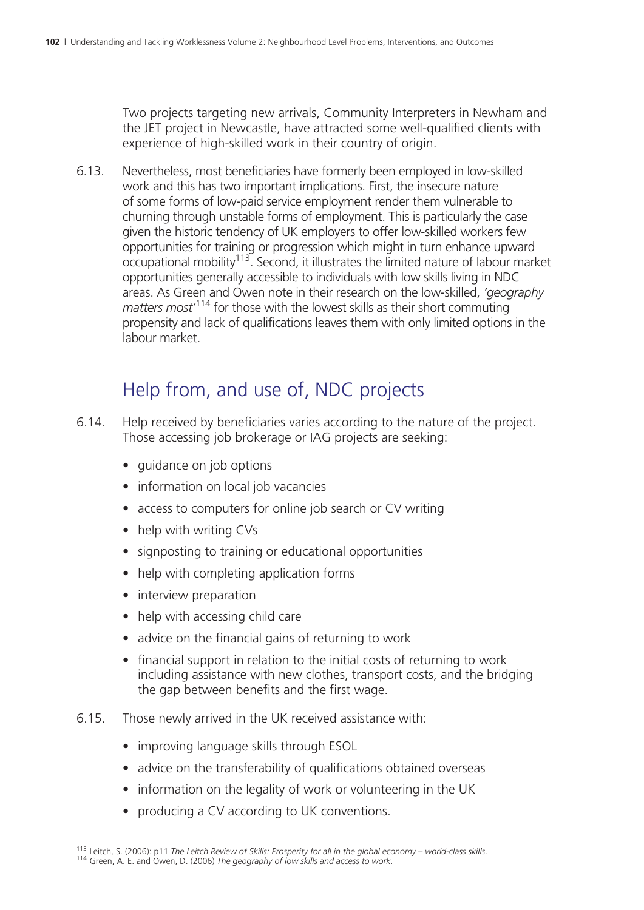Two projects targeting new arrivals, Community Interpreters in Newham and the JET project in Newcastle, have attracted some well-qualified clients with experience of high-skilled work in their country of origin.

6.13. Nevertheless, most beneficiaries have formerly been employed in low-skilled work and this has two important implications. First, the insecure nature of some forms of low-paid service employment render them vulnerable to churning through unstable forms of employment. This is particularly the case given the historic tendency of UK employers to offer low-skilled workers few opportunities for training or progression which might in turn enhance upward occupational mobility[113]. Second, it illustrates the limited nature of labour market opportunities generally accessible to individuals with low skills living in NDC areas. As Green and Owen note in their research on the low-skilled, *'geography matters most'*[114] for those with the lowest skills as their short commuting propensity and lack of qualifications leaves them with only limited options in the labour market.

## Help from, and use of, NDC projects

6.14. Help received by beneficiaries varies according to the nature of the project. Those accessing job brokerage or IAG projects are seeking:

- guidance on job options
- information on local job vacancies
- access to computers for online job search or CV writing
- help with writing CVs
- signposting to training or educational opportunities
- help with completing application forms
- interview preparation
- help with accessing child care
- advice on the financial gains of returning to work
- financial support in relation to the initial costs of returning to work including assistance with new clothes, transport costs, and the bridging the gap between benefits and the first wage.

6.15. Those newly arrived in the UK received assistance with:

- improving language skills through ESOL
- advice on the transferability of qualifications obtained overseas
- information on the legality of work or volunteering in the UK
- producing a CV according to UK conventions.

[113] Leitch, S. (2006): p11 *The Leitch Review of Skills: Prosperity for all in the global economy – world-class skills*.
[114] Green, A. E. and Owen, D. (2006) *The geography of low skills and access to work*.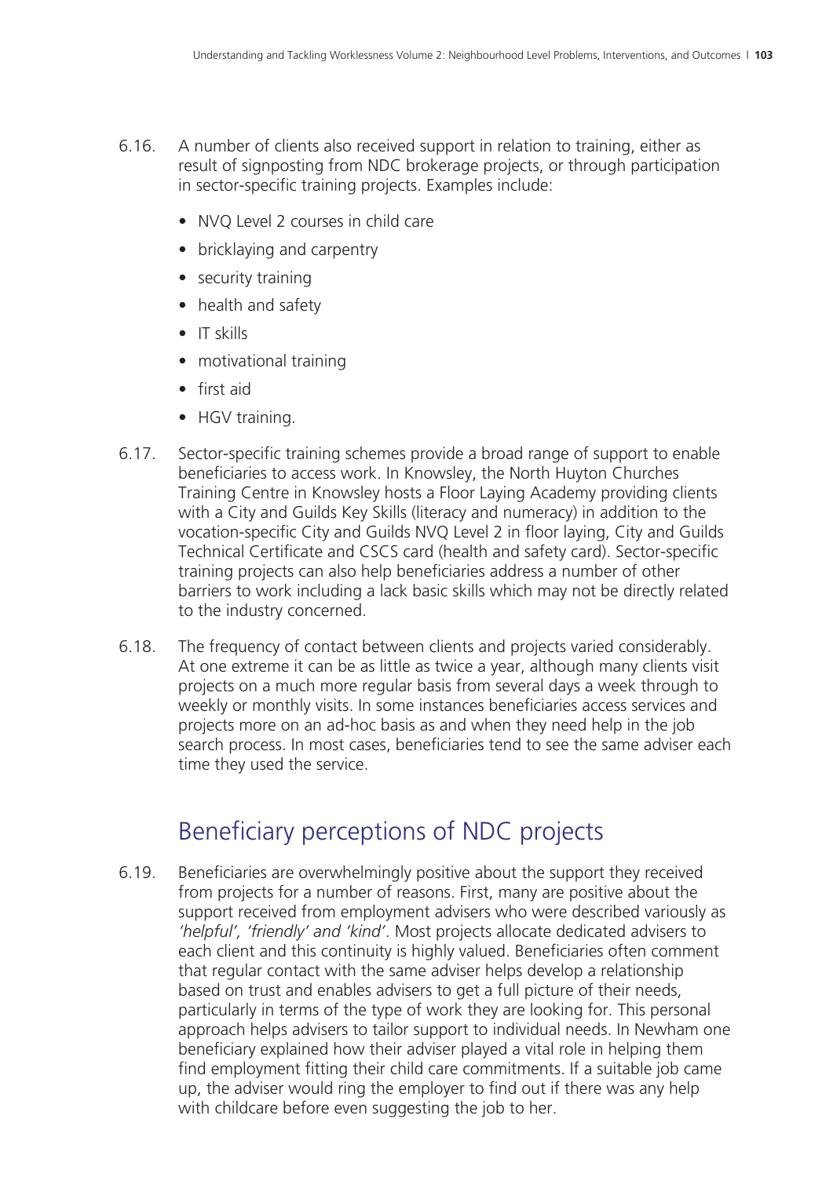6.16. A number of clients also received support in relation to training, either as result of signposting from NDC brokerage projects, or through participation in sector-specific training projects. Examples include:

- NVQ Level 2 courses in child care
- bricklaying and carpentry
- security training
- health and safety
- IT skills
- motivational training
- first aid
- HGV training.

6.17. Sector-specific training schemes provide a broad range of support to enable beneficiaries to access work. In Knowsley, the North Huyton Churches Training Centre in Knowsley hosts a Floor Laying Academy providing clients with a City and Guilds Key Skills (literacy and numeracy) in addition to the vocation-specific City and Guilds NVQ Level 2 in floor laying, City and Guilds Technical Certificate and CSCS card (health and safety card). Sector-specific training projects can also help beneficiaries address a number of other barriers to work including a lack basic skills which may not be directly related to the industry concerned.

6.18. The frequency of contact between clients and projects varied considerably. At one extreme it can be as little as twice a year, although many clients visit projects on a much more regular basis from several days a week through to weekly or monthly visits. In some instances beneficiaries access services and projects more on an ad-hoc basis as and when they need help in the job search process. In most cases, beneficiaries tend to see the same adviser each time they used the service.

## Beneficiary perceptions of NDC projects

6.19. Beneficiaries are overwhelmingly positive about the support they received from projects for a number of reasons. First, many are positive about the support received from employment advisers who were described variously as *'helpful', 'friendly' and 'kind'*. Most projects allocate dedicated advisers to each client and this continuity is highly valued. Beneficiaries often comment that regular contact with the same adviser helps develop a relationship based on trust and enables advisers to get a full picture of their needs, particularly in terms of the type of work they are looking for. This personal approach helps advisers to tailor support to individual needs. In Newham one beneficiary explained how their adviser played a vital role in helping them find employment fitting their child care commitments. If a suitable job came up, the adviser would ring the employer to find out if there was any help with childcare before even suggesting the job to her.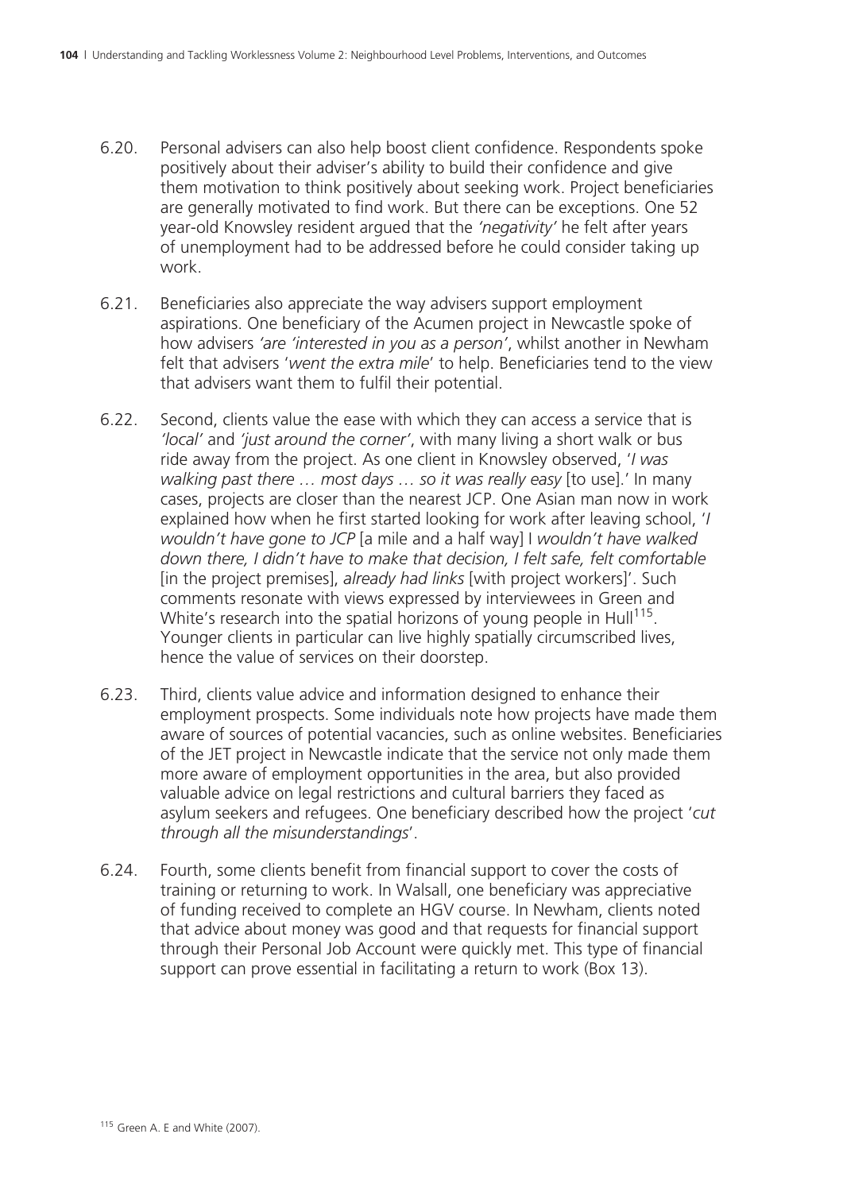6.20. Personal advisers can also help boost client confidence. Respondents spoke positively about their adviser's ability to build their confidence and give them motivation to think positively about seeking work. Project beneficiaries are generally motivated to find work. But there can be exceptions. One 52 year-old Knowsley resident argued that the *'negativity'* he felt after years of unemployment had to be addressed before he could consider taking up work.

6.21. Beneficiaries also appreciate the way advisers support employment aspirations. One beneficiary of the Acumen project in Newcastle spoke of how advisers *'are 'interested in you as a person'*, whilst another in Newham felt that advisers '*went the extra mile*' to help. Beneficiaries tend to the view that advisers want them to fulfil their potential.

6.22. Second, clients value the ease with which they can access a service that is *'local'* and *'just around the corner'*, with many living a short walk or bus ride away from the project. As one client in Knowsley observed, '*I was walking past there … most days … so it was really easy* [to use].' In many cases, projects are closer than the nearest JCP. One Asian man now in work explained how when he first started looking for work after leaving school, '*I wouldn't have gone to JCP* [a mile and a half way] I *wouldn't have walked down there, I didn't have to make that decision, I felt safe, felt comfortable* [in the project premises], *already had links* [with project workers]'. Such comments resonate with views expressed by interviewees in Green and White's research into the spatial horizons of young people in Hull[115]. Younger clients in particular can live highly spatially circumscribed lives, hence the value of services on their doorstep.

6.23. Third, clients value advice and information designed to enhance their employment prospects. Some individuals note how projects have made them aware of sources of potential vacancies, such as online websites. Beneficiaries of the JET project in Newcastle indicate that the service not only made them more aware of employment opportunities in the area, but also provided valuable advice on legal restrictions and cultural barriers they faced as asylum seekers and refugees. One beneficiary described how the project '*cut through all the misunderstandings*'.

6.24. Fourth, some clients benefit from financial support to cover the costs of training or returning to work. In Walsall, one beneficiary was appreciative of funding received to complete an HGV course. In Newham, clients noted that advice about money was good and that requests for financial support through their Personal Job Account were quickly met. This type of financial support can prove essential in facilitating a return to work (Box 13).

[115] Green A. E and White (2007).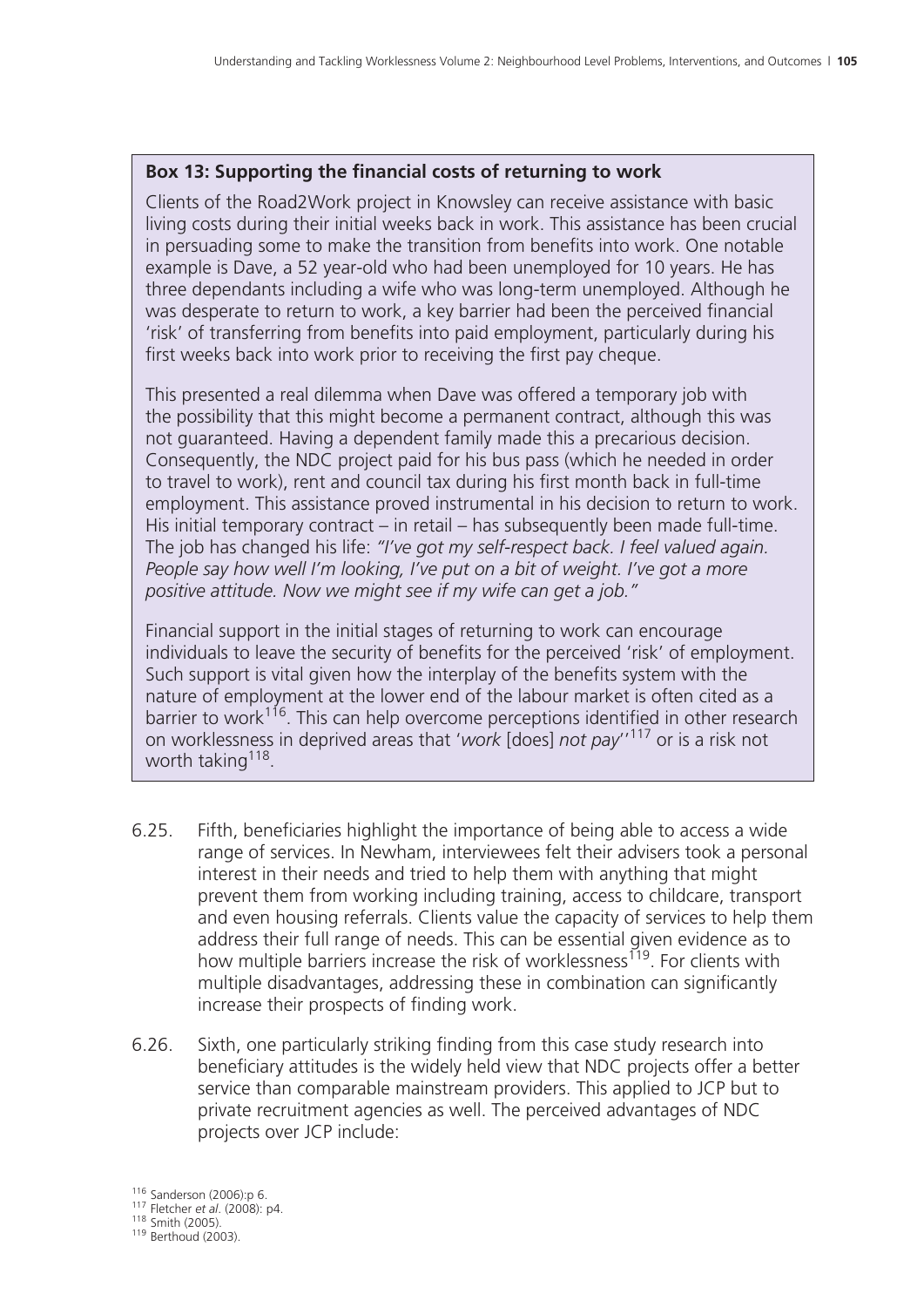**Box 13: Supporting the financial costs of returning to work**

Clients of the Road2Work project in Knowsley can receive assistance with basic living costs during their initial weeks back in work. This assistance has been crucial in persuading some to make the transition from benefits into work. One notable example is Dave, a 52 year-old who had been unemployed for 10 years. He has three dependants including a wife who was long-term unemployed. Although he was desperate to return to work, a key barrier had been the perceived financial 'risk' of transferring from benefits into paid employment, particularly during his first weeks back into work prior to receiving the first pay cheque.

This presented a real dilemma when Dave was offered a temporary job with the possibility that this might become a permanent contract, although this was not guaranteed. Having a dependent family made this a precarious decision. Consequently, the NDC project paid for his bus pass (which he needed in order to travel to work), rent and council tax during his first month back in full-time employment. This assistance proved instrumental in his decision to return to work. His initial temporary contract – in retail – has subsequently been made full-time. The job has changed his life: *"I've got my self-respect back. I feel valued again. People say how well I'm looking, I've put on a bit of weight. I've got a more positive attitude. Now we might see if my wife can get a job."*

Financial support in the initial stages of returning to work can encourage individuals to leave the security of benefits for the perceived 'risk' of employment. Such support is vital given how the interplay of the benefits system with the nature of employment at the lower end of the labour market is often cited as a barrier to work[116]. This can help overcome perceptions identified in other research on worklessness in deprived areas that '*work* [does] *not pay*''[117] or is a risk not worth taking[118].

6.25. Fifth, beneficiaries highlight the importance of being able to access a wide range of services. In Newham, interviewees felt their advisers took a personal interest in their needs and tried to help them with anything that might prevent them from working including training, access to childcare, transport and even housing referrals. Clients value the capacity of services to help them address their full range of needs. This can be essential given evidence as to how multiple barriers increase the risk of worklessness[119]. For clients with multiple disadvantages, addressing these in combination can significantly increase their prospects of finding work.

6.26. Sixth, one particularly striking finding from this case study research into beneficiary attitudes is the widely held view that NDC projects offer a better service than comparable mainstream providers. This applied to JCP but to private recruitment agencies as well. The perceived advantages of NDC projects over JCP include:

[116] Sanderson (2006):p 6.
[117] Fletcher *et al*. (2008): p4.
[118] Smith (2005).
[119] Berthoud (2003).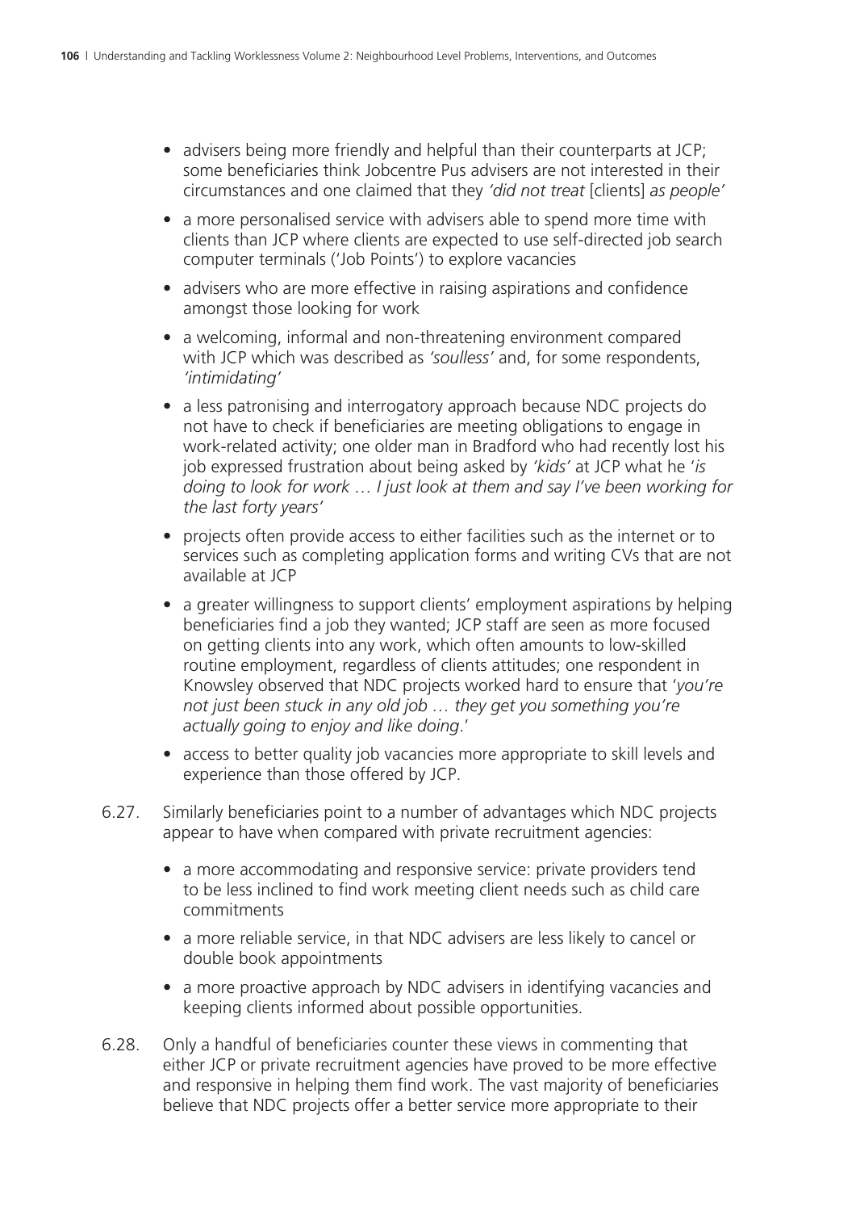- advisers being more friendly and helpful than their counterparts at JCP; some beneficiaries think Jobcentre Pus advisers are not interested in their circumstances and one claimed that they *'did not treat* [clients] *as people'*
- a more personalised service with advisers able to spend more time with clients than JCP where clients are expected to use self-directed job search computer terminals ('Job Points') to explore vacancies
- advisers who are more effective in raising aspirations and confidence amongst those looking for work
- a welcoming, informal and non-threatening environment compared with JCP which was described as *'soulless'* and, for some respondents, *'intimidating'*
- a less patronising and interrogatory approach because NDC projects do not have to check if beneficiaries are meeting obligations to engage in work-related activity; one older man in Bradford who had recently lost his job expressed frustration about being asked by *'kids'* at JCP what he '*is doing to look for work … I just look at them and say I've been working for the last forty years'*
- projects often provide access to either facilities such as the internet or to services such as completing application forms and writing CVs that are not available at JCP
- a greater willingness to support clients' employment aspirations by helping beneficiaries find a job they wanted; JCP staff are seen as more focused on getting clients into any work, which often amounts to low-skilled routine employment, regardless of clients attitudes; one respondent in Knowsley observed that NDC projects worked hard to ensure that '*you're not just been stuck in any old job … they get you something you're actually going to enjoy and like doing*.'
- access to better quality job vacancies more appropriate to skill levels and experience than those offered by JCP.

6.27. Similarly beneficiaries point to a number of advantages which NDC projects appear to have when compared with private recruitment agencies:

- a more accommodating and responsive service: private providers tend to be less inclined to find work meeting client needs such as child care commitments
- a more reliable service, in that NDC advisers are less likely to cancel or double book appointments
- a more proactive approach by NDC advisers in identifying vacancies and keeping clients informed about possible opportunities.

6.28. Only a handful of beneficiaries counter these views in commenting that either JCP or private recruitment agencies have proved to be more effective and responsive in helping them find work. The vast majority of beneficiaries believe that NDC projects offer a better service more appropriate to their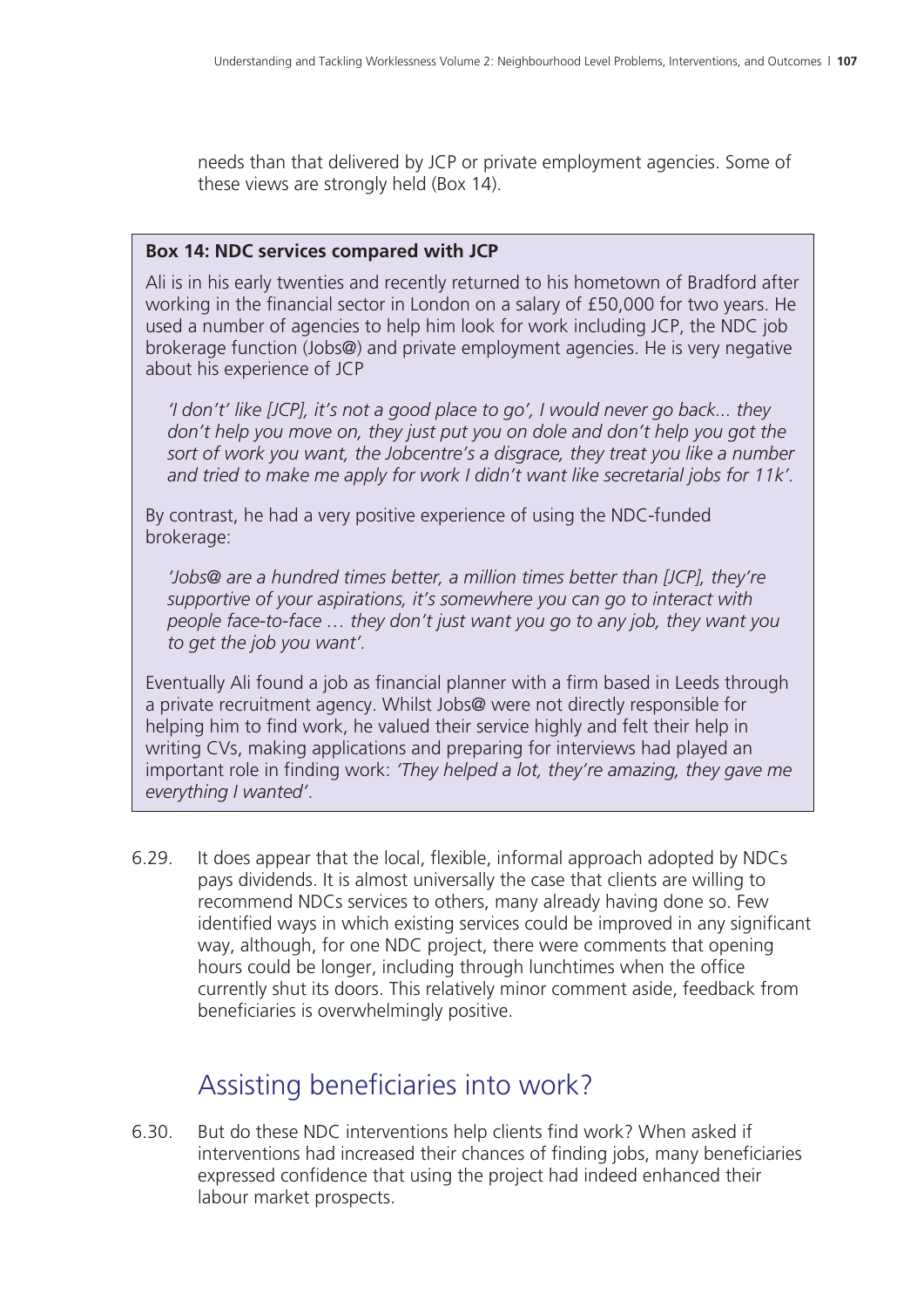needs than that delivered by JCP or private employment agencies. Some of these views are strongly held (Box 14).

> **Box 14: NDC services compared with JCP**
>
> Ali is in his early twenties and recently returned to his hometown of Bradford after working in the financial sector in London on a salary of £50,000 for two years. He used a number of agencies to help him look for work including JCP, the NDC job brokerage function (Jobs@) and private employment agencies. He is very negative about his experience of JCP
>
> *'I don't' like [JCP], it's not a good place to go', I would never go back... they don't help you move on, they just put you on dole and don't help you got the sort of work you want, the Jobcentre's a disgrace, they treat you like a number and tried to make me apply for work I didn't want like secretarial jobs for 11k'.*
>
> By contrast, he had a very positive experience of using the NDC-funded brokerage:
>
> *'Jobs@ are a hundred times better, a million times better than [JCP], they're supportive of your aspirations, it's somewhere you can go to interact with people face-to-face … they don't just want you go to any job, they want you to get the job you want'.*
>
> Eventually Ali found a job as financial planner with a firm based in Leeds through a private recruitment agency. Whilst Jobs@ were not directly responsible for helping him to find work, he valued their service highly and felt their help in writing CVs, making applications and preparing for interviews had played an important role in finding work: *'They helped a lot, they're amazing, they gave me everything I wanted'.*

6.29. It does appear that the local, flexible, informal approach adopted by NDCs pays dividends. It is almost universally the case that clients are willing to recommend NDCs services to others, many already having done so. Few identified ways in which existing services could be improved in any significant way, although, for one NDC project, there were comments that opening hours could be longer, including through lunchtimes when the office currently shut its doors. This relatively minor comment aside, feedback from beneficiaries is overwhelmingly positive.

## Assisting beneficiaries into work?

6.30. But do these NDC interventions help clients find work? When asked if interventions had increased their chances of finding jobs, many beneficiaries expressed confidence that using the project had indeed enhanced their labour market prospects.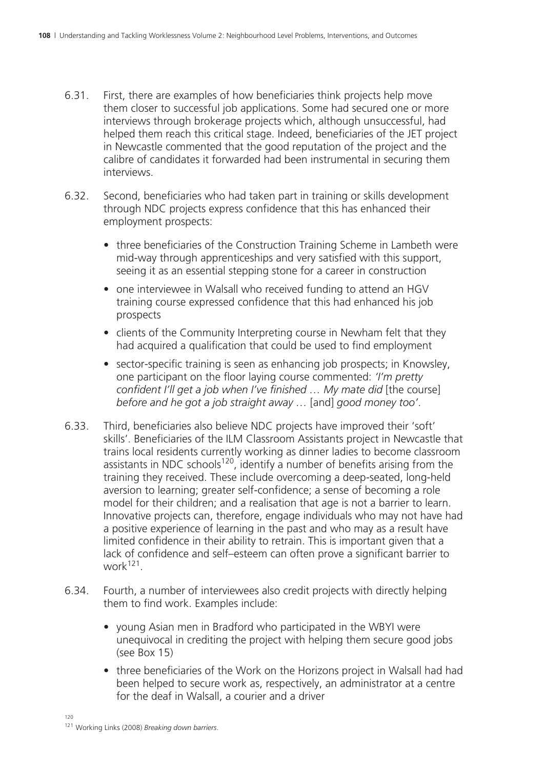6.31. First, there are examples of how beneficiaries think projects help move them closer to successful job applications. Some had secured one or more interviews through brokerage projects which, although unsuccessful, had helped them reach this critical stage. Indeed, beneficiaries of the JET project in Newcastle commented that the good reputation of the project and the calibre of candidates it forwarded had been instrumental in securing them interviews.

6.32. Second, beneficiaries who had taken part in training or skills development through NDC projects express confidence that this has enhanced their employment prospects:

- three beneficiaries of the Construction Training Scheme in Lambeth were mid-way through apprenticeships and very satisfied with this support, seeing it as an essential stepping stone for a career in construction
- one interviewee in Walsall who received funding to attend an HGV training course expressed confidence that this had enhanced his job prospects
- clients of the Community Interpreting course in Newham felt that they had acquired a qualification that could be used to find employment
- sector-specific training is seen as enhancing job prospects; in Knowsley, one participant on the floor laying course commented: *'I'm pretty confident I'll get a job when I've finished … My mate did* [the course] *before and he got a job straight away …* [and] *good money too'*.

6.33. Third, beneficiaries also believe NDC projects have improved their 'soft' skills'. Beneficiaries of the ILM Classroom Assistants project in Newcastle that trains local residents currently working as dinner ladies to become classroom assistants in NDC schools[120], identify a number of benefits arising from the training they received. These include overcoming a deep-seated, long-held aversion to learning; greater self-confidence; a sense of becoming a role model for their children; and a realisation that age is not a barrier to learn. Innovative projects can, therefore, engage individuals who may not have had a positive experience of learning in the past and who may as a result have limited confidence in their ability to retrain. This is important given that a lack of confidence and self–esteem can often prove a significant barrier to work[121].

6.34. Fourth, a number of interviewees also credit projects with directly helping them to find work. Examples include:

- young Asian men in Bradford who participated in the WBYI were unequivocal in crediting the project with helping them secure good jobs (see Box 15)
- three beneficiaries of the Work on the Horizons project in Walsall had had been helped to secure work as, respectively, an administrator at a centre for the deaf in Walsall, a courier and a driver

[120]

[121] Working Links (2008) *Breaking down barriers*.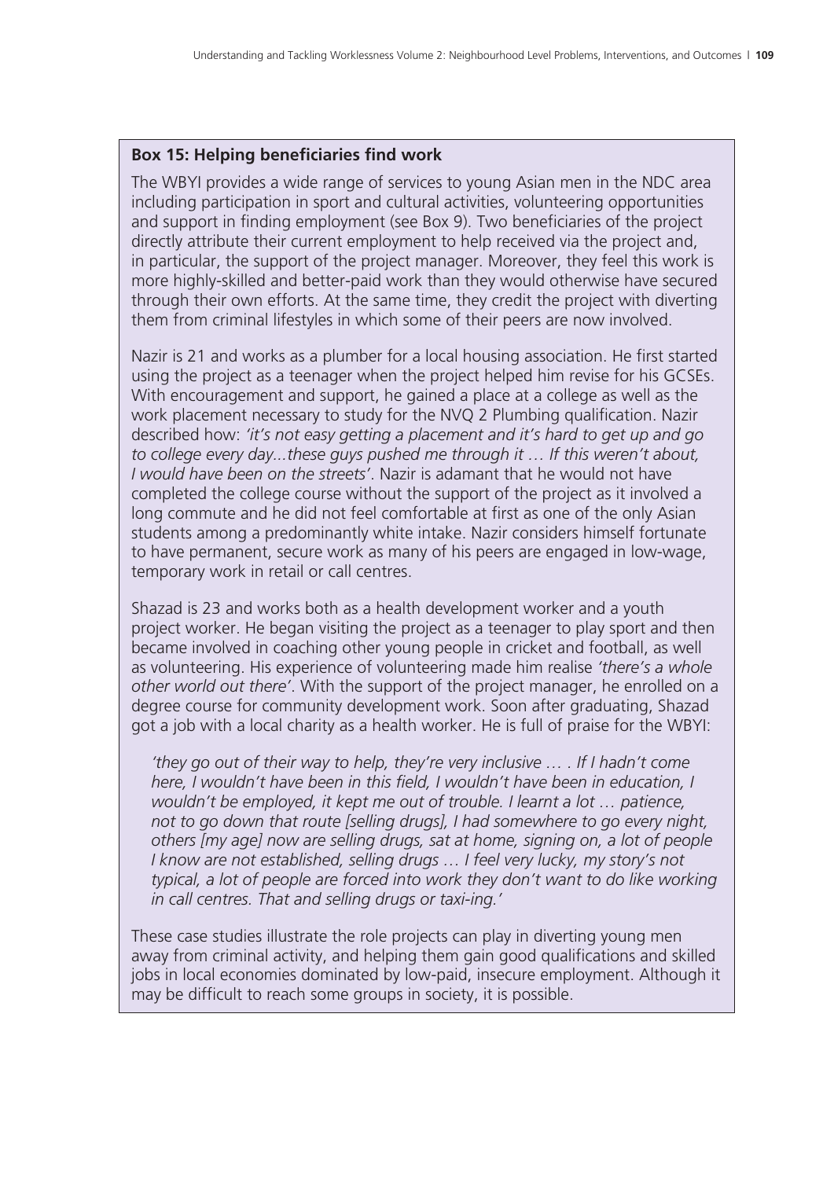**Box 15: Helping beneficiaries find work**

The WBYI provides a wide range of services to young Asian men in the NDC area including participation in sport and cultural activities, volunteering opportunities and support in finding employment (see Box 9). Two beneficiaries of the project directly attribute their current employment to help received via the project and, in particular, the support of the project manager. Moreover, they feel this work is more highly-skilled and better-paid work than they would otherwise have secured through their own efforts. At the same time, they credit the project with diverting them from criminal lifestyles in which some of their peers are now involved.

Nazir is 21 and works as a plumber for a local housing association. He first started using the project as a teenager when the project helped him revise for his GCSEs. With encouragement and support, he gained a place at a college as well as the work placement necessary to study for the NVQ 2 Plumbing qualification. Nazir described how: *'it's not easy getting a placement and it's hard to get up and go to college every day...these guys pushed me through it … If this weren't about, I would have been on the streets'*. Nazir is adamant that he would not have completed the college course without the support of the project as it involved a long commute and he did not feel comfortable at first as one of the only Asian students among a predominantly white intake. Nazir considers himself fortunate to have permanent, secure work as many of his peers are engaged in low-wage, temporary work in retail or call centres.

Shazad is 23 and works both as a health development worker and a youth project worker. He began visiting the project as a teenager to play sport and then became involved in coaching other young people in cricket and football, as well as volunteering. His experience of volunteering made him realise *'there's a whole other world out there'*. With the support of the project manager, he enrolled on a degree course for community development work. Soon after graduating, Shazad got a job with a local charity as a health worker. He is full of praise for the WBYI:

> *'they go out of their way to help, they're very inclusive … . If I hadn't come here, I wouldn't have been in this field, I wouldn't have been in education, I wouldn't be employed, it kept me out of trouble. I learnt a lot … patience, not to go down that route [selling drugs], I had somewhere to go every night, others [my age] now are selling drugs, sat at home, signing on, a lot of people I know are not established, selling drugs … I feel very lucky, my story's not typical, a lot of people are forced into work they don't want to do like working in call centres. That and selling drugs or taxi-ing.'*

These case studies illustrate the role projects can play in diverting young men away from criminal activity, and helping them gain good qualifications and skilled jobs in local economies dominated by low-paid, insecure employment. Although it may be difficult to reach some groups in society, it is possible.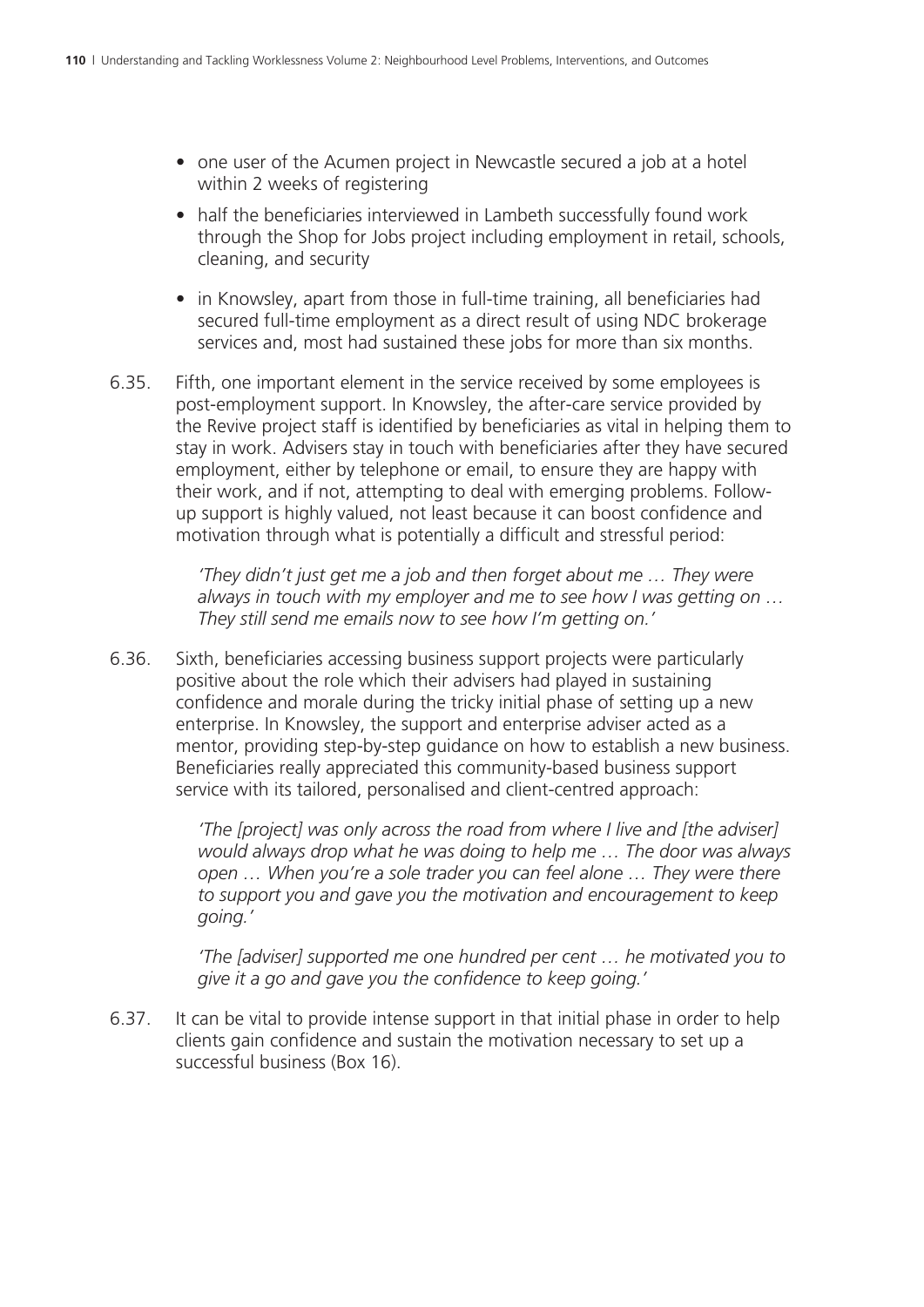- one user of the Acumen project in Newcastle secured a job at a hotel within 2 weeks of registering
- half the beneficiaries interviewed in Lambeth successfully found work through the Shop for Jobs project including employment in retail, schools, cleaning, and security
- in Knowsley, apart from those in full-time training, all beneficiaries had secured full-time employment as a direct result of using NDC brokerage services and, most had sustained these jobs for more than six months.

6.35. Fifth, one important element in the service received by some employees is post-employment support. In Knowsley, the after-care service provided by the Revive project staff is identified by beneficiaries as vital in helping them to stay in work. Advisers stay in touch with beneficiaries after they have secured employment, either by telephone or email, to ensure they are happy with their work, and if not, attempting to deal with emerging problems. Follow-up support is highly valued, not least because it can boost confidence and motivation through what is potentially a difficult and stressful period:

> *'They didn't just get me a job and then forget about me … They were always in touch with my employer and me to see how I was getting on … They still send me emails now to see how I'm getting on.'*

6.36. Sixth, beneficiaries accessing business support projects were particularly positive about the role which their advisers had played in sustaining confidence and morale during the tricky initial phase of setting up a new enterprise. In Knowsley, the support and enterprise adviser acted as a mentor, providing step-by-step guidance on how to establish a new business. Beneficiaries really appreciated this community-based business support service with its tailored, personalised and client-centred approach:

> *'The [project] was only across the road from where I live and [the adviser] would always drop what he was doing to help me … The door was always open … When you're a sole trader you can feel alone … They were there to support you and gave you the motivation and encouragement to keep going.'*

> *'The [adviser] supported me one hundred per cent … he motivated you to give it a go and gave you the confidence to keep going.'*

6.37. It can be vital to provide intense support in that initial phase in order to help clients gain confidence and sustain the motivation necessary to set up a successful business (Box 16).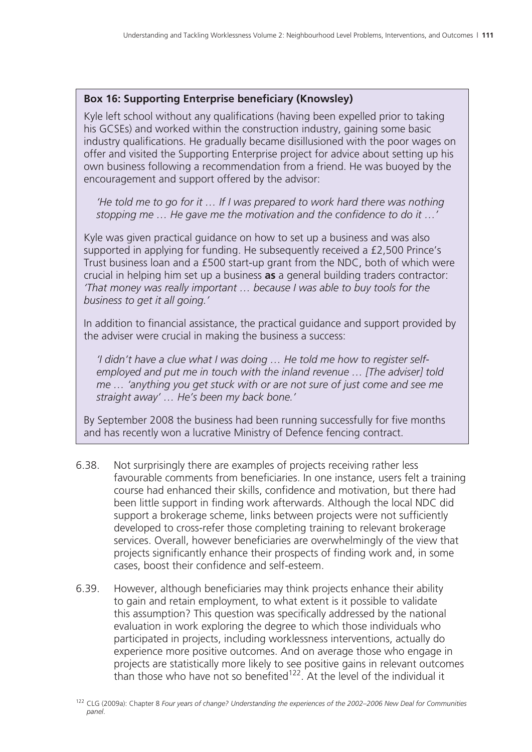**Box 16: Supporting Enterprise beneficiary (Knowsley)**

Kyle left school without any qualifications (having been expelled prior to taking his GCSEs) and worked within the construction industry, gaining some basic industry qualifications. He gradually became disillusioned with the poor wages on offer and visited the Supporting Enterprise project for advice about setting up his own business following a recommendation from a friend. He was buoyed by the encouragement and support offered by the advisor:

> *'He told me to go for it … If I was prepared to work hard there was nothing stopping me … He gave me the motivation and the confidence to do it …'*

Kyle was given practical guidance on how to set up a business and was also supported in applying for funding. He subsequently received a £2,500 Prince's Trust business loan and a £500 start-up grant from the NDC, both of which were crucial in helping him set up a business **as** a general building traders contractor: *'That money was really important … because I was able to buy tools for the business to get it all going.'*

In addition to financial assistance, the practical guidance and support provided by the adviser were crucial in making the business a success:

> *'I didn't have a clue what I was doing … He told me how to register self-employed and put me in touch with the inland revenue … [The adviser] told me … 'anything you get stuck with or are not sure of just come and see me straight away' … He's been my back bone.'*

By September 2008 the business had been running successfully for five months and has recently won a lucrative Ministry of Defence fencing contract.

6.38. Not surprisingly there are examples of projects receiving rather less favourable comments from beneficiaries. In one instance, users felt a training course had enhanced their skills, confidence and motivation, but there had been little support in finding work afterwards. Although the local NDC did support a brokerage scheme, links between projects were not sufficiently developed to cross-refer those completing training to relevant brokerage services. Overall, however beneficiaries are overwhelmingly of the view that projects significantly enhance their prospects of finding work and, in some cases, boost their confidence and self-esteem.

6.39. However, although beneficiaries may think projects enhance their ability to gain and retain employment, to what extent is it possible to validate this assumption? This question was specifically addressed by the national evaluation in work exploring the degree to which those individuals who participated in projects, including worklessness interventions, actually do experience more positive outcomes. And on average those who engage in projects are statistically more likely to see positive gains in relevant outcomes than those who have not so benefited[122]. At the level of the individual it

[122] CLG (2009a): Chapter 8 *Four years of change? Understanding the experiences of the 2002–2006 New Deal for Communities panel*.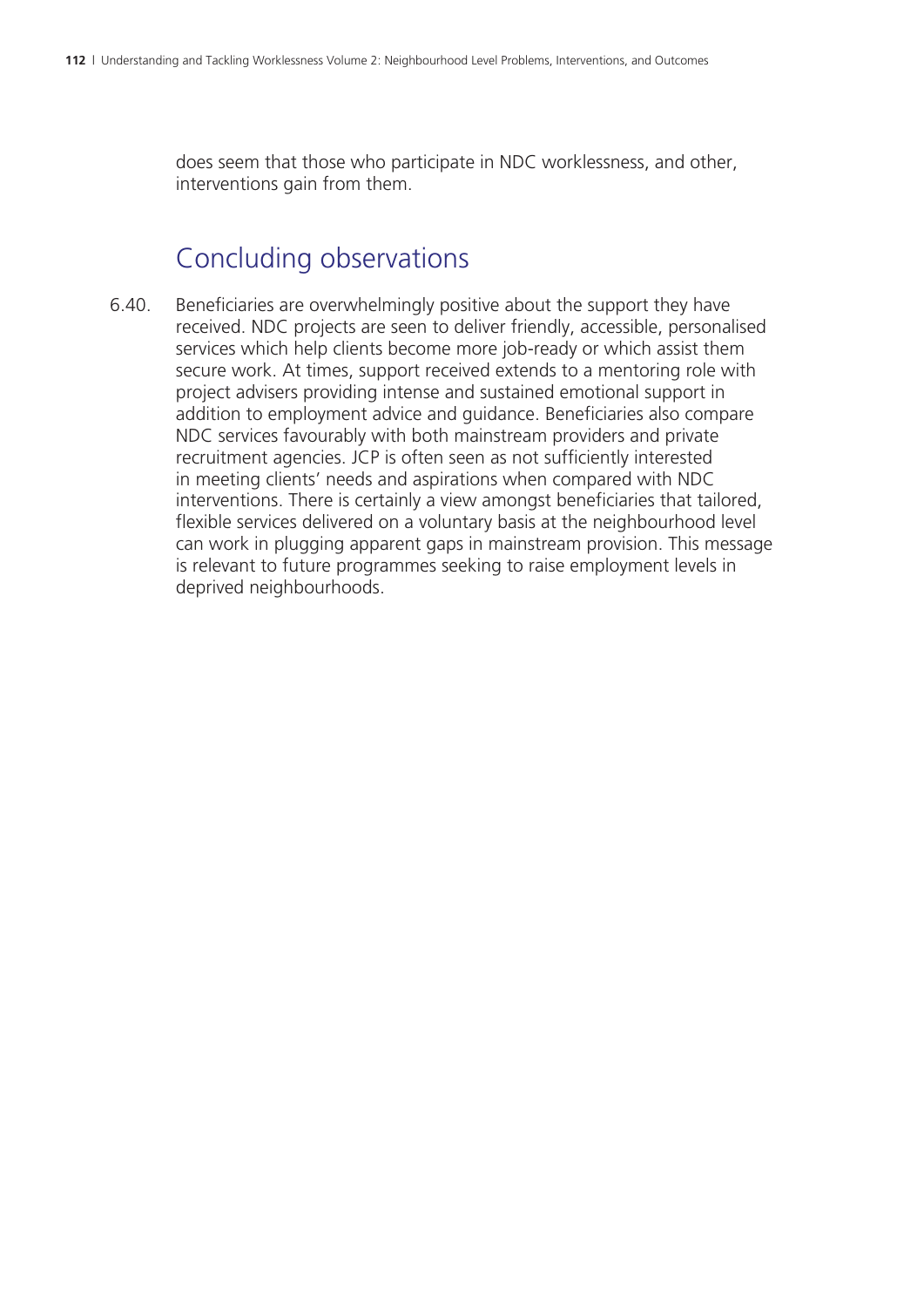does seem that those who participate in NDC worklessness, and other, interventions gain from them.

## Concluding observations

6.40. Beneficiaries are overwhelmingly positive about the support they have received. NDC projects are seen to deliver friendly, accessible, personalised services which help clients become more job-ready or which assist them secure work. At times, support received extends to a mentoring role with project advisers providing intense and sustained emotional support in addition to employment advice and guidance. Beneficiaries also compare NDC services favourably with both mainstream providers and private recruitment agencies. JCP is often seen as not sufficiently interested in meeting clients' needs and aspirations when compared with NDC interventions. There is certainly a view amongst beneficiaries that tailored, flexible services delivered on a voluntary basis at the neighbourhood level can work in plugging apparent gaps in mainstream provision. This message is relevant to future programmes seeking to raise employment levels in deprived neighbourhoods.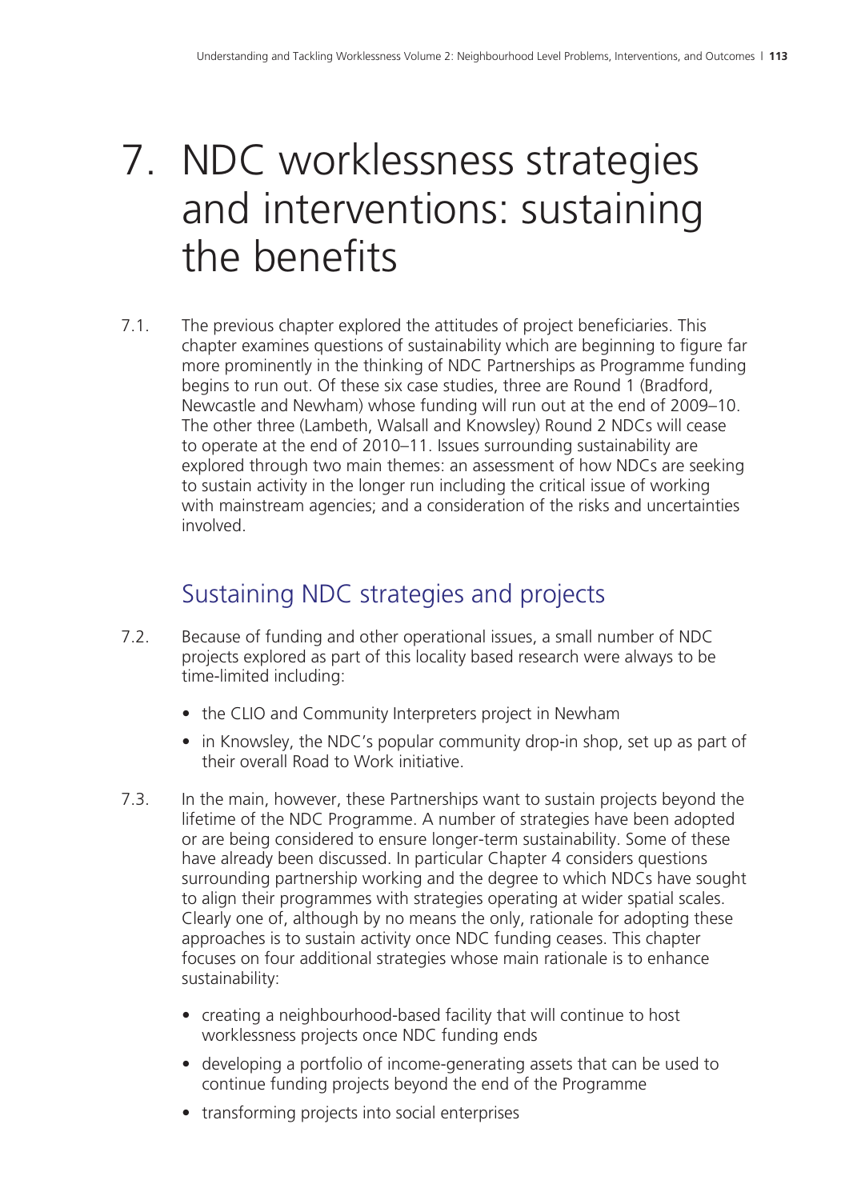# 7. NDC worklessness strategies and interventions: sustaining the benefits

7.1. The previous chapter explored the attitudes of project beneficiaries. This chapter examines questions of sustainability which are beginning to figure far more prominently in the thinking of NDC Partnerships as Programme funding begins to run out. Of these six case studies, three are Round 1 (Bradford, Newcastle and Newham) whose funding will run out at the end of 2009–10. The other three (Lambeth, Walsall and Knowsley) Round 2 NDCs will cease to operate at the end of 2010–11. Issues surrounding sustainability are explored through two main themes: an assessment of how NDCs are seeking to sustain activity in the longer run including the critical issue of working with mainstream agencies; and a consideration of the risks and uncertainties involved.

## Sustaining NDC strategies and projects

7.2. Because of funding and other operational issues, a small number of NDC projects explored as part of this locality based research were always to be time-limited including:

- the CLIO and Community Interpreters project in Newham
- in Knowsley, the NDC's popular community drop-in shop, set up as part of their overall Road to Work initiative.

7.3. In the main, however, these Partnerships want to sustain projects beyond the lifetime of the NDC Programme. A number of strategies have been adopted or are being considered to ensure longer-term sustainability. Some of these have already been discussed. In particular Chapter 4 considers questions surrounding partnership working and the degree to which NDCs have sought to align their programmes with strategies operating at wider spatial scales. Clearly one of, although by no means the only, rationale for adopting these approaches is to sustain activity once NDC funding ceases. This chapter focuses on four additional strategies whose main rationale is to enhance sustainability:

- creating a neighbourhood-based facility that will continue to host worklessness projects once NDC funding ends
- developing a portfolio of income-generating assets that can be used to continue funding projects beyond the end of the Programme
- transforming projects into social enterprises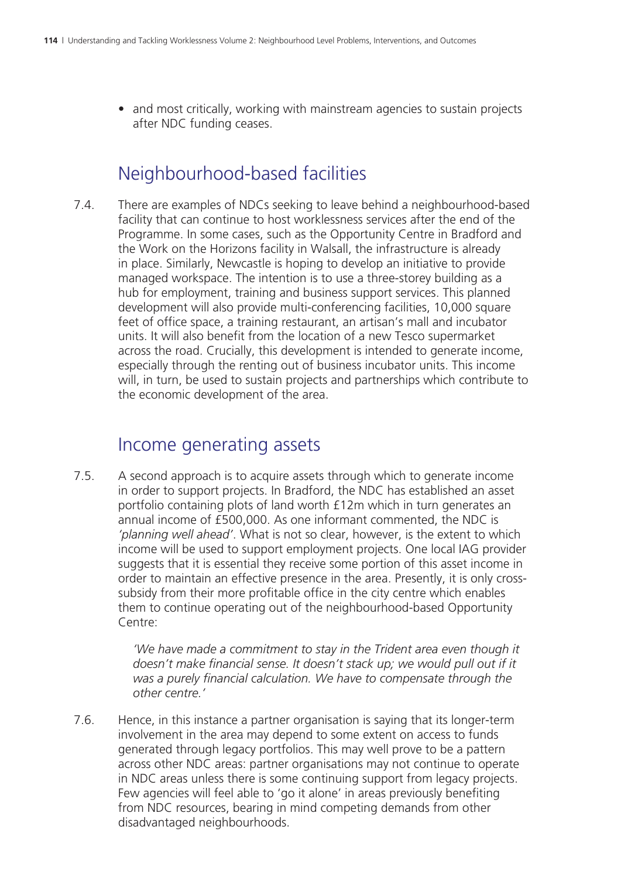- and most critically, working with mainstream agencies to sustain projects after NDC funding ceases.

## Neighbourhood-based facilities

7.4. There are examples of NDCs seeking to leave behind a neighbourhood-based facility that can continue to host worklessness services after the end of the Programme. In some cases, such as the Opportunity Centre in Bradford and the Work on the Horizons facility in Walsall, the infrastructure is already in place. Similarly, Newcastle is hoping to develop an initiative to provide managed workspace. The intention is to use a three-storey building as a hub for employment, training and business support services. This planned development will also provide multi-conferencing facilities, 10,000 square feet of office space, a training restaurant, an artisan's mall and incubator units. It will also benefit from the location of a new Tesco supermarket across the road. Crucially, this development is intended to generate income, especially through the renting out of business incubator units. This income will, in turn, be used to sustain projects and partnerships which contribute to the economic development of the area.

## Income generating assets

7.5. A second approach is to acquire assets through which to generate income in order to support projects. In Bradford, the NDC has established an asset portfolio containing plots of land worth £12m which in turn generates an annual income of £500,000. As one informant commented, the NDC is *'planning well ahead'*. What is not so clear, however, is the extent to which income will be used to support employment projects. One local IAG provider suggests that it is essential they receive some portion of this asset income in order to maintain an effective presence in the area. Presently, it is only cross-subsidy from their more profitable office in the city centre which enables them to continue operating out of the neighbourhood-based Opportunity Centre:

> *'We have made a commitment to stay in the Trident area even though it doesn't make financial sense. It doesn't stack up; we would pull out if it was a purely financial calculation. We have to compensate through the other centre.'*

7.6. Hence, in this instance a partner organisation is saying that its longer-term involvement in the area may depend to some extent on access to funds generated through legacy portfolios. This may well prove to be a pattern across other NDC areas: partner organisations may not continue to operate in NDC areas unless there is some continuing support from legacy projects. Few agencies will feel able to 'go it alone' in areas previously benefiting from NDC resources, bearing in mind competing demands from other disadvantaged neighbourhoods.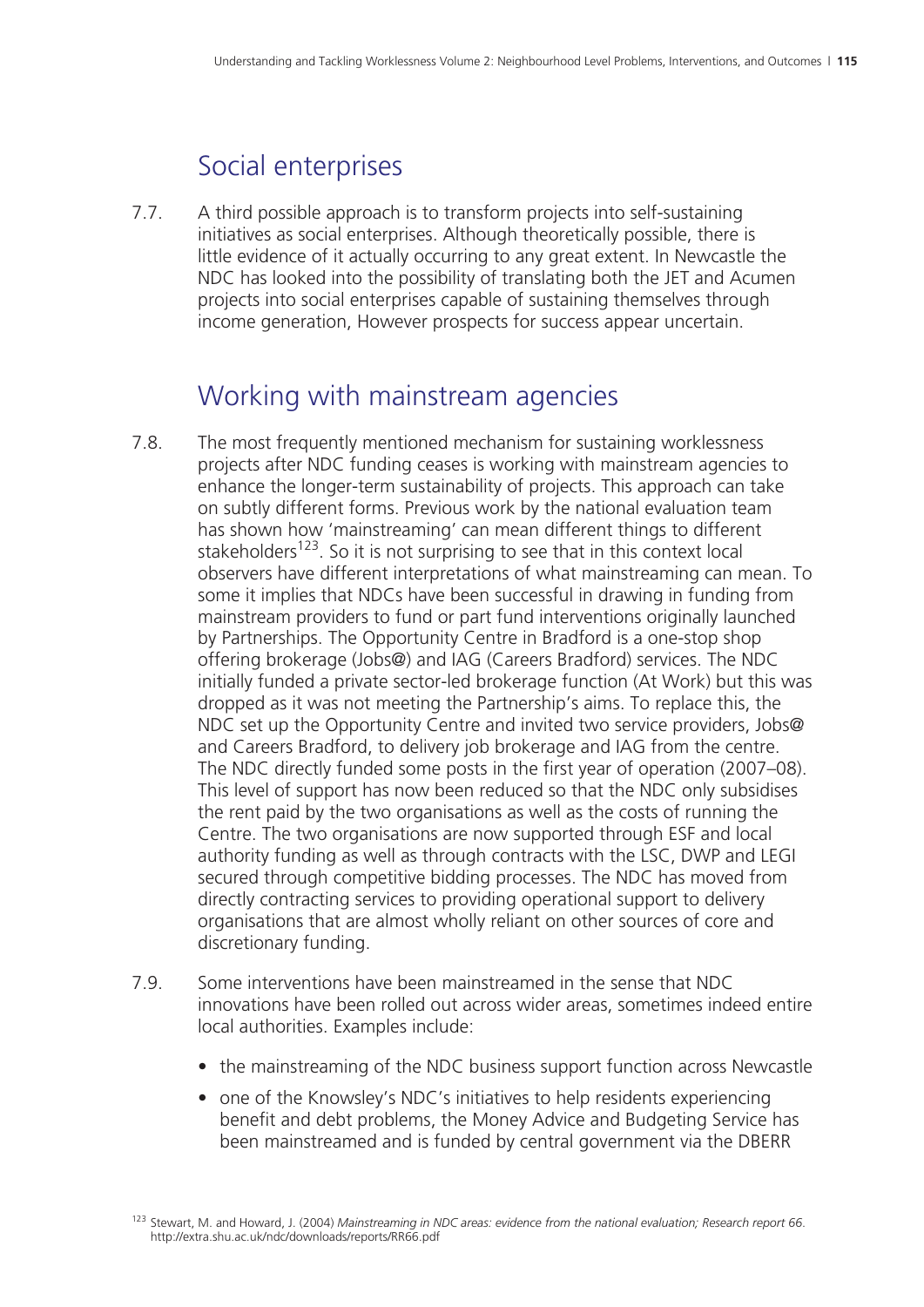## Social enterprises

7.7. A third possible approach is to transform projects into self-sustaining initiatives as social enterprises. Although theoretically possible, there is little evidence of it actually occurring to any great extent. In Newcastle the NDC has looked into the possibility of translating both the JET and Acumen projects into social enterprises capable of sustaining themselves through income generation, However prospects for success appear uncertain.

## Working with mainstream agencies

7.8. The most frequently mentioned mechanism for sustaining worklessness projects after NDC funding ceases is working with mainstream agencies to enhance the longer-term sustainability of projects. This approach can take on subtly different forms. Previous work by the national evaluation team has shown how 'mainstreaming' can mean different things to different stakeholders[123]. So it is not surprising to see that in this context local observers have different interpretations of what mainstreaming can mean. To some it implies that NDCs have been successful in drawing in funding from mainstream providers to fund or part fund interventions originally launched by Partnerships. The Opportunity Centre in Bradford is a one-stop shop offering brokerage (Jobs@) and IAG (Careers Bradford) services. The NDC initially funded a private sector-led brokerage function (At Work) but this was dropped as it was not meeting the Partnership's aims. To replace this, the NDC set up the Opportunity Centre and invited two service providers, Jobs@ and Careers Bradford, to delivery job brokerage and IAG from the centre. The NDC directly funded some posts in the first year of operation (2007–08). This level of support has now been reduced so that the NDC only subsidises the rent paid by the two organisations as well as the costs of running the Centre. The two organisations are now supported through ESF and local authority funding as well as through contracts with the LSC, DWP and LEGI secured through competitive bidding processes. The NDC has moved from directly contracting services to providing operational support to delivery organisations that are almost wholly reliant on other sources of core and discretionary funding.

7.9. Some interventions have been mainstreamed in the sense that NDC innovations have been rolled out across wider areas, sometimes indeed entire local authorities. Examples include:

- the mainstreaming of the NDC business support function across Newcastle
- one of the Knowsley's NDC's initiatives to help residents experiencing benefit and debt problems, the Money Advice and Budgeting Service has been mainstreamed and is funded by central government via the DBERR

[123] Stewart, M. and Howard, J. (2004) *Mainstreaming in NDC areas: evidence from the national evaluation; Research report 66*. http://extra.shu.ac.uk/ndc/downloads/reports/RR66.pdf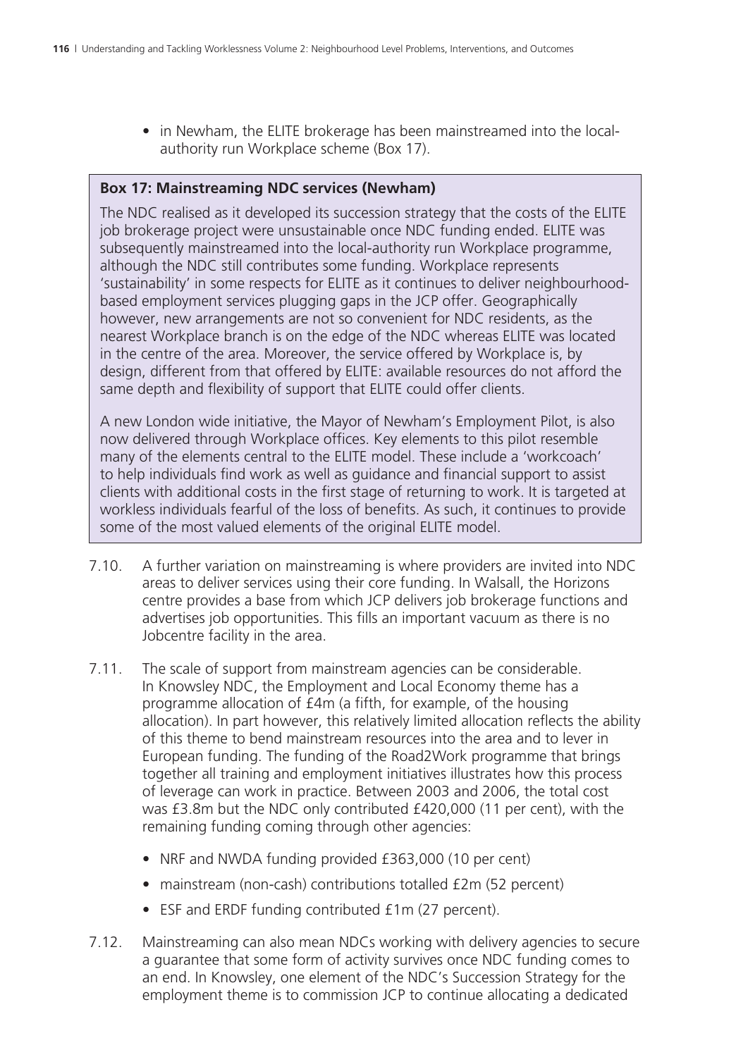- in Newham, the ELITE brokerage has been mainstreamed into the local-authority run Workplace scheme (Box 17).

**Box 17: Mainstreaming NDC services (Newham)**

The NDC realised as it developed its succession strategy that the costs of the ELITE job brokerage project were unsustainable once NDC funding ended. ELITE was subsequently mainstreamed into the local-authority run Workplace programme, although the NDC still contributes some funding. Workplace represents 'sustainability' in some respects for ELITE as it continues to deliver neighbourhood-based employment services plugging gaps in the JCP offer. Geographically however, new arrangements are not so convenient for NDC residents, as the nearest Workplace branch is on the edge of the NDC whereas ELITE was located in the centre of the area. Moreover, the service offered by Workplace is, by design, different from that offered by ELITE: available resources do not afford the same depth and flexibility of support that ELITE could offer clients.

A new London wide initiative, the Mayor of Newham's Employment Pilot, is also now delivered through Workplace offices. Key elements to this pilot resemble many of the elements central to the ELITE model. These include a 'workcoach' to help individuals find work as well as guidance and financial support to assist clients with additional costs in the first stage of returning to work. It is targeted at workless individuals fearful of the loss of benefits. As such, it continues to provide some of the most valued elements of the original ELITE model.

7.10. A further variation on mainstreaming is where providers are invited into NDC areas to deliver services using their core funding. In Walsall, the Horizons centre provides a base from which JCP delivers job brokerage functions and advertises job opportunities. This fills an important vacuum as there is no Jobcentre facility in the area.

7.11. The scale of support from mainstream agencies can be considerable. In Knowsley NDC, the Employment and Local Economy theme has a programme allocation of £4m (a fifth, for example, of the housing allocation). In part however, this relatively limited allocation reflects the ability of this theme to bend mainstream resources into the area and to lever in European funding. The funding of the Road2Work programme that brings together all training and employment initiatives illustrates how this process of leverage can work in practice. Between 2003 and 2006, the total cost was £3.8m but the NDC only contributed £420,000 (11 per cent), with the remaining funding coming through other agencies:

- NRF and NWDA funding provided £363,000 (10 per cent)
- mainstream (non-cash) contributions totalled £2m (52 percent)
- ESF and ERDF funding contributed £1m (27 percent).

7.12. Mainstreaming can also mean NDCs working with delivery agencies to secure a guarantee that some form of activity survives once NDC funding comes to an end. In Knowsley, one element of the NDC's Succession Strategy for the employment theme is to commission JCP to continue allocating a dedicated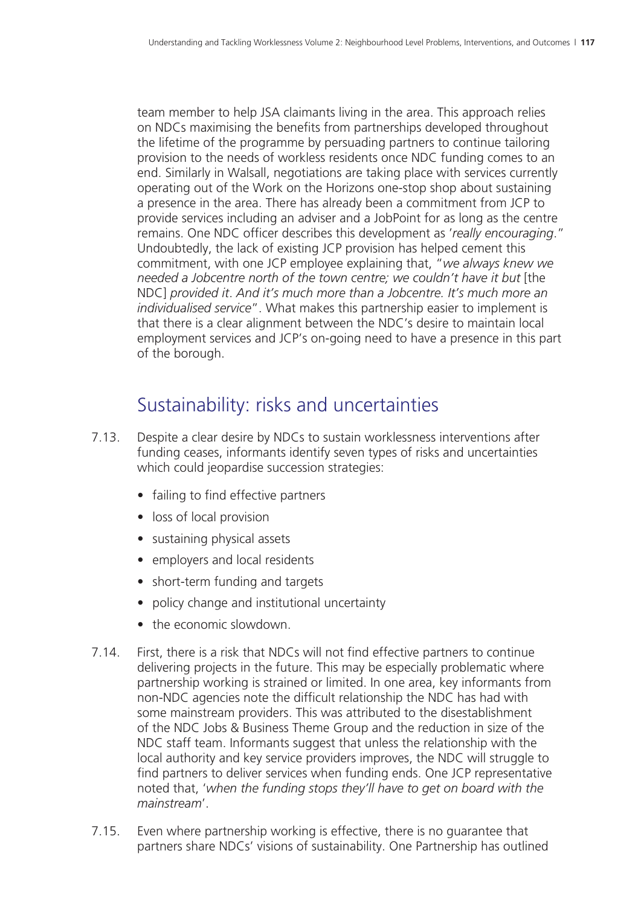team member to help JSA claimants living in the area. This approach relies on NDCs maximising the benefits from partnerships developed throughout the lifetime of the programme by persuading partners to continue tailoring provision to the needs of workless residents once NDC funding comes to an end. Similarly in Walsall, negotiations are taking place with services currently operating out of the Work on the Horizons one-stop shop about sustaining a presence in the area. There has already been a commitment from JCP to provide services including an adviser and a JobPoint for as long as the centre remains. One NDC officer describes this development as '*really encouraging*." Undoubtedly, the lack of existing JCP provision has helped cement this commitment, with one JCP employee explaining that, "*we always knew we needed a Jobcentre north of the town centre; we couldn't have it but* [the NDC] *provided it. And it's much more than a Jobcentre. It's much more an individualised service*". What makes this partnership easier to implement is that there is a clear alignment between the NDC's desire to maintain local employment services and JCP's on-going need to have a presence in this part of the borough.

## Sustainability: risks and uncertainties

7.13. Despite a clear desire by NDCs to sustain worklessness interventions after funding ceases, informants identify seven types of risks and uncertainties which could jeopardise succession strategies:

- failing to find effective partners
- loss of local provision
- sustaining physical assets
- employers and local residents
- short-term funding and targets
- policy change and institutional uncertainty
- the economic slowdown.

7.14. First, there is a risk that NDCs will not find effective partners to continue delivering projects in the future. This may be especially problematic where partnership working is strained or limited. In one area, key informants from non-NDC agencies note the difficult relationship the NDC has had with some mainstream providers. This was attributed to the disestablishment of the NDC Jobs & Business Theme Group and the reduction in size of the NDC staff team. Informants suggest that unless the relationship with the local authority and key service providers improves, the NDC will struggle to find partners to deliver services when funding ends. One JCP representative noted that, '*when the funding stops they'll have to get on board with the mainstream*'.

7.15. Even where partnership working is effective, there is no guarantee that partners share NDCs' visions of sustainability. One Partnership has outlined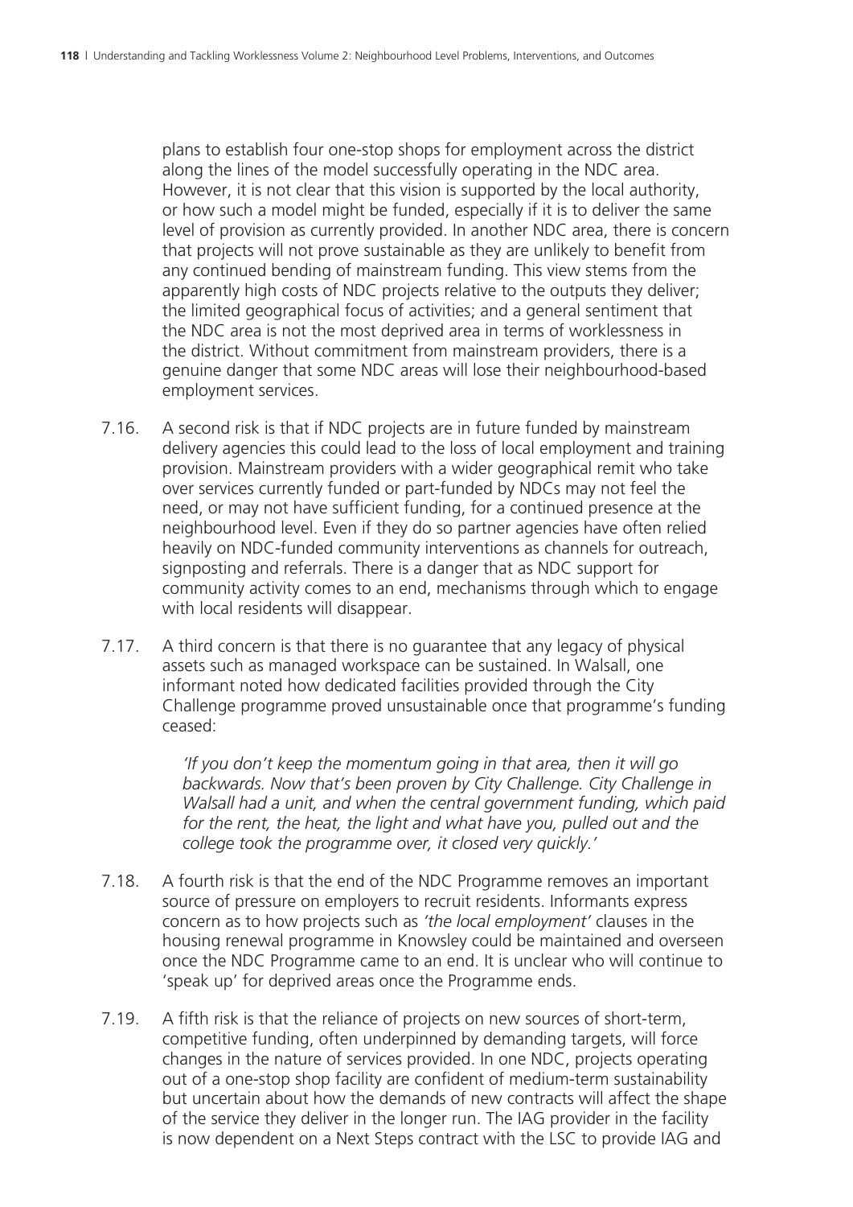plans to establish four one-stop shops for employment across the district along the lines of the model successfully operating in the NDC area. However, it is not clear that this vision is supported by the local authority, or how such a model might be funded, especially if it is to deliver the same level of provision as currently provided. In another NDC area, there is concern that projects will not prove sustainable as they are unlikely to benefit from any continued bending of mainstream funding. This view stems from the apparently high costs of NDC projects relative to the outputs they deliver; the limited geographical focus of activities; and a general sentiment that the NDC area is not the most deprived area in terms of worklessness in the district. Without commitment from mainstream providers, there is a genuine danger that some NDC areas will lose their neighbourhood-based employment services.

7.16. A second risk is that if NDC projects are in future funded by mainstream delivery agencies this could lead to the loss of local employment and training provision. Mainstream providers with a wider geographical remit who take over services currently funded or part-funded by NDCs may not feel the need, or may not have sufficient funding, for a continued presence at the neighbourhood level. Even if they do so partner agencies have often relied heavily on NDC-funded community interventions as channels for outreach, signposting and referrals. There is a danger that as NDC support for community activity comes to an end, mechanisms through which to engage with local residents will disappear.

7.17. A third concern is that there is no guarantee that any legacy of physical assets such as managed workspace can be sustained. In Walsall, one informant noted how dedicated facilities provided through the City Challenge programme proved unsustainable once that programme's funding ceased:

> *'If you don't keep the momentum going in that area, then it will go backwards. Now that's been proven by City Challenge. City Challenge in Walsall had a unit, and when the central government funding, which paid for the rent, the heat, the light and what have you, pulled out and the college took the programme over, it closed very quickly.'*

7.18. A fourth risk is that the end of the NDC Programme removes an important source of pressure on employers to recruit residents. Informants express concern as to how projects such as *'the local employment'* clauses in the housing renewal programme in Knowsley could be maintained and overseen once the NDC Programme came to an end. It is unclear who will continue to 'speak up' for deprived areas once the Programme ends.

7.19. A fifth risk is that the reliance of projects on new sources of short-term, competitive funding, often underpinned by demanding targets, will force changes in the nature of services provided. In one NDC, projects operating out of a one-stop shop facility are confident of medium-term sustainability but uncertain about how the demands of new contracts will affect the shape of the service they deliver in the longer run. The IAG provider in the facility is now dependent on a Next Steps contract with the LSC to provide IAG and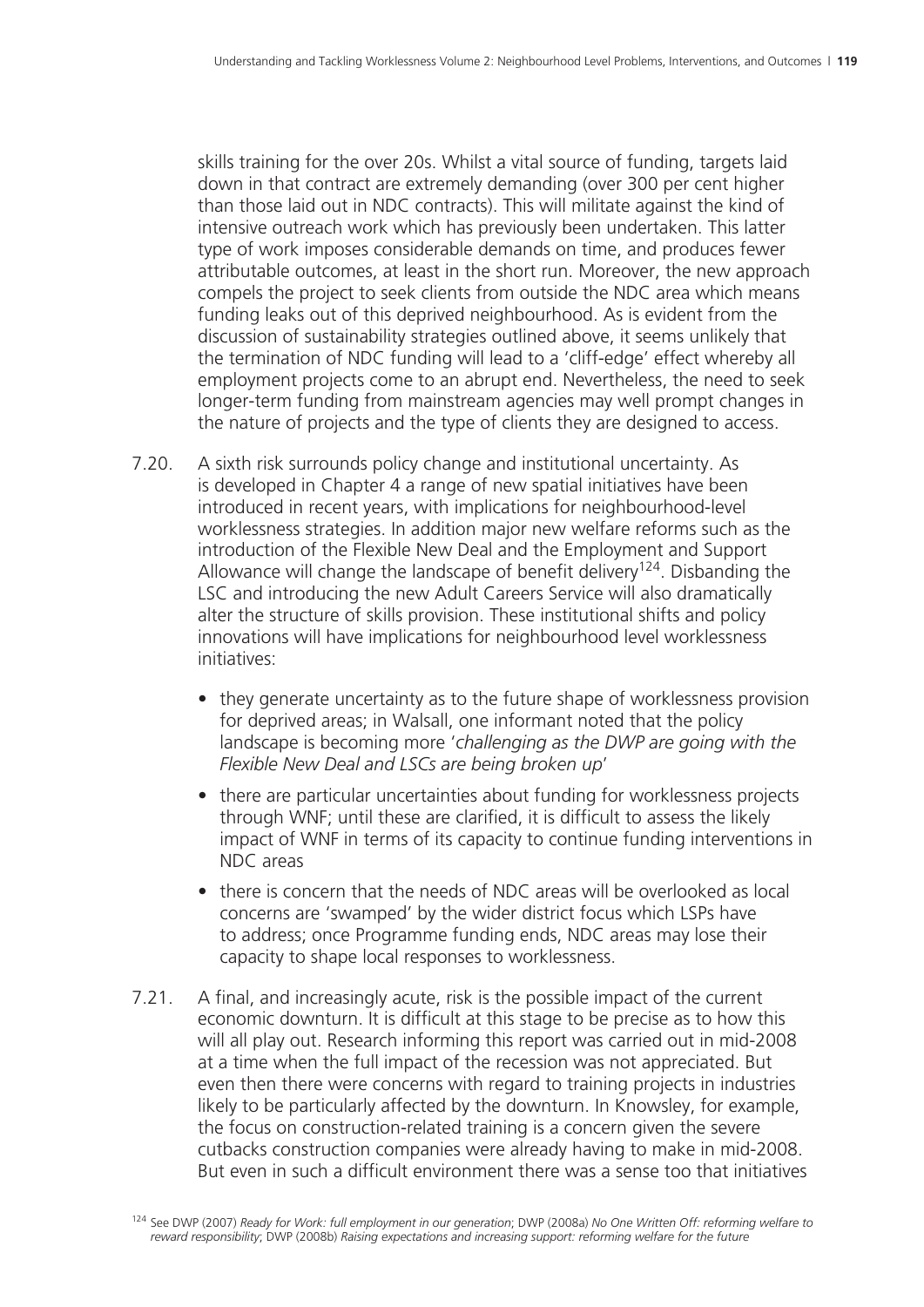skills training for the over 20s. Whilst a vital source of funding, targets laid down in that contract are extremely demanding (over 300 per cent higher than those laid out in NDC contracts). This will militate against the kind of intensive outreach work which has previously been undertaken. This latter type of work imposes considerable demands on time, and produces fewer attributable outcomes, at least in the short run. Moreover, the new approach compels the project to seek clients from outside the NDC area which means funding leaks out of this deprived neighbourhood. As is evident from the discussion of sustainability strategies outlined above, it seems unlikely that the termination of NDC funding will lead to a 'cliff-edge' effect whereby all employment projects come to an abrupt end. Nevertheless, the need to seek longer-term funding from mainstream agencies may well prompt changes in the nature of projects and the type of clients they are designed to access.

7.20. A sixth risk surrounds policy change and institutional uncertainty. As is developed in Chapter 4 a range of new spatial initiatives have been introduced in recent years, with implications for neighbourhood-level worklessness strategies. In addition major new welfare reforms such as the introduction of the Flexible New Deal and the Employment and Support Allowance will change the landscape of benefit delivery[124]. Disbanding the LSC and introducing the new Adult Careers Service will also dramatically alter the structure of skills provision. These institutional shifts and policy innovations will have implications for neighbourhood level worklessness initiatives:

- they generate uncertainty as to the future shape of worklessness provision for deprived areas; in Walsall, one informant noted that the policy landscape is becoming more '*challenging as the DWP are going with the Flexible New Deal and LSCs are being broken up*'
- there are particular uncertainties about funding for worklessness projects through WNF; until these are clarified, it is difficult to assess the likely impact of WNF in terms of its capacity to continue funding interventions in NDC areas
- there is concern that the needs of NDC areas will be overlooked as local concerns are 'swamped' by the wider district focus which LSPs have to address; once Programme funding ends, NDC areas may lose their capacity to shape local responses to worklessness.

7.21. A final, and increasingly acute, risk is the possible impact of the current economic downturn. It is difficult at this stage to be precise as to how this will all play out. Research informing this report was carried out in mid-2008 at a time when the full impact of the recession was not appreciated. But even then there were concerns with regard to training projects in industries likely to be particularly affected by the downturn. In Knowsley, for example, the focus on construction-related training is a concern given the severe cutbacks construction companies were already having to make in mid-2008. But even in such a difficult environment there was a sense too that initiatives

[124] See DWP (2007) *Ready for Work: full employment in our generation*; DWP (2008a) *No One Written Off: reforming welfare to reward responsibility*; DWP (2008b) *Raising expectations and increasing support: reforming welfare for the future*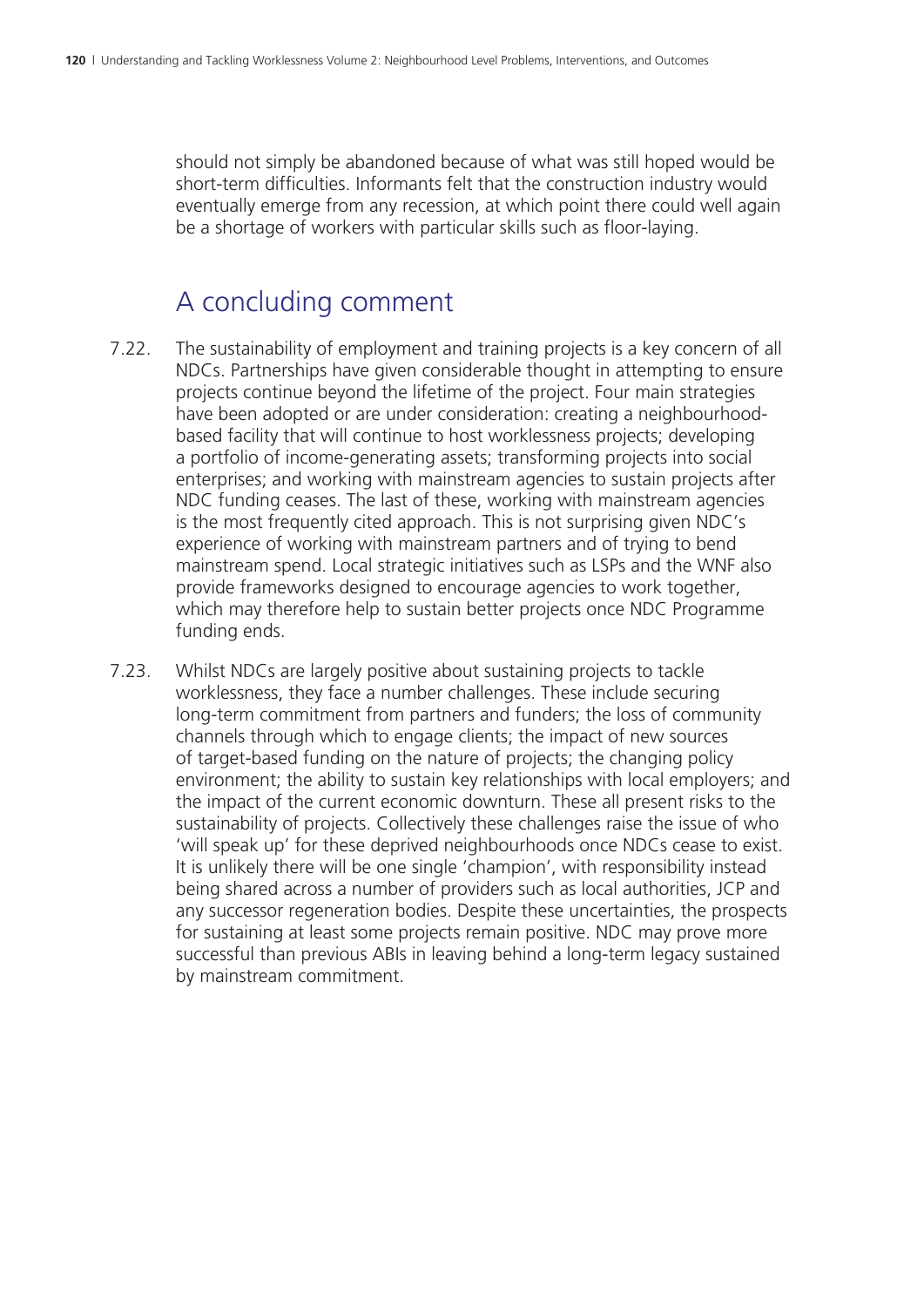should not simply be abandoned because of what was still hoped would be short-term difficulties. Informants felt that the construction industry would eventually emerge from any recession, at which point there could well again be a shortage of workers with particular skills such as floor-laying.

## A concluding comment

7.22. The sustainability of employment and training projects is a key concern of all NDCs. Partnerships have given considerable thought in attempting to ensure projects continue beyond the lifetime of the project. Four main strategies have been adopted or are under consideration: creating a neighbourhood-based facility that will continue to host worklessness projects; developing a portfolio of income-generating assets; transforming projects into social enterprises; and working with mainstream agencies to sustain projects after NDC funding ceases. The last of these, working with mainstream agencies is the most frequently cited approach. This is not surprising given NDC's experience of working with mainstream partners and of trying to bend mainstream spend. Local strategic initiatives such as LSPs and the WNF also provide frameworks designed to encourage agencies to work together, which may therefore help to sustain better projects once NDC Programme funding ends.

7.23. Whilst NDCs are largely positive about sustaining projects to tackle worklessness, they face a number challenges. These include securing long-term commitment from partners and funders; the loss of community channels through which to engage clients; the impact of new sources of target-based funding on the nature of projects; the changing policy environment; the ability to sustain key relationships with local employers; and the impact of the current economic downturn. These all present risks to the sustainability of projects. Collectively these challenges raise the issue of who 'will speak up' for these deprived neighbourhoods once NDCs cease to exist. It is unlikely there will be one single 'champion', with responsibility instead being shared across a number of providers such as local authorities, JCP and any successor regeneration bodies. Despite these uncertainties, the prospects for sustaining at least some projects remain positive. NDC may prove more successful than previous ABIs in leaving behind a long-term legacy sustained by mainstream commitment.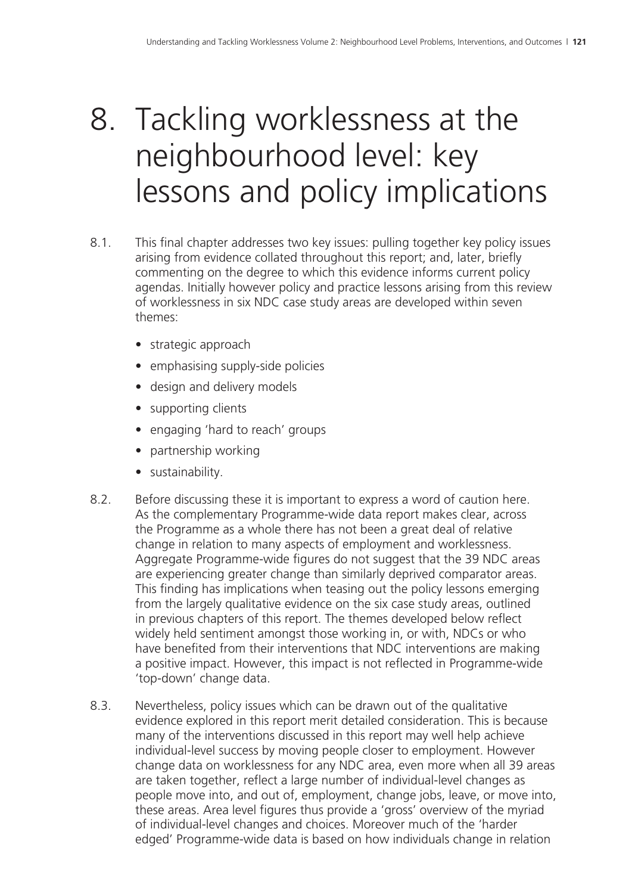# 8. Tackling worklessness at the neighbourhood level: key lessons and policy implications

8.1. This final chapter addresses two key issues: pulling together key policy issues arising from evidence collated throughout this report; and, later, briefly commenting on the degree to which this evidence informs current policy agendas. Initially however policy and practice lessons arising from this review of worklessness in six NDC case study areas are developed within seven themes:

- strategic approach
- emphasising supply-side policies
- design and delivery models
- supporting clients
- engaging 'hard to reach' groups
- partnership working
- sustainability.

8.2. Before discussing these it is important to express a word of caution here. As the complementary Programme-wide data report makes clear, across the Programme as a whole there has not been a great deal of relative change in relation to many aspects of employment and worklessness. Aggregate Programme-wide figures do not suggest that the 39 NDC areas are experiencing greater change than similarly deprived comparator areas. This finding has implications when teasing out the policy lessons emerging from the largely qualitative evidence on the six case study areas, outlined in previous chapters of this report. The themes developed below reflect widely held sentiment amongst those working in, or with, NDCs or who have benefited from their interventions that NDC interventions are making a positive impact. However, this impact is not reflected in Programme-wide 'top-down' change data.

8.3. Nevertheless, policy issues which can be drawn out of the qualitative evidence explored in this report merit detailed consideration. This is because many of the interventions discussed in this report may well help achieve individual-level success by moving people closer to employment. However change data on worklessness for any NDC area, even more when all 39 areas are taken together, reflect a large number of individual-level changes as people move into, and out of, employment, change jobs, leave, or move into, these areas. Area level figures thus provide a 'gross' overview of the myriad of individual-level changes and choices. Moreover much of the 'harder edged' Programme-wide data is based on how individuals change in relation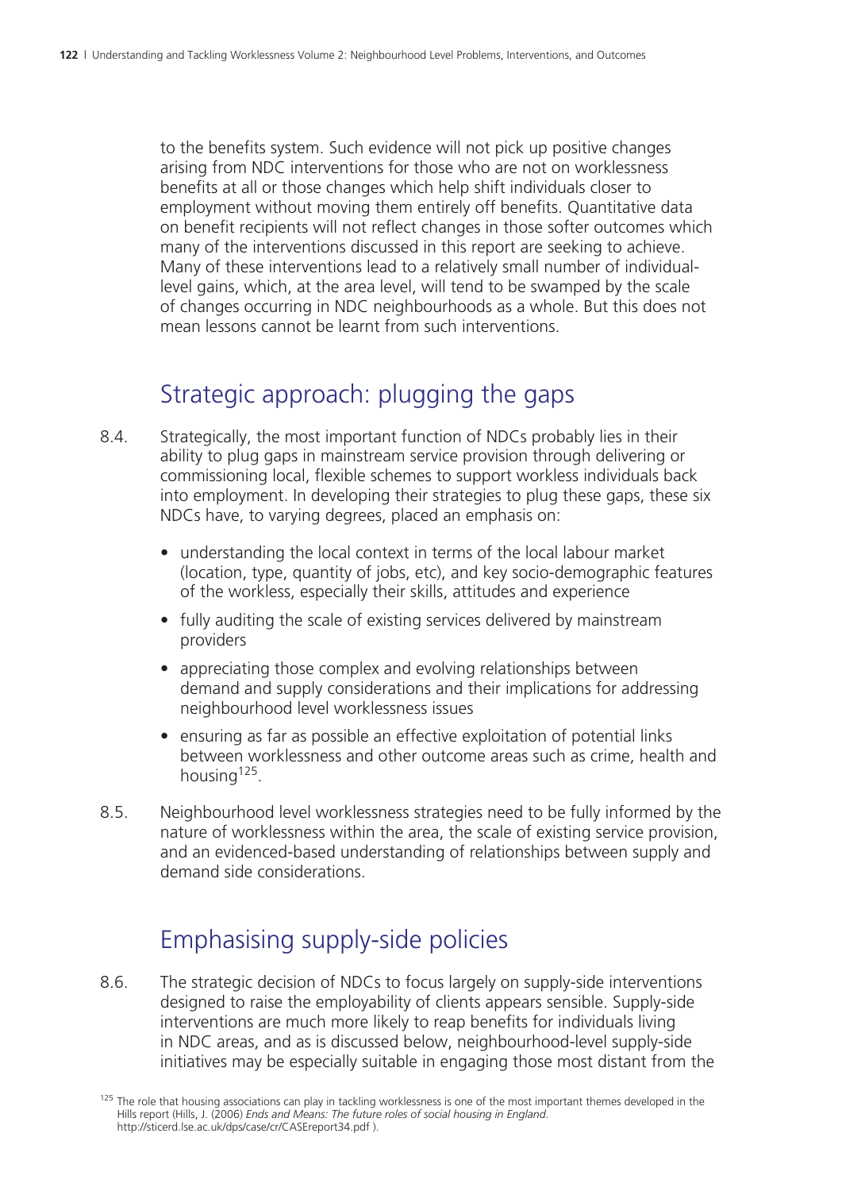to the benefits system. Such evidence will not pick up positive changes arising from NDC interventions for those who are not on worklessness benefits at all or those changes which help shift individuals closer to employment without moving them entirely off benefits. Quantitative data on benefit recipients will not reflect changes in those softer outcomes which many of the interventions discussed in this report are seeking to achieve. Many of these interventions lead to a relatively small number of individual-level gains, which, at the area level, will tend to be swamped by the scale of changes occurring in NDC neighbourhoods as a whole. But this does not mean lessons cannot be learnt from such interventions.

## Strategic approach: plugging the gaps

8.4. Strategically, the most important function of NDCs probably lies in their ability to plug gaps in mainstream service provision through delivering or commissioning local, flexible schemes to support workless individuals back into employment. In developing their strategies to plug these gaps, these six NDCs have, to varying degrees, placed an emphasis on:

- understanding the local context in terms of the local labour market (location, type, quantity of jobs, etc), and key socio-demographic features of the workless, especially their skills, attitudes and experience
- fully auditing the scale of existing services delivered by mainstream providers
- appreciating those complex and evolving relationships between demand and supply considerations and their implications for addressing neighbourhood level worklessness issues
- ensuring as far as possible an effective exploitation of potential links between worklessness and other outcome areas such as crime, health and housing[125].

8.5. Neighbourhood level worklessness strategies need to be fully informed by the nature of worklessness within the area, the scale of existing service provision, and an evidenced-based understanding of relationships between supply and demand side considerations.

## Emphasising supply-side policies

8.6. The strategic decision of NDCs to focus largely on supply-side interventions designed to raise the employability of clients appears sensible. Supply-side interventions are much more likely to reap benefits for individuals living in NDC areas, and as is discussed below, neighbourhood-level supply-side initiatives may be especially suitable in engaging those most distant from the

[125] The role that housing associations can play in tackling worklessness is one of the most important themes developed in the Hills report (Hills, J. (2006) *Ends and Means: The future roles of social housing in England*. http://sticerd.lse.ac.uk/dps/case/cr/CASEreport34.pdf ).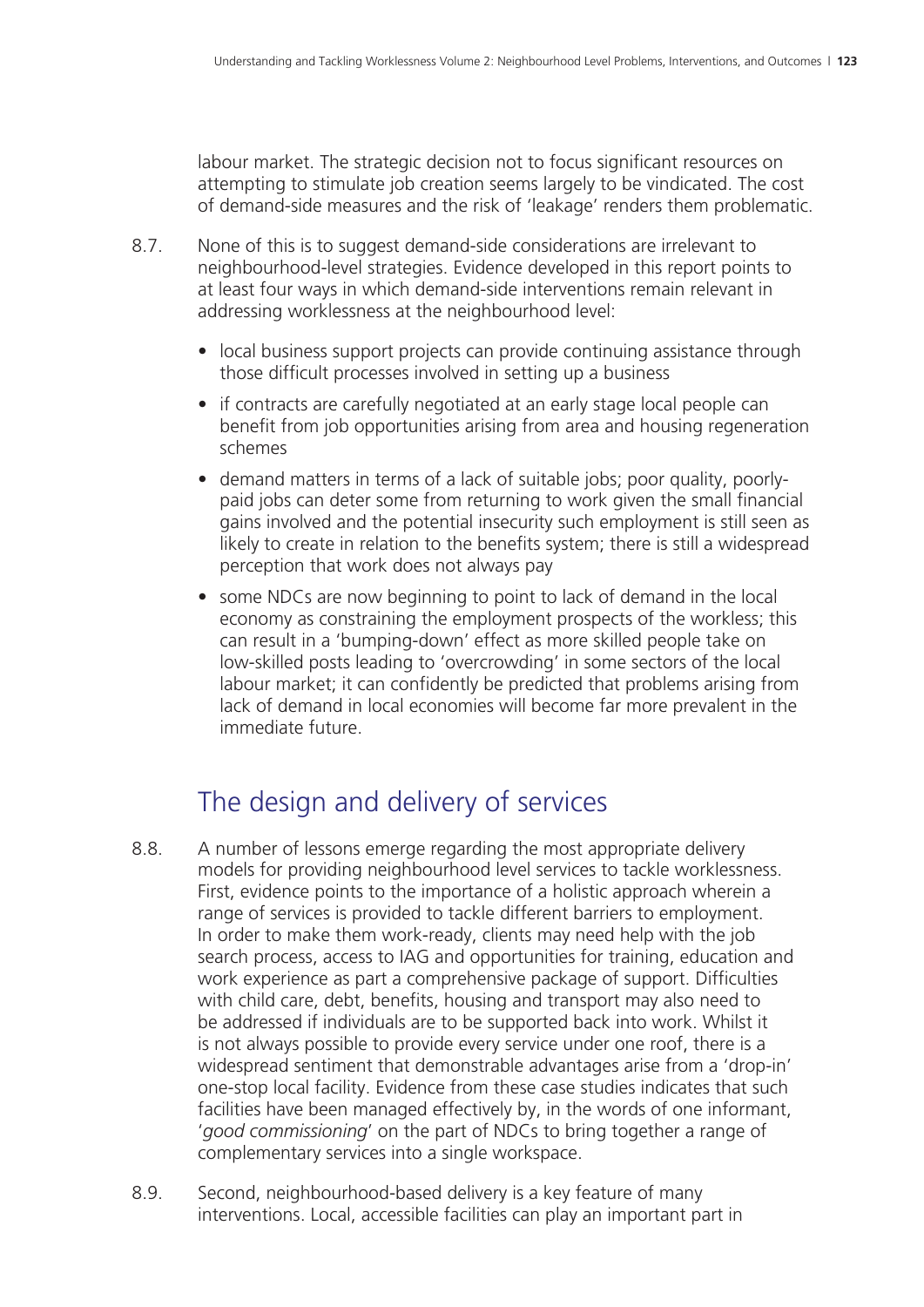labour market. The strategic decision not to focus significant resources on attempting to stimulate job creation seems largely to be vindicated. The cost of demand-side measures and the risk of 'leakage' renders them problematic.

8.7. None of this is to suggest demand-side considerations are irrelevant to neighbourhood-level strategies. Evidence developed in this report points to at least four ways in which demand-side interventions remain relevant in addressing worklessness at the neighbourhood level:

- local business support projects can provide continuing assistance through those difficult processes involved in setting up a business
- if contracts are carefully negotiated at an early stage local people can benefit from job opportunities arising from area and housing regeneration schemes
- demand matters in terms of a lack of suitable jobs; poor quality, poorly-paid jobs can deter some from returning to work given the small financial gains involved and the potential insecurity such employment is still seen as likely to create in relation to the benefits system; there is still a widespread perception that work does not always pay
- some NDCs are now beginning to point to lack of demand in the local economy as constraining the employment prospects of the workless; this can result in a 'bumping-down' effect as more skilled people take on low-skilled posts leading to 'overcrowding' in some sectors of the local labour market; it can confidently be predicted that problems arising from lack of demand in local economies will become far more prevalent in the immediate future.

## The design and delivery of services

8.8. A number of lessons emerge regarding the most appropriate delivery models for providing neighbourhood level services to tackle worklessness. First, evidence points to the importance of a holistic approach wherein a range of services is provided to tackle different barriers to employment. In order to make them work-ready, clients may need help with the job search process, access to IAG and opportunities for training, education and work experience as part a comprehensive package of support. Difficulties with child care, debt, benefits, housing and transport may also need to be addressed if individuals are to be supported back into work. Whilst it is not always possible to provide every service under one roof, there is a widespread sentiment that demonstrable advantages arise from a 'drop-in' one-stop local facility. Evidence from these case studies indicates that such facilities have been managed effectively by, in the words of one informant, '*good commissioning*' on the part of NDCs to bring together a range of complementary services into a single workspace.

8.9. Second, neighbourhood-based delivery is a key feature of many interventions. Local, accessible facilities can play an important part in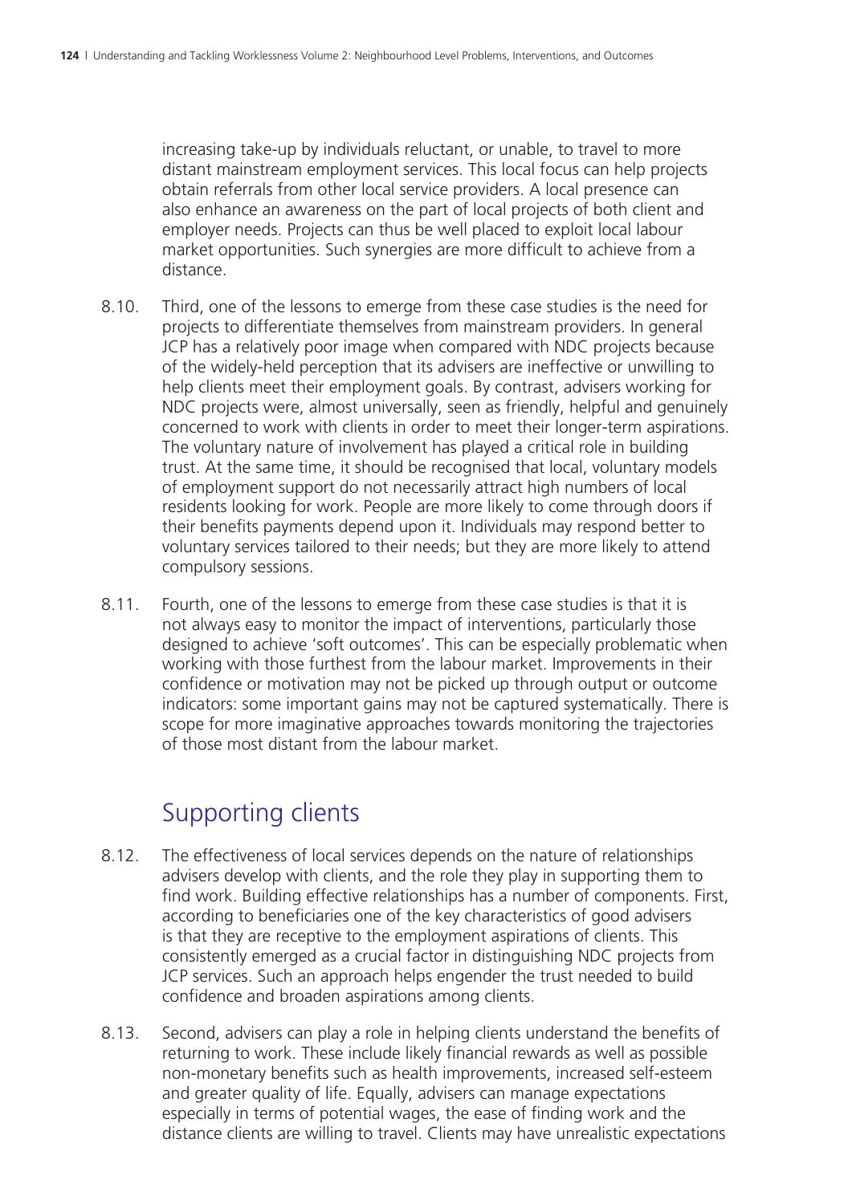increasing take-up by individuals reluctant, or unable, to travel to more distant mainstream employment services. This local focus can help projects obtain referrals from other local service providers. A local presence can also enhance an awareness on the part of local projects of both client and employer needs. Projects can thus be well placed to exploit local labour market opportunities. Such synergies are more difficult to achieve from a distance.

8.10. Third, one of the lessons to emerge from these case studies is the need for projects to differentiate themselves from mainstream providers. In general JCP has a relatively poor image when compared with NDC projects because of the widely-held perception that its advisers are ineffective or unwilling to help clients meet their employment goals. By contrast, advisers working for NDC projects were, almost universally, seen as friendly, helpful and genuinely concerned to work with clients in order to meet their longer-term aspirations. The voluntary nature of involvement has played a critical role in building trust. At the same time, it should be recognised that local, voluntary models of employment support do not necessarily attract high numbers of local residents looking for work. People are more likely to come through doors if their benefits payments depend upon it. Individuals may respond better to voluntary services tailored to their needs; but they are more likely to attend compulsory sessions.

8.11. Fourth, one of the lessons to emerge from these case studies is that it is not always easy to monitor the impact of interventions, particularly those designed to achieve 'soft outcomes'. This can be especially problematic when working with those furthest from the labour market. Improvements in their confidence or motivation may not be picked up through output or outcome indicators: some important gains may not be captured systematically. There is scope for more imaginative approaches towards monitoring the trajectories of those most distant from the labour market.

## Supporting clients

8.12. The effectiveness of local services depends on the nature of relationships advisers develop with clients, and the role they play in supporting them to find work. Building effective relationships has a number of components. First, according to beneficiaries one of the key characteristics of good advisers is that they are receptive to the employment aspirations of clients. This consistently emerged as a crucial factor in distinguishing NDC projects from JCP services. Such an approach helps engender the trust needed to build confidence and broaden aspirations among clients.

8.13. Second, advisers can play a role in helping clients understand the benefits of returning to work. These include likely financial rewards as well as possible non-monetary benefits such as health improvements, increased self-esteem and greater quality of life. Equally, advisers can manage expectations especially in terms of potential wages, the ease of finding work and the distance clients are willing to travel. Clients may have unrealistic expectations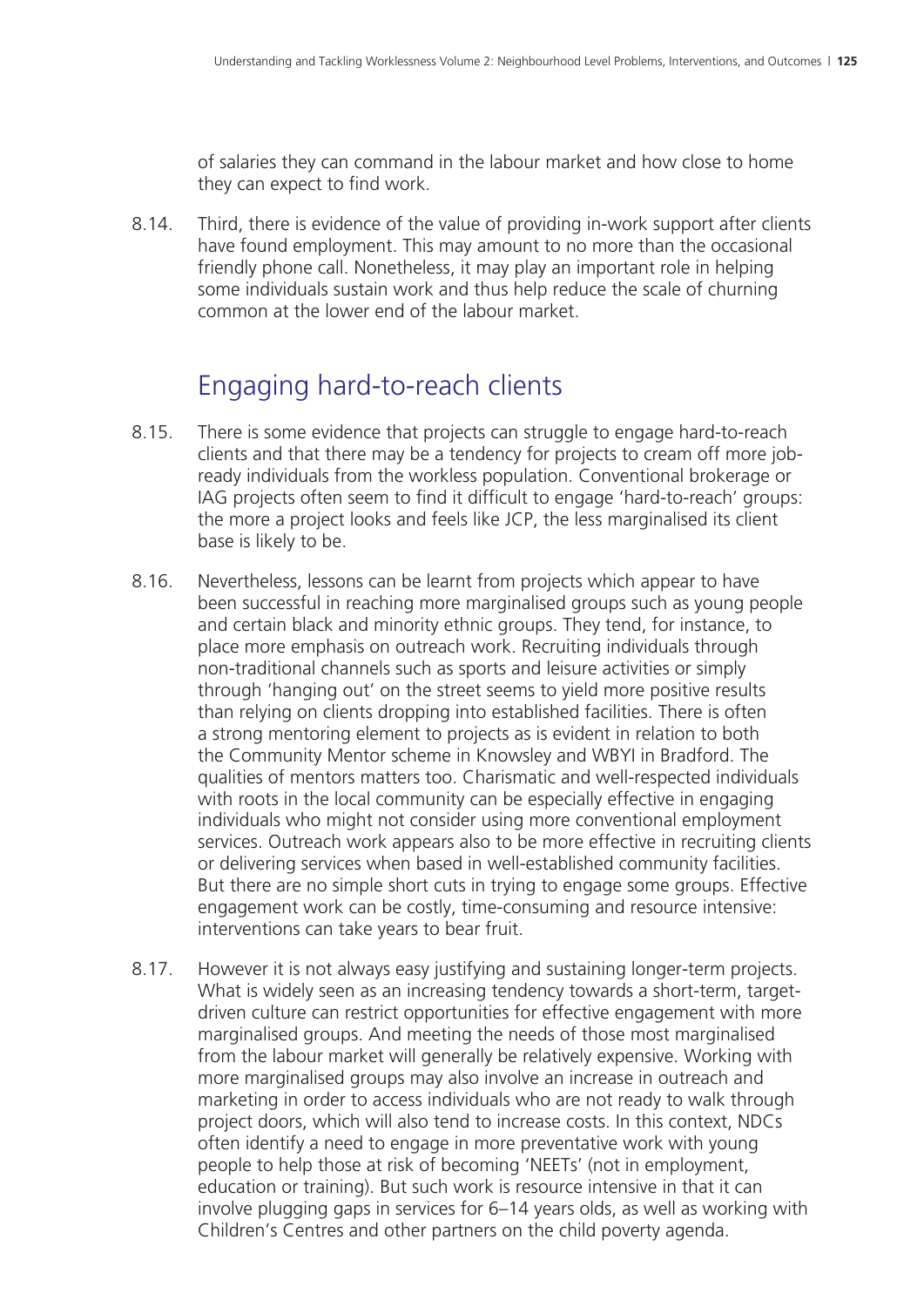of salaries they can command in the labour market and how close to home they can expect to find work.

8.14. Third, there is evidence of the value of providing in-work support after clients have found employment. This may amount to no more than the occasional friendly phone call. Nonetheless, it may play an important role in helping some individuals sustain work and thus help reduce the scale of churning common at the lower end of the labour market.

## Engaging hard-to-reach clients

8.15. There is some evidence that projects can struggle to engage hard-to-reach clients and that there may be a tendency for projects to cream off more job-ready individuals from the workless population. Conventional brokerage or IAG projects often seem to find it difficult to engage 'hard-to-reach' groups: the more a project looks and feels like JCP, the less marginalised its client base is likely to be.

8.16. Nevertheless, lessons can be learnt from projects which appear to have been successful in reaching more marginalised groups such as young people and certain black and minority ethnic groups. They tend, for instance, to place more emphasis on outreach work. Recruiting individuals through non-traditional channels such as sports and leisure activities or simply through 'hanging out' on the street seems to yield more positive results than relying on clients dropping into established facilities. There is often a strong mentoring element to projects as is evident in relation to both the Community Mentor scheme in Knowsley and WBYI in Bradford. The qualities of mentors matters too. Charismatic and well-respected individuals with roots in the local community can be especially effective in engaging individuals who might not consider using more conventional employment services. Outreach work appears also to be more effective in recruiting clients or delivering services when based in well-established community facilities. But there are no simple short cuts in trying to engage some groups. Effective engagement work can be costly, time-consuming and resource intensive: interventions can take years to bear fruit.

8.17. However it is not always easy justifying and sustaining longer-term projects. What is widely seen as an increasing tendency towards a short-term, target-driven culture can restrict opportunities for effective engagement with more marginalised groups. And meeting the needs of those most marginalised from the labour market will generally be relatively expensive. Working with more marginalised groups may also involve an increase in outreach and marketing in order to access individuals who are not ready to walk through project doors, which will also tend to increase costs. In this context, NDCs often identify a need to engage in more preventative work with young people to help those at risk of becoming 'NEETs' (not in employment, education or training). But such work is resource intensive in that it can involve plugging gaps in services for 6–14 years olds, as well as working with Children's Centres and other partners on the child poverty agenda.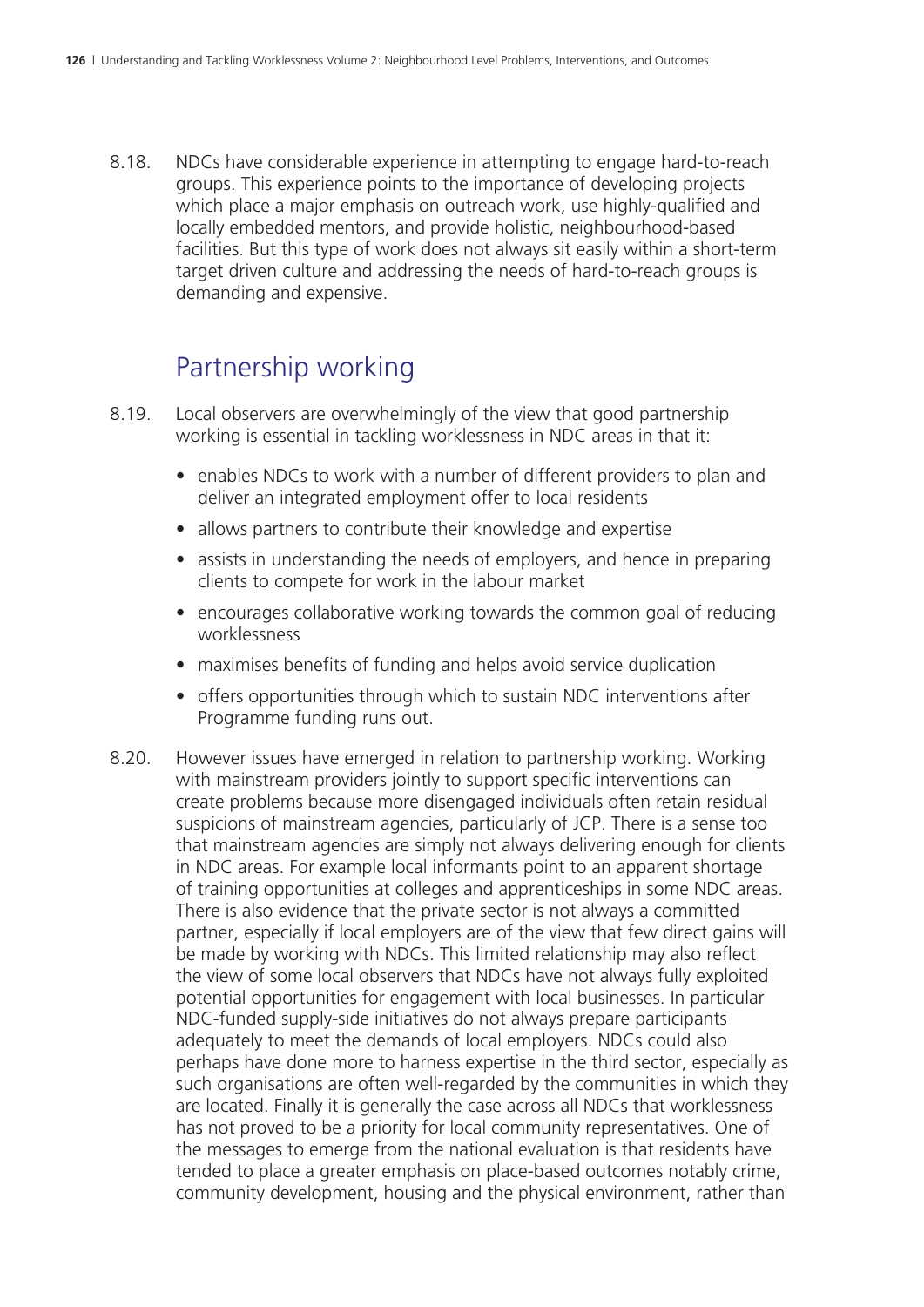8.18. NDCs have considerable experience in attempting to engage hard-to-reach groups. This experience points to the importance of developing projects which place a major emphasis on outreach work, use highly-qualified and locally embedded mentors, and provide holistic, neighbourhood-based facilities. But this type of work does not always sit easily within a short-term target driven culture and addressing the needs of hard-to-reach groups is demanding and expensive.

## Partnership working

8.19. Local observers are overwhelmingly of the view that good partnership working is essential in tackling worklessness in NDC areas in that it:

- enables NDCs to work with a number of different providers to plan and deliver an integrated employment offer to local residents
- allows partners to contribute their knowledge and expertise
- assists in understanding the needs of employers, and hence in preparing clients to compete for work in the labour market
- encourages collaborative working towards the common goal of reducing worklessness
- maximises benefits of funding and helps avoid service duplication
- offers opportunities through which to sustain NDC interventions after Programme funding runs out.

8.20. However issues have emerged in relation to partnership working. Working with mainstream providers jointly to support specific interventions can create problems because more disengaged individuals often retain residual suspicions of mainstream agencies, particularly of JCP. There is a sense too that mainstream agencies are simply not always delivering enough for clients in NDC areas. For example local informants point to an apparent shortage of training opportunities at colleges and apprenticeships in some NDC areas. There is also evidence that the private sector is not always a committed partner, especially if local employers are of the view that few direct gains will be made by working with NDCs. This limited relationship may also reflect the view of some local observers that NDCs have not always fully exploited potential opportunities for engagement with local businesses. In particular NDC-funded supply-side initiatives do not always prepare participants adequately to meet the demands of local employers. NDCs could also perhaps have done more to harness expertise in the third sector, especially as such organisations are often well-regarded by the communities in which they are located. Finally it is generally the case across all NDCs that worklessness has not proved to be a priority for local community representatives. One of the messages to emerge from the national evaluation is that residents have tended to place a greater emphasis on place-based outcomes notably crime, community development, housing and the physical environment, rather than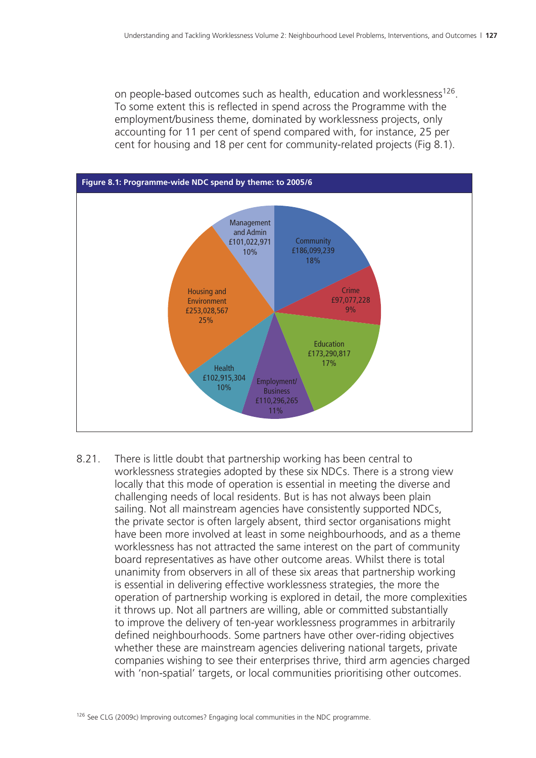on people-based outcomes such as health, education and worklessness[126]. To some extent this is reflected in spend across the Programme with the employment/business theme, dominated by worklessness projects, only accounting for 11 per cent of spend compared with, for instance, 25 per cent for housing and 18 per cent for community-related projects (Fig 8.1).

**Figure 8.1: Programme-wide NDC spend by theme: to 2005/6**

| Theme | Spend | Share |
|---|---|---|
| Community | £186,099,239 | 18% |
| Crime | £97,077,228 | 9% |
| Education | £173,290,817 | 17% |
| Employment/Business | £110,296,265 | 11% |
| Health | £102,915,304 | 10% |
| Housing and Environment | £253,028,567 | 25% |
| Management and Admin | £101,022,971 | 10% |

8.21. There is little doubt that partnership working has been central to worklessness strategies adopted by these six NDCs. There is a strong view locally that this mode of operation is essential in meeting the diverse and challenging needs of local residents. But is has not always been plain sailing. Not all mainstream agencies have consistently supported NDCs, the private sector is often largely absent, third sector organisations might have been more involved at least in some neighbourhoods, and as a theme worklessness has not attracted the same interest on the part of community board representatives as have other outcome areas. Whilst there is total unanimity from observers in all of these six areas that partnership working is essential in delivering effective worklessness strategies, the more the operation of partnership working is explored in detail, the more complexities it throws up. Not all partners are willing, able or committed substantially to improve the delivery of ten-year worklessness programmes in arbitrarily defined neighbourhoods. Some partners have other over-riding objectives whether these are mainstream agencies delivering national targets, private companies wishing to see their enterprises thrive, third arm agencies charged with 'non-spatial' targets, or local communities prioritising other outcomes.

[126] See CLG (2009c) Improving outcomes? Engaging local communities in the NDC programme.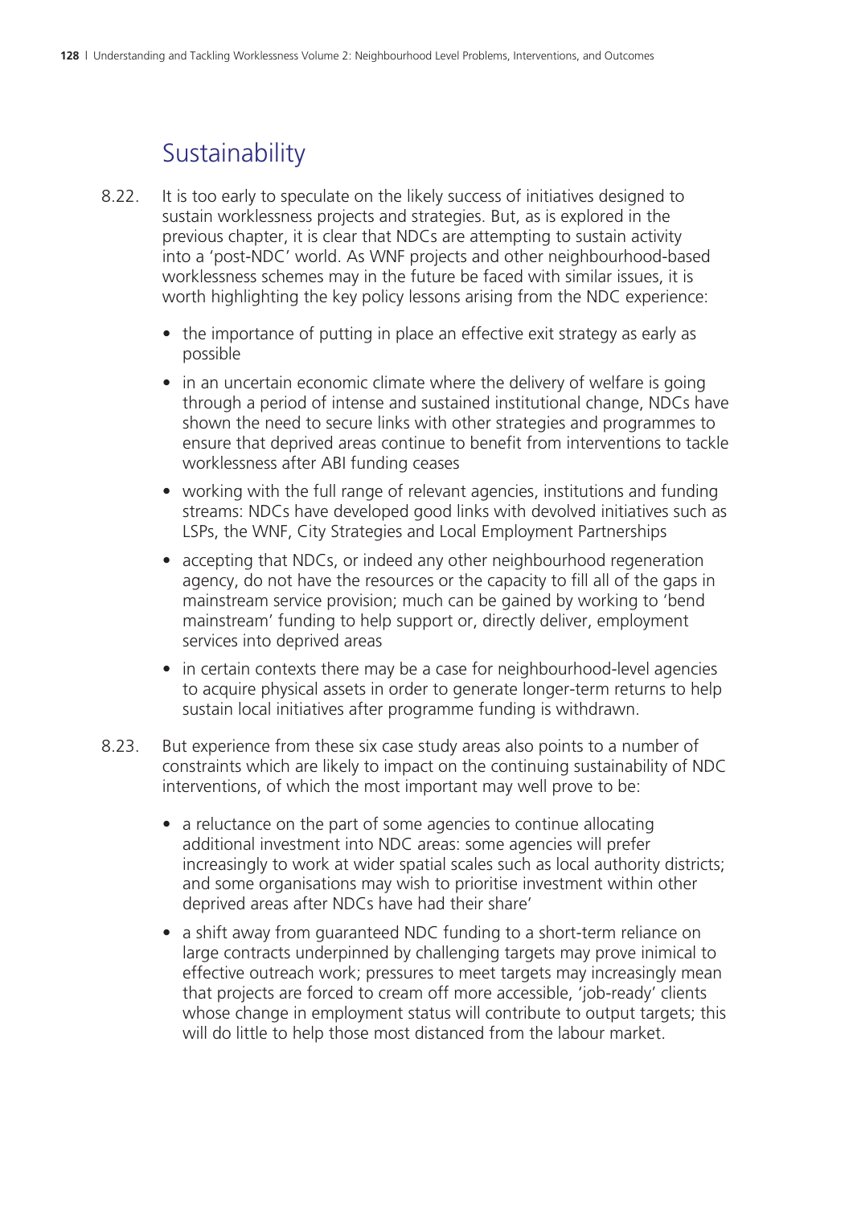## Sustainability

8.22. It is too early to speculate on the likely success of initiatives designed to sustain worklessness projects and strategies. But, as is explored in the previous chapter, it is clear that NDCs are attempting to sustain activity into a 'post-NDC' world. As WNF projects and other neighbourhood-based worklessness schemes may in the future be faced with similar issues, it is worth highlighting the key policy lessons arising from the NDC experience:

- the importance of putting in place an effective exit strategy as early as possible
- in an uncertain economic climate where the delivery of welfare is going through a period of intense and sustained institutional change, NDCs have shown the need to secure links with other strategies and programmes to ensure that deprived areas continue to benefit from interventions to tackle worklessness after ABI funding ceases
- working with the full range of relevant agencies, institutions and funding streams: NDCs have developed good links with devolved initiatives such as LSPs, the WNF, City Strategies and Local Employment Partnerships
- accepting that NDCs, or indeed any other neighbourhood regeneration agency, do not have the resources or the capacity to fill all of the gaps in mainstream service provision; much can be gained by working to 'bend mainstream' funding to help support or, directly deliver, employment services into deprived areas
- in certain contexts there may be a case for neighbourhood-level agencies to acquire physical assets in order to generate longer-term returns to help sustain local initiatives after programme funding is withdrawn.

8.23. But experience from these six case study areas also points to a number of constraints which are likely to impact on the continuing sustainability of NDC interventions, of which the most important may well prove to be:

- a reluctance on the part of some agencies to continue allocating additional investment into NDC areas: some agencies will prefer increasingly to work at wider spatial scales such as local authority districts; and some organisations may wish to prioritise investment within other deprived areas after NDCs have had their share'
- a shift away from guaranteed NDC funding to a short-term reliance on large contracts underpinned by challenging targets may prove inimical to effective outreach work; pressures to meet targets may increasingly mean that projects are forced to cream off more accessible, 'job-ready' clients whose change in employment status will contribute to output targets; this will do little to help those most distanced from the labour market.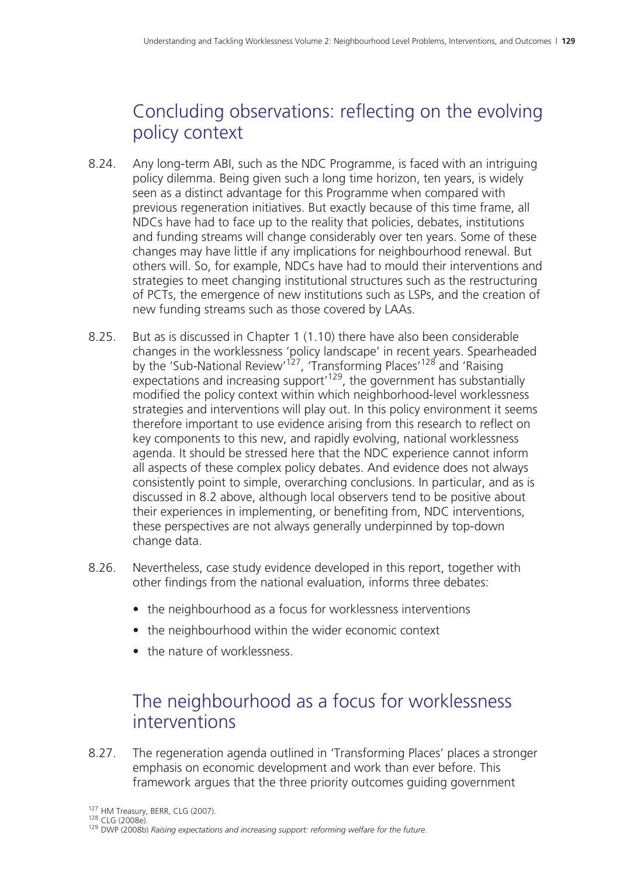## Concluding observations: reflecting on the evolving policy context

8.24. Any long-term ABI, such as the NDC Programme, is faced with an intriguing policy dilemma. Being given such a long time horizon, ten years, is widely seen as a distinct advantage for this Programme when compared with previous regeneration initiatives. But exactly because of this time frame, all NDCs have had to face up to the reality that policies, debates, institutions and funding streams will change considerably over ten years. Some of these changes may have little if any implications for neighbourhood renewal. But others will. So, for example, NDCs have had to mould their interventions and strategies to meet changing institutional structures such as the restructuring of PCTs, the emergence of new institutions such as LSPs, and the creation of new funding streams such as those covered by LAAs.

8.25. But as is discussed in Chapter 1 (1.10) there have also been considerable changes in the worklessness 'policy landscape' in recent years. Spearheaded by the 'Sub-National Review'[127], 'Transforming Places'[128] and 'Raising expectations and increasing support'[129], the government has substantially modified the policy context within which neighborhood-level worklessness strategies and interventions will play out. In this policy environment it seems therefore important to use evidence arising from this research to reflect on key components to this new, and rapidly evolving, national worklessness agenda. It should be stressed here that the NDC experience cannot inform all aspects of these complex policy debates. And evidence does not always consistently point to simple, overarching conclusions. In particular, and as is discussed in 8.2 above, although local observers tend to be positive about their experiences in implementing, or benefiting from, NDC interventions, these perspectives are not always generally underpinned by top-down change data.

8.26. Nevertheless, case study evidence developed in this report, together with other findings from the national evaluation, informs three debates:

- the neighbourhood as a focus for worklessness interventions
- the neighbourhood within the wider economic context
- the nature of worklessness.

## The neighbourhood as a focus for worklessness interventions

8.27. The regeneration agenda outlined in 'Transforming Places' places a stronger emphasis on economic development and work than ever before. This framework argues that the three priority outcomes guiding government

[127] HM Treasury, BERR, CLG (2007).
[128] CLG (2008e).
[129] DWP (2008b) *Raising expectations and increasing support: reforming welfare for the future.*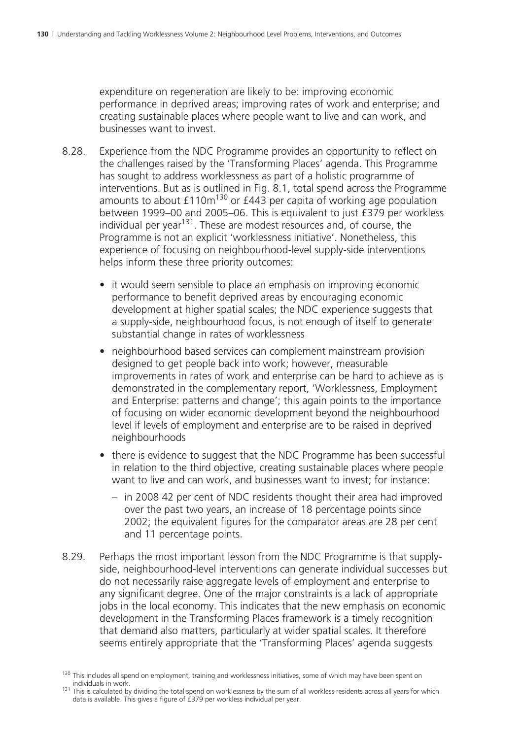expenditure on regeneration are likely to be: improving economic performance in deprived areas; improving rates of work and enterprise; and creating sustainable places where people want to live and can work, and businesses want to invest.

8.28. Experience from the NDC Programme provides an opportunity to reflect on the challenges raised by the 'Transforming Places' agenda. This Programme has sought to address worklessness as part of a holistic programme of interventions. But as is outlined in Fig. 8.1, total spend across the Programme amounts to about £110m[130] or £443 per capita of working age population between 1999–00 and 2005–06. This is equivalent to just £379 per workless individual per year[131]. These are modest resources and, of course, the Programme is not an explicit 'worklessness initiative'. Nonetheless, this experience of focusing on neighbourhood-level supply-side interventions helps inform these three priority outcomes:

- it would seem sensible to place an emphasis on improving economic performance to benefit deprived areas by encouraging economic development at higher spatial scales; the NDC experience suggests that a supply-side, neighbourhood focus, is not enough of itself to generate substantial change in rates of worklessness
- neighbourhood based services can complement mainstream provision designed to get people back into work; however, measurable improvements in rates of work and enterprise can be hard to achieve as is demonstrated in the complementary report, 'Worklessness, Employment and Enterprise: patterns and change'; this again points to the importance of focusing on wider economic development beyond the neighbourhood level if levels of employment and enterprise are to be raised in deprived neighbourhoods
- there is evidence to suggest that the NDC Programme has been successful in relation to the third objective, creating sustainable places where people want to live and can work, and businesses want to invest; for instance:
  - in 2008 42 per cent of NDC residents thought their area had improved over the past two years, an increase of 18 percentage points since 2002; the equivalent figures for the comparator areas are 28 per cent and 11 percentage points.

8.29. Perhaps the most important lesson from the NDC Programme is that supply-side, neighbourhood-level interventions can generate individual successes but do not necessarily raise aggregate levels of employment and enterprise to any significant degree. One of the major constraints is a lack of appropriate jobs in the local economy. This indicates that the new emphasis on economic development in the Transforming Places framework is a timely recognition that demand also matters, particularly at wider spatial scales. It therefore seems entirely appropriate that the 'Transforming Places' agenda suggests

[130] This includes all spend on employment, training and worklessness initiatives, some of which may have been spent on individuals in work.

[131] This is calculated by dividing the total spend on worklessness by the sum of all workless residents across all years for which data is available. This gives a figure of £379 per workless individual per year.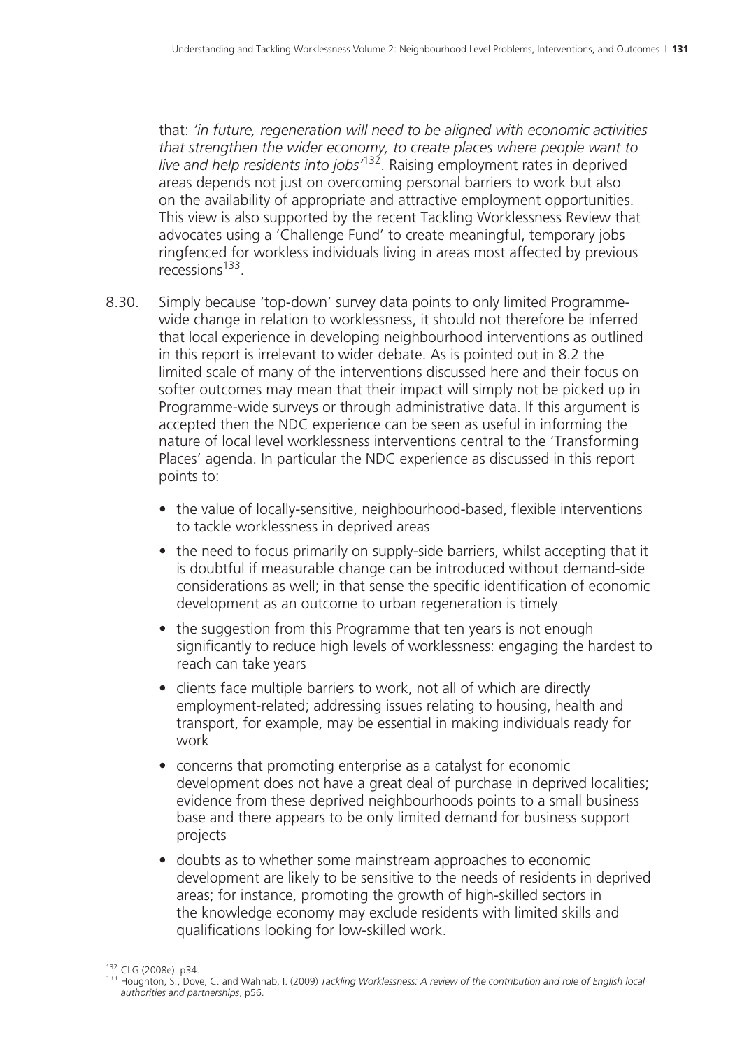that: *'in future, regeneration will need to be aligned with economic activities that strengthen the wider economy, to create places where people want to live and help residents into jobs'*[132]. Raising employment rates in deprived areas depends not just on overcoming personal barriers to work but also on the availability of appropriate and attractive employment opportunities. This view is also supported by the recent Tackling Worklessness Review that advocates using a 'Challenge Fund' to create meaningful, temporary jobs ringfenced for workless individuals living in areas most affected by previous recessions[133].

8.30. Simply because 'top-down' survey data points to only limited Programme-wide change in relation to worklessness, it should not therefore be inferred that local experience in developing neighbourhood interventions as outlined in this report is irrelevant to wider debate. As is pointed out in 8.2 the limited scale of many of the interventions discussed here and their focus on softer outcomes may mean that their impact will simply not be picked up in Programme-wide surveys or through administrative data. If this argument is accepted then the NDC experience can be seen as useful in informing the nature of local level worklessness interventions central to the 'Transforming Places' agenda. In particular the NDC experience as discussed in this report points to:

- the value of locally-sensitive, neighbourhood-based, flexible interventions to tackle worklessness in deprived areas
- the need to focus primarily on supply-side barriers, whilst accepting that it is doubtful if measurable change can be introduced without demand-side considerations as well; in that sense the specific identification of economic development as an outcome to urban regeneration is timely
- the suggestion from this Programme that ten years is not enough significantly to reduce high levels of worklessness: engaging the hardest to reach can take years
- clients face multiple barriers to work, not all of which are directly employment-related; addressing issues relating to housing, health and transport, for example, may be essential in making individuals ready for work
- concerns that promoting enterprise as a catalyst for economic development does not have a great deal of purchase in deprived localities; evidence from these deprived neighbourhoods points to a small business base and there appears to be only limited demand for business support projects
- doubts as to whether some mainstream approaches to economic development are likely to be sensitive to the needs of residents in deprived areas; for instance, promoting the growth of high-skilled sectors in the knowledge economy may exclude residents with limited skills and qualifications looking for low-skilled work.

[132] CLG (2008e): p34.

[133] Houghton, S., Dove, C. and Wahhab, I. (2009) *Tackling Worklessness: A review of the contribution and role of English local authorities and partnerships*, p56.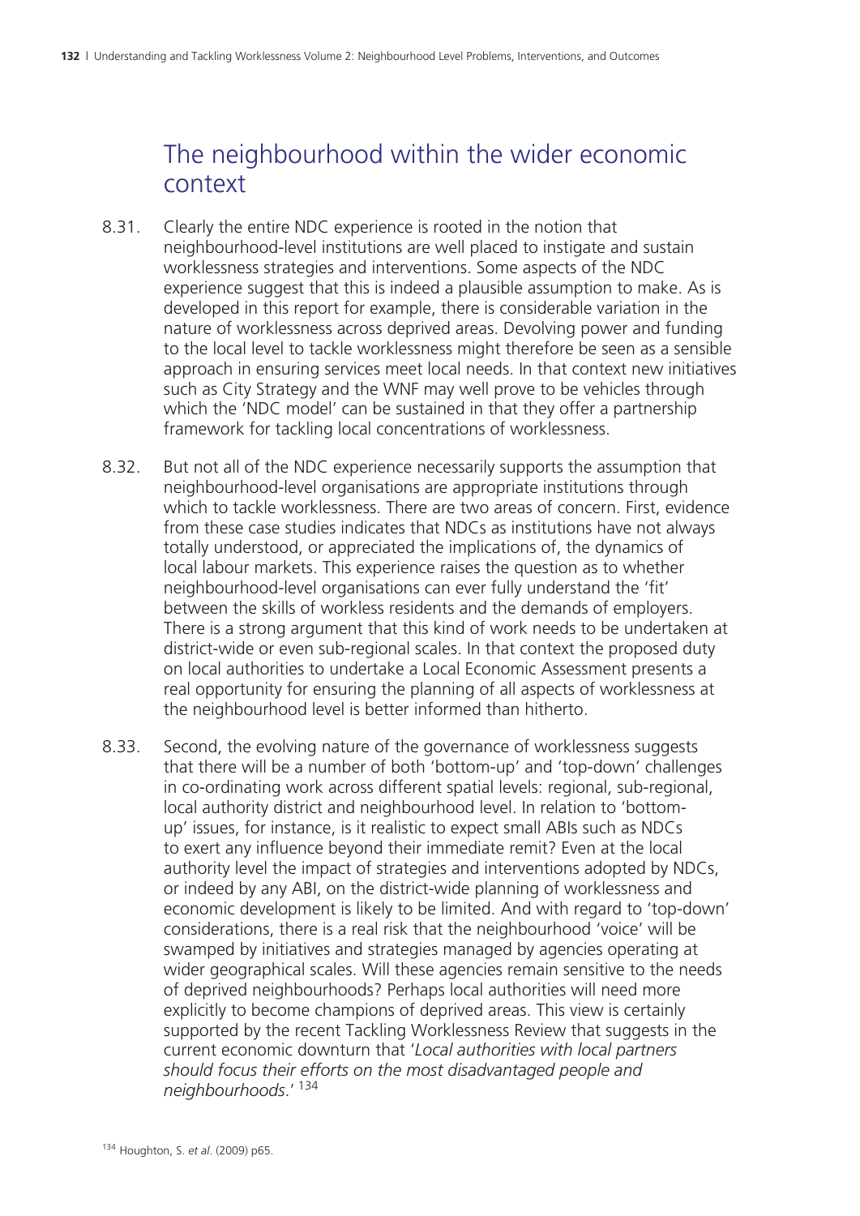## The neighbourhood within the wider economic context

8.31. Clearly the entire NDC experience is rooted in the notion that neighbourhood-level institutions are well placed to instigate and sustain worklessness strategies and interventions. Some aspects of the NDC experience suggest that this is indeed a plausible assumption to make. As is developed in this report for example, there is considerable variation in the nature of worklessness across deprived areas. Devolving power and funding to the local level to tackle worklessness might therefore be seen as a sensible approach in ensuring services meet local needs. In that context new initiatives such as City Strategy and the WNF may well prove to be vehicles through which the 'NDC model' can be sustained in that they offer a partnership framework for tackling local concentrations of worklessness.

8.32. But not all of the NDC experience necessarily supports the assumption that neighbourhood-level organisations are appropriate institutions through which to tackle worklessness. There are two areas of concern. First, evidence from these case studies indicates that NDCs as institutions have not always totally understood, or appreciated the implications of, the dynamics of local labour markets. This experience raises the question as to whether neighbourhood-level organisations can ever fully understand the 'fit' between the skills of workless residents and the demands of employers. There is a strong argument that this kind of work needs to be undertaken at district-wide or even sub-regional scales. In that context the proposed duty on local authorities to undertake a Local Economic Assessment presents a real opportunity for ensuring the planning of all aspects of worklessness at the neighbourhood level is better informed than hitherto.

8.33. Second, the evolving nature of the governance of worklessness suggests that there will be a number of both 'bottom-up' and 'top-down' challenges in co-ordinating work across different spatial levels: regional, sub-regional, local authority district and neighbourhood level. In relation to 'bottom-up' issues, for instance, is it realistic to expect small ABIs such as NDCs to exert any influence beyond their immediate remit? Even at the local authority level the impact of strategies and interventions adopted by NDCs, or indeed by any ABI, on the district-wide planning of worklessness and economic development is likely to be limited. And with regard to 'top-down' considerations, there is a real risk that the neighbourhood 'voice' will be swamped by initiatives and strategies managed by agencies operating at wider geographical scales. Will these agencies remain sensitive to the needs of deprived neighbourhoods? Perhaps local authorities will need more explicitly to become champions of deprived areas. This view is certainly supported by the recent Tackling Worklessness Review that suggests in the current economic downturn that '*Local authorities with local partners should focus their efforts on the most disadvantaged people and neighbourhoods*.' [134]

[134] Houghton, S. *et al.* (2009) p65.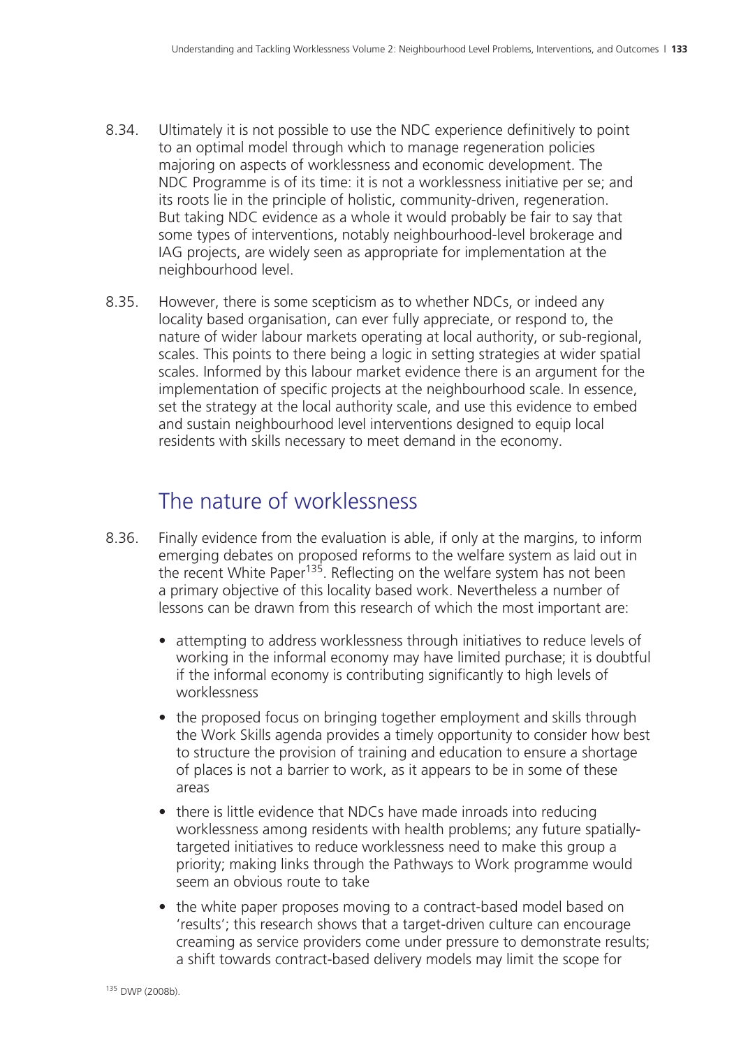8.34. Ultimately it is not possible to use the NDC experience definitively to point to an optimal model through which to manage regeneration policies majoring on aspects of worklessness and economic development. The NDC Programme is of its time: it is not a worklessness initiative per se; and its roots lie in the principle of holistic, community-driven, regeneration. But taking NDC evidence as a whole it would probably be fair to say that some types of interventions, notably neighbourhood-level brokerage and IAG projects, are widely seen as appropriate for implementation at the neighbourhood level.

8.35. However, there is some scepticism as to whether NDCs, or indeed any locality based organisation, can ever fully appreciate, or respond to, the nature of wider labour markets operating at local authority, or sub-regional, scales. This points to there being a logic in setting strategies at wider spatial scales. Informed by this labour market evidence there is an argument for the implementation of specific projects at the neighbourhood scale. In essence, set the strategy at the local authority scale, and use this evidence to embed and sustain neighbourhood level interventions designed to equip local residents with skills necessary to meet demand in the economy.

## The nature of worklessness

8.36. Finally evidence from the evaluation is able, if only at the margins, to inform emerging debates on proposed reforms to the welfare system as laid out in the recent White Paper[135]. Reflecting on the welfare system has not been a primary objective of this locality based work. Nevertheless a number of lessons can be drawn from this research of which the most important are:

- attempting to address worklessness through initiatives to reduce levels of working in the informal economy may have limited purchase; it is doubtful if the informal economy is contributing significantly to high levels of worklessness
- the proposed focus on bringing together employment and skills through the Work Skills agenda provides a timely opportunity to consider how best to structure the provision of training and education to ensure a shortage of places is not a barrier to work, as it appears to be in some of these areas
- there is little evidence that NDCs have made inroads into reducing worklessness among residents with health problems; any future spatially-targeted initiatives to reduce worklessness need to make this group a priority; making links through the Pathways to Work programme would seem an obvious route to take
- the white paper proposes moving to a contract-based model based on 'results'; this research shows that a target-driven culture can encourage creaming as service providers come under pressure to demonstrate results; a shift towards contract-based delivery models may limit the scope for

[135] DWP (2008b).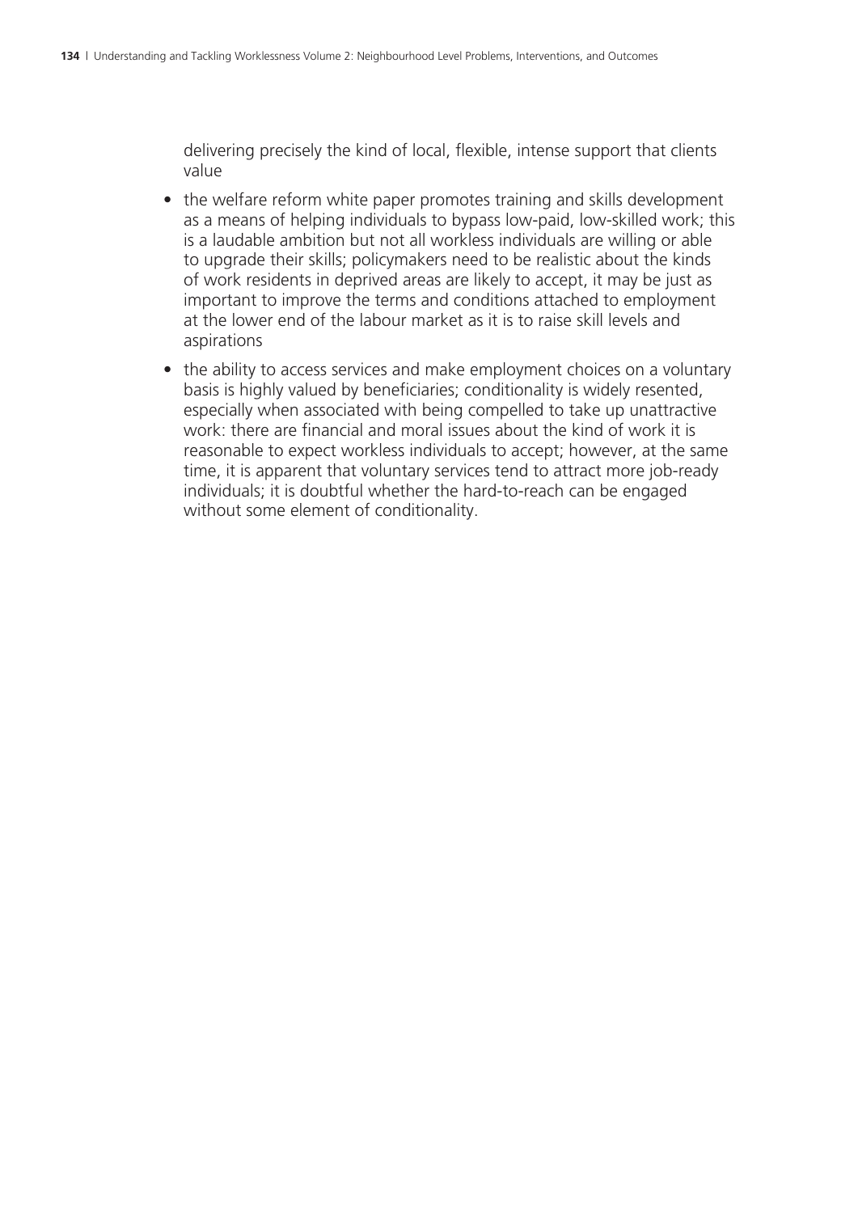delivering precisely the kind of local, flexible, intense support that clients value

- the welfare reform white paper promotes training and skills development as a means of helping individuals to bypass low-paid, low-skilled work; this is a laudable ambition but not all workless individuals are willing or able to upgrade their skills; policymakers need to be realistic about the kinds of work residents in deprived areas are likely to accept, it may be just as important to improve the terms and conditions attached to employment at the lower end of the labour market as it is to raise skill levels and aspirations
- the ability to access services and make employment choices on a voluntary basis is highly valued by beneficiaries; conditionality is widely resented, especially when associated with being compelled to take up unattractive work: there are financial and moral issues about the kind of work it is reasonable to expect workless individuals to accept; however, at the same time, it is apparent that voluntary services tend to attract more job-ready individuals; it is doubtful whether the hard-to-reach can be engaged without some element of conditionality.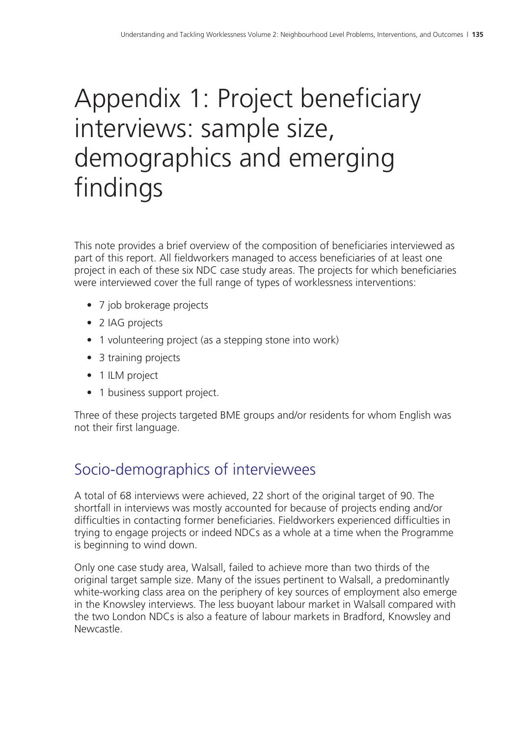# Appendix 1: Project beneficiary interviews: sample size, demographics and emerging findings

This note provides a brief overview of the composition of beneficiaries interviewed as part of this report. All fieldworkers managed to access beneficiaries of at least one project in each of these six NDC case study areas. The projects for which beneficiaries were interviewed cover the full range of types of worklessness interventions:

- 7 job brokerage projects
- 2 IAG projects
- 1 volunteering project (as a stepping stone into work)
- 3 training projects
- 1 ILM project
- 1 business support project.

Three of these projects targeted BME groups and/or residents for whom English was not their first language.

## Socio-demographics of interviewees

A total of 68 interviews were achieved, 22 short of the original target of 90. The shortfall in interviews was mostly accounted for because of projects ending and/or difficulties in contacting former beneficiaries. Fieldworkers experienced difficulties in trying to engage projects or indeed NDCs as a whole at a time when the Programme is beginning to wind down.

Only one case study area, Walsall, failed to achieve more than two thirds of the original target sample size. Many of the issues pertinent to Walsall, a predominantly white-working class area on the periphery of key sources of employment also emerge in the Knowsley interviews. The less buoyant labour market in Walsall compared with the two London NDCs is also a feature of labour markets in Bradford, Knowsley and Newcastle.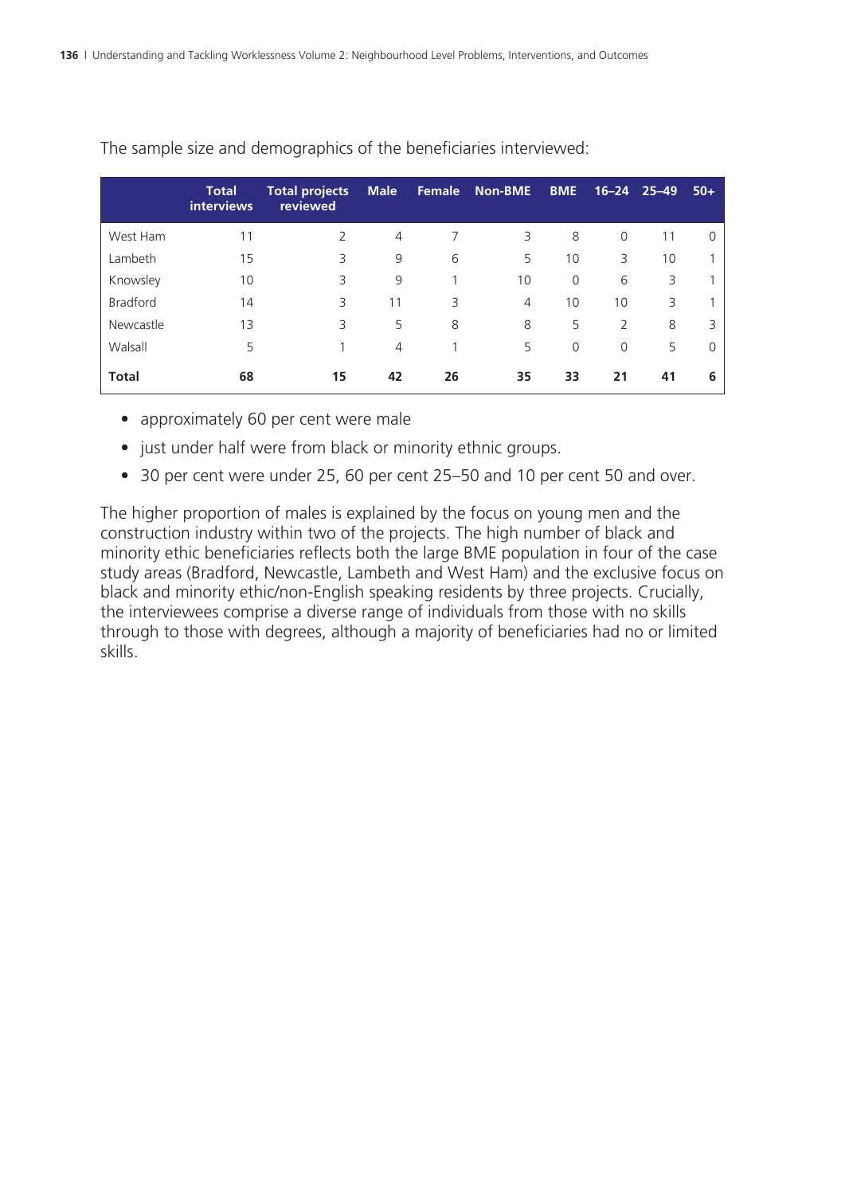The sample size and demographics of the beneficiaries interviewed:

| | Total interviews | Total projects reviewed | Male | Female | Non-BME | BME | 16–24 | 25–49 | 50+ |
|---|---|---|---|---|---|---|---|---|---|
| West Ham | 11 | 2 | 4 | 7 | 3 | 8 | 0 | 11 | 0 |
| Lambeth | 15 | 3 | 9 | 6 | 5 | 10 | 3 | 10 | 1 |
| Knowsley | 10 | 3 | 9 | 1 | 10 | 0 | 6 | 3 | 1 |
| Bradford | 14 | 3 | 11 | 3 | 4 | 10 | 10 | 3 | 1 |
| Newcastle | 13 | 3 | 5 | 8 | 8 | 5 | 2 | 8 | 3 |
| Walsall | 5 | 1 | 4 | 1 | 5 | 0 | 0 | 5 | 0 |
| **Total** | **68** | **15** | **42** | **26** | **35** | **33** | **21** | **41** | **6** |

- approximately 60 per cent were male
- just under half were from black or minority ethnic groups.
- 30 per cent were under 25, 60 per cent 25–50 and 10 per cent 50 and over.

The higher proportion of males is explained by the focus on young men and the construction industry within two of the projects. The high number of black and minority ethic beneficiaries reflects both the large BME population in four of the case study areas (Bradford, Newcastle, Lambeth and West Ham) and the exclusive focus on black and minority ethic/non-English speaking residents by three projects. Crucially, the interviewees comprise a diverse range of individuals from those with no skills through to those with degrees, although a majority of beneficiaries had no or limited skills.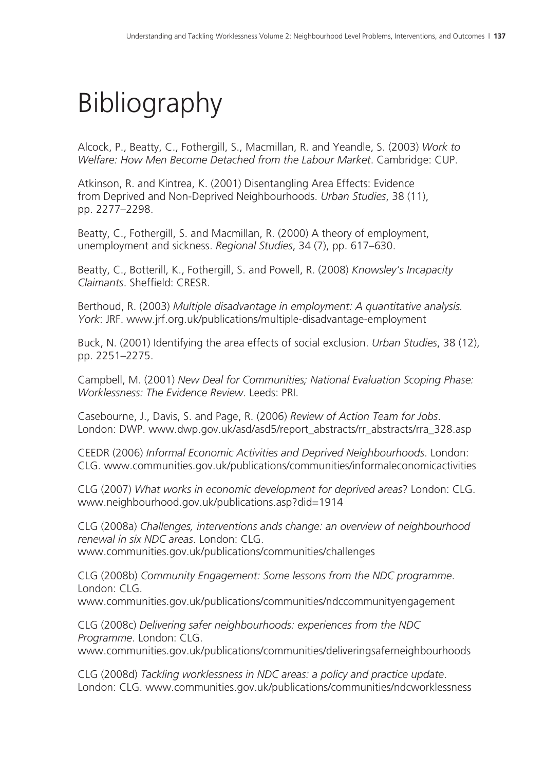# Bibliography

Alcock, P., Beatty, C., Fothergill, S., Macmillan, R. and Yeandle, S. (2003) *Work to Welfare: How Men Become Detached from the Labour Market*. Cambridge: CUP.

Atkinson, R. and Kintrea, K. (2001) Disentangling Area Effects: Evidence from Deprived and Non-Deprived Neighbourhoods. *Urban Studies*, 38 (11), pp. 2277–2298.

Beatty, C., Fothergill, S. and Macmillan, R. (2000) A theory of employment, unemployment and sickness. *Regional Studies*, 34 (7), pp. 617–630.

Beatty, C., Botterill, K., Fothergill, S. and Powell, R. (2008) *Knowsley's Incapacity Claimants*. Sheffield: CRESR.

Berthoud, R. (2003) *Multiple disadvantage in employment: A quantitative analysis. York*: JRF. www.jrf.org.uk/publications/multiple-disadvantage-employment

Buck, N. (2001) Identifying the area effects of social exclusion. *Urban Studies*, 38 (12), pp. 2251–2275.

Campbell, M. (2001) *New Deal for Communities; National Evaluation Scoping Phase: Worklessness: The Evidence Review*. Leeds: PRI.

Casebourne, J., Davis, S. and Page, R. (2006) *Review of Action Team for Jobs*. London: DWP. www.dwp.gov.uk/asd/asd5/report_abstracts/rr_abstracts/rra_328.asp

CEEDR (2006) *Informal Economic Activities and Deprived Neighbourhoods*. London: CLG. www.communities.gov.uk/publications/communities/informaleconomicactivities

CLG (2007) *What works in economic development for deprived areas*? London: CLG. www.neighbourhood.gov.uk/publications.asp?did=1914

CLG (2008a) *Challenges, interventions ands change: an overview of neighbourhood renewal in six NDC areas*. London: CLG. www.communities.gov.uk/publications/communities/challenges

CLG (2008b) *Community Engagement: Some lessons from the NDC programme*. London: CLG. www.communities.gov.uk/publications/communities/ndccommunityengagement

CLG (2008c) *Delivering safer neighbourhoods: experiences from the NDC Programme*. London: CLG. www.communities.gov.uk/publications/communities/deliveringsaferneighbourhoods

CLG (2008d) *Tackling worklessness in NDC areas: a policy and practice update*. London: CLG. www.communities.gov.uk/publications/communities/ndcworklessness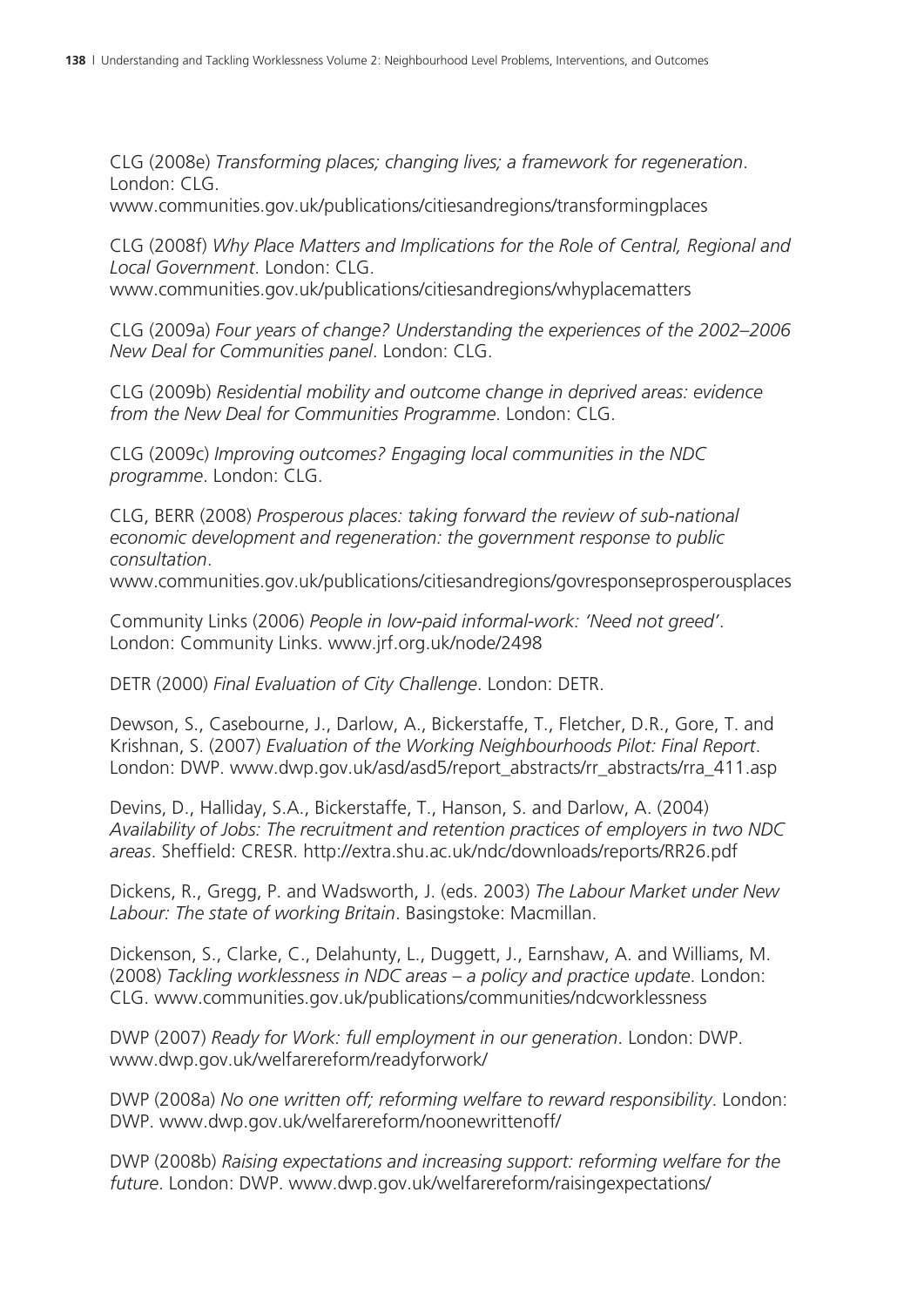CLG (2008e) *Transforming places; changing lives; a framework for regeneration*. London: CLG. www.communities.gov.uk/publications/citiesandregions/transformingplaces

CLG (2008f) *Why Place Matters and Implications for the Role of Central, Regional and Local Government*. London: CLG. www.communities.gov.uk/publications/citiesandregions/whyplacematters

CLG (2009a) *Four years of change? Understanding the experiences of the 2002–2006 New Deal for Communities panel*. London: CLG.

CLG (2009b) *Residential mobility and outcome change in deprived areas: evidence from the New Deal for Communities Programme*. London: CLG.

CLG (2009c) *Improving outcomes? Engaging local communities in the NDC programme*. London: CLG.

CLG, BERR (2008) *Prosperous places: taking forward the review of sub-national economic development and regeneration: the government response to public consultation*. www.communities.gov.uk/publications/citiesandregions/govresponseprosperousplaces

Community Links (2006) *People in low-paid informal-work: 'Need not greed'*. London: Community Links. www.jrf.org.uk/node/2498

DETR (2000) *Final Evaluation of City Challenge*. London: DETR.

Dewson, S., Casebourne, J., Darlow, A., Bickerstaffe, T., Fletcher, D.R., Gore, T. and Krishnan, S. (2007) *Evaluation of the Working Neighbourhoods Pilot: Final Report*. London: DWP. www.dwp.gov.uk/asd/asd5/report_abstracts/rr_abstracts/rra_411.asp

Devins, D., Halliday, S.A., Bickerstaffe, T., Hanson, S. and Darlow, A. (2004) *Availability of Jobs: The recruitment and retention practices of employers in two NDC areas*. Sheffield: CRESR. http://extra.shu.ac.uk/ndc/downloads/reports/RR26.pdf

Dickens, R., Gregg, P. and Wadsworth, J. (eds. 2003) *The Labour Market under New Labour: The state of working Britain*. Basingstoke: Macmillan.

Dickenson, S., Clarke, C., Delahunty, L., Duggett, J., Earnshaw, A. and Williams, M. (2008) *Tackling worklessness in NDC areas – a policy and practice update*. London: CLG. www.communities.gov.uk/publications/communities/ndcworklessness

DWP (2007) *Ready for Work: full employment in our generation*. London: DWP. www.dwp.gov.uk/welfarereform/readyforwork/

DWP (2008a) *No one written off; reforming welfare to reward responsibility*. London: DWP. www.dwp.gov.uk/welfarereform/noonewrittenoff/

DWP (2008b) *Raising expectations and increasing support: reforming welfare for the future*. London: DWP. www.dwp.gov.uk/welfarereform/raisingexpectations/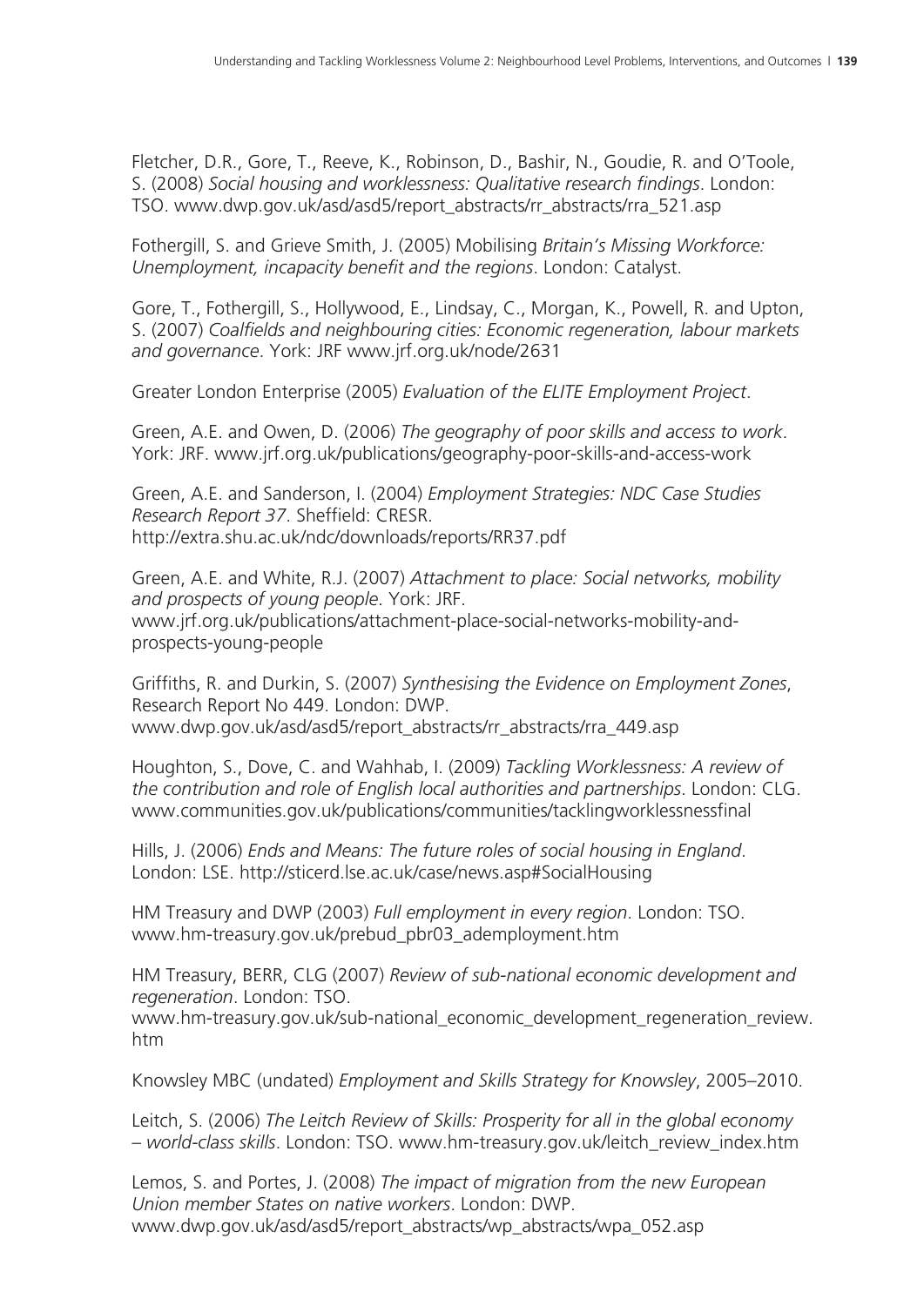Fletcher, D.R., Gore, T., Reeve, K., Robinson, D., Bashir, N., Goudie, R. and O'Toole, S. (2008) *Social housing and worklessness: Qualitative research findings*. London: TSO. www.dwp.gov.uk/asd/asd5/report_abstracts/rr_abstracts/rra_521.asp

Fothergill, S. and Grieve Smith, J. (2005) Mobilising *Britain's Missing Workforce: Unemployment, incapacity benefit and the regions*. London: Catalyst.

Gore, T., Fothergill, S., Hollywood, E., Lindsay, C., Morgan, K., Powell, R. and Upton, S. (2007) *Coalfields and neighbouring cities: Economic regeneration, labour markets and governance*. York: JRF www.jrf.org.uk/node/2631

Greater London Enterprise (2005) *Evaluation of the ELITE Employment Project*.

Green, A.E. and Owen, D. (2006) *The geography of poor skills and access to work*. York: JRF. www.jrf.org.uk/publications/geography-poor-skills-and-access-work

Green, A.E. and Sanderson, I. (2004) *Employment Strategies: NDC Case Studies Research Report 37*. Sheffield: CRESR. http://extra.shu.ac.uk/ndc/downloads/reports/RR37.pdf

Green, A.E. and White, R.J. (2007) *Attachment to place: Social networks, mobility and prospects of young people*. York: JRF. www.jrf.org.uk/publications/attachment-place-social-networks-mobility-and-prospects-young-people

Griffiths, R. and Durkin, S. (2007) *Synthesising the Evidence on Employment Zones*, Research Report No 449. London: DWP. www.dwp.gov.uk/asd/asd5/report_abstracts/rr_abstracts/rra_449.asp

Houghton, S., Dove, C. and Wahhab, I. (2009) *Tackling Worklessness: A review of the contribution and role of English local authorities and partnerships*. London: CLG. www.communities.gov.uk/publications/communities/tacklingworklessnessfinal

Hills, J. (2006) *Ends and Means: The future roles of social housing in England*. London: LSE. http://sticerd.lse.ac.uk/case/news.asp#SocialHousing

HM Treasury and DWP (2003) *Full employment in every region*. London: TSO. www.hm-treasury.gov.uk/prebud_pbr03_ademployment.htm

HM Treasury, BERR, CLG (2007) *Review of sub-national economic development and regeneration*. London: TSO. www.hm-treasury.gov.uk/sub-national_economic_development_regeneration_review.htm

Knowsley MBC (undated) *Employment and Skills Strategy for Knowsley*, 2005–2010.

Leitch, S. (2006) *The Leitch Review of Skills: Prosperity for all in the global economy – world-class skills*. London: TSO. www.hm-treasury.gov.uk/leitch_review_index.htm

Lemos, S. and Portes, J. (2008) *The impact of migration from the new European Union member States on native workers*. London: DWP. www.dwp.gov.uk/asd/asd5/report_abstracts/wp_abstracts/wpa_052.asp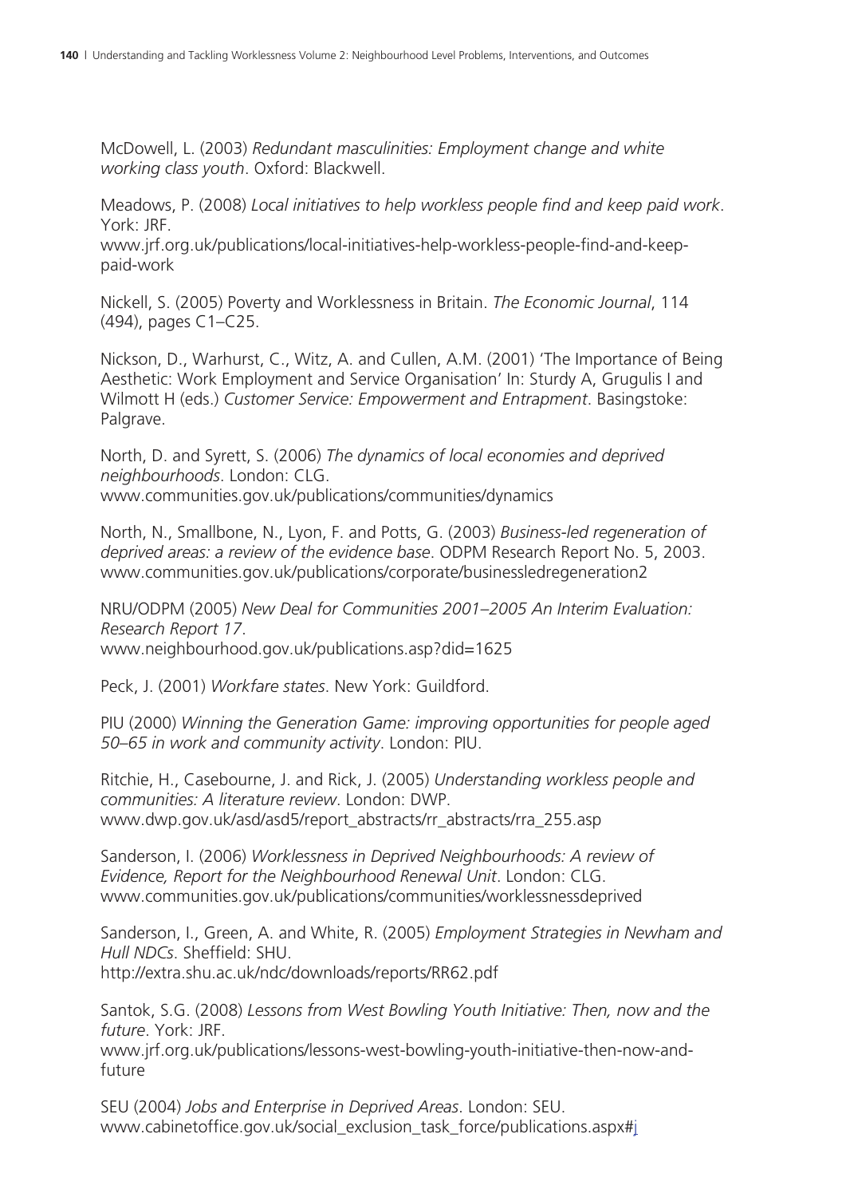McDowell, L. (2003) *Redundant masculinities: Employment change and white working class youth*. Oxford: Blackwell.

Meadows, P. (2008) *Local initiatives to help workless people find and keep paid work*. York: JRF.
www.jrf.org.uk/publications/local-initiatives-help-workless-people-find-and-keep-paid-work

Nickell, S. (2005) Poverty and Worklessness in Britain. *The Economic Journal*, 114 (494), pages C1–C25.

Nickson, D., Warhurst, C., Witz, A. and Cullen, A.M. (2001) 'The Importance of Being Aesthetic: Work Employment and Service Organisation' In: Sturdy A, Grugulis I and Wilmott H (eds.) *Customer Service: Empowerment and Entrapment*. Basingstoke: Palgrave.

North, D. and Syrett, S. (2006) *The dynamics of local economies and deprived neighbourhoods*. London: CLG.
www.communities.gov.uk/publications/communities/dynamics

North, N., Smallbone, N., Lyon, F. and Potts, G. (2003) *Business-led regeneration of deprived areas: a review of the evidence base*. ODPM Research Report No. 5, 2003.
www.communities.gov.uk/publications/corporate/businessledregeneration2

NRU/ODPM (2005) *New Deal for Communities 2001–2005 An Interim Evaluation: Research Report 17*.
www.neighbourhood.gov.uk/publications.asp?did=1625

Peck, J. (2001) *Workfare states*. New York: Guildford.

PIU (2000) *Winning the Generation Game: improving opportunities for people aged 50–65 in work and community activity*. London: PIU.

Ritchie, H., Casebourne, J. and Rick, J. (2005) *Understanding workless people and communities: A literature review*. London: DWP.
www.dwp.gov.uk/asd/asd5/report_abstracts/rr_abstracts/rra_255.asp

Sanderson, I. (2006) *Worklessness in Deprived Neighbourhoods: A review of Evidence, Report for the Neighbourhood Renewal Unit*. London: CLG.
www.communities.gov.uk/publications/communities/worklessnessdeprived

Sanderson, I., Green, A. and White, R. (2005) *Employment Strategies in Newham and Hull NDCs*. Sheffield: SHU.
http://extra.shu.ac.uk/ndc/downloads/reports/RR62.pdf

Santok, S.G. (2008) *Lessons from West Bowling Youth Initiative: Then, now and the future*. York: JRF.
www.jrf.org.uk/publications/lessons-west-bowling-youth-initiative-then-now-and-future

SEU (2004) *Jobs and Enterprise in Deprived Areas*. London: SEU.
www.cabinetoffice.gov.uk/social_exclusion_task_force/publications.aspx#j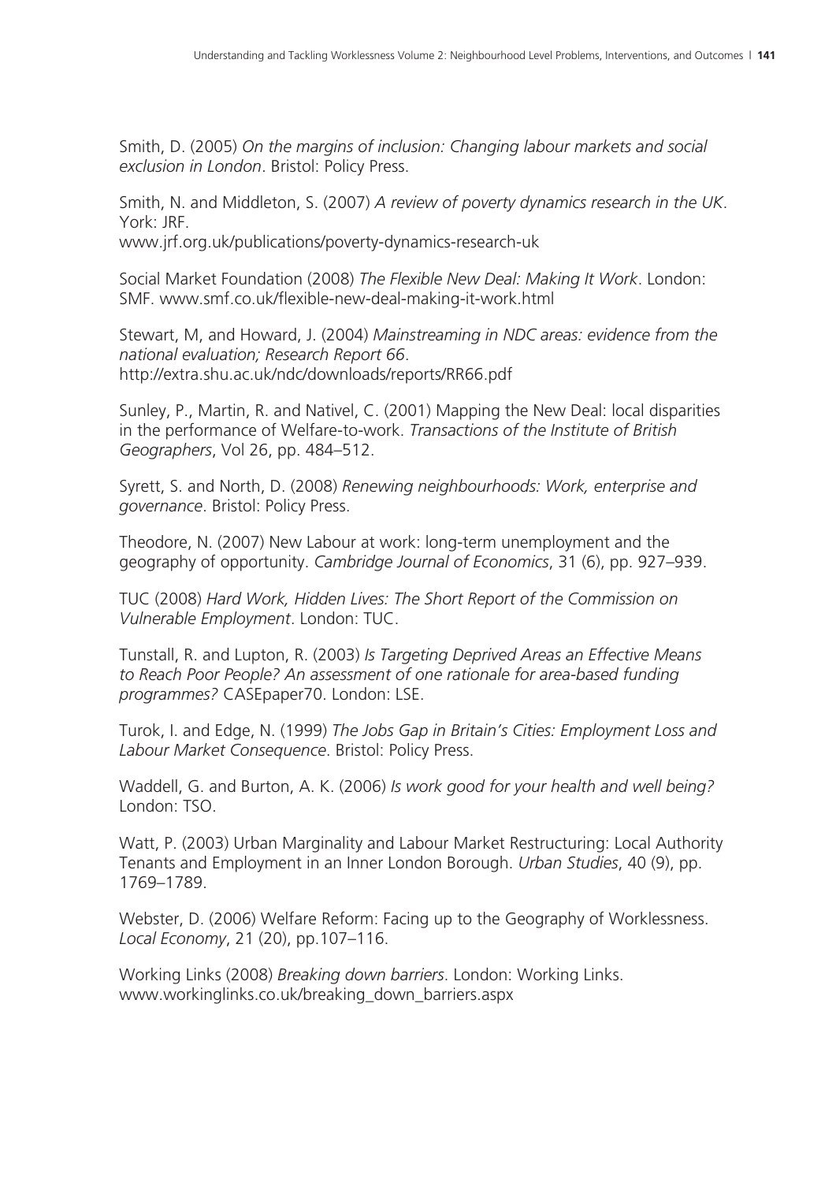Smith, D. (2005) *On the margins of inclusion: Changing labour markets and social exclusion in London*. Bristol: Policy Press.

Smith, N. and Middleton, S. (2007) *A review of poverty dynamics research in the UK*. York: JRF.
www.jrf.org.uk/publications/poverty-dynamics-research-uk

Social Market Foundation (2008) *The Flexible New Deal: Making It Work*. London: SMF. www.smf.co.uk/flexible-new-deal-making-it-work.html

Stewart, M, and Howard, J. (2004) *Mainstreaming in NDC areas: evidence from the national evaluation; Research Report 66*.
http://extra.shu.ac.uk/ndc/downloads/reports/RR66.pdf

Sunley, P., Martin, R. and Nativel, C. (2001) Mapping the New Deal: local disparities in the performance of Welfare-to-work. *Transactions of the Institute of British Geographers*, Vol 26, pp. 484–512.

Syrett, S. and North, D. (2008) *Renewing neighbourhoods: Work, enterprise and governance*. Bristol: Policy Press.

Theodore, N. (2007) New Labour at work: long-term unemployment and the geography of opportunity. *Cambridge Journal of Economics*, 31 (6), pp. 927–939.

TUC (2008) *Hard Work, Hidden Lives: The Short Report of the Commission on Vulnerable Employment*. London: TUC.

Tunstall, R. and Lupton, R. (2003) *Is Targeting Deprived Areas an Effective Means to Reach Poor People? An assessment of one rationale for area-based funding programmes?* CASEpaper70. London: LSE.

Turok, I. and Edge, N. (1999) *The Jobs Gap in Britain's Cities: Employment Loss and Labour Market Consequence*. Bristol: Policy Press.

Waddell, G. and Burton, A. K. (2006) *Is work good for your health and well being?* London: TSO.

Watt, P. (2003) Urban Marginality and Labour Market Restructuring: Local Authority Tenants and Employment in an Inner London Borough. *Urban Studies*, 40 (9), pp. 1769–1789.

Webster, D. (2006) Welfare Reform: Facing up to the Geography of Worklessness. *Local Economy*, 21 (20), pp.107–116.

Working Links (2008) *Breaking down barriers*. London: Working Links.
www.workinglinks.co.uk/breaking_down_barriers.aspx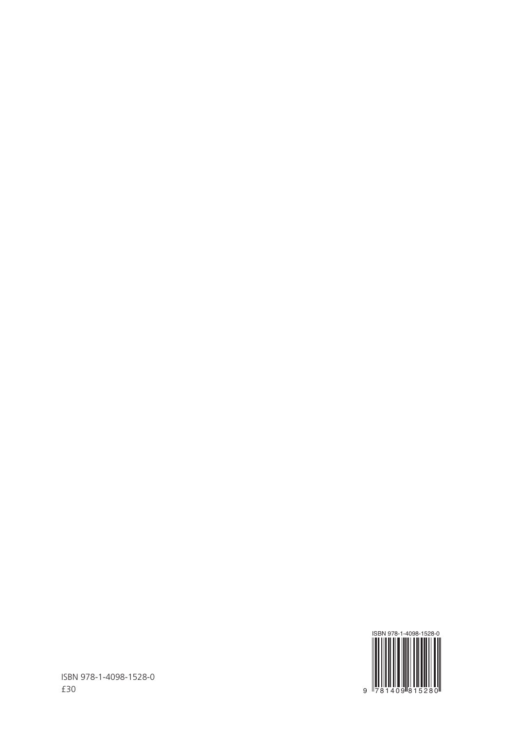ISBN 978-1-4098-1528-0
£30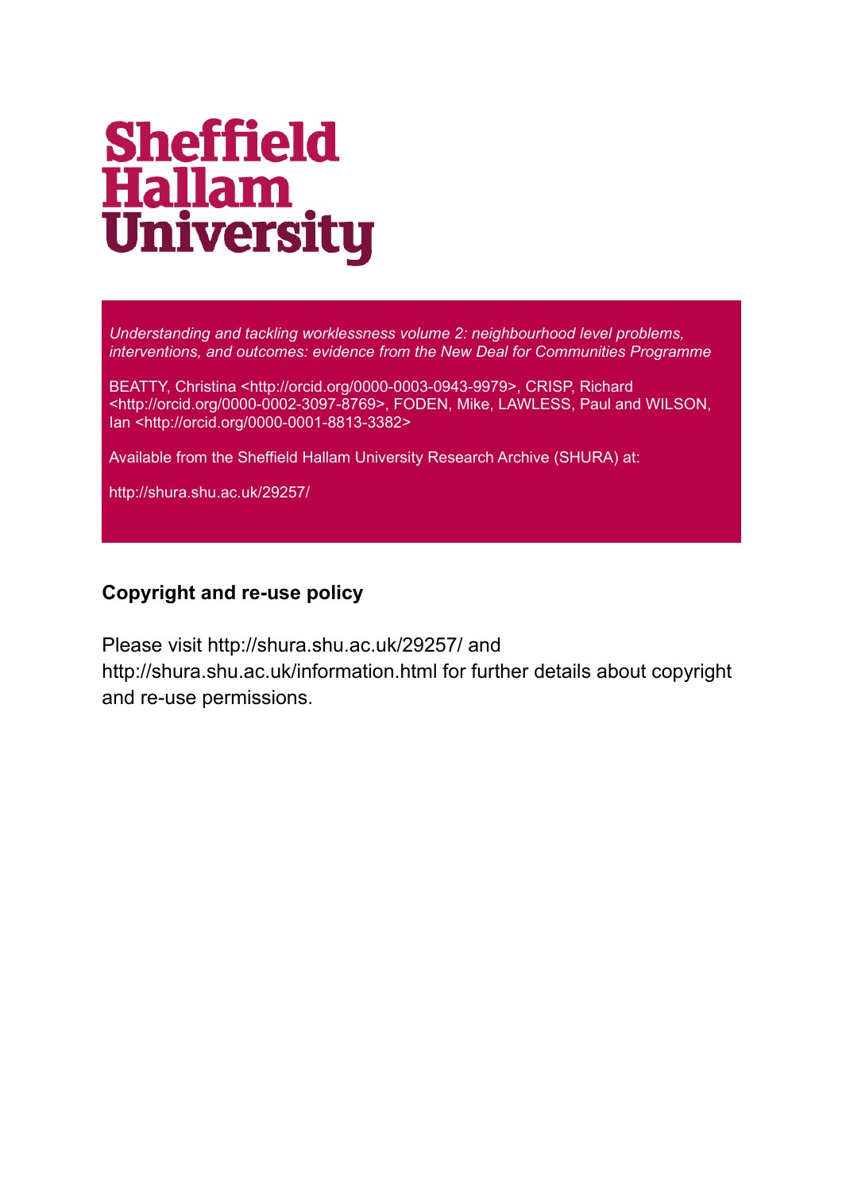# Sheffield Hallam University

*Understanding and tackling worklessness volume 2: neighbourhood level problems, interventions, and outcomes: evidence from the New Deal for Communities Programme*

BEATTY, Christina <http://orcid.org/0000-0003-0943-9979>, CRISP, Richard <http://orcid.org/0000-0002-3097-8769>, FODEN, Mike, LAWLESS, Paul and WILSON, Ian <http://orcid.org/0000-0001-8813-3382>

Available from the Sheffield Hallam University Research Archive (SHURA) at:

http://shura.shu.ac.uk/29257/

## Copyright and re-use policy

Please visit http://shura.shu.ac.uk/29257/ and http://shura.shu.ac.uk/information.html for further details about copyright and re-use permissions.